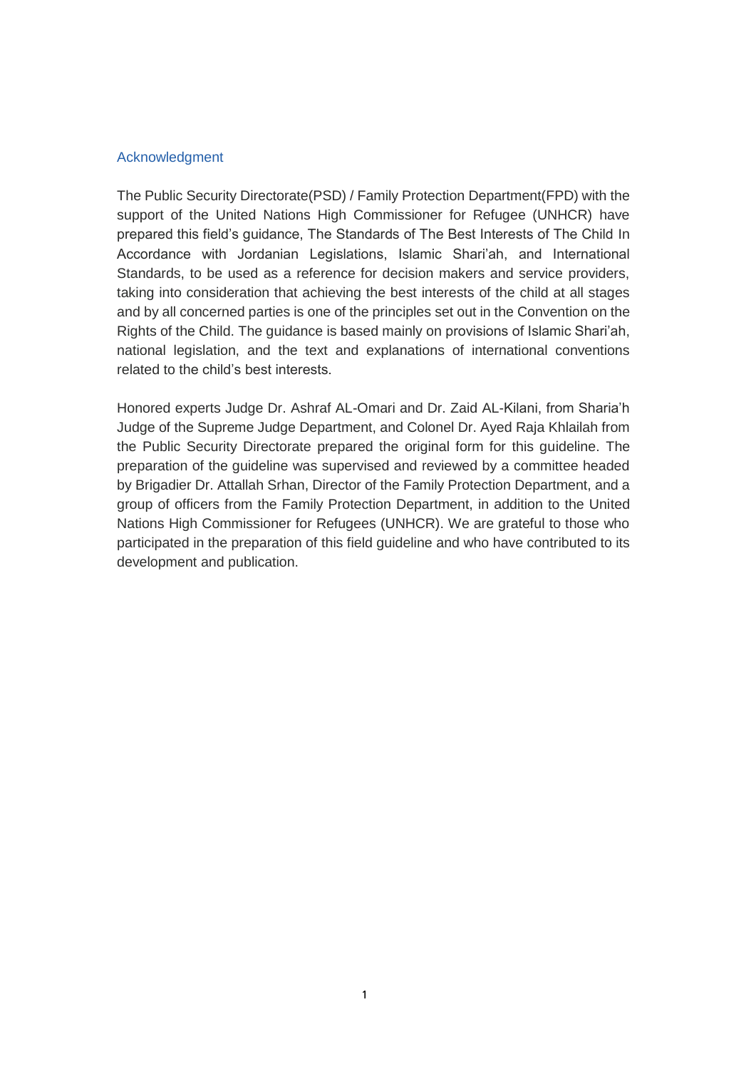## Acknowledgment

The Public Security Directorate(PSD) / Family Protection Department(FPD) with the support of the United Nations High Commissioner for Refugee (UNHCR) have prepared this field's guidance, The Standards of The Best Interests of The Child In Accordance with Jordanian Legislations, Islamic Shari'ah, and International Standards, to be used as a reference for decision makers and service providers, taking into consideration that achieving the best interests of the child at all stages and by all concerned parties is one of the principles set out in the Convention on the Rights of the Child. The guidance is based mainly on provisions of Islamic Shari'ah, national legislation, and the text and explanations of international conventions related to the child's best interests.

Honored experts Judge Dr. Ashraf AL-Omari and Dr. Zaid AL-Kilani, from Sharia'h Judge of the Supreme Judge Department, and Colonel Dr. Ayed Raja Khlailah from the Public Security Directorate prepared the original form for this guideline. The preparation of the guideline was supervised and reviewed by a committee headed by Brigadier Dr. Attallah Srhan, Director of the Family Protection Department, and a group of officers from the Family Protection Department, in addition to the United Nations High Commissioner for Refugees (UNHCR). We are grateful to those who participated in the preparation of this field guideline and who have contributed to its development and publication.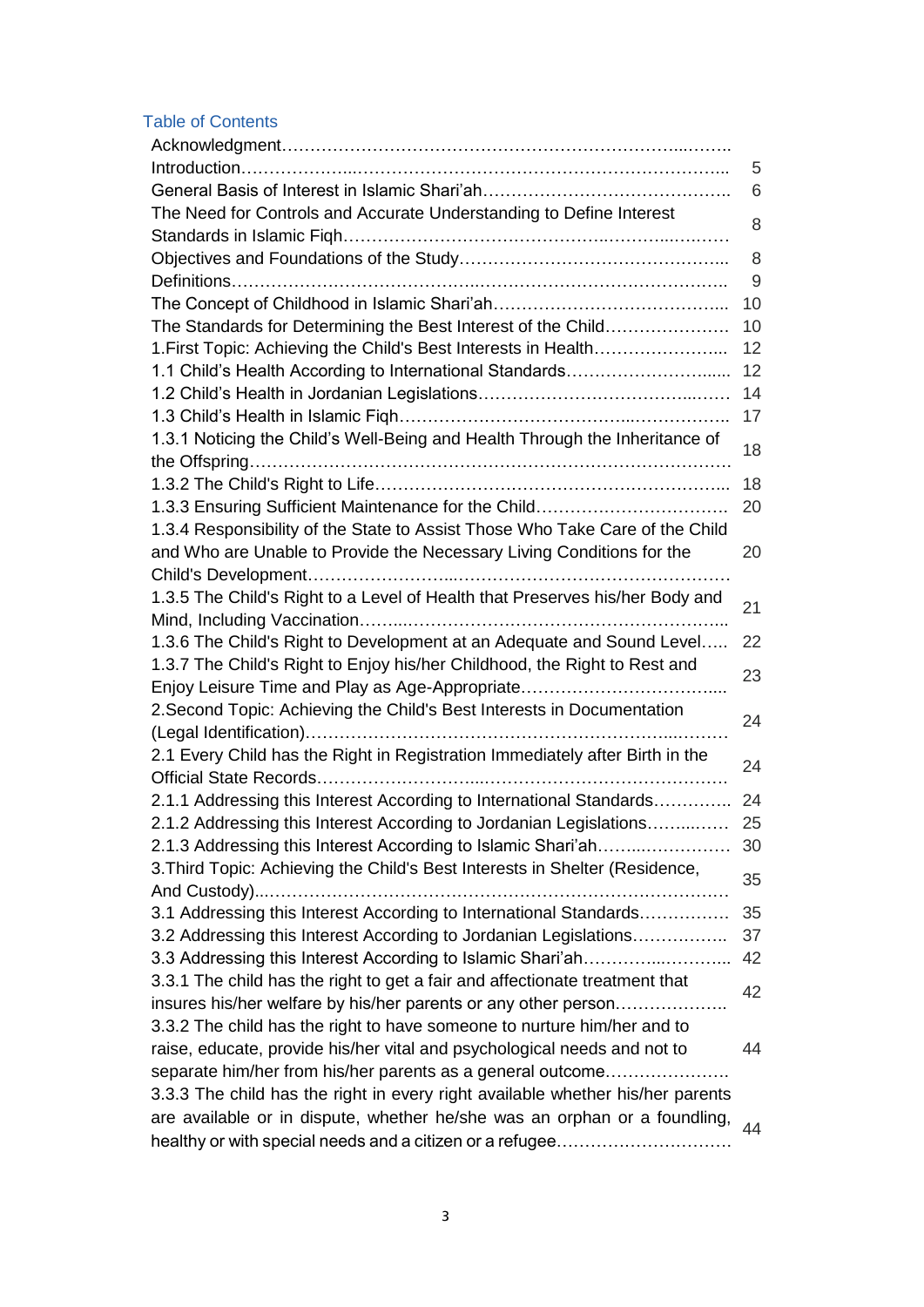## Table of Contents

| | |
|---|---|
| Acknowledgment………………………………………………………………..……. | |
| Introduction………………..……………………………………………………….. | 5 |
| General Basis of Interest in Islamic Shari'ah…………………………………….. | 6 |
| The Need for Controls and Accurate Understanding to Define Interest Standards in Islamic Fiqh…………………………………………..……..…….…… | 8 |
| Objectives and Foundations of the Study……………………………………….. | 8 |
| Definitions…………………………………..……………………………………. | 9 |
| The Concept of Childhood in Islamic Shari'ah………………………………….. | 10 |
| The Standards for Determining the Best Interest of the Child………………… | 10 |
| 1.First Topic: Achieving the Child's Best Interests in Health………………….. | 12 |
| 1.1 Child's Health According to International Standards…………………….... | 12 |
| 1.2 Child's Health in Jordanian Legislations…………………………………….. | 14 |
| 1.3 Child's Health in Islamic Fiqh………………………………..…………….. | 17 |
| 1.3.1 Noticing the Child's Well-Being and Health Through the Inheritance of the Offspring………………………………………………………………………… | 18 |
| 1.3.2 The Child's Right to Life…………………………………………………….. | 18 |
| 1.3.3 Ensuring Sufficient Maintenance for the Child……………………………. | 20 |
| 1.3.4 Responsibility of the State to Assist Those Who Take Care of the Child and Who are Unable to Provide the Necessary Living Conditions for the Child's Development……………………...…………………………………………… | 20 |
| 1.3.5 The Child's Right to a Level of Health that Preserves his/her Body and Mind, Including Vaccination……..………………………………………………... | 21 |
| 1.3.6 The Child's Right to Development at an Adequate and Sound Level….. | 22 |
| 1.3.7 The Child's Right to Enjoy his/her Childhood, the Right to Rest and Enjoy Leisure Time and Play as Age-Appropriate…………………………….... | 23 |
| 2.Second Topic: Achieving the Child's Best Interests in Documentation (Legal Identification)……………………………………………………………...……. | 24 |
| 2.1 Every Child has the Right in Registration Immediately after Birth in the Official State Records……………………...…………………………………… | 24 |
| 2.1.1 Addressing this Interest According to International Standards………….. | 24 |
| 2.1.2 Addressing this Interest According to Jordanian Legislations……...…… | 25 |
| 2.1.3 Addressing this Interest According to Islamic Shari'ah……...…………… | 30 |
| 3.Third Topic: Achieving the Child's Best Interests in Shelter (Residence, And Custody)...………………………………………………………………………… | 35 |
| 3.1 Addressing this Interest According to International Standards……………. | 35 |
| 3.2 Addressing this Interest According to Jordanian Legislations……………... | 37 |
| 3.3 Addressing this Interest According to Islamic Shari'ah………...……….... | 42 |
| 3.3.1 The child has the right to get a fair and affectionate treatment that insures his/her welfare by his/her parents or any other person……………….. | 42 |
| 3.3.2 The child has the right to have someone to nurture him/her and to raise, educate, provide his/her vital and psychological needs and not to separate him/her from his/her parents as a general outcome…………………. | 44 |
| 3.3.3 The child has the right in every right available whether his/her parents are available or in dispute, whether he/she was an orphan or a foundling, healthy or with special needs and a citizen or a refugee…………………………. | 44 |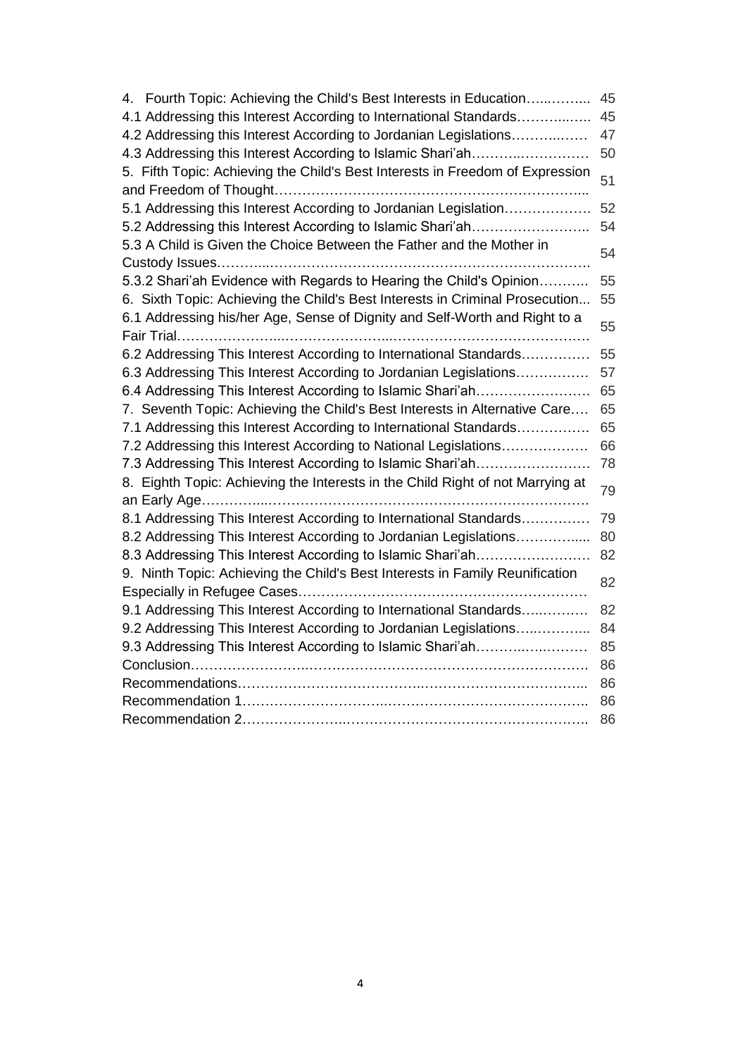| | |
|---|---|
| 4. Fourth Topic: Achieving the Child's Best Interests in Education……..…….. | 45 |
| 4.1 Addressing this Interest According to International Standards…………..….. | 45 |
| 4.2 Addressing this Interest According to Jordanian Legislations………..……. | 47 |
| 4.3 Addressing this Interest According to Islamic Shari'ah………..…………… | 50 |
| 5. Fifth Topic: Achieving the Child's Best Interests in Freedom of Expression and Freedom of Thought…………….…………….………….……………….... | 51 |
| 5.1 Addressing this Interest According to Jordanian Legislation………………. | 52 |
| 5.2 Addressing this Interest According to Islamic Shari'ah…………………….. | 54 |
| 5.3 A Child is Given the Choice Between the Father and the Mother in Custody Issues………..…………………………………….……………………. | 54 |
| 5.3.2 Shari'ah Evidence with Regards to Hearing the Child's Opinion……….. | 55 |
| 6. Sixth Topic: Achieving the Child's Best Interests in Criminal Prosecution... | 55 |
| 6.1 Addressing his/her Age, Sense of Dignity and Self-Worth and Right to a Fair Trial…………………...…………………...……………………………………. | 55 |
| 6.2 Addressing This Interest According to International Standards………….. | 55 |
| 6.3 Addressing This Interest According to Jordanian Legislations……………. | 57 |
| 6.4 Addressing This Interest According to Islamic Shari'ah……………………. | 65 |
| 7. Seventh Topic: Achieving the Child's Best Interests in Alternative Care…. | 65 |
| 7.1 Addressing this Interest According to International Standards……..……. | 65 |
| 7.2 Addressing this Interest According to National Legislations………………. | 66 |
| 7.3 Addressing This Interest According to Islamic Shari'ah……………………. | 78 |
| 8. Eighth Topic: Achieving the Interests in the Child Right of not Marrying at an Early Age…………...………………………………………………………………. | 79 |
| 8.1 Addressing This Interest According to International Standards………….. | 79 |
| 8.2 Addressing This Interest According to Jordanian Legislations………….... | 80 |
| 8.3 Addressing This Interest According to Islamic Shari'ah…………….……… | 82 |
| 9. Ninth Topic: Achieving the Child's Best Interests in Family Reunification Especially in Refugee Cases…………………………………………………… | 82 |
| 9.1 Addressing This Interest According to International Standards…..……… | 82 |
| 9.2 Addressing This Interest According to Jordanian Legislations…..……….. | 84 |
| 9.3 Addressing This Interest According to Islamic Shari'ah………..…..……… | 85 |
| Conclusion……………………..………………………………………………. | 86 |
| Recommendations……….…………….………..……….…………….……….. | 86 |
| Recommendation 1………………………...…………………………………….. | 86 |
| Recommendation 2…………………..………………………………………….. | 86 |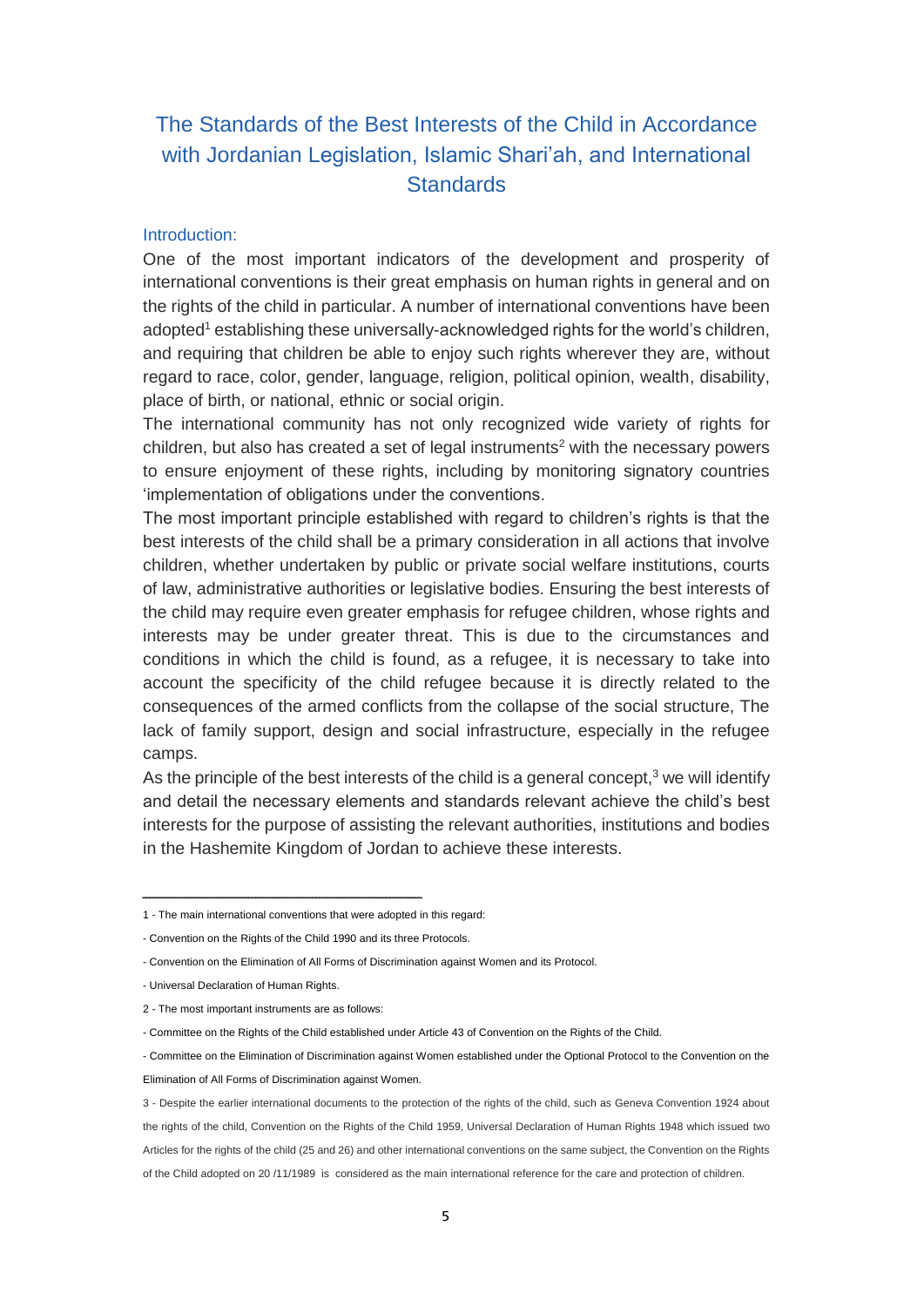# The Standards of the Best Interests of the Child in Accordance with Jordanian Legislation, Islamic Shari'ah, and International Standards

## Introduction:

One of the most important indicators of the development and prosperity of international conventions is their great emphasis on human rights in general and on the rights of the child in particular. A number of international conventions have been adopted[1] establishing these universally-acknowledged rights for the world's children, and requiring that children be able to enjoy such rights wherever they are, without regard to race, color, gender, language, religion, political opinion, wealth, disability, place of birth, or national, ethnic or social origin.

The international community has not only recognized wide variety of rights for children, but also has created a set of legal instruments[2] with the necessary powers to ensure enjoyment of these rights, including by monitoring signatory countries 'implementation of obligations under the conventions.

The most important principle established with regard to children's rights is that the best interests of the child shall be a primary consideration in all actions that involve children, whether undertaken by public or private social welfare institutions, courts of law, administrative authorities or legislative bodies. Ensuring the best interests of the child may require even greater emphasis for refugee children, whose rights and interests may be under greater threat. This is due to the circumstances and conditions in which the child is found, as a refugee, it is necessary to take into account the specificity of the child refugee because it is directly related to the consequences of the armed conflicts from the collapse of the social structure, The lack of family support, design and social infrastructure, especially in the refugee camps.

As the principle of the best interests of the child is a general concept,[3] we will identify and detail the necessary elements and standards relevant achieve the child's best interests for the purpose of assisting the relevant authorities, institutions and bodies in the Hashemite Kingdom of Jordan to achieve these interests.

---

1 - The main international conventions that were adopted in this regard:

- Convention on the Rights of the Child 1990 and its three Protocols.
- Convention on the Elimination of All Forms of Discrimination against Women and its Protocol.
- Universal Declaration of Human Rights.

2 - The most important instruments are as follows:

- Committee on the Rights of the Child established under Article 43 of Convention on the Rights of the Child.
- Committee on the Elimination of Discrimination against Women established under the Optional Protocol to the Convention on the Elimination of All Forms of Discrimination against Women.

3 - Despite the earlier international documents to the protection of the rights of the child, such as Geneva Convention 1924 about the rights of the child, Convention on the Rights of the Child 1959, Universal Declaration of Human Rights 1948 which issued two Articles for the rights of the child (25 and 26) and other international conventions on the same subject, the Convention on the Rights of the Child adopted on 20 /11/1989 is considered as the main international reference for the care and protection of children.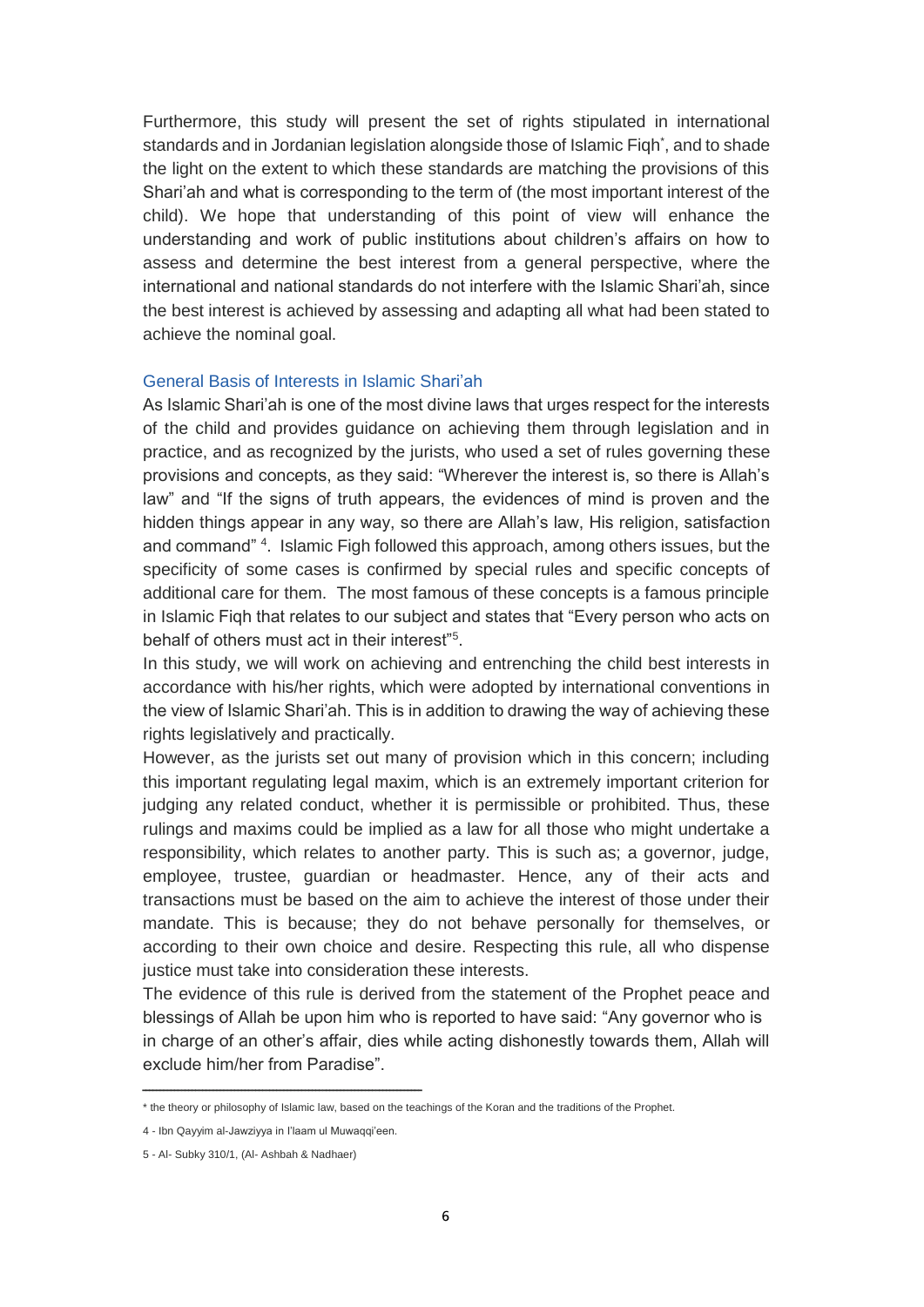Furthermore, this study will present the set of rights stipulated in international standards and in Jordanian legislation alongside those of Islamic Fiqh*, and to shade the light on the extent to which these standards are matching the provisions of this Shari'ah and what is corresponding to the term of (the most important interest of the child). We hope that understanding of this point of view will enhance the understanding and work of public institutions about children's affairs on how to assess and determine the best interest from a general perspective, where the international and national standards do not interfere with the Islamic Shari'ah, since the best interest is achieved by assessing and adapting all what had been stated to achieve the nominal goal.

## General Basis of Interests in Islamic Shari'ah

As Islamic Shari'ah is one of the most divine laws that urges respect for the interests of the child and provides guidance on achieving them through legislation and in practice, and as recognized by the jurists, who used a set of rules governing these provisions and concepts, as they said: "Wherever the interest is, so there is Allah's law" and "If the signs of truth appears, the evidences of mind is proven and the hidden things appear in any way, so there are Allah's law, His religion, satisfaction and command" [4]. Islamic Figh followed this approach, among others issues, but the specificity of some cases is confirmed by special rules and specific concepts of additional care for them. The most famous of these concepts is a famous principle in Islamic Fiqh that relates to our subject and states that "Every person who acts on behalf of others must act in their interest"[5].

In this study, we will work on achieving and entrenching the child best interests in accordance with his/her rights, which were adopted by international conventions in the view of Islamic Shari'ah. This is in addition to drawing the way of achieving these rights legislatively and practically.

However, as the jurists set out many of provision which in this concern; including this important regulating legal maxim, which is an extremely important criterion for judging any related conduct, whether it is permissible or prohibited. Thus, these rulings and maxims could be implied as a law for all those who might undertake a responsibility, which relates to another party. This is such as; a governor, judge, employee, trustee, guardian or headmaster. Hence, any of their acts and transactions must be based on the aim to achieve the interest of those under their mandate. This is because; they do not behave personally for themselves, or according to their own choice and desire. Respecting this rule, all who dispense justice must take into consideration these interests.

The evidence of this rule is derived from the statement of the Prophet peace and blessings of Allah be upon him who is reported to have said: "Any governor who is in charge of an other's affair, dies while acting dishonestly towards them, Allah will exclude him/her from Paradise".

---

* the theory or philosophy of Islamic law, based on the teachings of the Koran and the traditions of the Prophet.

4 - Ibn Qayyim al-Jawziyya in I'laam ul Muwaqqi'een.

5 - Al- Subky 310/1, (Al- Ashbah & Nadhaer)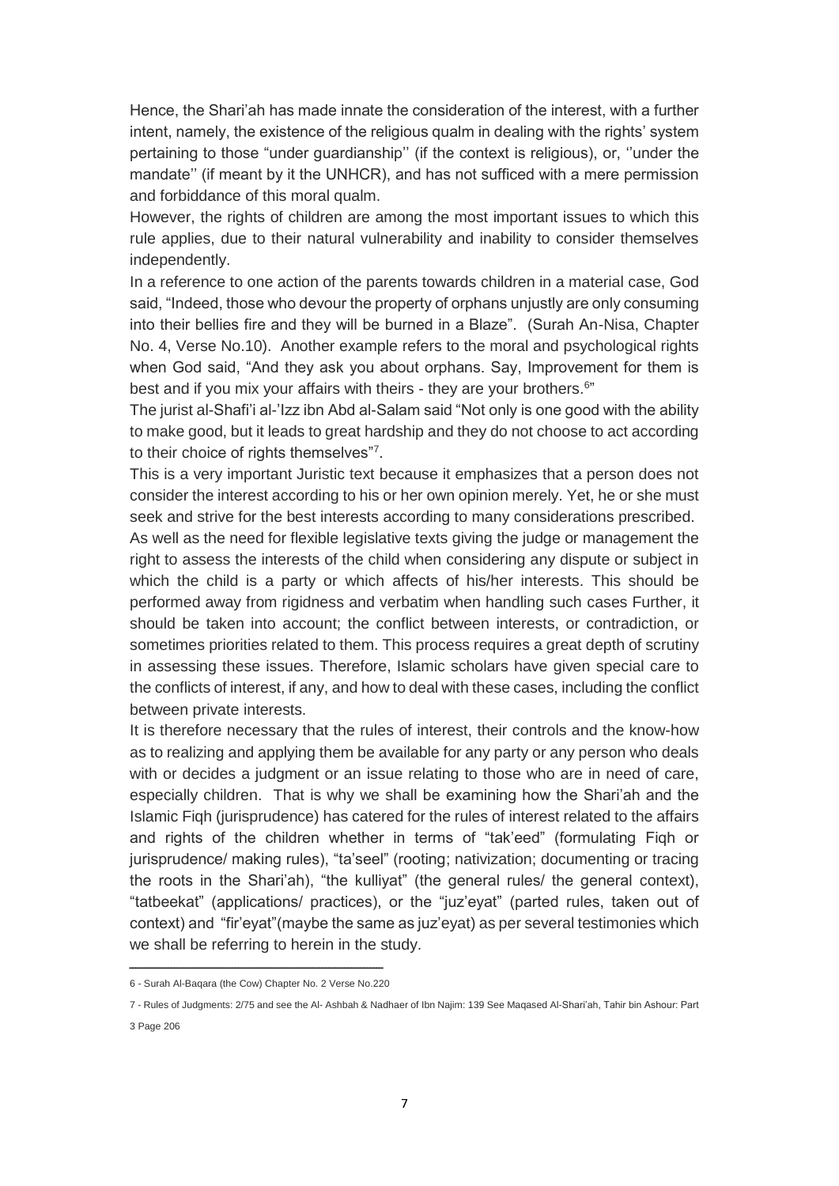Hence, the Shari'ah has made innate the consideration of the interest, with a further intent, namely, the existence of the religious qualm in dealing with the rights' system pertaining to those "under guardianship'' (if the context is religious), or, ''under the mandate'' (if meant by it the UNHCR), and has not sufficed with a mere permission and forbiddance of this moral qualm.

However, the rights of children are among the most important issues to which this rule applies, due to their natural vulnerability and inability to consider themselves independently.

In a reference to one action of the parents towards children in a material case, God said, "Indeed, those who devour the property of orphans unjustly are only consuming into their bellies fire and they will be burned in a Blaze". (Surah An-Nisa, Chapter No. 4, Verse No.10). Another example refers to the moral and psychological rights when God said, "And they ask you about orphans. Say, Improvement for them is best and if you mix your affairs with theirs - they are your brothers.[6]"

The jurist al-Shafi'i al-'Izz ibn Abd al-Salam said "Not only is one good with the ability to make good, but it leads to great hardship and they do not choose to act according to their choice of rights themselves"[7].

This is a very important Juristic text because it emphasizes that a person does not consider the interest according to his or her own opinion merely. Yet, he or she must seek and strive for the best interests according to many considerations prescribed.

As well as the need for flexible legislative texts giving the judge or management the right to assess the interests of the child when considering any dispute or subject in which the child is a party or which affects of his/her interests. This should be performed away from rigidness and verbatim when handling such cases Further, it should be taken into account; the conflict between interests, or contradiction, or sometimes priorities related to them. This process requires a great depth of scrutiny in assessing these issues. Therefore, Islamic scholars have given special care to the conflicts of interest, if any, and how to deal with these cases, including the conflict between private interests.

It is therefore necessary that the rules of interest, their controls and the know-how as to realizing and applying them be available for any party or any person who deals with or decides a judgment or an issue relating to those who are in need of care, especially children. That is why we shall be examining how the Shari'ah and the Islamic Fiqh (jurisprudence) has catered for the rules of interest related to the affairs and rights of the children whether in terms of "tak'eed" (formulating Fiqh or jurisprudence/ making rules), "ta'seel" (rooting; nativization; documenting or tracing the roots in the Shari'ah), "the kulliyat" (the general rules/ the general context), "tatbeekat" (applications/ practices), or the "juz'eyat" (parted rules, taken out of context) and "fir'eyat"(maybe the same as juz'eyat) as per several testimonies which we shall be referring to herein in the study.

---

6 - Surah Al-Baqara (the Cow) Chapter No. 2 Verse No.220

7 - Rules of Judgments: 2/75 and see the Al- Ashbah & Nadhaer of Ibn Najim: 139 See Maqased Al-Shari'ah, Tahir bin Ashour: Part 3 Page 206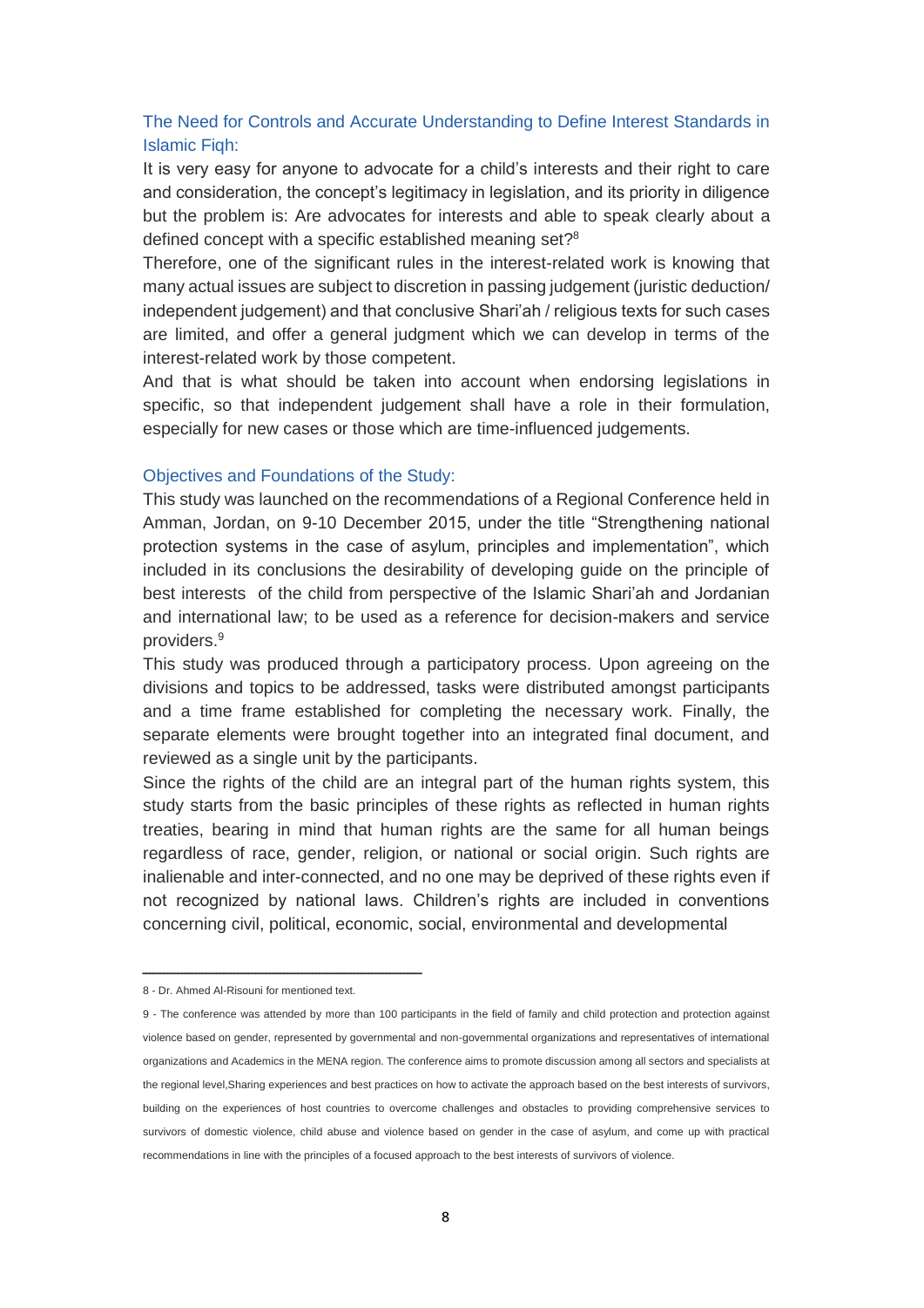## The Need for Controls and Accurate Understanding to Define Interest Standards in Islamic Fiqh:

It is very easy for anyone to advocate for a child's interests and their right to care and consideration, the concept's legitimacy in legislation, and its priority in diligence but the problem is: Are advocates for interests and able to speak clearly about a defined concept with a specific established meaning set?[8]

Therefore, one of the significant rules in the interest-related work is knowing that many actual issues are subject to discretion in passing judgement (juristic deduction/ independent judgement) and that conclusive Shari'ah / religious texts for such cases are limited, and offer a general judgment which we can develop in terms of the interest-related work by those competent.

And that is what should be taken into account when endorsing legislations in specific, so that independent judgement shall have a role in their formulation, especially for new cases or those which are time-influenced judgements.

## Objectives and Foundations of the Study:

This study was launched on the recommendations of a Regional Conference held in Amman, Jordan, on 9-10 December 2015, under the title "Strengthening national protection systems in the case of asylum, principles and implementation", which included in its conclusions the desirability of developing guide on the principle of best interests of the child from perspective of the Islamic Shari'ah and Jordanian and international law; to be used as a reference for decision-makers and service providers.[9]

This study was produced through a participatory process. Upon agreeing on the divisions and topics to be addressed, tasks were distributed amongst participants and a time frame established for completing the necessary work. Finally, the separate elements were brought together into an integrated final document, and reviewed as a single unit by the participants.

Since the rights of the child are an integral part of the human rights system, this study starts from the basic principles of these rights as reflected in human rights treaties, bearing in mind that human rights are the same for all human beings regardless of race, gender, religion, or national or social origin. Such rights are inalienable and inter-connected, and no one may be deprived of these rights even if not recognized by national laws. Children's rights are included in conventions concerning civil, political, economic, social, environmental and developmental

---

8 - Dr. Ahmed Al-Risouni for mentioned text.

9 - The conference was attended by more than 100 participants in the field of family and child protection and protection against violence based on gender, represented by governmental and non-governmental organizations and representatives of international organizations and Academics in the MENA region. The conference aims to promote discussion among all sectors and specialists at the regional level,Sharing experiences and best practices on how to activate the approach based on the best interests of survivors, building on the experiences of host countries to overcome challenges and obstacles to providing comprehensive services to survivors of domestic violence, child abuse and violence based on gender in the case of asylum, and come up with practical recommendations in line with the principles of a focused approach to the best interests of survivors of violence.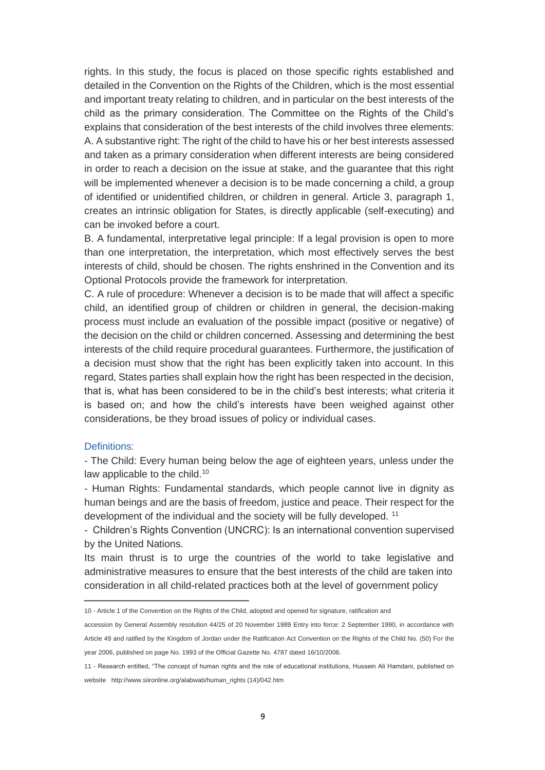rights. In this study, the focus is placed on those specific rights established and detailed in the Convention on the Rights of the Children, which is the most essential and important treaty relating to children, and in particular on the best interests of the child as the primary consideration. The Committee on the Rights of the Child's explains that consideration of the best interests of the child involves three elements:

A. A substantive right: The right of the child to have his or her best interests assessed and taken as a primary consideration when different interests are being considered in order to reach a decision on the issue at stake, and the guarantee that this right will be implemented whenever a decision is to be made concerning a child, a group of identified or unidentified children, or children in general. Article 3, paragraph 1, creates an intrinsic obligation for States, is directly applicable (self-executing) and can be invoked before a court.

B. A fundamental, interpretative legal principle: If a legal provision is open to more than one interpretation, the interpretation, which most effectively serves the best interests of child, should be chosen. The rights enshrined in the Convention and its Optional Protocols provide the framework for interpretation.

C. A rule of procedure: Whenever a decision is to be made that will affect a specific child, an identified group of children or children in general, the decision-making process must include an evaluation of the possible impact (positive or negative) of the decision on the child or children concerned. Assessing and determining the best interests of the child require procedural guarantees. Furthermore, the justification of a decision must show that the right has been explicitly taken into account. In this regard, States parties shall explain how the right has been respected in the decision, that is, what has been considered to be in the child's best interests; what criteria it is based on; and how the child's interests have been weighed against other considerations, be they broad issues of policy or individual cases.

### Definitions:

- The Child: Every human being below the age of eighteen years, unless under the law applicable to the child.[10]

- Human Rights: Fundamental standards, which people cannot live in dignity as human beings and are the basis of freedom, justice and peace. Their respect for the development of the individual and the society will be fully developed. [11]

- Children's Rights Convention (UNCRC): Is an international convention supervised by the United Nations.

Its main thrust is to urge the countries of the world to take legislative and administrative measures to ensure that the best interests of the child are taken into consideration in all child-related practices both at the level of government policy

---

10 - Article 1 of the Convention on the Rights of the Child, adopted and opened for signature, ratification and accession by General Assembly resolution 44/25 of 20 November 1989 Entry into force: 2 September 1990, in accordance with Article 49 and ratified by the Kingdom of Jordan under the Ratification Act Convention on the Rights of the Child No. (50) For the year 2006, published on page No. 1993 of the Official Gazette No. 4787 dated 16/10/2006.

11 - Research entitled, "The concept of human rights and the role of educational institutions, Hussein Ali Hamdani, published on website http://www.siironline.org/alabwab/human_rights (14)/042.htm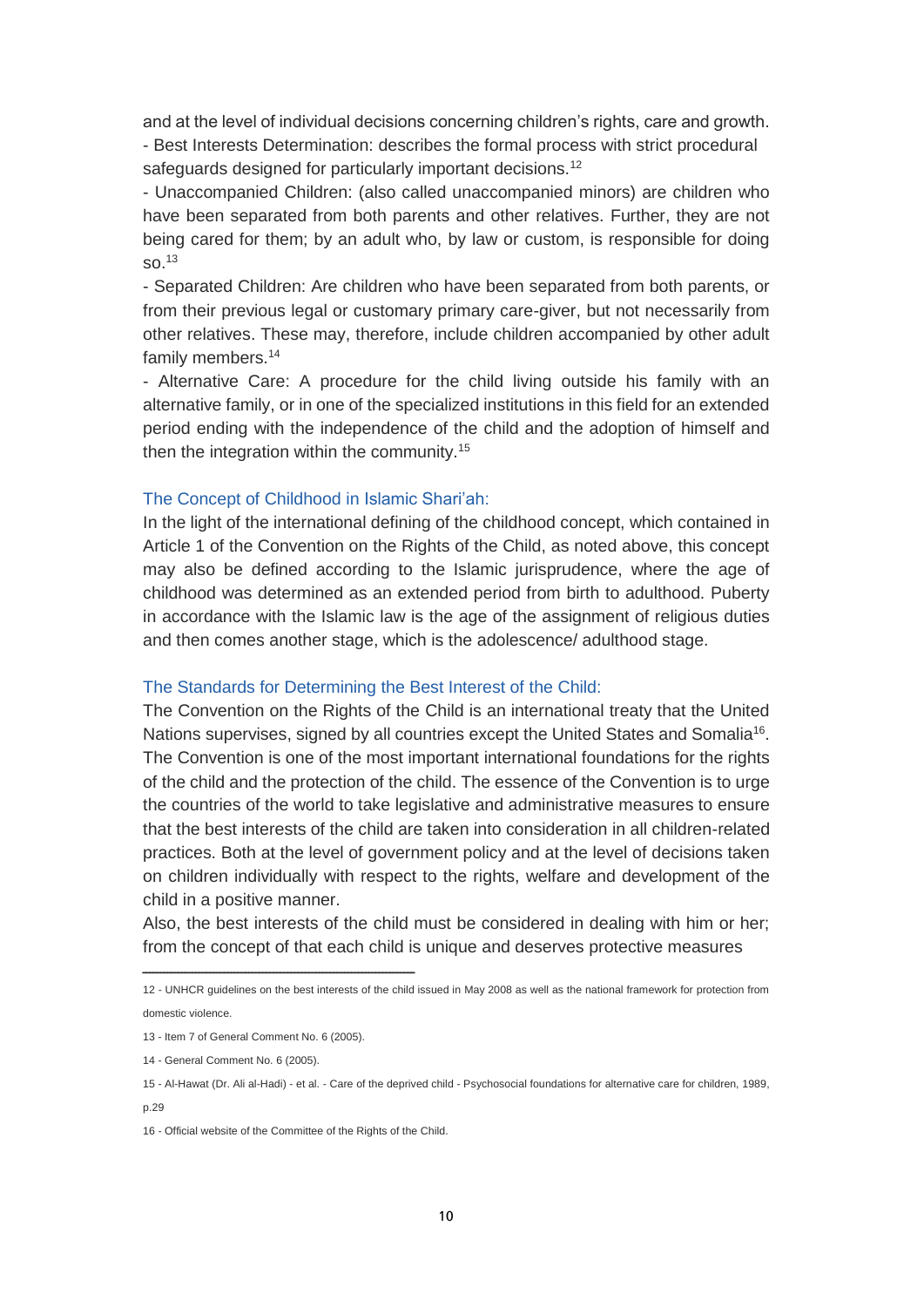and at the level of individual decisions concerning children's rights, care and growth.

- Best Interests Determination: describes the formal process with strict procedural safeguards designed for particularly important decisions.[12]

- Unaccompanied Children: (also called unaccompanied minors) are children who have been separated from both parents and other relatives. Further, they are not being cared for them; by an adult who, by law or custom, is responsible for doing so.[13]

- Separated Children: Are children who have been separated from both parents, or from their previous legal or customary primary care-giver, but not necessarily from other relatives. These may, therefore, include children accompanied by other adult family members.[14]

- Alternative Care: A procedure for the child living outside his family with an alternative family, or in one of the specialized institutions in this field for an extended period ending with the independence of the child and the adoption of himself and then the integration within the community.[15]

### The Concept of Childhood in Islamic Shari'ah:

In the light of the international defining of the childhood concept, which contained in Article 1 of the Convention on the Rights of the Child, as noted above, this concept may also be defined according to the Islamic jurisprudence, where the age of childhood was determined as an extended period from birth to adulthood. Puberty in accordance with the Islamic law is the age of the assignment of religious duties and then comes another stage, which is the adolescence/ adulthood stage.

### The Standards for Determining the Best Interest of the Child:

The Convention on the Rights of the Child is an international treaty that the United Nations supervises, signed by all countries except the United States and Somalia[16]. The Convention is one of the most important international foundations for the rights of the child and the protection of the child. The essence of the Convention is to urge the countries of the world to take legislative and administrative measures to ensure that the best interests of the child are taken into consideration in all children-related practices. Both at the level of government policy and at the level of decisions taken on children individually with respect to the rights, welfare and development of the child in a positive manner.

Also, the best interests of the child must be considered in dealing with him or her; from the concept of that each child is unique and deserves protective measures

---

12 - UNHCR guidelines on the best interests of the child issued in May 2008 as well as the national framework for protection from domestic violence.

13 - Item 7 of General Comment No. 6 (2005).

14 - General Comment No. 6 (2005).

15 - Al-Hawat (Dr. Ali al-Hadi) - et al. - Care of the deprived child - Psychosocial foundations for alternative care for children, 1989, p.29

16 - Official website of the Committee of the Rights of the Child.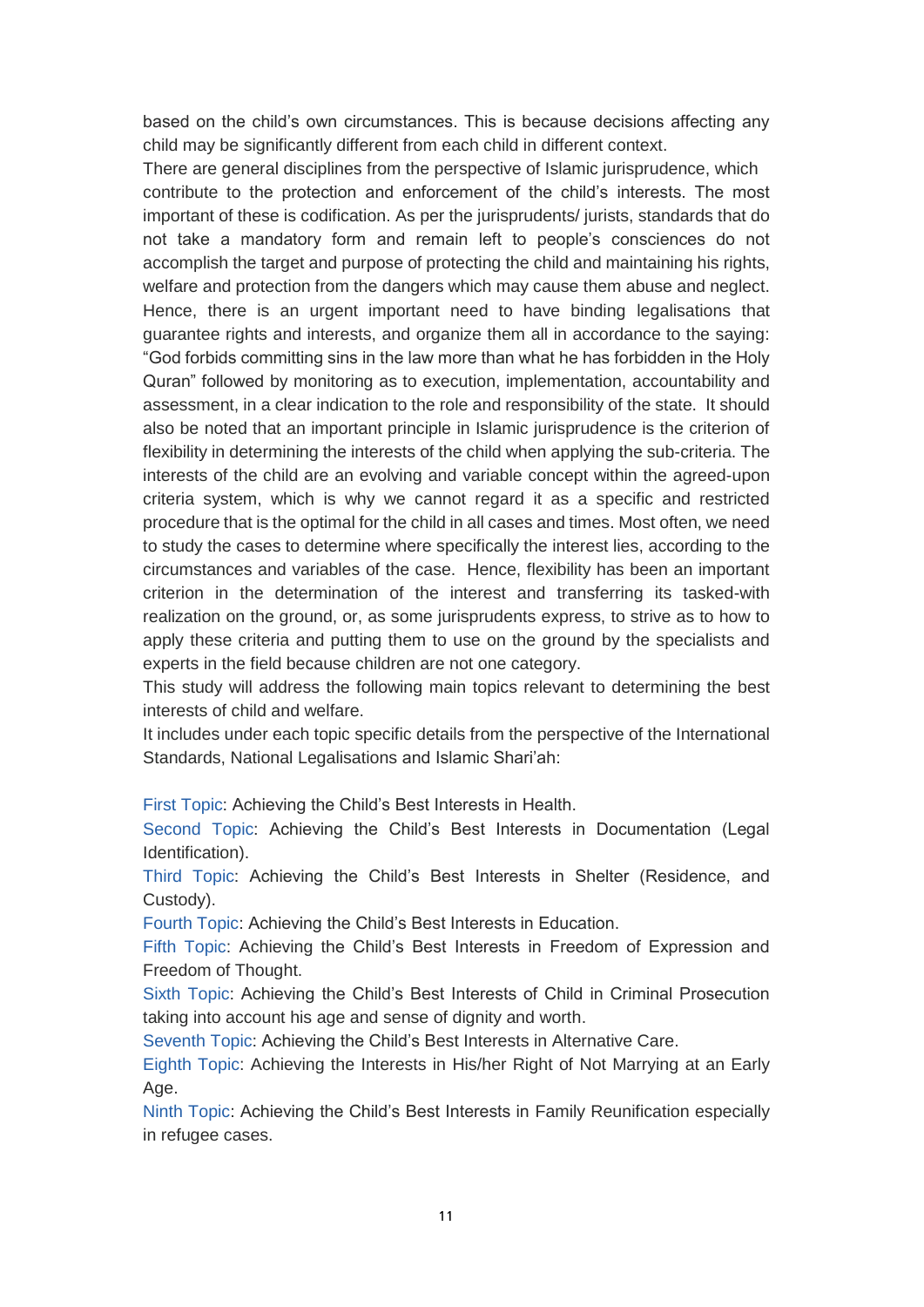based on the child's own circumstances. This is because decisions affecting any child may be significantly different from each child in different context.

There are general disciplines from the perspective of Islamic jurisprudence, which contribute to the protection and enforcement of the child's interests. The most important of these is codification. As per the jurisprudents/ jurists, standards that do not take a mandatory form and remain left to people's consciences do not accomplish the target and purpose of protecting the child and maintaining his rights, welfare and protection from the dangers which may cause them abuse and neglect. Hence, there is an urgent important need to have binding legalisations that guarantee rights and interests, and organize them all in accordance to the saying: "God forbids committing sins in the law more than what he has forbidden in the Holy Quran" followed by monitoring as to execution, implementation, accountability and assessment, in a clear indication to the role and responsibility of the state. It should also be noted that an important principle in Islamic jurisprudence is the criterion of flexibility in determining the interests of the child when applying the sub-criteria. The interests of the child are an evolving and variable concept within the agreed-upon criteria system, which is why we cannot regard it as a specific and restricted procedure that is the optimal for the child in all cases and times. Most often, we need to study the cases to determine where specifically the interest lies, according to the circumstances and variables of the case. Hence, flexibility has been an important criterion in the determination of the interest and transferring its tasked-with realization on the ground, or, as some jurisprudents express, to strive as to how to apply these criteria and putting them to use on the ground by the specialists and experts in the field because children are not one category.

This study will address the following main topics relevant to determining the best interests of child and welfare.

It includes under each topic specific details from the perspective of the International Standards, National Legalisations and Islamic Shari'ah:

First Topic: Achieving the Child's Best Interests in Health.

Second Topic: Achieving the Child's Best Interests in Documentation (Legal Identification).

Third Topic: Achieving the Child's Best Interests in Shelter (Residence, and Custody).

Fourth Topic: Achieving the Child's Best Interests in Education.

Fifth Topic: Achieving the Child's Best Interests in Freedom of Expression and Freedom of Thought.

Sixth Topic: Achieving the Child's Best Interests of Child in Criminal Prosecution taking into account his age and sense of dignity and worth.

Seventh Topic: Achieving the Child's Best Interests in Alternative Care.

Eighth Topic: Achieving the Interests in His/her Right of Not Marrying at an Early Age.

Ninth Topic: Achieving the Child's Best Interests in Family Reunification especially in refugee cases.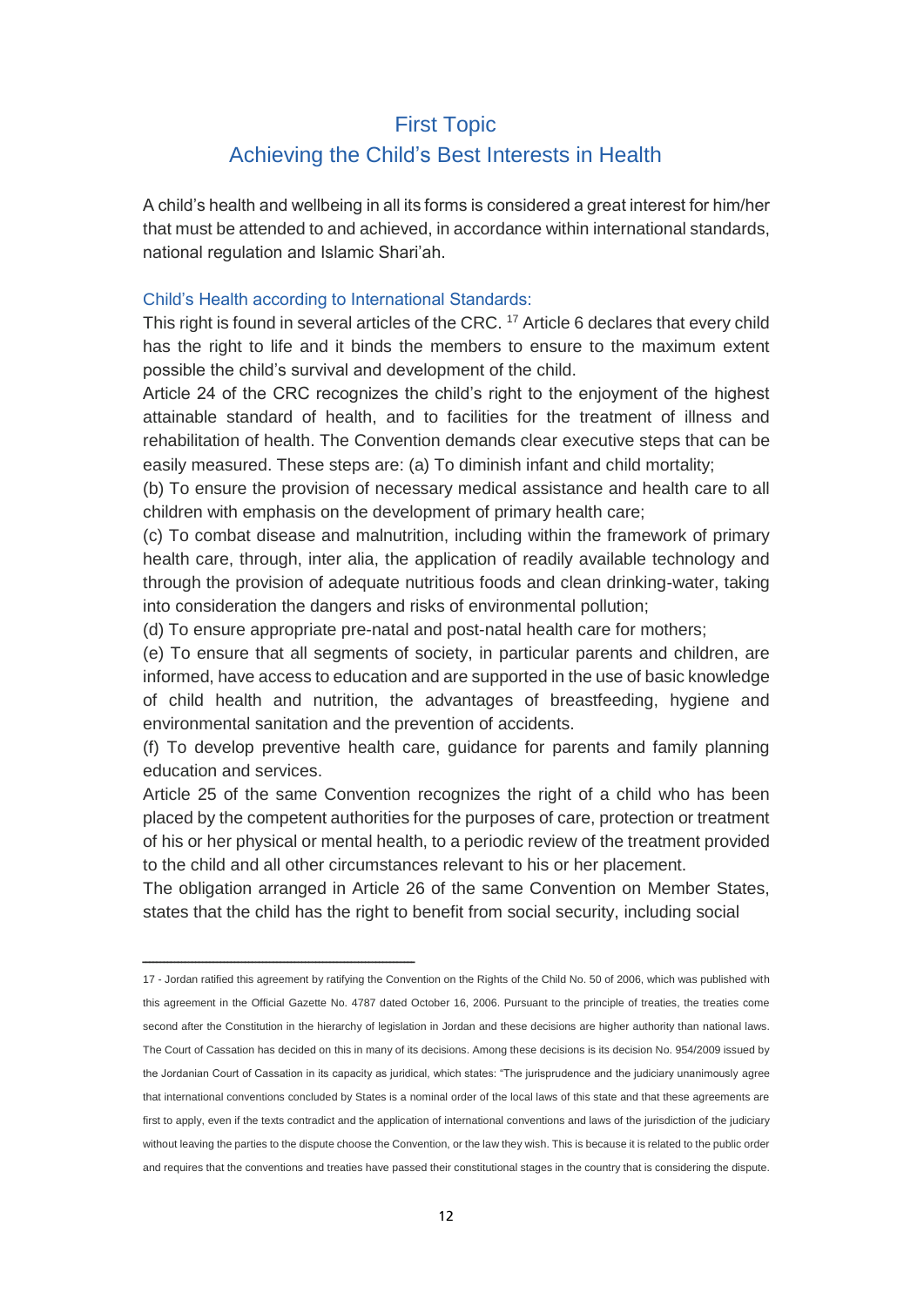## First Topic
## Achieving the Child's Best Interests in Health

A child's health and wellbeing in all its forms is considered a great interest for him/her that must be attended to and achieved, in accordance within international standards, national regulation and Islamic Shari'ah.

### Child's Health according to International Standards:

This right is found in several articles of the CRC. [17] Article 6 declares that every child has the right to life and it binds the members to ensure to the maximum extent possible the child's survival and development of the child.

Article 24 of the CRC recognizes the child's right to the enjoyment of the highest attainable standard of health, and to facilities for the treatment of illness and rehabilitation of health. The Convention demands clear executive steps that can be easily measured. These steps are: (a) To diminish infant and child mortality;

(b) To ensure the provision of necessary medical assistance and health care to all children with emphasis on the development of primary health care;

(c) To combat disease and malnutrition, including within the framework of primary health care, through, inter alia, the application of readily available technology and through the provision of adequate nutritious foods and clean drinking-water, taking into consideration the dangers and risks of environmental pollution;

(d) To ensure appropriate pre-natal and post-natal health care for mothers;

(e) To ensure that all segments of society, in particular parents and children, are informed, have access to education and are supported in the use of basic knowledge of child health and nutrition, the advantages of breastfeeding, hygiene and environmental sanitation and the prevention of accidents.

(f) To develop preventive health care, guidance for parents and family planning education and services.

Article 25 of the same Convention recognizes the right of a child who has been placed by the competent authorities for the purposes of care, protection or treatment of his or her physical or mental health, to a periodic review of the treatment provided to the child and all other circumstances relevant to his or her placement.

The obligation arranged in Article 26 of the same Convention on Member States, states that the child has the right to benefit from social security, including social

---

17 - Jordan ratified this agreement by ratifying the Convention on the Rights of the Child No. 50 of 2006, which was published with this agreement in the Official Gazette No. 4787 dated October 16, 2006. Pursuant to the principle of treaties, the treaties come second after the Constitution in the hierarchy of legislation in Jordan and these decisions are higher authority than national laws. The Court of Cassation has decided on this in many of its decisions. Among these decisions is its decision No. 954/2009 issued by the Jordanian Court of Cassation in its capacity as juridical, which states: "The jurisprudence and the judiciary unanimously agree that international conventions concluded by States is a nominal order of the local laws of this state and that these agreements are first to apply, even if the texts contradict and the application of international conventions and laws of the jurisdiction of the judiciary without leaving the parties to the dispute choose the Convention, or the law they wish. This is because it is related to the public order and requires that the conventions and treaties have passed their constitutional stages in the country that is considering the dispute.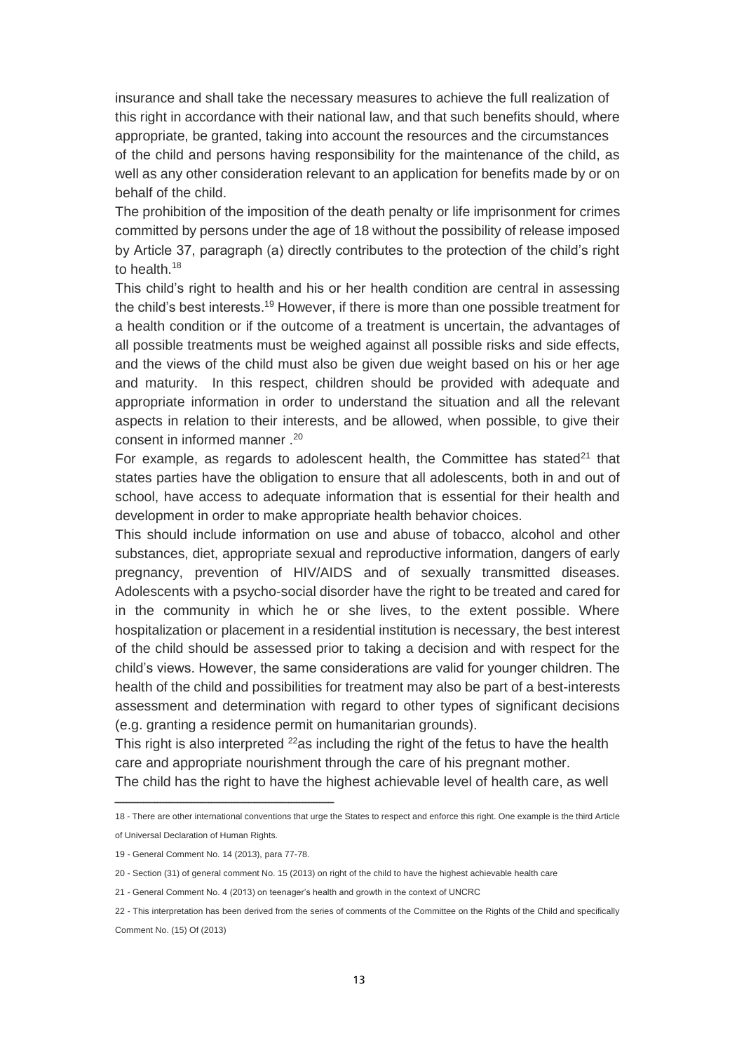insurance and shall take the necessary measures to achieve the full realization of this right in accordance with their national law, and that such benefits should, where appropriate, be granted, taking into account the resources and the circumstances of the child and persons having responsibility for the maintenance of the child, as well as any other consideration relevant to an application for benefits made by or on behalf of the child.

The prohibition of the imposition of the death penalty or life imprisonment for crimes committed by persons under the age of 18 without the possibility of release imposed by Article 37, paragraph (a) directly contributes to the protection of the child's right to health.[18]

This child's right to health and his or her health condition are central in assessing the child's best interests.[19] However, if there is more than one possible treatment for a health condition or if the outcome of a treatment is uncertain, the advantages of all possible treatments must be weighed against all possible risks and side effects, and the views of the child must also be given due weight based on his or her age and maturity. In this respect, children should be provided with adequate and appropriate information in order to understand the situation and all the relevant aspects in relation to their interests, and be allowed, when possible, to give their consent in informed manner .[20]

For example, as regards to adolescent health, the Committee has stated[21] that states parties have the obligation to ensure that all adolescents, both in and out of school, have access to adequate information that is essential for their health and development in order to make appropriate health behavior choices.

This should include information on use and abuse of tobacco, alcohol and other substances, diet, appropriate sexual and reproductive information, dangers of early pregnancy, prevention of HIV/AIDS and of sexually transmitted diseases. Adolescents with a psycho-social disorder have the right to be treated and cared for in the community in which he or she lives, to the extent possible. Where hospitalization or placement in a residential institution is necessary, the best interest of the child should be assessed prior to taking a decision and with respect for the child's views. However, the same considerations are valid for younger children. The health of the child and possibilities for treatment may also be part of a best-interests assessment and determination with regard to other types of significant decisions (e.g. granting a residence permit on humanitarian grounds).

This right is also interpreted [22]as including the right of the fetus to have the health care and appropriate nourishment through the care of his pregnant mother.

The child has the right to have the highest achievable level of health care, as well

---

18 - There are other international conventions that urge the States to respect and enforce this right. One example is the third Article of Universal Declaration of Human Rights.

19 - General Comment No. 14 (2013), para 77-78.

20 - Section (31) of general comment No. 15 (2013) on right of the child to have the highest achievable health care

21 - General Comment No. 4 (2013) on teenager's health and growth in the context of UNCRC

22 - This interpretation has been derived from the series of comments of the Committee on the Rights of the Child and specifically Comment No. (15) Of (2013)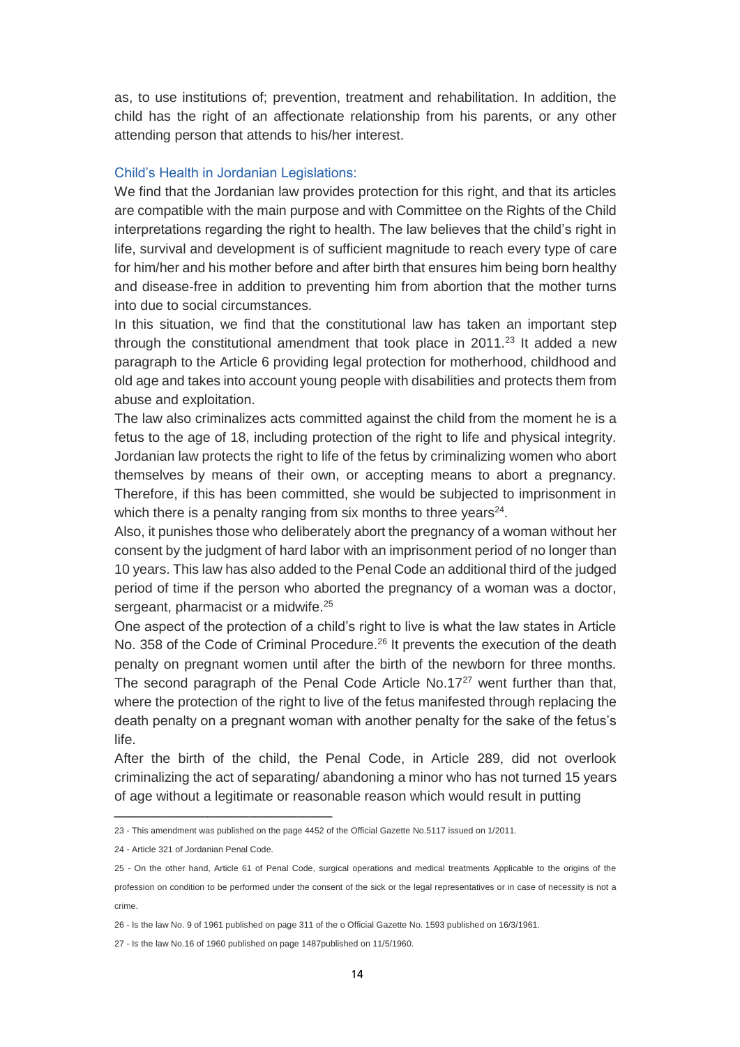as, to use institutions of; prevention, treatment and rehabilitation. In addition, the child has the right of an affectionate relationship from his parents, or any other attending person that attends to his/her interest.

### Child's Health in Jordanian Legislations:

We find that the Jordanian law provides protection for this right, and that its articles are compatible with the main purpose and with Committee on the Rights of the Child interpretations regarding the right to health. The law believes that the child's right in life, survival and development is of sufficient magnitude to reach every type of care for him/her and his mother before and after birth that ensures him being born healthy and disease-free in addition to preventing him from abortion that the mother turns into due to social circumstances.

In this situation, we find that the constitutional law has taken an important step through the constitutional amendment that took place in 2011.[23] It added a new paragraph to the Article 6 providing legal protection for motherhood, childhood and old age and takes into account young people with disabilities and protects them from abuse and exploitation.

The law also criminalizes acts committed against the child from the moment he is a fetus to the age of 18, including protection of the right to life and physical integrity. Jordanian law protects the right to life of the fetus by criminalizing women who abort themselves by means of their own, or accepting means to abort a pregnancy. Therefore, if this has been committed, she would be subjected to imprisonment in which there is a penalty ranging from six months to three years[24].

Also, it punishes those who deliberately abort the pregnancy of a woman without her consent by the judgment of hard labor with an imprisonment period of no longer than 10 years. This law has also added to the Penal Code an additional third of the judged period of time if the person who aborted the pregnancy of a woman was a doctor, sergeant, pharmacist or a midwife.[25]

One aspect of the protection of a child's right to live is what the law states in Article No. 358 of the Code of Criminal Procedure.[26] It prevents the execution of the death penalty on pregnant women until after the birth of the newborn for three months. The second paragraph of the Penal Code Article No.17[27] went further than that, where the protection of the right to live of the fetus manifested through replacing the death penalty on a pregnant woman with another penalty for the sake of the fetus's life.

After the birth of the child, the Penal Code, in Article 289, did not overlook criminalizing the act of separating/ abandoning a minor who has not turned 15 years of age without a legitimate or reasonable reason which would result in putting

---

23 - This amendment was published on the page 4452 of the Official Gazette No.5117 issued on 1/2011.

24 - Article 321 of Jordanian Penal Code.

25 - On the other hand, Article 61 of Penal Code, surgical operations and medical treatments Applicable to the origins of the profession on condition to be performed under the consent of the sick or the legal representatives or in case of necessity is not a crime.

26 - Is the law No. 9 of 1961 published on page 311 of the o Official Gazette No. 1593 published on 16/3/1961.

27 - Is the law No.16 of 1960 published on page 1487published on 11/5/1960.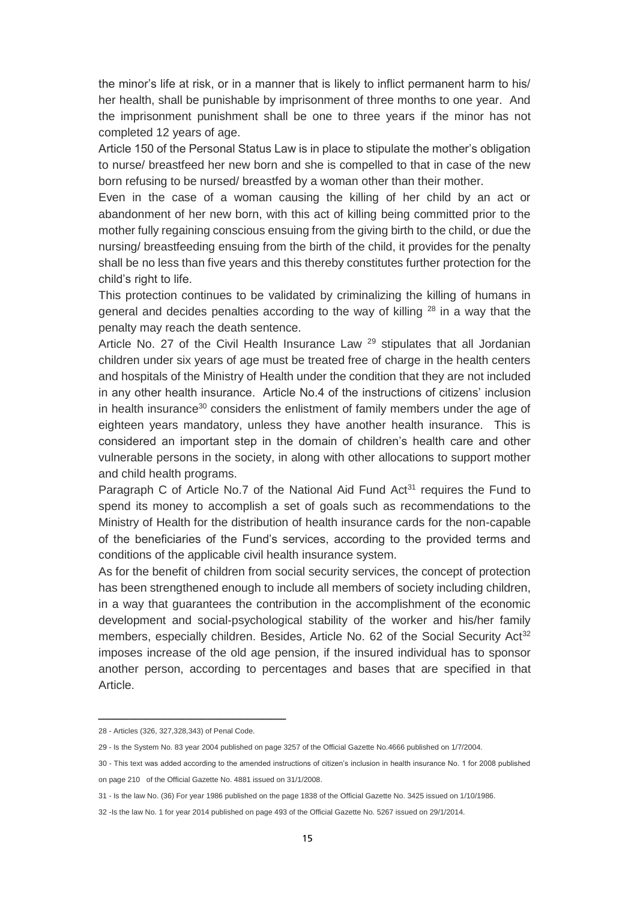the minor's life at risk, or in a manner that is likely to inflict permanent harm to his/ her health, shall be punishable by imprisonment of three months to one year. And the imprisonment punishment shall be one to three years if the minor has not completed 12 years of age.

Article 150 of the Personal Status Law is in place to stipulate the mother's obligation to nurse/ breastfeed her new born and she is compelled to that in case of the new born refusing to be nursed/ breastfed by a woman other than their mother.

Even in the case of a woman causing the killing of her child by an act or abandonment of her new born, with this act of killing being committed prior to the mother fully regaining conscious ensuing from the giving birth to the child, or due the nursing/ breastfeeding ensuing from the birth of the child, it provides for the penalty shall be no less than five years and this thereby constitutes further protection for the child's right to life.

This protection continues to be validated by criminalizing the killing of humans in general and decides penalties according to the way of killing [28] in a way that the penalty may reach the death sentence.

Article No. 27 of the Civil Health Insurance Law [29] stipulates that all Jordanian children under six years of age must be treated free of charge in the health centers and hospitals of the Ministry of Health under the condition that they are not included in any other health insurance. Article No.4 of the instructions of citizens' inclusion in health insurance[30] considers the enlistment of family members under the age of eighteen years mandatory, unless they have another health insurance. This is considered an important step in the domain of children's health care and other vulnerable persons in the society, in along with other allocations to support mother and child health programs.

Paragraph C of Article No.7 of the National Aid Fund Act[31] requires the Fund to spend its money to accomplish a set of goals such as recommendations to the Ministry of Health for the distribution of health insurance cards for the non-capable of the beneficiaries of the Fund's services, according to the provided terms and conditions of the applicable civil health insurance system.

As for the benefit of children from social security services, the concept of protection has been strengthened enough to include all members of society including children, in a way that guarantees the contribution in the accomplishment of the economic development and social-psychological stability of the worker and his/her family members, especially children. Besides, Article No. 62 of the Social Security Act[32] imposes increase of the old age pension, if the insured individual has to sponsor another person, according to percentages and bases that are specified in that Article.

---

28 - Articles (326, 327,328,343) of Penal Code.

29 - Is the System No. 83 year 2004 published on page 3257 of the Official Gazette No.4666 published on 1/7/2004.

30 - This text was added according to the amended instructions of citizen's inclusion in health insurance No. 1 for 2008 published on page 210 of the Official Gazette No. 4881 issued on 31/1/2008.

31 - Is the law No. (36) For year 1986 published on the page 1838 of the Official Gazette No. 3425 issued on 1/10/1986.

32 -Is the law No. 1 for year 2014 published on page 493 of the Official Gazette No. 5267 issued on 29/1/2014.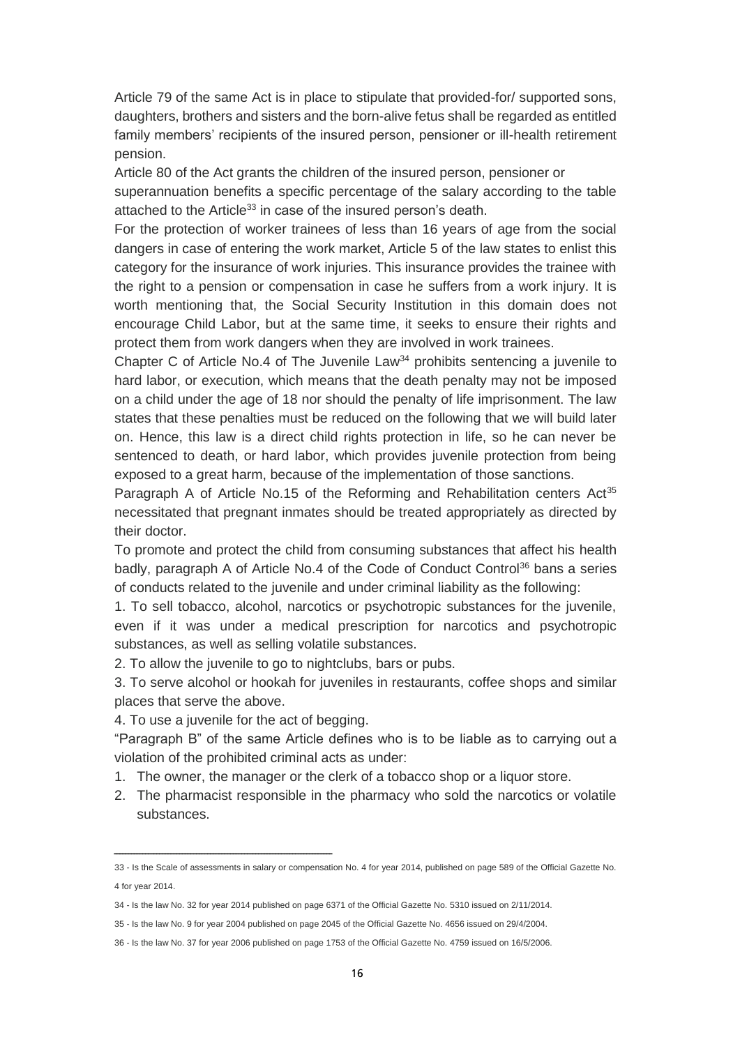Article 79 of the same Act is in place to stipulate that provided-for/ supported sons, daughters, brothers and sisters and the born-alive fetus shall be regarded as entitled family members' recipients of the insured person, pensioner or ill-health retirement pension.

Article 80 of the Act grants the children of the insured person, pensioner or superannuation benefits a specific percentage of the salary according to the table attached to the Article[33] in case of the insured person's death.

For the protection of worker trainees of less than 16 years of age from the social dangers in case of entering the work market, Article 5 of the law states to enlist this category for the insurance of work injuries. This insurance provides the trainee with the right to a pension or compensation in case he suffers from a work injury. It is worth mentioning that, the Social Security Institution in this domain does not encourage Child Labor, but at the same time, it seeks to ensure their rights and protect them from work dangers when they are involved in work trainees.

Chapter C of Article No.4 of The Juvenile Law[34] prohibits sentencing a juvenile to hard labor, or execution, which means that the death penalty may not be imposed on a child under the age of 18 nor should the penalty of life imprisonment. The law states that these penalties must be reduced on the following that we will build later on. Hence, this law is a direct child rights protection in life, so he can never be sentenced to death, or hard labor, which provides juvenile protection from being exposed to a great harm, because of the implementation of those sanctions.

Paragraph A of Article No.15 of the Reforming and Rehabilitation centers Act[35] necessitated that pregnant inmates should be treated appropriately as directed by their doctor.

To promote and protect the child from consuming substances that affect his health badly, paragraph A of Article No.4 of the Code of Conduct Control[36] bans a series of conducts related to the juvenile and under criminal liability as the following:

1. To sell tobacco, alcohol, narcotics or psychotropic substances for the juvenile, even if it was under a medical prescription for narcotics and psychotropic substances, as well as selling volatile substances.
2. To allow the juvenile to go to nightclubs, bars or pubs.
3. To serve alcohol or hookah for juveniles in restaurants, coffee shops and similar places that serve the above.
4. To use a juvenile for the act of begging.

"Paragraph B" of the same Article defines who is to be liable as to carrying out a violation of the prohibited criminal acts as under:

1. The owner, the manager or the clerk of a tobacco shop or a liquor store.
2. The pharmacist responsible in the pharmacy who sold the narcotics or volatile substances.

---

33 - Is the Scale of assessments in salary or compensation No. 4 for year 2014, published on page 589 of the Official Gazette No. 4 for year 2014.

34 - Is the law No. 32 for year 2014 published on page 6371 of the Official Gazette No. 5310 issued on 2/11/2014.

35 - Is the law No. 9 for year 2004 published on page 2045 of the Official Gazette No. 4656 issued on 29/4/2004.

36 - Is the law No. 37 for year 2006 published on page 1753 of the Official Gazette No. 4759 issued on 16/5/2006.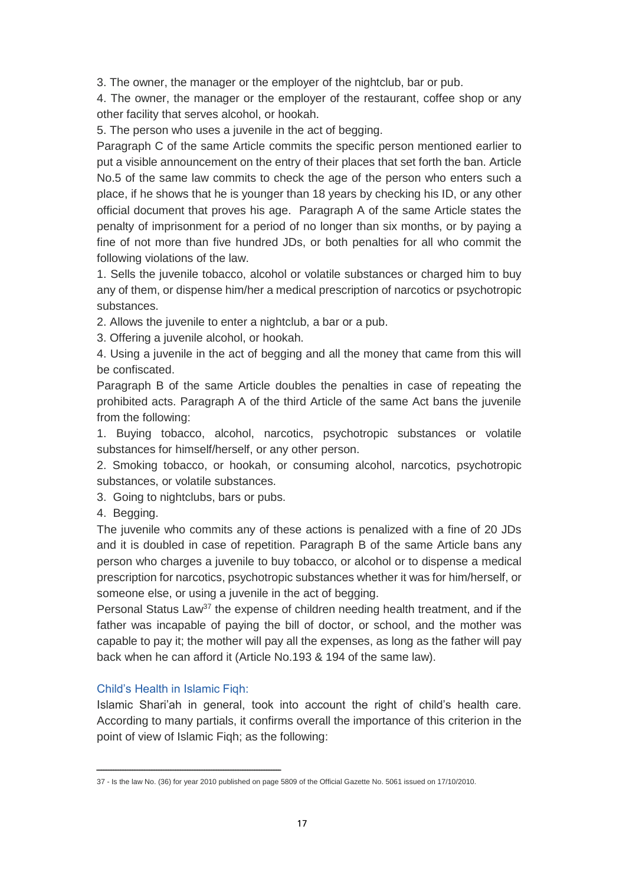3. The owner, the manager or the employer of the nightclub, bar or pub.

4. The owner, the manager or the employer of the restaurant, coffee shop or any other facility that serves alcohol, or hookah.

5. The person who uses a juvenile in the act of begging.

Paragraph C of the same Article commits the specific person mentioned earlier to put a visible announcement on the entry of their places that set forth the ban. Article No.5 of the same law commits to check the age of the person who enters such a place, if he shows that he is younger than 18 years by checking his ID, or any other official document that proves his age. Paragraph A of the same Article states the penalty of imprisonment for a period of no longer than six months, or by paying a fine of not more than five hundred JDs, or both penalties for all who commit the following violations of the law.

1. Sells the juvenile tobacco, alcohol or volatile substances or charged him to buy any of them, or dispense him/her a medical prescription of narcotics or psychotropic substances.

2. Allows the juvenile to enter a nightclub, a bar or a pub.

3. Offering a juvenile alcohol, or hookah.

4. Using a juvenile in the act of begging and all the money that came from this will be confiscated.

Paragraph B of the same Article doubles the penalties in case of repeating the prohibited acts. Paragraph A of the third Article of the same Act bans the juvenile from the following:

1. Buying tobacco, alcohol, narcotics, psychotropic substances or volatile substances for himself/herself, or any other person.

2. Smoking tobacco, or hookah, or consuming alcohol, narcotics, psychotropic substances, or volatile substances.

3. Going to nightclubs, bars or pubs.

4. Begging.

The juvenile who commits any of these actions is penalized with a fine of 20 JDs and it is doubled in case of repetition. Paragraph B of the same Article bans any person who charges a juvenile to buy tobacco, or alcohol or to dispense a medical prescription for narcotics, psychotropic substances whether it was for him/herself, or someone else, or using a juvenile in the act of begging.

Personal Status Law[37] the expense of children needing health treatment, and if the father was incapable of paying the bill of doctor, or school, and the mother was capable to pay it; the mother will pay all the expenses, as long as the father will pay back when he can afford it (Article No.193 & 194 of the same law).

### Child's Health in Islamic Fiqh:

Islamic Shari'ah in general, took into account the right of child's health care. According to many partials, it confirms overall the importance of this criterion in the point of view of Islamic Fiqh; as the following:

---

37 - Is the law No. (36) for year 2010 published on page 5809 of the Official Gazette No. 5061 issued on 17/10/2010.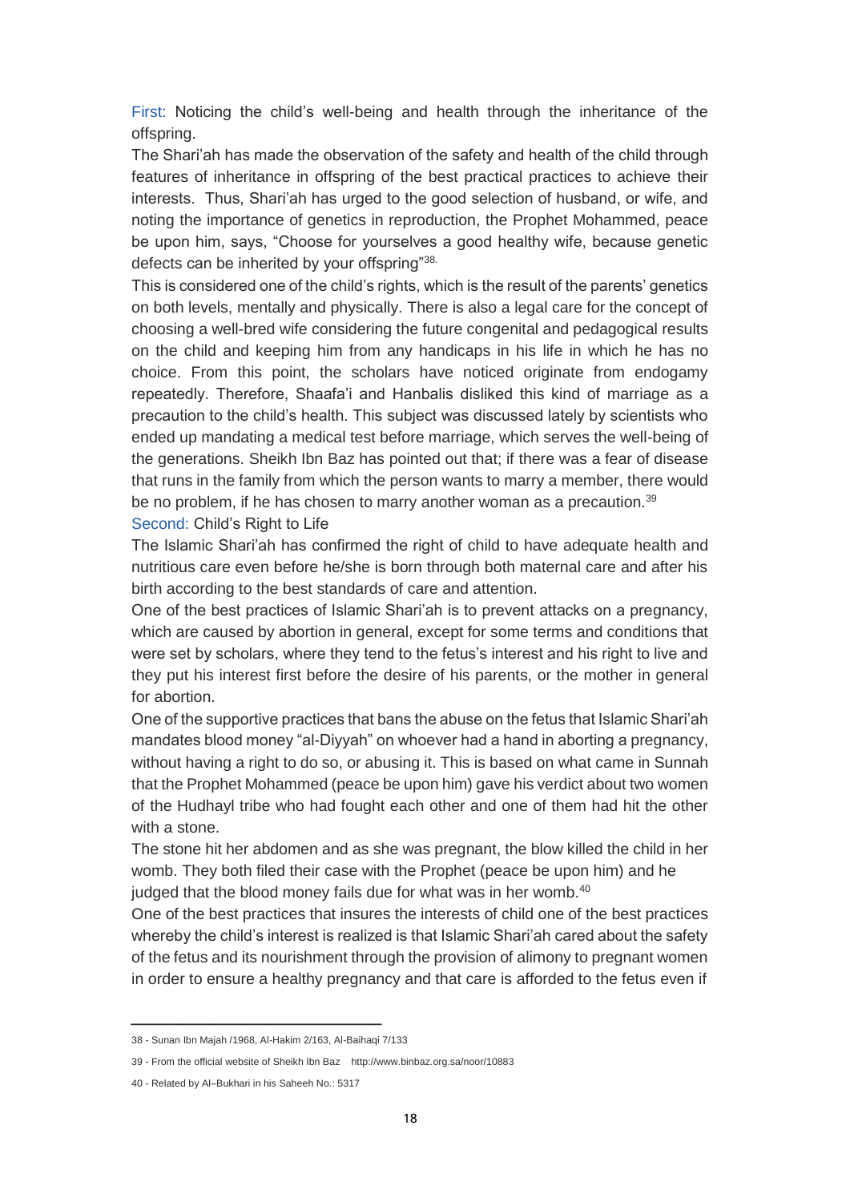First: Noticing the child's well-being and health through the inheritance of the offspring.

The Shari'ah has made the observation of the safety and health of the child through features of inheritance in offspring of the best practical practices to achieve their interests. Thus, Shari'ah has urged to the good selection of husband, or wife, and noting the importance of genetics in reproduction, the Prophet Mohammed, peace be upon him, says, "Choose for yourselves a good healthy wife, because genetic defects can be inherited by your offspring"[38.]

This is considered one of the child's rights, which is the result of the parents' genetics on both levels, mentally and physically. There is also a legal care for the concept of choosing a well-bred wife considering the future congenital and pedagogical results on the child and keeping him from any handicaps in his life in which he has no choice. From this point, the scholars have noticed originate from endogamy repeatedly. Therefore, Shaafa'i and Hanbalis disliked this kind of marriage as a precaution to the child's health. This subject was discussed lately by scientists who ended up mandating a medical test before marriage, which serves the well-being of the generations. Sheikh Ibn Baz has pointed out that; if there was a fear of disease that runs in the family from which the person wants to marry a member, there would be no problem, if he has chosen to marry another woman as a precaution.[39]

Second: Child's Right to Life

The Islamic Shari'ah has confirmed the right of child to have adequate health and nutritious care even before he/she is born through both maternal care and after his birth according to the best standards of care and attention.

One of the best practices of Islamic Shari'ah is to prevent attacks on a pregnancy, which are caused by abortion in general, except for some terms and conditions that were set by scholars, where they tend to the fetus's interest and his right to live and they put his interest first before the desire of his parents, or the mother in general for abortion.

One of the supportive practices that bans the abuse on the fetus that Islamic Shari'ah mandates blood money "al-Diyyah" on whoever had a hand in aborting a pregnancy, without having a right to do so, or abusing it. This is based on what came in Sunnah that the Prophet Mohammed (peace be upon him) gave his verdict about two women of the Hudhayl tribe who had fought each other and one of them had hit the other with a stone.

The stone hit her abdomen and as she was pregnant, the blow killed the child in her womb. They both filed their case with the Prophet (peace be upon him) and he judged that the blood money fails due for what was in her womb.[40]

One of the best practices that insures the interests of child one of the best practices whereby the child's interest is realized is that Islamic Shari'ah cared about the safety of the fetus and its nourishment through the provision of alimony to pregnant women in order to ensure a healthy pregnancy and that care is afforded to the fetus even if

---

38 - Sunan Ibn Majah /1968, Al-Hakim 2/163, Al-Baihaqi 7/133

39 - From the official website of Sheikh Ibn Baz http://www.binbaz.org.sa/noor/10883

40 - Related by Al–Bukhari in his Saheeh No.: 5317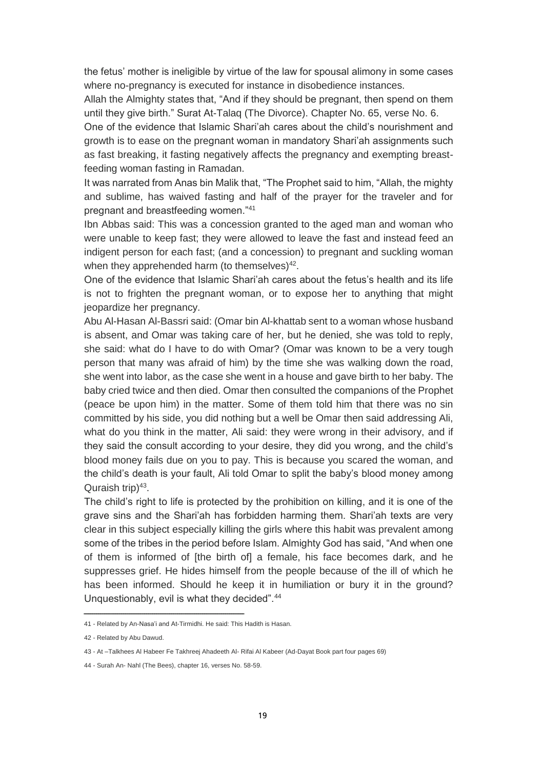the fetus' mother is ineligible by virtue of the law for spousal alimony in some cases where no-pregnancy is executed for instance in disobedience instances.

Allah the Almighty states that, "And if they should be pregnant, then spend on them until they give birth." Surat At-Talaq (The Divorce). Chapter No. 65, verse No. 6.

One of the evidence that Islamic Shari'ah cares about the child's nourishment and growth is to ease on the pregnant woman in mandatory Shari'ah assignments such as fast breaking, it fasting negatively affects the pregnancy and exempting breast-feeding woman fasting in Ramadan.

It was narrated from Anas bin Malik that, "The Prophet said to him, "Allah, the mighty and sublime, has waived fasting and half of the prayer for the traveler and for pregnant and breastfeeding women."[41]

Ibn Abbas said: This was a concession granted to the aged man and woman who were unable to keep fast; they were allowed to leave the fast and instead feed an indigent person for each fast; (and a concession) to pregnant and suckling woman when they apprehended harm (to themselves)[42].

One of the evidence that Islamic Shari'ah cares about the fetus's health and its life is not to frighten the pregnant woman, or to expose her to anything that might jeopardize her pregnancy.

Abu Al-Hasan Al-Bassri said: (Omar bin Al-khattab sent to a woman whose husband is absent, and Omar was taking care of her, but he denied, she was told to reply, she said: what do I have to do with Omar? (Omar was known to be a very tough person that many was afraid of him) by the time she was walking down the road, she went into labor, as the case she went in a house and gave birth to her baby. The baby cried twice and then died. Omar then consulted the companions of the Prophet (peace be upon him) in the matter. Some of them told him that there was no sin committed by his side, you did nothing but a well be Omar then said addressing Ali, what do you think in the matter, Ali said: they were wrong in their advisory, and if they said the consult according to your desire, they did you wrong, and the child's blood money fails due on you to pay. This is because you scared the woman, and the child's death is your fault, Ali told Omar to split the baby's blood money among Quraish trip)[43].

The child's right to life is protected by the prohibition on killing, and it is one of the grave sins and the Shari'ah has forbidden harming them. Shari'ah texts are very clear in this subject especially killing the girls where this habit was prevalent among some of the tribes in the period before Islam. Almighty God has said, "And when one of them is informed of [the birth of] a female, his face becomes dark, and he suppresses grief. He hides himself from the people because of the ill of which he has been informed. Should he keep it in humiliation or bury it in the ground? Unquestionably, evil is what they decided".[44]

---

41 - Related by An-Nasa'i and At-Tirmidhi. He said: This Hadith is Hasan.

42 - Related by Abu Dawud.

43 - At –Talkhees Al Habeer Fe Takhreej Ahadeeth Al- Rifai Al Kabeer (Ad-Dayat Book part four pages 69)

44 - Surah An- Nahl (The Bees), chapter 16, verses No. 58-59.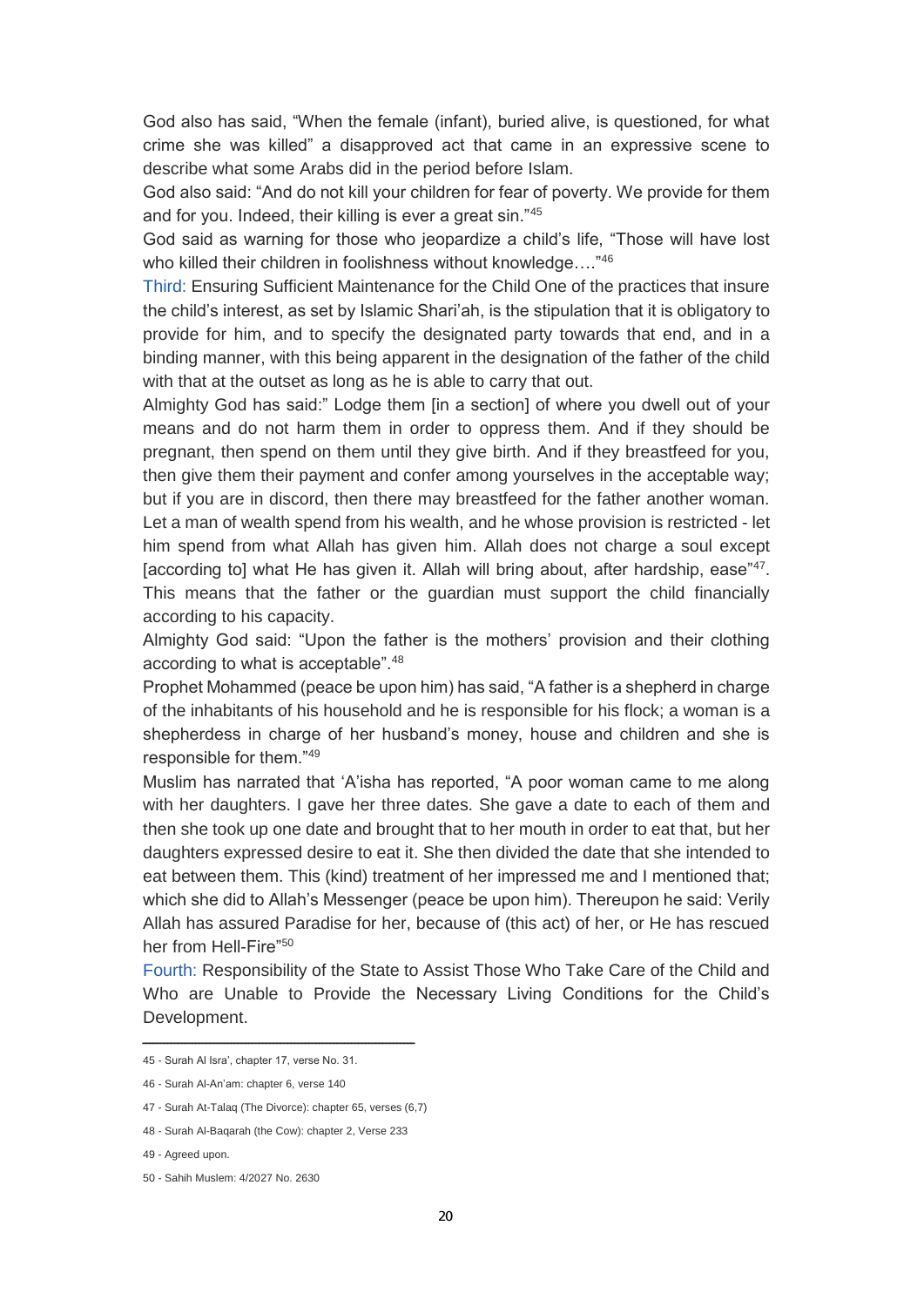God also has said, "When the female (infant), buried alive, is questioned, for what crime she was killed" a disapproved act that came in an expressive scene to describe what some Arabs did in the period before Islam.

God also said: "And do not kill your children for fear of poverty. We provide for them and for you. Indeed, their killing is ever a great sin."[45]

God said as warning for those who jeopardize a child's life, "Those will have lost who killed their children in foolishness without knowledge…."[46]

Third: Ensuring Sufficient Maintenance for the Child One of the practices that insure the child's interest, as set by Islamic Shari'ah, is the stipulation that it is obligatory to provide for him, and to specify the designated party towards that end, and in a binding manner, with this being apparent in the designation of the father of the child with that at the outset as long as he is able to carry that out.

Almighty God has said:" Lodge them [in a section] of where you dwell out of your means and do not harm them in order to oppress them. And if they should be pregnant, then spend on them until they give birth. And if they breastfeed for you, then give them their payment and confer among yourselves in the acceptable way; but if you are in discord, then there may breastfeed for the father another woman. Let a man of wealth spend from his wealth, and he whose provision is restricted - let him spend from what Allah has given him. Allah does not charge a soul except [according to] what He has given it. Allah will bring about, after hardship, ease"[47]. This means that the father or the guardian must support the child financially according to his capacity.

Almighty God said: "Upon the father is the mothers' provision and their clothing according to what is acceptable".[48]

Prophet Mohammed (peace be upon him) has said, "A father is a shepherd in charge of the inhabitants of his household and he is responsible for his flock; a woman is a shepherdess in charge of her husband's money, house and children and she is responsible for them."[49]

Muslim has narrated that 'A'isha has reported, "A poor woman came to me along with her daughters. I gave her three dates. She gave a date to each of them and then she took up one date and brought that to her mouth in order to eat that, but her daughters expressed desire to eat it. She then divided the date that she intended to eat between them. This (kind) treatment of her impressed me and I mentioned that; which she did to Allah's Messenger (peace be upon him). Thereupon he said: Verily Allah has assured Paradise for her, because of (this act) of her, or He has rescued her from Hell-Fire"[50]

Fourth: Responsibility of the State to Assist Those Who Take Care of the Child and Who are Unable to Provide the Necessary Living Conditions for the Child's Development.

---

45 - Surah Al Isra', chapter 17, verse No. 31.

46 - Surah Al-An'am: chapter 6, verse 140

47 - Surah At-Talaq (The Divorce): chapter 65, verses (6,7)

48 - Surah Al-Baqarah (the Cow): chapter 2, Verse 233

49 - Agreed upon.

50 - Sahih Muslem: 4/2027 No. 2630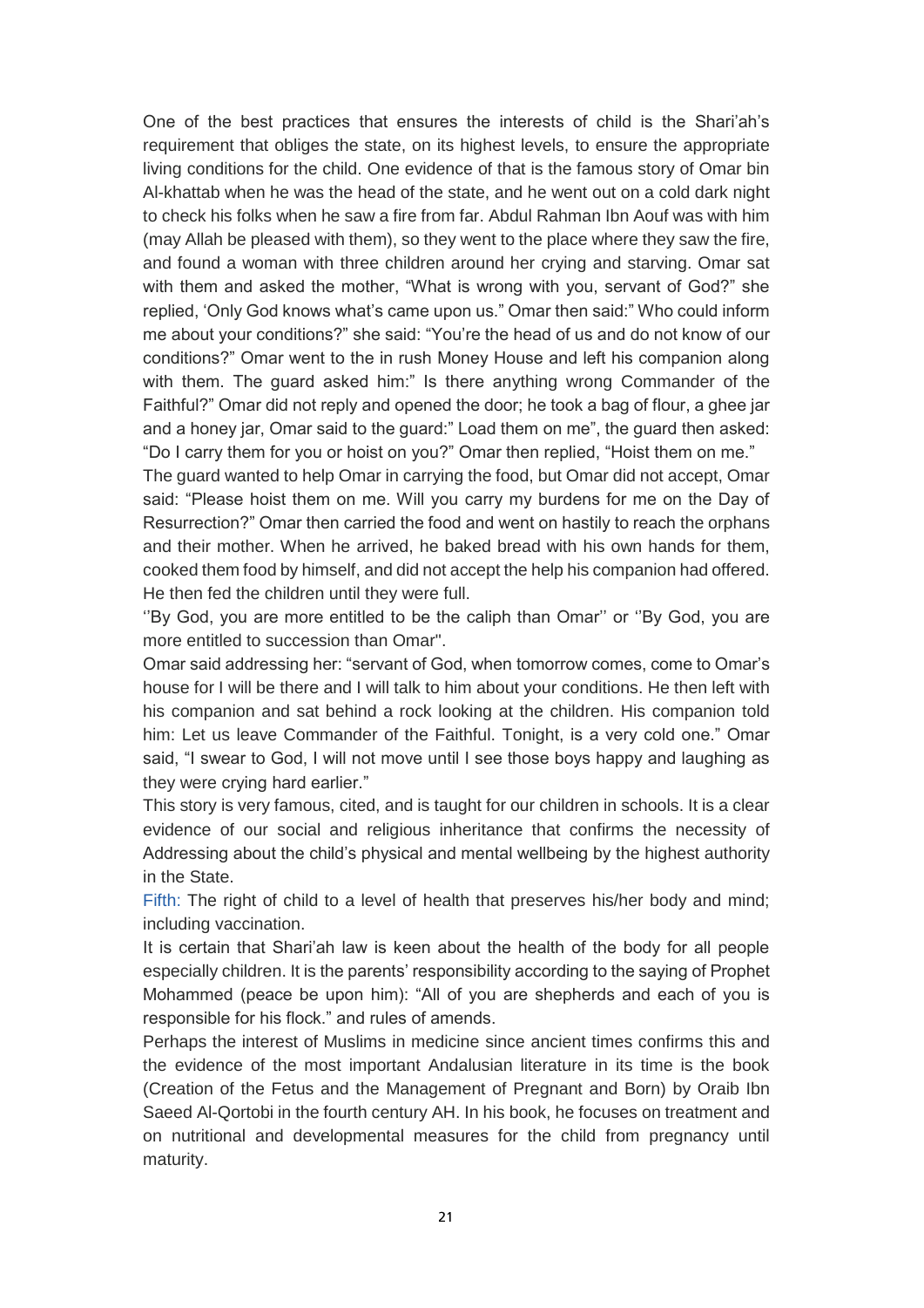One of the best practices that ensures the interests of child is the Shari'ah's requirement that obliges the state, on its highest levels, to ensure the appropriate living conditions for the child. One evidence of that is the famous story of Omar bin Al-khattab when he was the head of the state, and he went out on a cold dark night to check his folks when he saw a fire from far. Abdul Rahman Ibn Aouf was with him (may Allah be pleased with them), so they went to the place where they saw the fire, and found a woman with three children around her crying and starving. Omar sat with them and asked the mother, "What is wrong with you, servant of God?" she replied, 'Only God knows what's came upon us." Omar then said:" Who could inform me about your conditions?" she said: "You're the head of us and do not know of our conditions?" Omar went to the in rush Money House and left his companion along with them. The guard asked him:" Is there anything wrong Commander of the Faithful?" Omar did not reply and opened the door; he took a bag of flour, a ghee jar and a honey jar, Omar said to the guard:" Load them on me", the guard then asked: "Do I carry them for you or hoist on you?" Omar then replied, "Hoist them on me."

The guard wanted to help Omar in carrying the food, but Omar did not accept, Omar said: "Please hoist them on me. Will you carry my burdens for me on the Day of Resurrection?" Omar then carried the food and went on hastily to reach the orphans and their mother. When he arrived, he baked bread with his own hands for them, cooked them food by himself, and did not accept the help his companion had offered. He then fed the children until they were full.

''By God, you are more entitled to be the caliph than Omar'' or ''By God, you are more entitled to succession than Omar''.

Omar said addressing her: "servant of God, when tomorrow comes, come to Omar's house for I will be there and I will talk to him about your conditions. He then left with his companion and sat behind a rock looking at the children. His companion told him: Let us leave Commander of the Faithful. Tonight, is a very cold one." Omar said, "I swear to God, I will not move until I see those boys happy and laughing as they were crying hard earlier."

This story is very famous, cited, and is taught for our children in schools. It is a clear evidence of our social and religious inheritance that confirms the necessity of Addressing about the child's physical and mental wellbeing by the highest authority in the State.

Fifth: The right of child to a level of health that preserves his/her body and mind; including vaccination.

It is certain that Shari'ah law is keen about the health of the body for all people especially children. It is the parents' responsibility according to the saying of Prophet Mohammed (peace be upon him): "All of you are shepherds and each of you is responsible for his flock." and rules of amends.

Perhaps the interest of Muslims in medicine since ancient times confirms this and the evidence of the most important Andalusian literature in its time is the book (Creation of the Fetus and the Management of Pregnant and Born) by Oraib Ibn Saeed Al-Qortobi in the fourth century AH. In his book, he focuses on treatment and on nutritional and developmental measures for the child from pregnancy until maturity.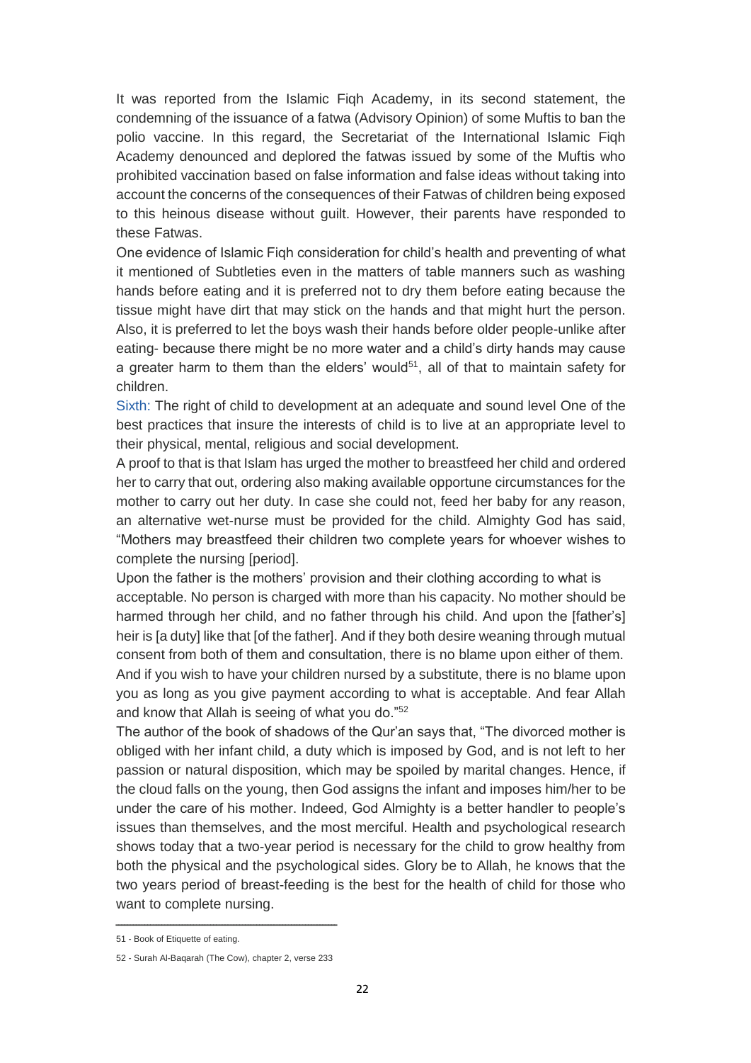It was reported from the Islamic Fiqh Academy, in its second statement, the condemning of the issuance of a fatwa (Advisory Opinion) of some Muftis to ban the polio vaccine. In this regard, the Secretariat of the International Islamic Fiqh Academy denounced and deplored the fatwas issued by some of the Muftis who prohibited vaccination based on false information and false ideas without taking into account the concerns of the consequences of their Fatwas of children being exposed to this heinous disease without guilt. However, their parents have responded to these Fatwas.

One evidence of Islamic Fiqh consideration for child's health and preventing of what it mentioned of Subtleties even in the matters of table manners such as washing hands before eating and it is preferred not to dry them before eating because the tissue might have dirt that may stick on the hands and that might hurt the person. Also, it is preferred to let the boys wash their hands before older people-unlike after eating- because there might be no more water and a child's dirty hands may cause a greater harm to them than the elders' would[51], all of that to maintain safety for children.

Sixth: The right of child to development at an adequate and sound level One of the best practices that insure the interests of child is to live at an appropriate level to their physical, mental, religious and social development.

A proof to that is that Islam has urged the mother to breastfeed her child and ordered her to carry that out, ordering also making available opportune circumstances for the mother to carry out her duty. In case she could not, feed her baby for any reason, an alternative wet-nurse must be provided for the child. Almighty God has said, "Mothers may breastfeed their children two complete years for whoever wishes to complete the nursing [period].

Upon the father is the mothers' provision and their clothing according to what is acceptable. No person is charged with more than his capacity. No mother should be harmed through her child, and no father through his child. And upon the [father's] heir is [a duty] like that [of the father]. And if they both desire weaning through mutual consent from both of them and consultation, there is no blame upon either of them. And if you wish to have your children nursed by a substitute, there is no blame upon you as long as you give payment according to what is acceptable. And fear Allah and know that Allah is seeing of what you do."[52]

The author of the book of shadows of the Qur'an says that, "The divorced mother is obliged with her infant child, a duty which is imposed by God, and is not left to her passion or natural disposition, which may be spoiled by marital changes. Hence, if the cloud falls on the young, then God assigns the infant and imposes him/her to be under the care of his mother. Indeed, God Almighty is a better handler to people's issues than themselves, and the most merciful. Health and psychological research shows today that a two-year period is necessary for the child to grow healthy from both the physical and the psychological sides. Glory be to Allah, he knows that the two years period of breast-feeding is the best for the health of child for those who want to complete nursing.

---

51 - Book of Etiquette of eating.

52 - Surah Al-Baqarah (The Cow), chapter 2, verse 233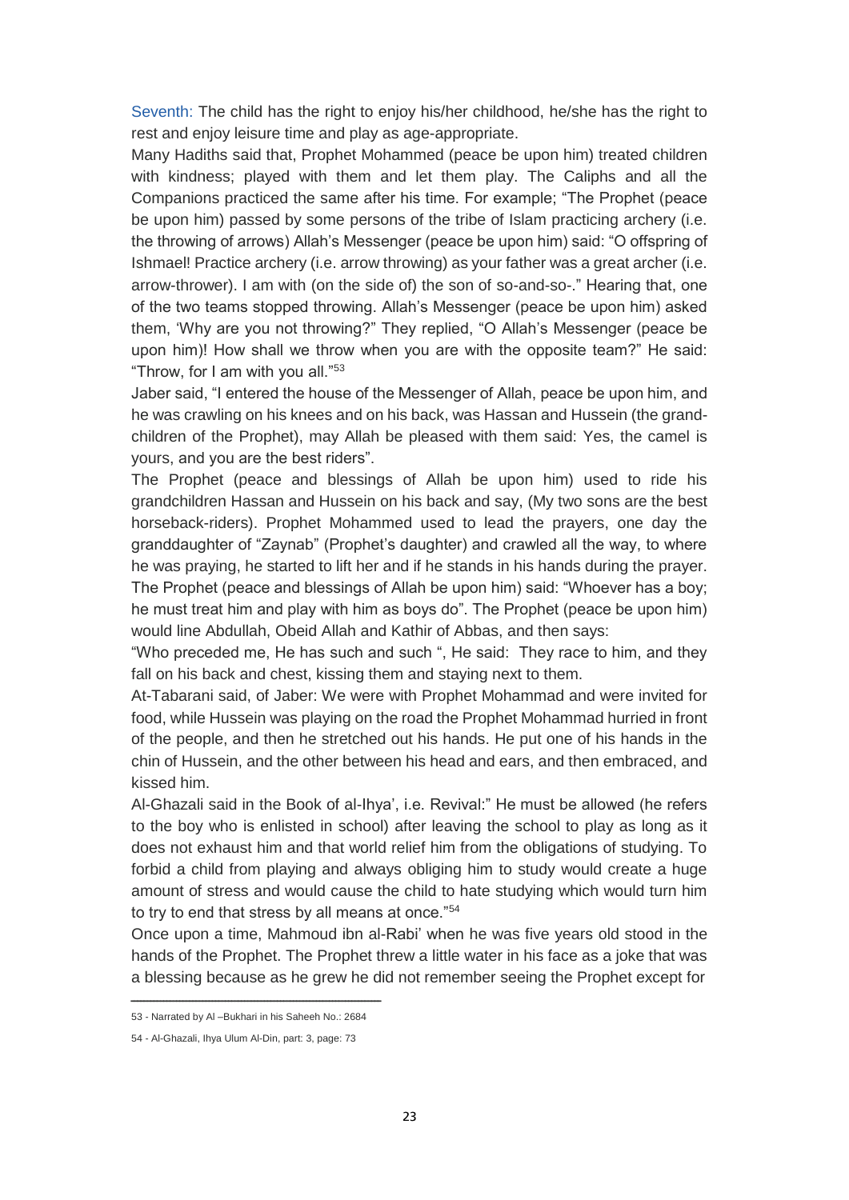Seventh: The child has the right to enjoy his/her childhood, he/she has the right to rest and enjoy leisure time and play as age-appropriate.

Many Hadiths said that, Prophet Mohammed (peace be upon him) treated children with kindness; played with them and let them play. The Caliphs and all the Companions practiced the same after his time. For example; "The Prophet (peace be upon him) passed by some persons of the tribe of Islam practicing archery (i.e. the throwing of arrows) Allah's Messenger (peace be upon him) said: "O offspring of Ishmael! Practice archery (i.e. arrow throwing) as your father was a great archer (i.e. arrow-thrower). I am with (on the side of) the son of so-and-so-." Hearing that, one of the two teams stopped throwing. Allah's Messenger (peace be upon him) asked them, 'Why are you not throwing?" They replied, "O Allah's Messenger (peace be upon him)! How shall we throw when you are with the opposite team?" He said: "Throw, for I am with you all."[53]

Jaber said, "I entered the house of the Messenger of Allah, peace be upon him, and he was crawling on his knees and on his back, was Hassan and Hussein (the grand-children of the Prophet), may Allah be pleased with them said: Yes, the camel is yours, and you are the best riders".

The Prophet (peace and blessings of Allah be upon him) used to ride his grandchildren Hassan and Hussein on his back and say, (My two sons are the best horseback-riders). Prophet Mohammed used to lead the prayers, one day the granddaughter of "Zaynab" (Prophet's daughter) and crawled all the way, to where he was praying, he started to lift her and if he stands in his hands during the prayer. The Prophet (peace and blessings of Allah be upon him) said: "Whoever has a boy; he must treat him and play with him as boys do". The Prophet (peace be upon him) would line Abdullah, Obeid Allah and Kathir of Abbas, and then says:

"Who preceded me, He has such and such ", He said: They race to him, and they fall on his back and chest, kissing them and staying next to them.

At-Tabarani said, of Jaber: We were with Prophet Mohammad and were invited for food, while Hussein was playing on the road the Prophet Mohammad hurried in front of the people, and then he stretched out his hands. He put one of his hands in the chin of Hussein, and the other between his head and ears, and then embraced, and kissed him.

Al-Ghazali said in the Book of al-Ihya', i.e. Revival:" He must be allowed (he refers to the boy who is enlisted in school) after leaving the school to play as long as it does not exhaust him and that world relief him from the obligations of studying. To forbid a child from playing and always obliging him to study would create a huge amount of stress and would cause the child to hate studying which would turn him to try to end that stress by all means at once."[54]

Once upon a time, Mahmoud ibn al-Rabi' when he was five years old stood in the hands of the Prophet. The Prophet threw a little water in his face as a joke that was a blessing because as he grew he did not remember seeing the Prophet except for

---

53 - Narrated by Al –Bukhari in his Saheeh No.: 2684

54 - Al-Ghazali, Ihya Ulum Al-Din, part: 3, page: 73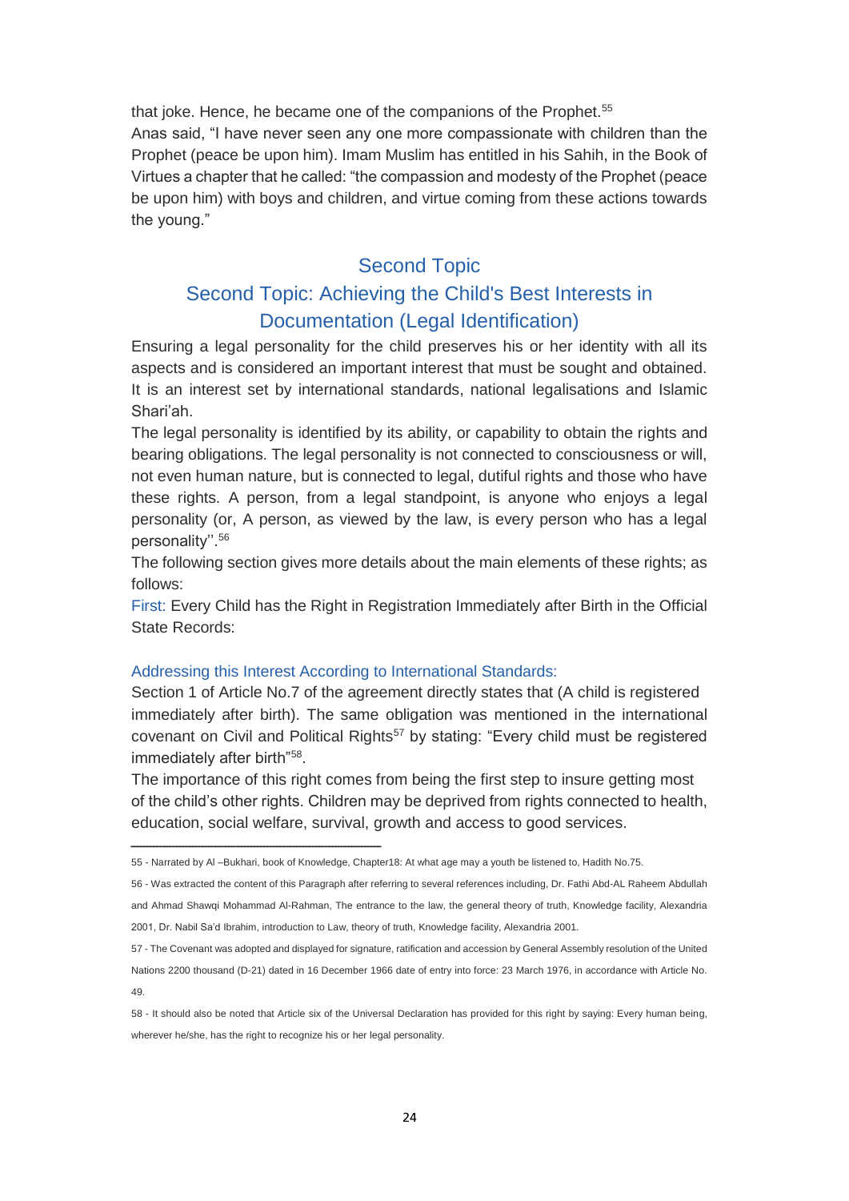that joke. Hence, he became one of the companions of the Prophet.[55]

Anas said, "I have never seen any one more compassionate with children than the Prophet (peace be upon him). Imam Muslim has entitled in his Sahih, in the Book of Virtues a chapter that he called: "the compassion and modesty of the Prophet (peace be upon him) with boys and children, and virtue coming from these actions towards the young."

## Second Topic

## Second Topic: Achieving the Child's Best Interests in Documentation (Legal Identification)

Ensuring a legal personality for the child preserves his or her identity with all its aspects and is considered an important interest that must be sought and obtained. It is an interest set by international standards, national legalisations and Islamic Shari'ah.

The legal personality is identified by its ability, or capability to obtain the rights and bearing obligations. The legal personality is not connected to consciousness or will, not even human nature, but is connected to legal, dutiful rights and those who have these rights. A person, from a legal standpoint, is anyone who enjoys a legal personality (or, A person, as viewed by the law, is every person who has a legal personality''.[56]

The following section gives more details about the main elements of these rights; as follows:

First: Every Child has the Right in Registration Immediately after Birth in the Official State Records:

### Addressing this Interest According to International Standards:

Section 1 of Article No.7 of the agreement directly states that (A child is registered immediately after birth). The same obligation was mentioned in the international covenant on Civil and Political Rights[57] by stating: "Every child must be registered immediately after birth"[58].

The importance of this right comes from being the first step to insure getting most of the child's other rights. Children may be deprived from rights connected to health, education, social welfare, survival, growth and access to good services.

---

55 - Narrated by Al –Bukhari, book of Knowledge, Chapter18: At what age may a youth be listened to, Hadith No.75.

56 - Was extracted the content of this Paragraph after referring to several references including, Dr. Fathi Abd-AL Raheem Abdullah and Ahmad Shawqi Mohammad Al-Rahman, The entrance to the law, the general theory of truth, Knowledge facility, Alexandria 2001, Dr. Nabil Sa'd Ibrahim, introduction to Law, theory of truth, Knowledge facility, Alexandria 2001.

57 - The Covenant was adopted and displayed for signature, ratification and accession by General Assembly resolution of the United Nations 2200 thousand (D-21) dated in 16 December 1966 date of entry into force: 23 March 1976, in accordance with Article No. 49.

58 - It should also be noted that Article six of the Universal Declaration has provided for this right by saying: Every human being, wherever he/she, has the right to recognize his or her legal personality.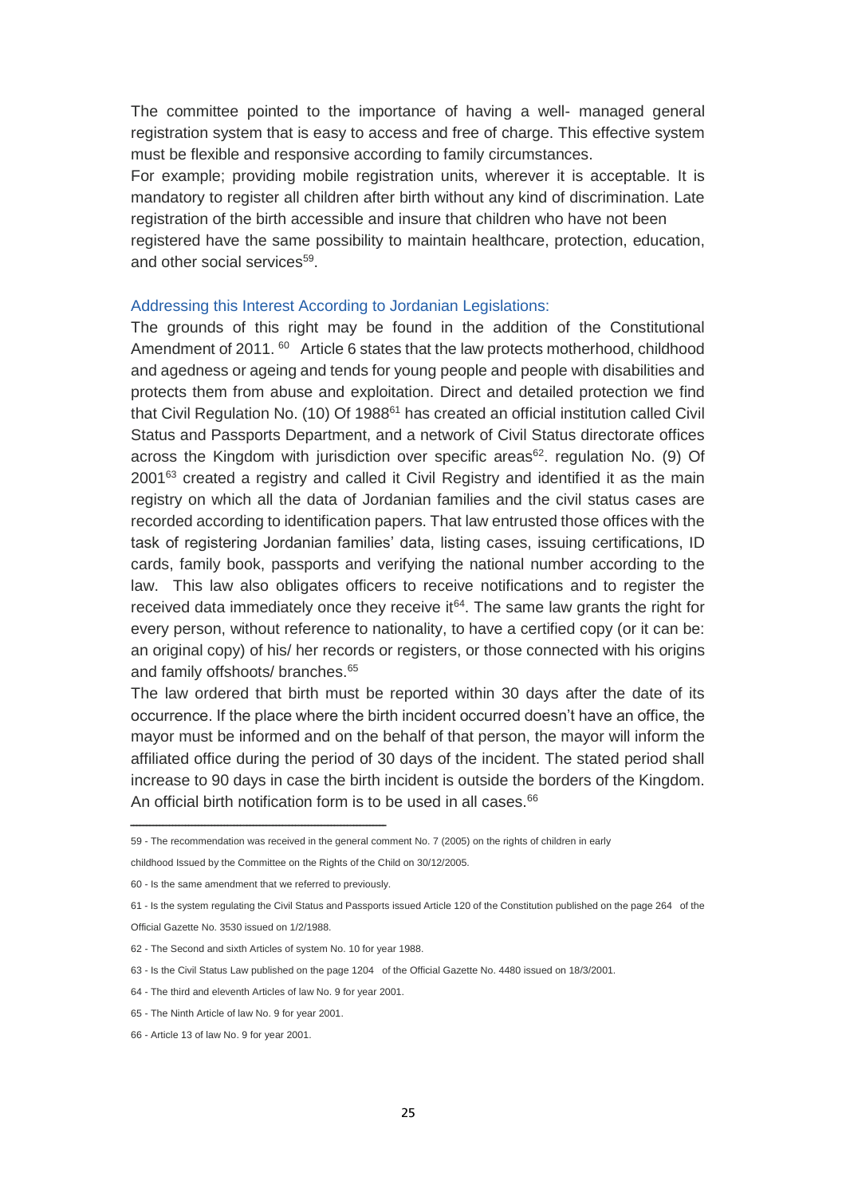The committee pointed to the importance of having a well- managed general registration system that is easy to access and free of charge. This effective system must be flexible and responsive according to family circumstances.

For example; providing mobile registration units, wherever it is acceptable. It is mandatory to register all children after birth without any kind of discrimination. Late registration of the birth accessible and insure that children who have not been registered have the same possibility to maintain healthcare, protection, education, and other social services[59].

### Addressing this Interest According to Jordanian Legislations:

The grounds of this right may be found in the addition of the Constitutional Amendment of 2011. [60] Article 6 states that the law protects motherhood, childhood and agedness or ageing and tends for young people and people with disabilities and protects them from abuse and exploitation. Direct and detailed protection we find that Civil Regulation No. (10) Of 1988[61] has created an official institution called Civil Status and Passports Department, and a network of Civil Status directorate offices across the Kingdom with jurisdiction over specific areas[62]. regulation No. (9) Of 2001[63] created a registry and called it Civil Registry and identified it as the main registry on which all the data of Jordanian families and the civil status cases are recorded according to identification papers. That law entrusted those offices with the task of registering Jordanian families' data, listing cases, issuing certifications, ID cards, family book, passports and verifying the national number according to the law. This law also obligates officers to receive notifications and to register the received data immediately once they receive it[64]. The same law grants the right for every person, without reference to nationality, to have a certified copy (or it can be: an original copy) of his/ her records or registers, or those connected with his origins and family offshoots/ branches.[65]

The law ordered that birth must be reported within 30 days after the date of its occurrence. If the place where the birth incident occurred doesn't have an office, the mayor must be informed and on the behalf of that person, the mayor will inform the affiliated office during the period of 30 days of the incident. The stated period shall increase to 90 days in case the birth incident is outside the borders of the Kingdom. An official birth notification form is to be used in all cases.[66]

---

59 - The recommendation was received in the general comment No. 7 (2005) on the rights of children in early childhood Issued by the Committee on the Rights of the Child on 30/12/2005.

60 - Is the same amendment that we referred to previously.

61 - Is the system regulating the Civil Status and Passports issued Article 120 of the Constitution published on the page 264 of the Official Gazette No. 3530 issued on 1/2/1988.

62 - The Second and sixth Articles of system No. 10 for year 1988.

63 - Is the Civil Status Law published on the page 1204 of the Official Gazette No. 4480 issued on 18/3/2001.

64 - The third and eleventh Articles of law No. 9 for year 2001.

65 - The Ninth Article of law No. 9 for year 2001.

66 - Article 13 of law No. 9 for year 2001.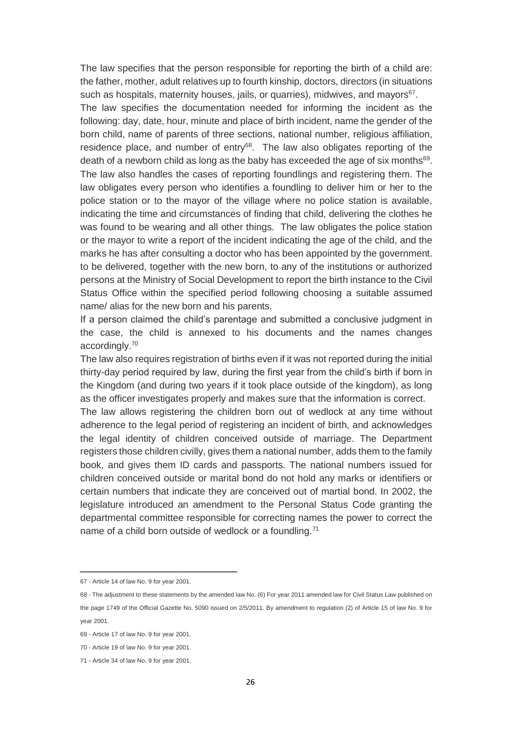The law specifies that the person responsible for reporting the birth of a child are: the father, mother, adult relatives up to fourth kinship, doctors, directors (in situations such as hospitals, maternity houses, jails, or quarries), midwives, and mayors[67].

The law specifies the documentation needed for informing the incident as the following: day, date, hour, minute and place of birth incident, name the gender of the born child, name of parents of three sections, national number, religious affiliation, residence place, and number of entry[68]. The law also obligates reporting of the death of a newborn child as long as the baby has exceeded the age of six months[69].

The law also handles the cases of reporting foundlings and registering them. The law obligates every person who identifies a foundling to deliver him or her to the police station or to the mayor of the village where no police station is available, indicating the time and circumstances of finding that child, delivering the clothes he was found to be wearing and all other things. The law obligates the police station or the mayor to write a report of the incident indicating the age of the child, and the marks he has after consulting a doctor who has been appointed by the government. to be delivered, together with the new born, to any of the institutions or authorized persons at the Ministry of Social Development to report the birth instance to the Civil Status Office within the specified period following choosing a suitable assumed name/ alias for the new born and his parents.

If a person claimed the child's parentage and submitted a conclusive judgment in the case, the child is annexed to his documents and the names changes accordingly.[70]

The law also requires registration of births even if it was not reported during the initial thirty-day period required by law, during the first year from the child's birth if born in the Kingdom (and during two years if it took place outside of the kingdom), as long as the officer investigates properly and makes sure that the information is correct.

The law allows registering the children born out of wedlock at any time without adherence to the legal period of registering an incident of birth, and acknowledges the legal identity of children conceived outside of marriage. The Department registers those children civilly, gives them a national number, adds them to the family book, and gives them ID cards and passports. The national numbers issued for children conceived outside or marital bond do not hold any marks or identifiers or certain numbers that indicate they are conceived out of martial bond. In 2002, the legislature introduced an amendment to the Personal Status Code granting the departmental committee responsible for correcting names the power to correct the name of a child born outside of wedlock or a foundling.[71]

---

67 - Article 14 of law No. 9 for year 2001.

68 - The adjustment to these statements by the amended law No. (6) For year 2011 amended law for Civil Status Law published on the page 1749 of the Official Gazette No. 5090 issued on 2/5/2011. By amendment to regulation (2) of Article 15 of law No. 9 for year 2001.

69 - Article 17 of law No. 9 for year 2001.

70 - Article 19 of law No. 9 for year 2001.

71 - Article 34 of law No. 9 for year 2001.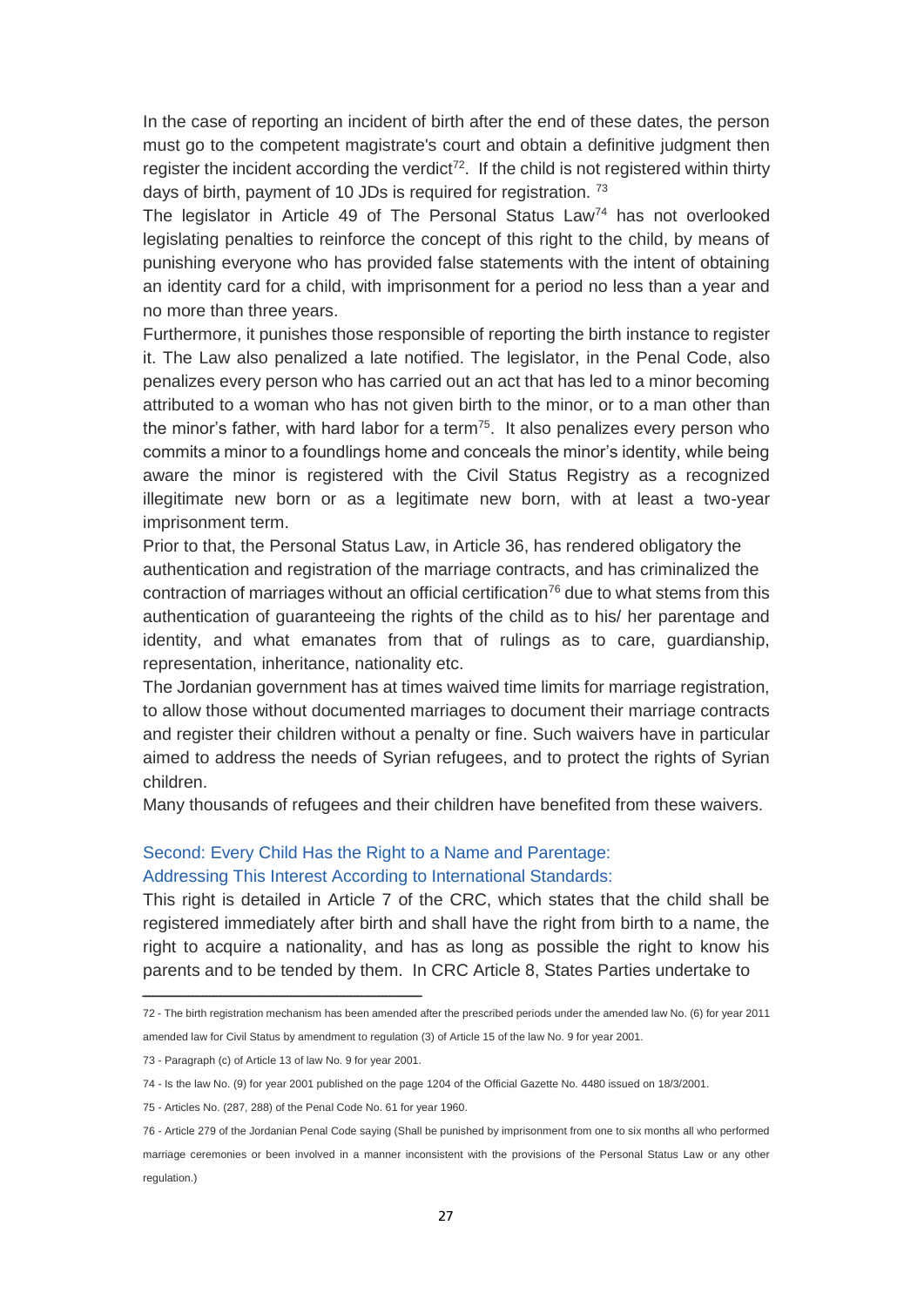In the case of reporting an incident of birth after the end of these dates, the person must go to the competent magistrate's court and obtain a definitive judgment then register the incident according the verdict[72]. If the child is not registered within thirty days of birth, payment of 10 JDs is required for registration. [73]

The legislator in Article 49 of The Personal Status Law[74] has not overlooked legislating penalties to reinforce the concept of this right to the child, by means of punishing everyone who has provided false statements with the intent of obtaining an identity card for a child, with imprisonment for a period no less than a year and no more than three years.

Furthermore, it punishes those responsible of reporting the birth instance to register it. The Law also penalized a late notified. The legislator, in the Penal Code, also penalizes every person who has carried out an act that has led to a minor becoming attributed to a woman who has not given birth to the minor, or to a man other than the minor's father, with hard labor for a term[75]. It also penalizes every person who commits a minor to a foundlings home and conceals the minor's identity, while being aware the minor is registered with the Civil Status Registry as a recognized illegitimate new born or as a legitimate new born, with at least a two-year imprisonment term.

Prior to that, the Personal Status Law, in Article 36, has rendered obligatory the authentication and registration of the marriage contracts, and has criminalized the contraction of marriages without an official certification[76] due to what stems from this authentication of guaranteeing the rights of the child as to his/ her parentage and identity, and what emanates from that of rulings as to care, guardianship, representation, inheritance, nationality etc.

The Jordanian government has at times waived time limits for marriage registration, to allow those without documented marriages to document their marriage contracts and register their children without a penalty or fine. Such waivers have in particular aimed to address the needs of Syrian refugees, and to protect the rights of Syrian children.

Many thousands of refugees and their children have benefited from these waivers.

### Second: Every Child Has the Right to a Name and Parentage: Addressing This Interest According to International Standards:

This right is detailed in Article 7 of the CRC, which states that the child shall be registered immediately after birth and shall have the right from birth to a name, the right to acquire a nationality, and has as long as possible the right to know his parents and to be tended by them. In CRC Article 8, States Parties undertake to

---

72 - The birth registration mechanism has been amended after the prescribed periods under the amended law No. (6) for year 2011 amended law for Civil Status by amendment to regulation (3) of Article 15 of the law No. 9 for year 2001.

73 - Paragraph (c) of Article 13 of law No. 9 for year 2001.

74 - Is the law No. (9) for year 2001 published on the page 1204 of the Official Gazette No. 4480 issued on 18/3/2001.

75 - Articles No. (287, 288) of the Penal Code No. 61 for year 1960.

76 - Article 279 of the Jordanian Penal Code saying (Shall be punished by imprisonment from one to six months all who performed marriage ceremonies or been involved in a manner inconsistent with the provisions of the Personal Status Law or any other regulation.)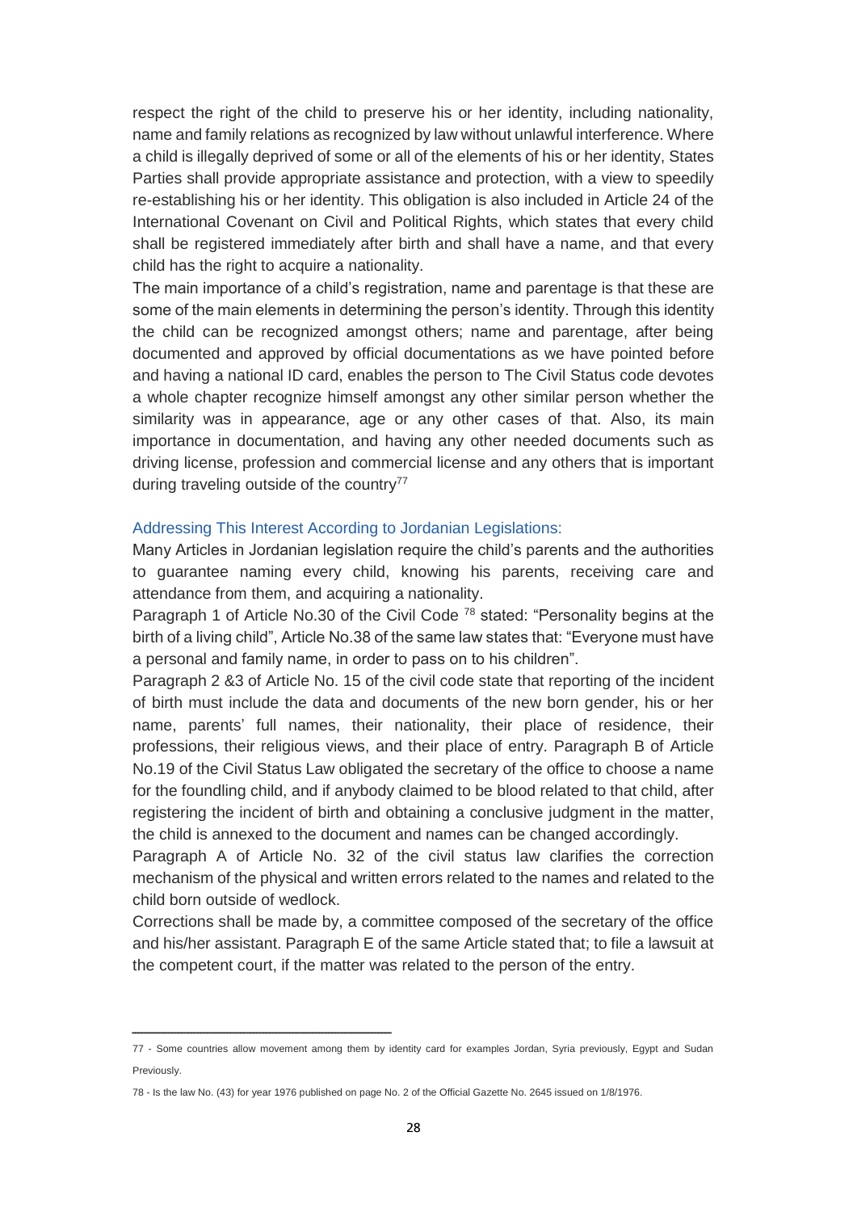respect the right of the child to preserve his or her identity, including nationality, name and family relations as recognized by law without unlawful interference. Where a child is illegally deprived of some or all of the elements of his or her identity, States Parties shall provide appropriate assistance and protection, with a view to speedily re-establishing his or her identity. This obligation is also included in Article 24 of the International Covenant on Civil and Political Rights, which states that every child shall be registered immediately after birth and shall have a name, and that every child has the right to acquire a nationality.

The main importance of a child's registration, name and parentage is that these are some of the main elements in determining the person's identity. Through this identity the child can be recognized amongst others; name and parentage, after being documented and approved by official documentations as we have pointed before and having a national ID card, enables the person to The Civil Status code devotes a whole chapter recognize himself amongst any other similar person whether the similarity was in appearance, age or any other cases of that. Also, its main importance in documentation, and having any other needed documents such as driving license, profession and commercial license and any others that is important during traveling outside of the country[77]

### Addressing This Interest According to Jordanian Legislations:

Many Articles in Jordanian legislation require the child's parents and the authorities to guarantee naming every child, knowing his parents, receiving care and attendance from them, and acquiring a nationality.

Paragraph 1 of Article No.30 of the Civil Code [78] stated: "Personality begins at the birth of a living child", Article No.38 of the same law states that: "Everyone must have a personal and family name, in order to pass on to his children".

Paragraph 2 &3 of Article No. 15 of the civil code state that reporting of the incident of birth must include the data and documents of the new born gender, his or her name, parents' full names, their nationality, their place of residence, their professions, their religious views, and their place of entry. Paragraph B of Article No.19 of the Civil Status Law obligated the secretary of the office to choose a name for the foundling child, and if anybody claimed to be blood related to that child, after registering the incident of birth and obtaining a conclusive judgment in the matter, the child is annexed to the document and names can be changed accordingly.

Paragraph A of Article No. 32 of the civil status law clarifies the correction mechanism of the physical and written errors related to the names and related to the child born outside of wedlock.

Corrections shall be made by, a committee composed of the secretary of the office and his/her assistant. Paragraph E of the same Article stated that; to file a lawsuit at the competent court, if the matter was related to the person of the entry.

---

77 - Some countries allow movement among them by identity card for examples Jordan, Syria previously, Egypt and Sudan Previously.

78 - Is the law No. (43) for year 1976 published on page No. 2 of the Official Gazette No. 2645 issued on 1/8/1976.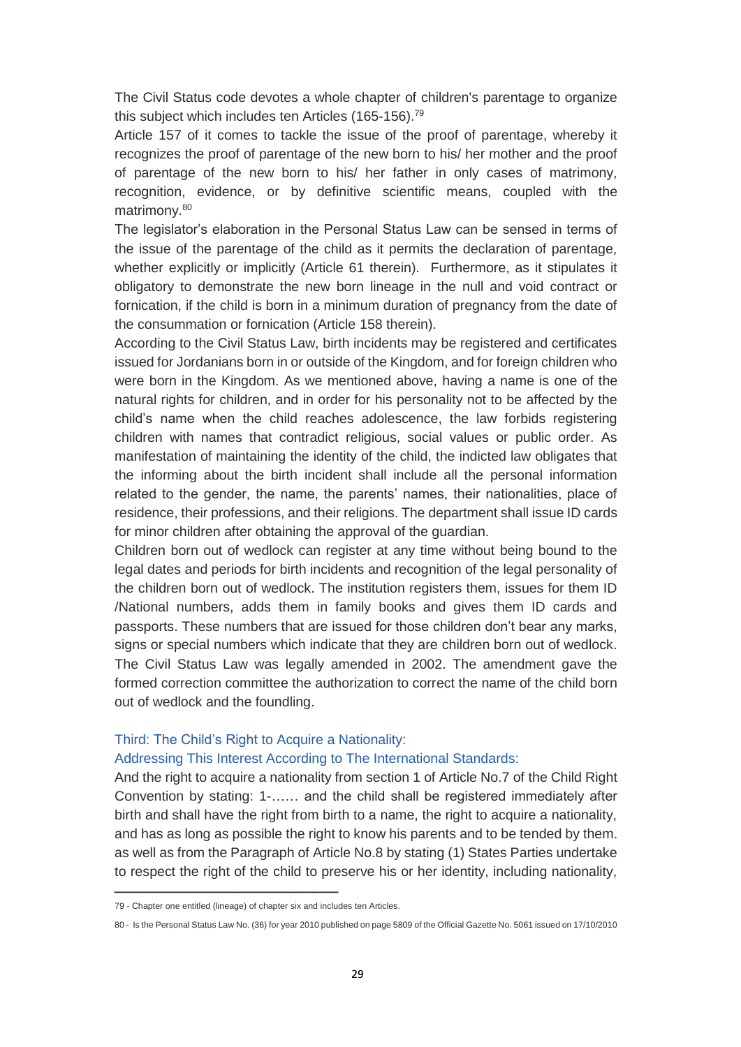The Civil Status code devotes a whole chapter of children's parentage to organize this subject which includes ten Articles (165-156).[79]

Article 157 of it comes to tackle the issue of the proof of parentage, whereby it recognizes the proof of parentage of the new born to his/ her mother and the proof of parentage of the new born to his/ her father in only cases of matrimony, recognition, evidence, or by definitive scientific means, coupled with the matrimony.[80]

The legislator's elaboration in the Personal Status Law can be sensed in terms of the issue of the parentage of the child as it permits the declaration of parentage, whether explicitly or implicitly (Article 61 therein). Furthermore, as it stipulates it obligatory to demonstrate the new born lineage in the null and void contract or fornication, if the child is born in a minimum duration of pregnancy from the date of the consummation or fornication (Article 158 therein).

According to the Civil Status Law, birth incidents may be registered and certificates issued for Jordanians born in or outside of the Kingdom, and for foreign children who were born in the Kingdom. As we mentioned above, having a name is one of the natural rights for children, and in order for his personality not to be affected by the child's name when the child reaches adolescence, the law forbids registering children with names that contradict religious, social values or public order. As manifestation of maintaining the identity of the child, the indicted law obligates that the informing about the birth incident shall include all the personal information related to the gender, the name, the parents' names, their nationalities, place of residence, their professions, and their religions. The department shall issue ID cards for minor children after obtaining the approval of the guardian.

Children born out of wedlock can register at any time without being bound to the legal dates and periods for birth incidents and recognition of the legal personality of the children born out of wedlock. The institution registers them, issues for them ID /National numbers, adds them in family books and gives them ID cards and passports. These numbers that are issued for those children don't bear any marks, signs or special numbers which indicate that they are children born out of wedlock. The Civil Status Law was legally amended in 2002. The amendment gave the formed correction committee the authorization to correct the name of the child born out of wedlock and the foundling.

### Third: The Child's Right to Acquire a Nationality:

### Addressing This Interest According to The International Standards:

And the right to acquire a nationality from section 1 of Article No.7 of the Child Right Convention by stating: 1-…… and the child shall be registered immediately after birth and shall have the right from birth to a name, the right to acquire a nationality, and has as long as possible the right to know his parents and to be tended by them. as well as from the Paragraph of Article No.8 by stating (1) States Parties undertake to respect the right of the child to preserve his or her identity, including nationality,

---

79 - Chapter one entitled (lineage) of chapter six and includes ten Articles.

80 - Is the Personal Status Law No. (36) for year 2010 published on page 5809 of the Official Gazette No. 5061 issued on 17/10/2010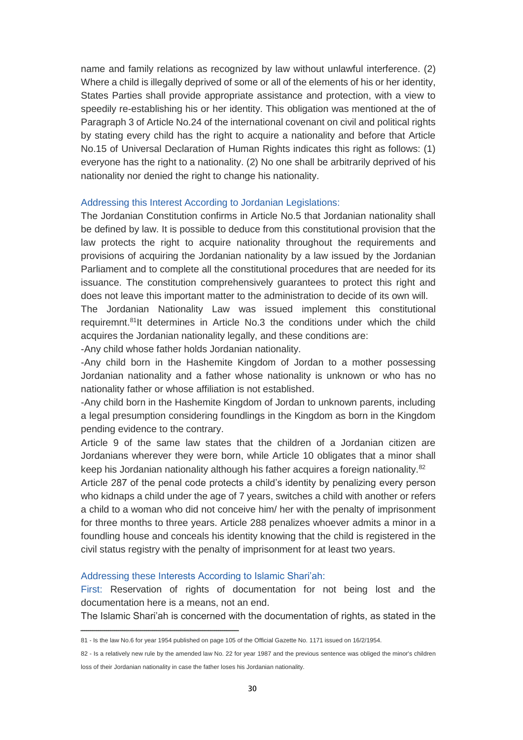name and family relations as recognized by law without unlawful interference. (2) Where a child is illegally deprived of some or all of the elements of his or her identity, States Parties shall provide appropriate assistance and protection, with a view to speedily re-establishing his or her identity. This obligation was mentioned at the of Paragraph 3 of Article No.24 of the international covenant on civil and political rights by stating every child has the right to acquire a nationality and before that Article No.15 of Universal Declaration of Human Rights indicates this right as follows: (1) everyone has the right to a nationality. (2) No one shall be arbitrarily deprived of his nationality nor denied the right to change his nationality.

### Addressing this Interest According to Jordanian Legislations:

The Jordanian Constitution confirms in Article No.5 that Jordanian nationality shall be defined by law. It is possible to deduce from this constitutional provision that the law protects the right to acquire nationality throughout the requirements and provisions of acquiring the Jordanian nationality by a law issued by the Jordanian Parliament and to complete all the constitutional procedures that are needed for its issuance. The constitution comprehensively guarantees to protect this right and does not leave this important matter to the administration to decide of its own will.

The Jordanian Nationality Law was issued implement this constitutional requiremnt.[81]It determines in Article No.3 the conditions under which the child acquires the Jordanian nationality legally, and these conditions are:

-Any child whose father holds Jordanian nationality.

-Any child born in the Hashemite Kingdom of Jordan to a mother possessing Jordanian nationality and a father whose nationality is unknown or who has no nationality father or whose affiliation is not established.

-Any child born in the Hashemite Kingdom of Jordan to unknown parents, including a legal presumption considering foundlings in the Kingdom as born in the Kingdom pending evidence to the contrary.

Article 9 of the same law states that the children of a Jordanian citizen are Jordanians wherever they were born, while Article 10 obligates that a minor shall keep his Jordanian nationality although his father acquires a foreign nationality.[82]

Article 287 of the penal code protects a child's identity by penalizing every person who kidnaps a child under the age of 7 years, switches a child with another or refers a child to a woman who did not conceive him/ her with the penalty of imprisonment for three months to three years. Article 288 penalizes whoever admits a minor in a foundling house and conceals his identity knowing that the child is registered in the civil status registry with the penalty of imprisonment for at least two years.

### Addressing these Interests According to Islamic Shari'ah:

First: Reservation of rights of documentation for not being lost and the documentation here is a means, not an end.

The Islamic Shari'ah is concerned with the documentation of rights, as stated in the

---

81 - Is the law No.6 for year 1954 published on page 105 of the Official Gazette No. 1171 issued on 16/2/1954.

82 - Is a relatively new rule by the amended law No. 22 for year 1987 and the previous sentence was obliged the minor's children loss of their Jordanian nationality in case the father loses his Jordanian nationality.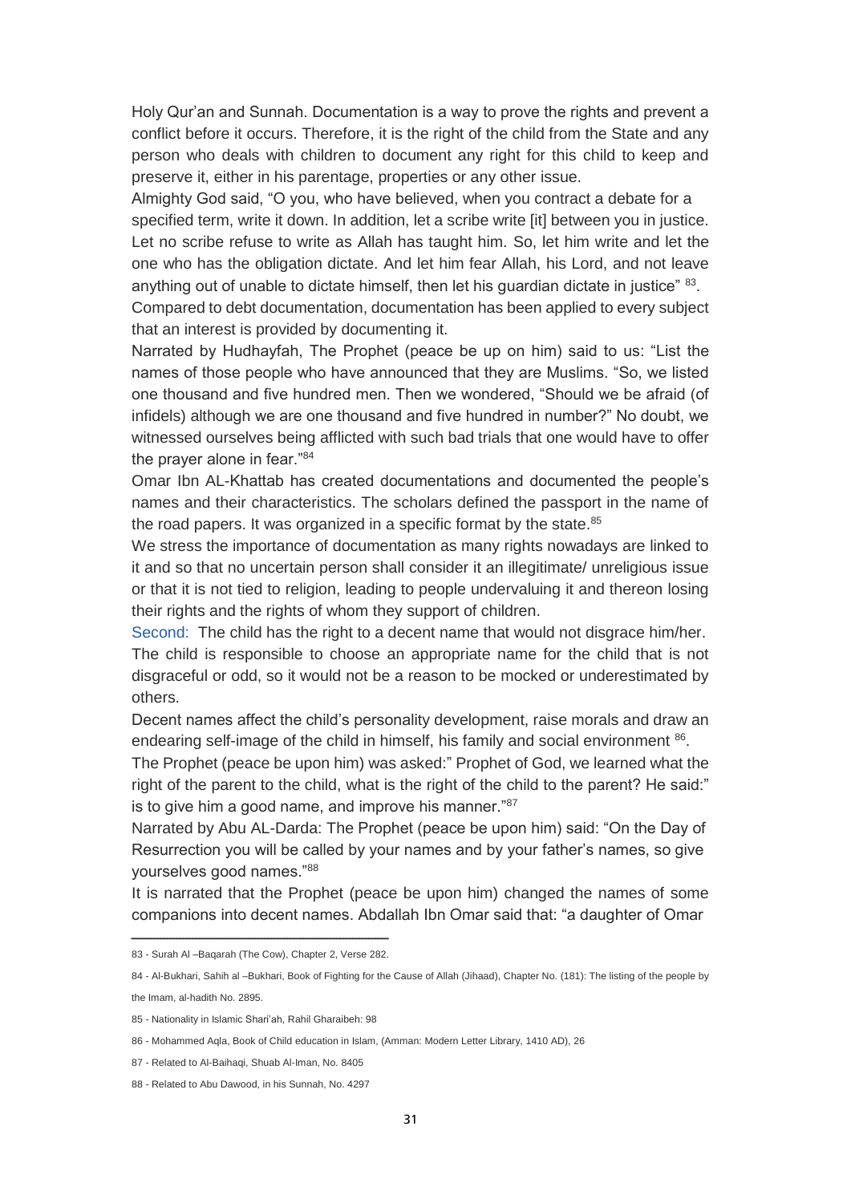Holy Qur'an and Sunnah. Documentation is a way to prove the rights and prevent a conflict before it occurs. Therefore, it is the right of the child from the State and any person who deals with children to document any right for this child to keep and preserve it, either in his parentage, properties or any other issue.

Almighty God said, "O you, who have believed, when you contract a debate for a specified term, write it down. In addition, let a scribe write [it] between you in justice. Let no scribe refuse to write as Allah has taught him. So, let him write and let the one who has the obligation dictate. And let him fear Allah, his Lord, and not leave anything out of unable to dictate himself, then let his guardian dictate in justice" [83].

Compared to debt documentation, documentation has been applied to every subject that an interest is provided by documenting it.

Narrated by Hudhayfah, The Prophet (peace be up on him) said to us: "List the names of those people who have announced that they are Muslims. "So, we listed one thousand and five hundred men. Then we wondered, "Should we be afraid (of infidels) although we are one thousand and five hundred in number?" No doubt, we witnessed ourselves being afflicted with such bad trials that one would have to offer the prayer alone in fear."[84]

Omar Ibn AL-Khattab has created documentations and documented the people's names and their characteristics. The scholars defined the passport in the name of the road papers. It was organized in a specific format by the state.[85]

We stress the importance of documentation as many rights nowadays are linked to it and so that no uncertain person shall consider it an illegitimate/ unreligious issue or that it is not tied to religion, leading to people undervaluing it and thereon losing their rights and the rights of whom they support of children.

Second: The child has the right to a decent name that would not disgrace him/her. The child is responsible to choose an appropriate name for the child that is not disgraceful or odd, so it would not be a reason to be mocked or underestimated by others.

Decent names affect the child's personality development, raise morals and draw an endearing self-image of the child in himself, his family and social environment [86].

The Prophet (peace be upon him) was asked:" Prophet of God, we learned what the right of the parent to the child, what is the right of the child to the parent? He said:" is to give him a good name, and improve his manner."[87]

Narrated by Abu AL-Darda: The Prophet (peace be upon him) said: "On the Day of Resurrection you will be called by your names and by your father's names, so give yourselves good names."[88]

It is narrated that the Prophet (peace be upon him) changed the names of some companions into decent names. Abdallah Ibn Omar said that: "a daughter of Omar

---

83 - Surah Al –Baqarah (The Cow), Chapter 2, Verse 282.

84 - Al-Bukhari, Sahih al –Bukhari, Book of Fighting for the Cause of Allah (Jihaad), Chapter No. (181): The listing of the people by the Imam, al-hadith No. 2895.

85 - Nationality in Islamic Shari'ah, Rahil Gharaibeh: 98

86 - Mohammed Aqla, Book of Child education in Islam, (Amman: Modern Letter Library, 1410 AD), 26

87 - Related to Al-Baihaqi, Shuab Al-Iman, No. 8405

88 - Related to Abu Dawood, in his Sunnah, No. 4297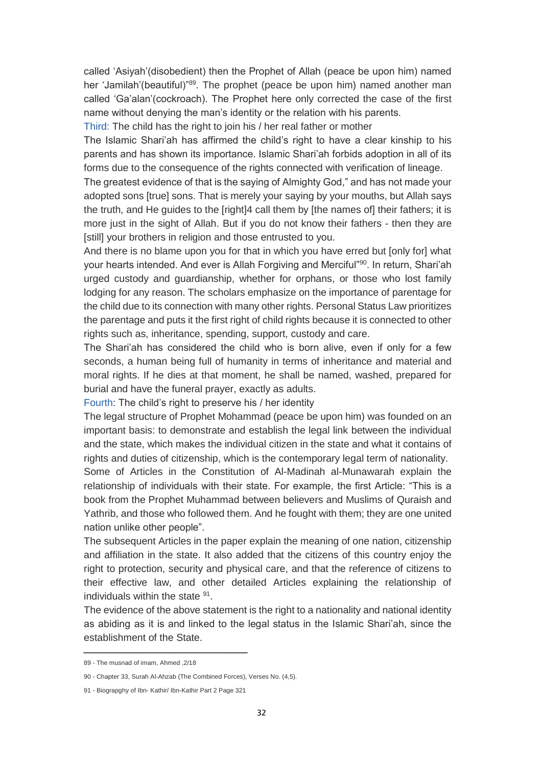called 'Asiyah'(disobedient) then the Prophet of Allah (peace be upon him) named her 'Jamilah'(beautiful)"[89]. The prophet (peace be upon him) named another man called 'Ga'alan'(cockroach). The Prophet here only corrected the case of the first name without denying the man's identity or the relation with his parents.

### Third: The child has the right to join his / her real father or mother

The Islamic Shari'ah has affirmed the child's right to have a clear kinship to his parents and has shown its importance. Islamic Shari'ah forbids adoption in all of its forms due to the consequence of the rights connected with verification of lineage.

The greatest evidence of that is the saying of Almighty God," and has not made your adopted sons [true] sons. That is merely your saying by your mouths, but Allah says the truth, and He guides to the [right]4 call them by [the names of] their fathers; it is more just in the sight of Allah. But if you do not know their fathers - then they are [still] your brothers in religion and those entrusted to you.

And there is no blame upon you for that in which you have erred but [only for] what your hearts intended. And ever is Allah Forgiving and Merciful"[90]. In return, Shari'ah urged custody and guardianship, whether for orphans, or those who lost family lodging for any reason. The scholars emphasize on the importance of parentage for the child due to its connection with many other rights. Personal Status Law prioritizes the parentage and puts it the first right of child rights because it is connected to other rights such as, inheritance, spending, support, custody and care.

The Shari'ah has considered the child who is born alive, even if only for a few seconds, a human being full of humanity in terms of inheritance and material and moral rights. If he dies at that moment, he shall be named, washed, prepared for burial and have the funeral prayer, exactly as adults.

### Fourth: The child's right to preserve his / her identity

The legal structure of Prophet Mohammad (peace be upon him) was founded on an important basis: to demonstrate and establish the legal link between the individual and the state, which makes the individual citizen in the state and what it contains of rights and duties of citizenship, which is the contemporary legal term of nationality.

Some of Articles in the Constitution of Al-Madinah al-Munawarah explain the relationship of individuals with their state. For example, the first Article: "This is a book from the Prophet Muhammad between believers and Muslims of Quraish and Yathrib, and those who followed them. And he fought with them; they are one united nation unlike other people".

The subsequent Articles in the paper explain the meaning of one nation, citizenship and affiliation in the state. It also added that the citizens of this country enjoy the right to protection, security and physical care, and that the reference of citizens to their effective law, and other detailed Articles explaining the relationship of individuals within the state [91].

The evidence of the above statement is the right to a nationality and national identity as abiding as it is and linked to the legal status in the Islamic Shari'ah, since the establishment of the State.

---

89 - The musnad of imam, Ahmed ,2/18

90 - Chapter 33, Surah Al-Ahzab (The Combined Forces), Verses No. (4,5).

91 - Biograpghy of Ibn- Kathir/ Ibn-Kathir Part 2 Page 321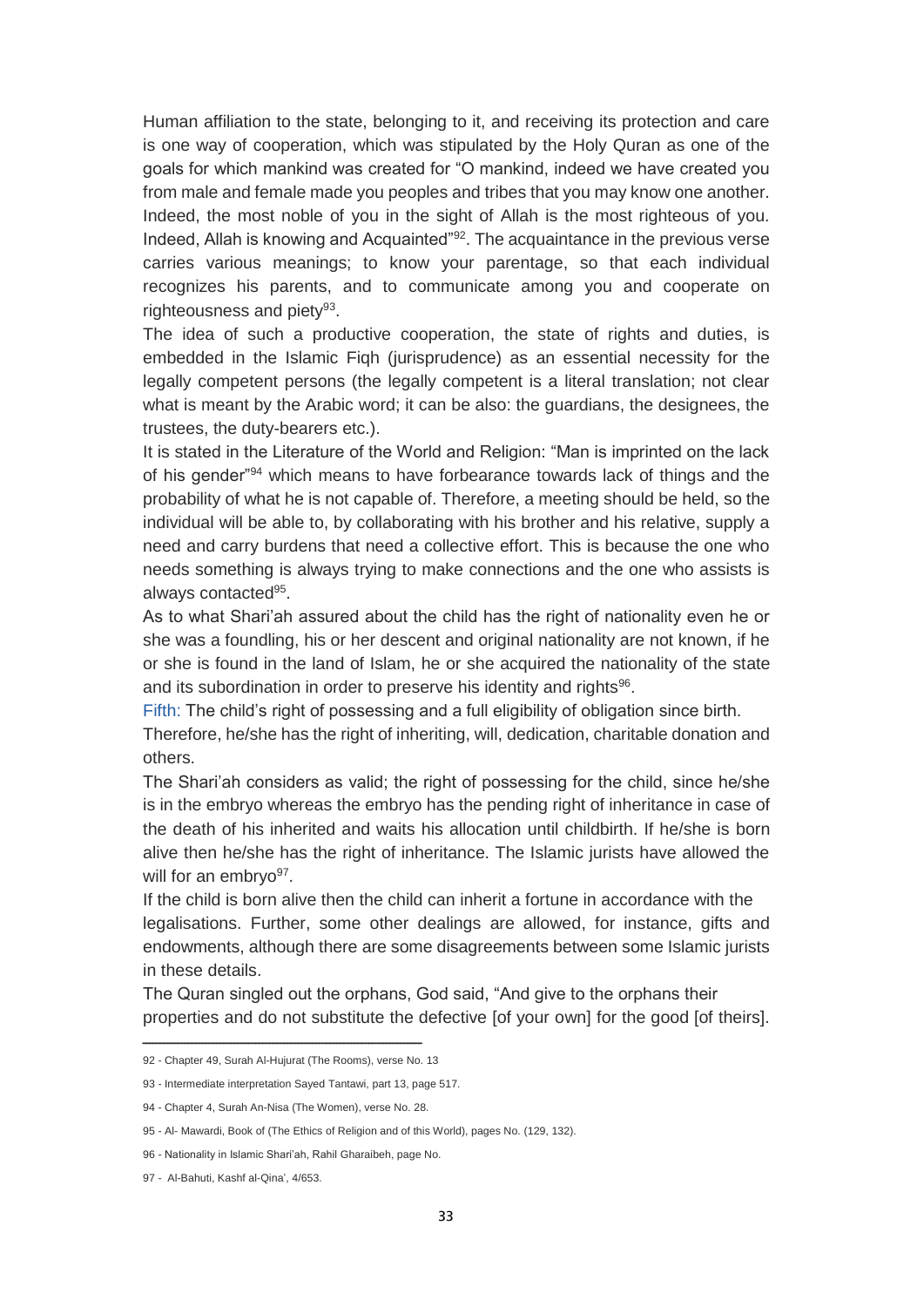Human affiliation to the state, belonging to it, and receiving its protection and care is one way of cooperation, which was stipulated by the Holy Quran as one of the goals for which mankind was created for "O mankind, indeed we have created you from male and female made you peoples and tribes that you may know one another. Indeed, the most noble of you in the sight of Allah is the most righteous of you. Indeed, Allah is knowing and Acquainted"[92]. The acquaintance in the previous verse carries various meanings; to know your parentage, so that each individual recognizes his parents, and to communicate among you and cooperate on righteousness and piety[93].

The idea of such a productive cooperation, the state of rights and duties, is embedded in the Islamic Fiqh (jurisprudence) as an essential necessity for the legally competent persons (the legally competent is a literal translation; not clear what is meant by the Arabic word; it can be also: the guardians, the designees, the trustees, the duty-bearers etc.).

It is stated in the Literature of the World and Religion: "Man is imprinted on the lack of his gender"[94] which means to have forbearance towards lack of things and the probability of what he is not capable of. Therefore, a meeting should be held, so the individual will be able to, by collaborating with his brother and his relative, supply a need and carry burdens that need a collective effort. This is because the one who needs something is always trying to make connections and the one who assists is always contacted[95].

As to what Shari'ah assured about the child has the right of nationality even he or she was a foundling, his or her descent and original nationality are not known, if he or she is found in the land of Islam, he or she acquired the nationality of the state and its subordination in order to preserve his identity and rights[96].

Fifth: The child's right of possessing and a full eligibility of obligation since birth.

Therefore, he/she has the right of inheriting, will, dedication, charitable donation and others.

The Shari'ah considers as valid; the right of possessing for the child, since he/she is in the embryo whereas the embryo has the pending right of inheritance in case of the death of his inherited and waits his allocation until childbirth. If he/she is born alive then he/she has the right of inheritance. The Islamic jurists have allowed the will for an embryo[97].

If the child is born alive then the child can inherit a fortune in accordance with the legalisations. Further, some other dealings are allowed, for instance, gifts and endowments, although there are some disagreements between some Islamic jurists in these details.

The Quran singled out the orphans, God said, "And give to the orphans their properties and do not substitute the defective [of your own] for the good [of theirs].

---

92 - Chapter 49, Surah Al-Hujurat (The Rooms), verse No. 13

93 - Intermediate interpretation Sayed Tantawi, part 13, page 517.

94 - Chapter 4, Surah An-Nisa (The Women), verse No. 28.

95 - Al- Mawardi, Book of (The Ethics of Religion and of this World), pages No. (129, 132).

96 - Nationality in Islamic Shari'ah, Rahil Gharaibeh, page No.

97 - Al-Bahuti, Kashf al-Qina', 4/653.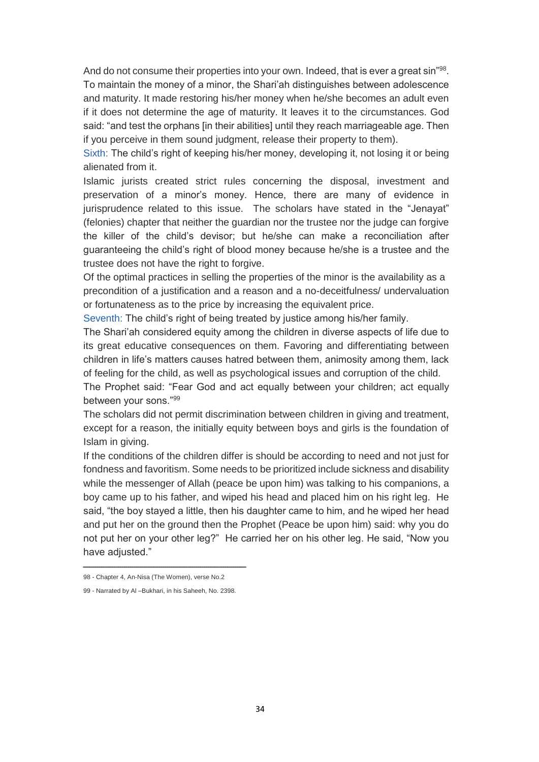And do not consume their properties into your own. Indeed, that is ever a great sin"[98]. To maintain the money of a minor, the Shari'ah distinguishes between adolescence and maturity. It made restoring his/her money when he/she becomes an adult even if it does not determine the age of maturity. It leaves it to the circumstances. God said: "and test the orphans [in their abilities] until they reach marriageable age. Then if you perceive in them sound judgment, release their property to them).

Sixth: The child's right of keeping his/her money, developing it, not losing it or being alienated from it.

Islamic jurists created strict rules concerning the disposal, investment and preservation of a minor's money. Hence, there are many of evidence in jurisprudence related to this issue. The scholars have stated in the "Jenayat" (felonies) chapter that neither the guardian nor the trustee nor the judge can forgive the killer of the child's devisor; but he/she can make a reconciliation after guaranteeing the child's right of blood money because he/she is a trustee and the trustee does not have the right to forgive.

Of the optimal practices in selling the properties of the minor is the availability as a precondition of a justification and a reason and a no-deceitfulness/ undervaluation or fortunateness as to the price by increasing the equivalent price.

Seventh: The child's right of being treated by justice among his/her family.

The Shari'ah considered equity among the children in diverse aspects of life due to its great educative consequences on them. Favoring and differentiating between children in life's matters causes hatred between them, animosity among them, lack of feeling for the child, as well as psychological issues and corruption of the child.

The Prophet said: "Fear God and act equally between your children; act equally between your sons."[99]

The scholars did not permit discrimination between children in giving and treatment, except for a reason, the initially equity between boys and girls is the foundation of Islam in giving.

If the conditions of the children differ is should be according to need and not just for fondness and favoritism. Some needs to be prioritized include sickness and disability while the messenger of Allah (peace be upon him) was talking to his companions, a boy came up to his father, and wiped his head and placed him on his right leg. He said, "the boy stayed a little, then his daughter came to him, and he wiped her head and put her on the ground then the Prophet (Peace be upon him) said: why you do not put her on your other leg?" He carried her on his other leg. He said, "Now you have adjusted."

---

98 - Chapter 4, An-Nisa (The Women), verse No.2

99 - Narrated by Al –Bukhari, in his Saheeh, No. 2398.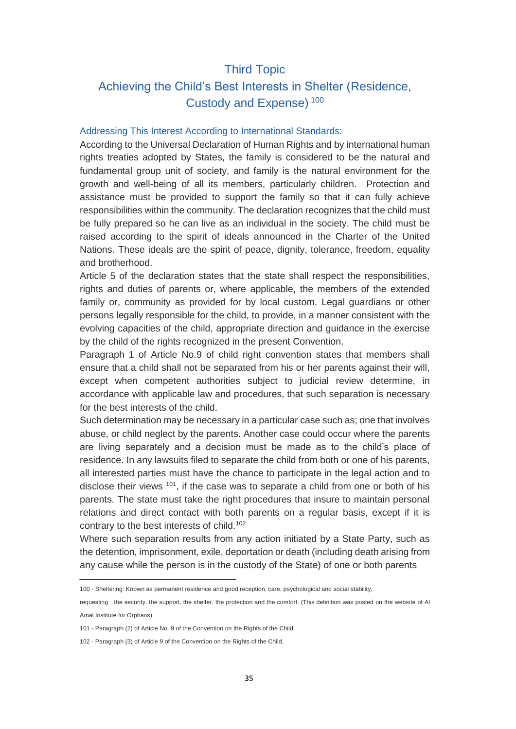## Third Topic

## Achieving the Child's Best Interests in Shelter (Residence, Custody and Expense) [100]

### Addressing This Interest According to International Standards:

According to the Universal Declaration of Human Rights and by international human rights treaties adopted by States, the family is considered to be the natural and fundamental group unit of society, and family is the natural environment for the growth and well-being of all its members, particularly children. Protection and assistance must be provided to support the family so that it can fully achieve responsibilities within the community. The declaration recognizes that the child must be fully prepared so he can live as an individual in the society. The child must be raised according to the spirit of ideals announced in the Charter of the United Nations. These ideals are the spirit of peace, dignity, tolerance, freedom, equality and brotherhood.

Article 5 of the declaration states that the state shall respect the responsibilities, rights and duties of parents or, where applicable, the members of the extended family or, community as provided for by local custom. Legal guardians or other persons legally responsible for the child, to provide, in a manner consistent with the evolving capacities of the child, appropriate direction and guidance in the exercise by the child of the rights recognized in the present Convention.

Paragraph 1 of Article No.9 of child right convention states that members shall ensure that a child shall not be separated from his or her parents against their will, except when competent authorities subject to judicial review determine, in accordance with applicable law and procedures, that such separation is necessary for the best interests of the child.

Such determination may be necessary in a particular case such as; one that involves abuse, or child neglect by the parents. Another case could occur where the parents are living separately and a decision must be made as to the child's place of residence. In any lawsuits filed to separate the child from both or one of his parents, all interested parties must have the chance to participate in the legal action and to disclose their views [101], if the case was to separate a child from one or both of his parents. The state must take the right procedures that insure to maintain personal relations and direct contact with both parents on a regular basis, except if it is contrary to the best interests of child.[102]

Where such separation results from any action initiated by a State Party, such as the detention, imprisonment, exile, deportation or death (including death arising from any cause while the person is in the custody of the State) of one or both parents

---

100 - Sheltering: Known as permanent residence and good reception, care, psychological and social stability, requesting the security, the support, the shelter, the protection and the comfort. (This definition was posted on the website of Al Amal Institute for Orphans).

101 - Paragraph (2) of Article No. 9 of the Convention on the Rights of the Child.

102 - Paragraph (3) of Article 9 of the Convention on the Rights of the Child.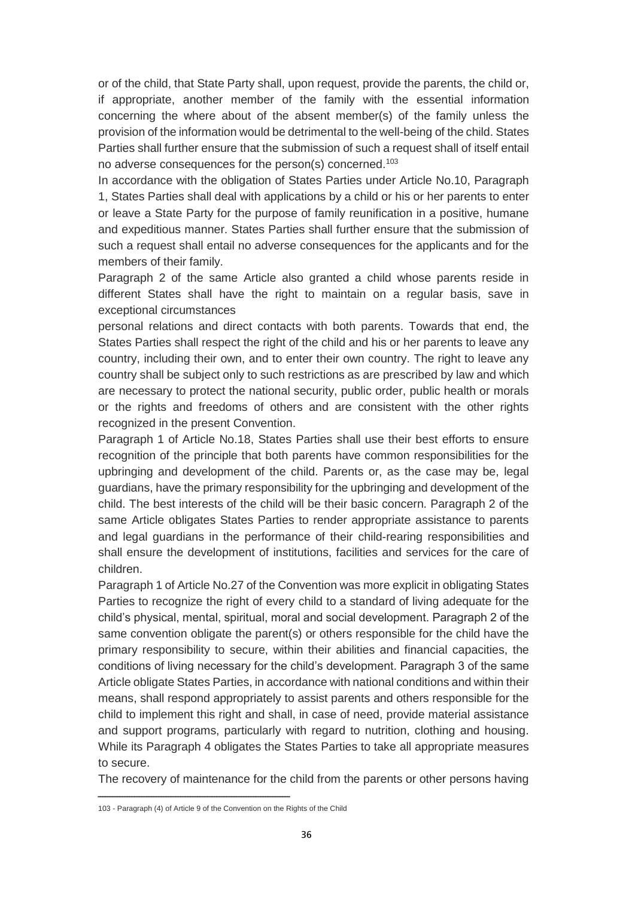or of the child, that State Party shall, upon request, provide the parents, the child or, if appropriate, another member of the family with the essential information concerning the where about of the absent member(s) of the family unless the provision of the information would be detrimental to the well-being of the child. States Parties shall further ensure that the submission of such a request shall of itself entail no adverse consequences for the person(s) concerned.[103]

In accordance with the obligation of States Parties under Article No.10, Paragraph 1, States Parties shall deal with applications by a child or his or her parents to enter or leave a State Party for the purpose of family reunification in a positive, humane and expeditious manner. States Parties shall further ensure that the submission of such a request shall entail no adverse consequences for the applicants and for the members of their family.

Paragraph 2 of the same Article also granted a child whose parents reside in different States shall have the right to maintain on a regular basis, save in exceptional circumstances

personal relations and direct contacts with both parents. Towards that end, the States Parties shall respect the right of the child and his or her parents to leave any country, including their own, and to enter their own country. The right to leave any country shall be subject only to such restrictions as are prescribed by law and which are necessary to protect the national security, public order, public health or morals or the rights and freedoms of others and are consistent with the other rights recognized in the present Convention.

Paragraph 1 of Article No.18, States Parties shall use their best efforts to ensure recognition of the principle that both parents have common responsibilities for the upbringing and development of the child. Parents or, as the case may be, legal guardians, have the primary responsibility for the upbringing and development of the child. The best interests of the child will be their basic concern. Paragraph 2 of the same Article obligates States Parties to render appropriate assistance to parents and legal guardians in the performance of their child-rearing responsibilities and shall ensure the development of institutions, facilities and services for the care of children.

Paragraph 1 of Article No.27 of the Convention was more explicit in obligating States Parties to recognize the right of every child to a standard of living adequate for the child's physical, mental, spiritual, moral and social development. Paragraph 2 of the same convention obligate the parent(s) or others responsible for the child have the primary responsibility to secure, within their abilities and financial capacities, the conditions of living necessary for the child's development. Paragraph 3 of the same Article obligate States Parties, in accordance with national conditions and within their means, shall respond appropriately to assist parents and others responsible for the child to implement this right and shall, in case of need, provide material assistance and support programs, particularly with regard to nutrition, clothing and housing. While its Paragraph 4 obligates the States Parties to take all appropriate measures to secure.

The recovery of maintenance for the child from the parents or other persons having

103 - Paragraph (4) of Article 9 of the Convention on the Rights of the Child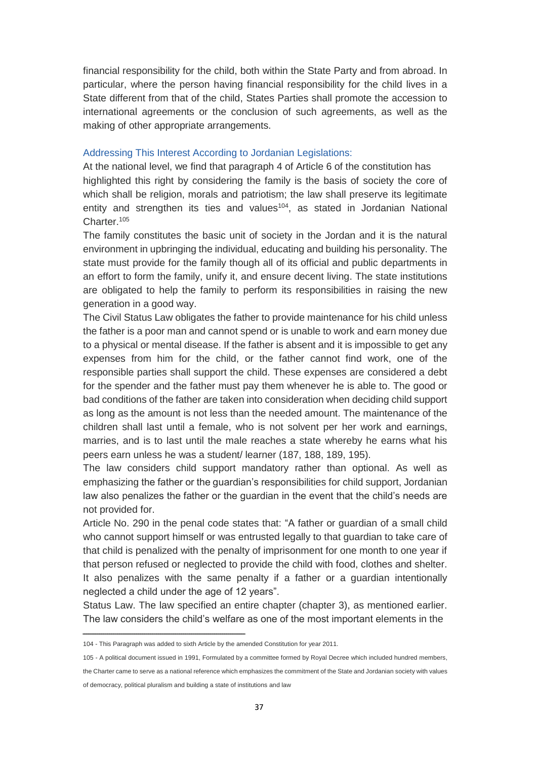financial responsibility for the child, both within the State Party and from abroad. In particular, where the person having financial responsibility for the child lives in a State different from that of the child, States Parties shall promote the accession to international agreements or the conclusion of such agreements, as well as the making of other appropriate arrangements.

### Addressing This Interest According to Jordanian Legislations:

At the national level, we find that paragraph 4 of Article 6 of the constitution has highlighted this right by considering the family is the basis of society the core of which shall be religion, morals and patriotism; the law shall preserve its legitimate entity and strengthen its ties and values[104], as stated in Jordanian National Charter.[105]

The family constitutes the basic unit of society in the Jordan and it is the natural environment in upbringing the individual, educating and building his personality. The state must provide for the family though all of its official and public departments in an effort to form the family, unify it, and ensure decent living. The state institutions are obligated to help the family to perform its responsibilities in raising the new generation in a good way.

The Civil Status Law obligates the father to provide maintenance for his child unless the father is a poor man and cannot spend or is unable to work and earn money due to a physical or mental disease. If the father is absent and it is impossible to get any expenses from him for the child, or the father cannot find work, one of the responsible parties shall support the child. These expenses are considered a debt for the spender and the father must pay them whenever he is able to. The good or bad conditions of the father are taken into consideration when deciding child support as long as the amount is not less than the needed amount. The maintenance of the children shall last until a female, who is not solvent per her work and earnings, marries, and is to last until the male reaches a state whereby he earns what his peers earn unless he was a student/ learner (187, 188, 189, 195).

The law considers child support mandatory rather than optional. As well as emphasizing the father or the guardian's responsibilities for child support, Jordanian law also penalizes the father or the guardian in the event that the child's needs are not provided for.

Article No. 290 in the penal code states that: "A father or guardian of a small child who cannot support himself or was entrusted legally to that guardian to take care of that child is penalized with the penalty of imprisonment for one month to one year if that person refused or neglected to provide the child with food, clothes and shelter. It also penalizes with the same penalty if a father or a guardian intentionally neglected a child under the age of 12 years".

Status Law. The law specified an entire chapter (chapter 3), as mentioned earlier. The law considers the child's welfare as one of the most important elements in the

---

104 - This Paragraph was added to sixth Article by the amended Constitution for year 2011.

105 - A political document issued in 1991, Formulated by a committee formed by Royal Decree which included hundred members, the Charter came to serve as a national reference which emphasizes the commitment of the State and Jordanian society with values of democracy, political pluralism and building a state of institutions and law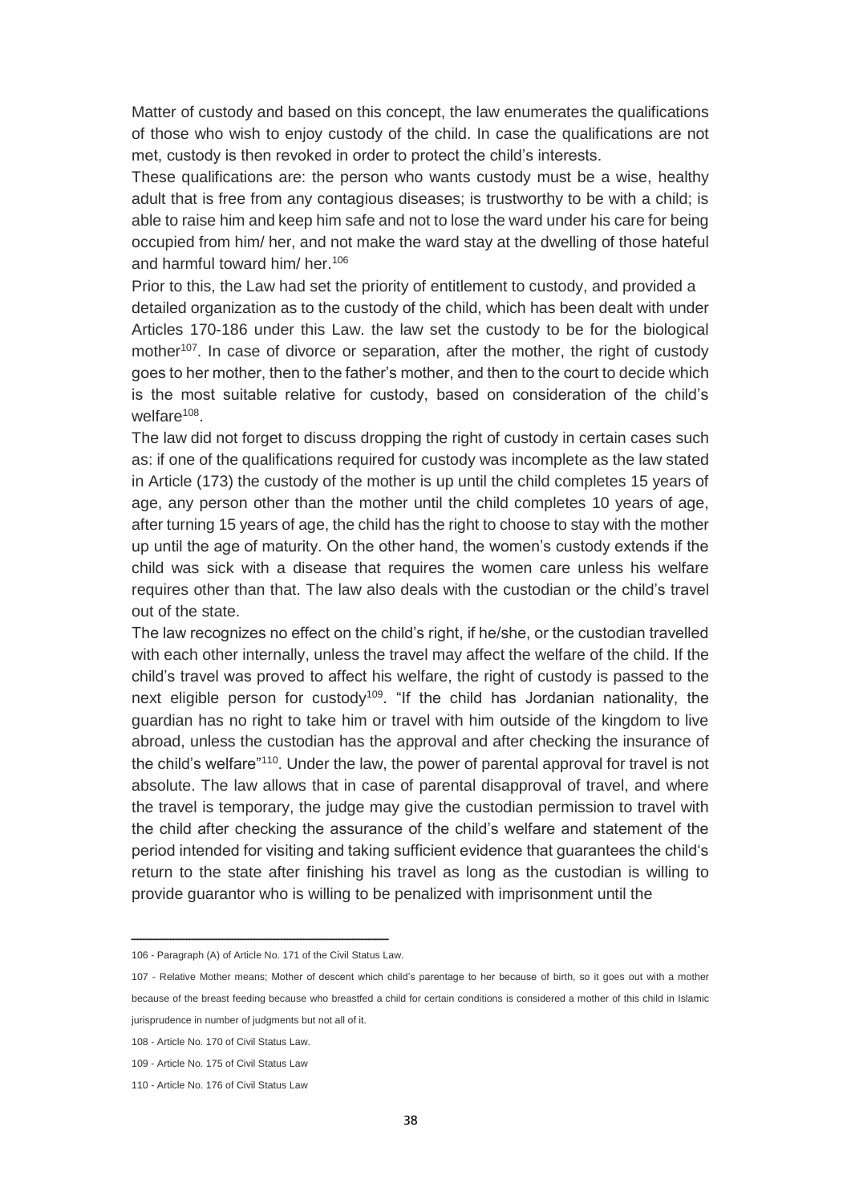Matter of custody and based on this concept, the law enumerates the qualifications of those who wish to enjoy custody of the child. In case the qualifications are not met, custody is then revoked in order to protect the child's interests.

These qualifications are: the person who wants custody must be a wise, healthy adult that is free from any contagious diseases; is trustworthy to be with a child; is able to raise him and keep him safe and not to lose the ward under his care for being occupied from him/ her, and not make the ward stay at the dwelling of those hateful and harmful toward him/ her.[106]

Prior to this, the Law had set the priority of entitlement to custody, and provided a detailed organization as to the custody of the child, which has been dealt with under Articles 170-186 under this Law. the law set the custody to be for the biological mother[107]. In case of divorce or separation, after the mother, the right of custody goes to her mother, then to the father's mother, and then to the court to decide which is the most suitable relative for custody, based on consideration of the child's welfare[108].

The law did not forget to discuss dropping the right of custody in certain cases such as: if one of the qualifications required for custody was incomplete as the law stated in Article (173) the custody of the mother is up until the child completes 15 years of age, any person other than the mother until the child completes 10 years of age, after turning 15 years of age, the child has the right to choose to stay with the mother up until the age of maturity. On the other hand, the women's custody extends if the child was sick with a disease that requires the women care unless his welfare requires other than that. The law also deals with the custodian or the child's travel out of the state.

The law recognizes no effect on the child's right, if he/she, or the custodian travelled with each other internally, unless the travel may affect the welfare of the child. If the child's travel was proved to affect his welfare, the right of custody is passed to the next eligible person for custody[109]. "If the child has Jordanian nationality, the guardian has no right to take him or travel with him outside of the kingdom to live abroad, unless the custodian has the approval and after checking the insurance of the child's welfare"[110]. Under the law, the power of parental approval for travel is not absolute. The law allows that in case of parental disapproval of travel, and where the travel is temporary, the judge may give the custodian permission to travel with the child after checking the assurance of the child's welfare and statement of the period intended for visiting and taking sufficient evidence that guarantees the child's return to the state after finishing his travel as long as the custodian is willing to provide guarantor who is willing to be penalized with imprisonment until the

---

106 - Paragraph (A) of Article No. 171 of the Civil Status Law.

107 - Relative Mother means; Mother of descent which child's parentage to her because of birth, so it goes out with a mother because of the breast feeding because who breastfed a child for certain conditions is considered a mother of this child in Islamic jurisprudence in number of judgments but not all of it.

108 - Article No. 170 of Civil Status Law.

109 - Article No. 175 of Civil Status Law

110 - Article No. 176 of Civil Status Law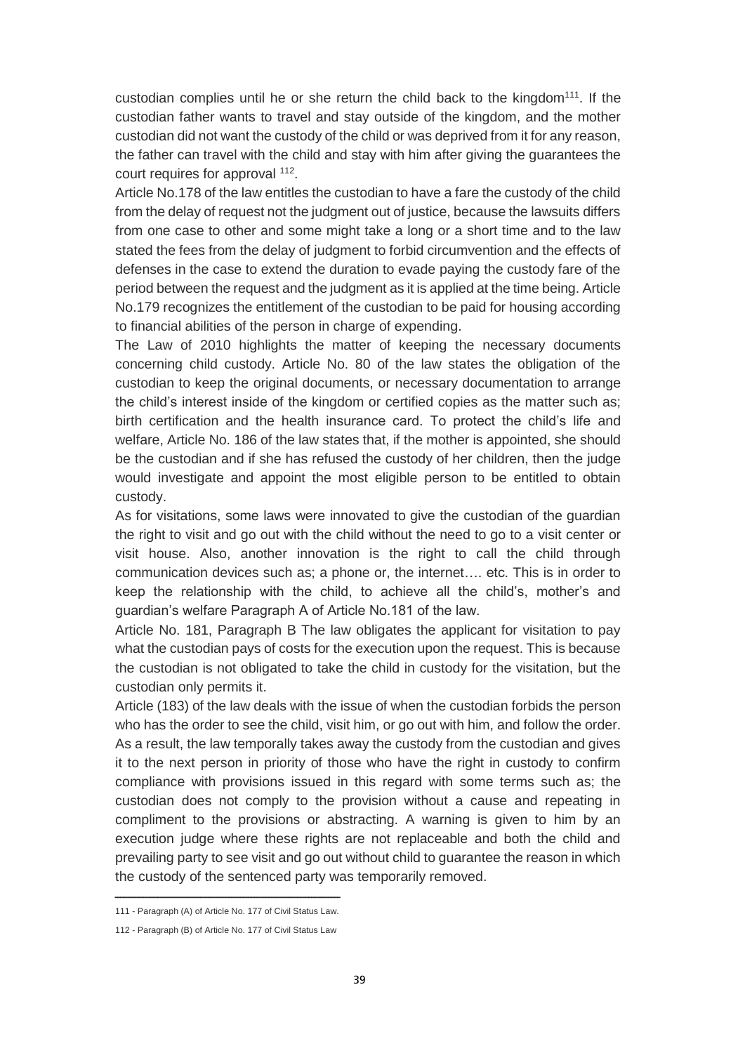custodian complies until he or she return the child back to the kingdom[111]. If the custodian father wants to travel and stay outside of the kingdom, and the mother custodian did not want the custody of the child or was deprived from it for any reason, the father can travel with the child and stay with him after giving the guarantees the court requires for approval [112].

Article No.178 of the law entitles the custodian to have a fare the custody of the child from the delay of request not the judgment out of justice, because the lawsuits differs from one case to other and some might take a long or a short time and to the law stated the fees from the delay of judgment to forbid circumvention and the effects of defenses in the case to extend the duration to evade paying the custody fare of the period between the request and the judgment as it is applied at the time being. Article No.179 recognizes the entitlement of the custodian to be paid for housing according to financial abilities of the person in charge of expending.

The Law of 2010 highlights the matter of keeping the necessary documents concerning child custody. Article No. 80 of the law states the obligation of the custodian to keep the original documents, or necessary documentation to arrange the child's interest inside of the kingdom or certified copies as the matter such as; birth certification and the health insurance card. To protect the child's life and welfare, Article No. 186 of the law states that, if the mother is appointed, she should be the custodian and if she has refused the custody of her children, then the judge would investigate and appoint the most eligible person to be entitled to obtain custody.

As for visitations, some laws were innovated to give the custodian of the guardian the right to visit and go out with the child without the need to go to a visit center or visit house. Also, another innovation is the right to call the child through communication devices such as; a phone or, the internet…. etc. This is in order to keep the relationship with the child, to achieve all the child's, mother's and guardian's welfare Paragraph A of Article No.181 of the law.

Article No. 181, Paragraph B The law obligates the applicant for visitation to pay what the custodian pays of costs for the execution upon the request. This is because the custodian is not obligated to take the child in custody for the visitation, but the custodian only permits it.

Article (183) of the law deals with the issue of when the custodian forbids the person who has the order to see the child, visit him, or go out with him, and follow the order. As a result, the law temporally takes away the custody from the custodian and gives it to the next person in priority of those who have the right in custody to confirm compliance with provisions issued in this regard with some terms such as; the custodian does not comply to the provision without a cause and repeating in compliment to the provisions or abstracting. A warning is given to him by an execution judge where these rights are not replaceable and both the child and prevailing party to see visit and go out without child to guarantee the reason in which the custody of the sentenced party was temporarily removed.

---

111 - Paragraph (A) of Article No. 177 of Civil Status Law.

112 - Paragraph (B) of Article No. 177 of Civil Status Law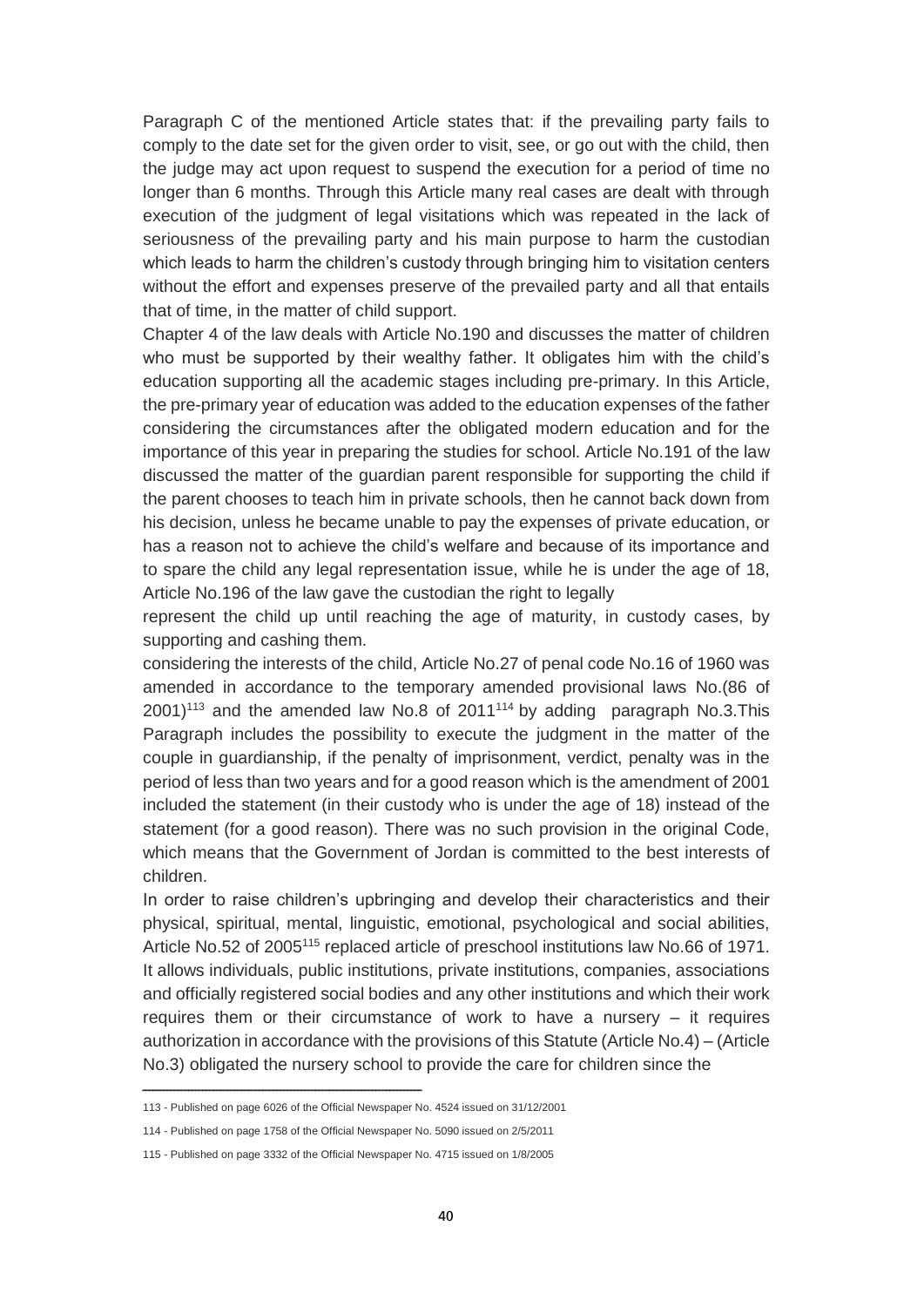Paragraph C of the mentioned Article states that: if the prevailing party fails to comply to the date set for the given order to visit, see, or go out with the child, then the judge may act upon request to suspend the execution for a period of time no longer than 6 months. Through this Article many real cases are dealt with through execution of the judgment of legal visitations which was repeated in the lack of seriousness of the prevailing party and his main purpose to harm the custodian which leads to harm the children's custody through bringing him to visitation centers without the effort and expenses preserve of the prevailed party and all that entails that of time, in the matter of child support.

Chapter 4 of the law deals with Article No.190 and discusses the matter of children who must be supported by their wealthy father. It obligates him with the child's education supporting all the academic stages including pre-primary. In this Article, the pre-primary year of education was added to the education expenses of the father considering the circumstances after the obligated modern education and for the importance of this year in preparing the studies for school. Article No.191 of the law discussed the matter of the guardian parent responsible for supporting the child if the parent chooses to teach him in private schools, then he cannot back down from his decision, unless he became unable to pay the expenses of private education, or has a reason not to achieve the child's welfare and because of its importance and to spare the child any legal representation issue, while he is under the age of 18, Article No.196 of the law gave the custodian the right to legally represent the child up until reaching the age of maturity, in custody cases, by supporting and cashing them.

considering the interests of the child, Article No.27 of penal code No.16 of 1960 was amended in accordance to the temporary amended provisional laws No.(86 of 2001)[113] and the amended law No.8 of 2011[114] by adding paragraph No.3.This Paragraph includes the possibility to execute the judgment in the matter of the couple in guardianship, if the penalty of imprisonment, verdict, penalty was in the period of less than two years and for a good reason which is the amendment of 2001 included the statement (in their custody who is under the age of 18) instead of the statement (for a good reason). There was no such provision in the original Code, which means that the Government of Jordan is committed to the best interests of children.

In order to raise children's upbringing and develop their characteristics and their physical, spiritual, mental, linguistic, emotional, psychological and social abilities, Article No.52 of 2005[115] replaced article of preschool institutions law No.66 of 1971. It allows individuals, public institutions, private institutions, companies, associations and officially registered social bodies and any other institutions and which their work requires them or their circumstance of work to have a nursery – it requires authorization in accordance with the provisions of this Statute (Article No.4) – (Article No.3) obligated the nursery school to provide the care for children since the

---

113 - Published on page 6026 of the Official Newspaper No. 4524 issued on 31/12/2001

114 - Published on page 1758 of the Official Newspaper No. 5090 issued on 2/5/2011

115 - Published on page 3332 of the Official Newspaper No. 4715 issued on 1/8/2005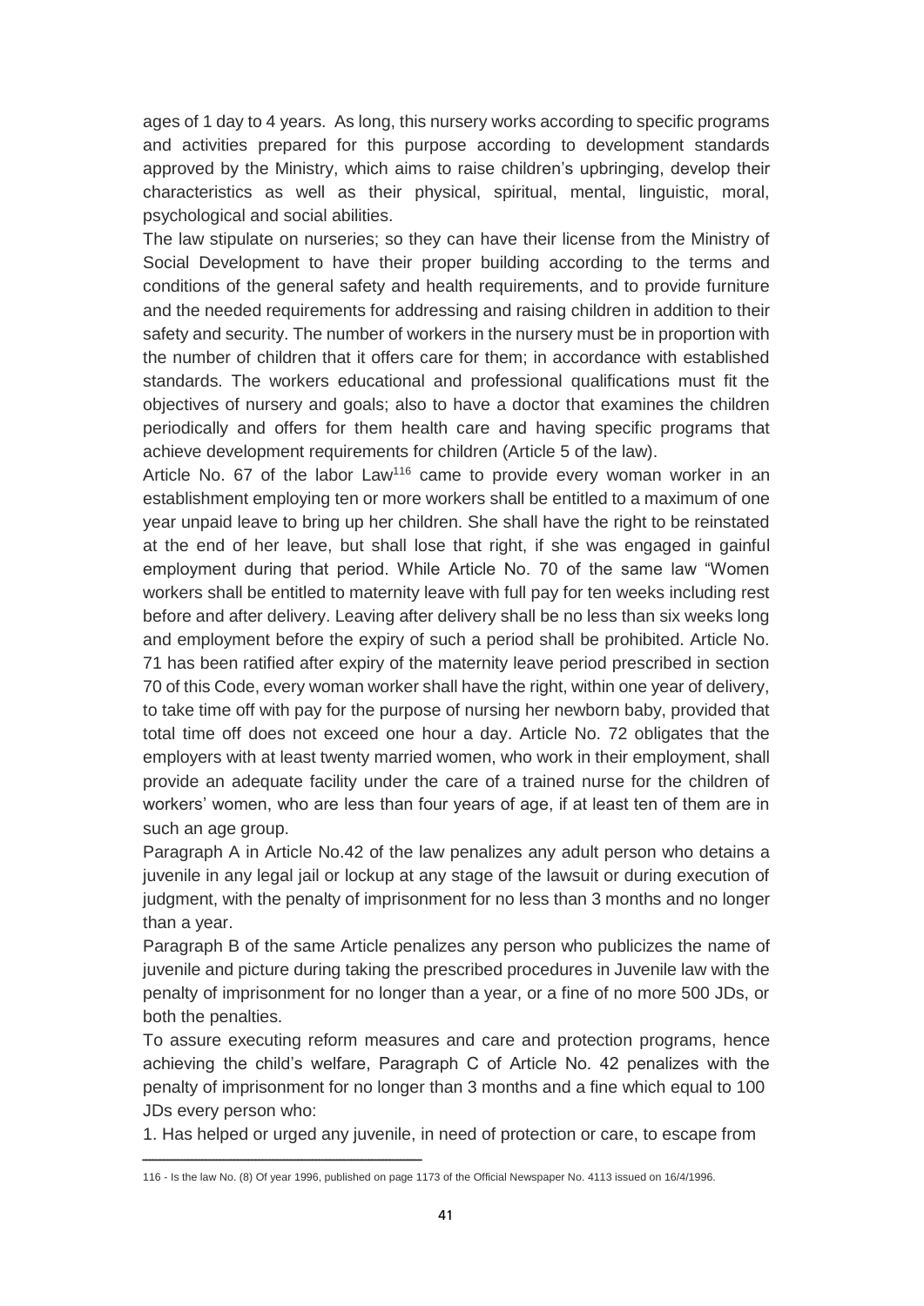ages of 1 day to 4 years. As long, this nursery works according to specific programs and activities prepared for this purpose according to development standards approved by the Ministry, which aims to raise children's upbringing, develop their characteristics as well as their physical, spiritual, mental, linguistic, moral, psychological and social abilities.

The law stipulate on nurseries; so they can have their license from the Ministry of Social Development to have their proper building according to the terms and conditions of the general safety and health requirements, and to provide furniture and the needed requirements for addressing and raising children in addition to their safety and security. The number of workers in the nursery must be in proportion with the number of children that it offers care for them; in accordance with established standards. The workers educational and professional qualifications must fit the objectives of nursery and goals; also to have a doctor that examines the children periodically and offers for them health care and having specific programs that achieve development requirements for children (Article 5 of the law).

Article No. 67 of the labor Law[116] came to provide every woman worker in an establishment employing ten or more workers shall be entitled to a maximum of one year unpaid leave to bring up her children. She shall have the right to be reinstated at the end of her leave, but shall lose that right, if she was engaged in gainful employment during that period. While Article No. 70 of the same law "Women workers shall be entitled to maternity leave with full pay for ten weeks including rest before and after delivery. Leaving after delivery shall be no less than six weeks long and employment before the expiry of such a period shall be prohibited. Article No. 71 has been ratified after expiry of the maternity leave period prescribed in section 70 of this Code, every woman worker shall have the right, within one year of delivery, to take time off with pay for the purpose of nursing her newborn baby, provided that total time off does not exceed one hour a day. Article No. 72 obligates that the employers with at least twenty married women, who work in their employment, shall provide an adequate facility under the care of a trained nurse for the children of workers' women, who are less than four years of age, if at least ten of them are in such an age group.

Paragraph A in Article No.42 of the law penalizes any adult person who detains a juvenile in any legal jail or lockup at any stage of the lawsuit or during execution of judgment, with the penalty of imprisonment for no less than 3 months and no longer than a year.

Paragraph B of the same Article penalizes any person who publicizes the name of juvenile and picture during taking the prescribed procedures in Juvenile law with the penalty of imprisonment for no longer than a year, or a fine of no more 500 JDs, or both the penalties.

To assure executing reform measures and care and protection programs, hence achieving the child's welfare, Paragraph C of Article No. 42 penalizes with the penalty of imprisonment for no longer than 3 months and a fine which equal to 100 JDs every person who:

1. Has helped or urged any juvenile, in need of protection or care, to escape from

---

116 - Is the law No. (8) Of year 1996, published on page 1173 of the Official Newspaper No. 4113 issued on 16/4/1996.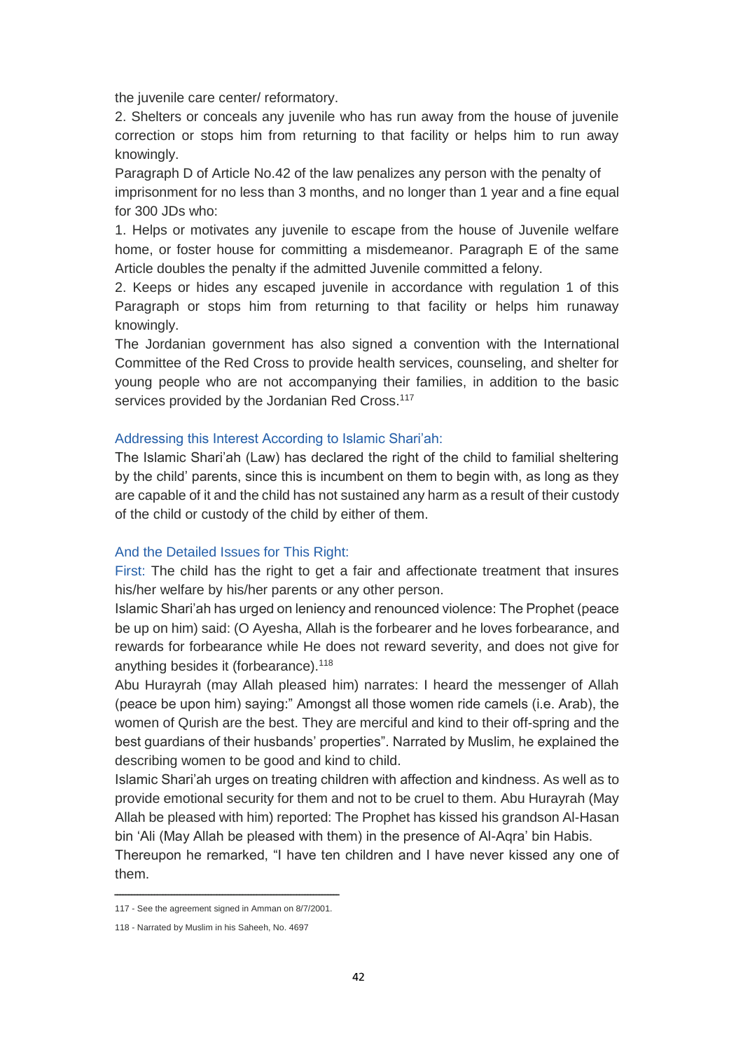the juvenile care center/ reformatory.

2. Shelters or conceals any juvenile who has run away from the house of juvenile correction or stops him from returning to that facility or helps him to run away knowingly.

Paragraph D of Article No.42 of the law penalizes any person with the penalty of imprisonment for no less than 3 months, and no longer than 1 year and a fine equal for 300 JDs who:

1. Helps or motivates any juvenile to escape from the house of Juvenile welfare home, or foster house for committing a misdemeanor. Paragraph E of the same Article doubles the penalty if the admitted Juvenile committed a felony.

2. Keeps or hides any escaped juvenile in accordance with regulation 1 of this Paragraph or stops him from returning to that facility or helps him runaway knowingly.

The Jordanian government has also signed a convention with the International Committee of the Red Cross to provide health services, counseling, and shelter for young people who are not accompanying their families, in addition to the basic services provided by the Jordanian Red Cross.[117]

### Addressing this Interest According to Islamic Shari'ah:

The Islamic Shari'ah (Law) has declared the right of the child to familial sheltering by the child' parents, since this is incumbent on them to begin with, as long as they are capable of it and the child has not sustained any harm as a result of their custody of the child or custody of the child by either of them.

### And the Detailed Issues for This Right:

First: The child has the right to get a fair and affectionate treatment that insures his/her welfare by his/her parents or any other person.

Islamic Shari'ah has urged on leniency and renounced violence: The Prophet (peace be up on him) said: (O Ayesha, Allah is the forbearer and he loves forbearance, and rewards for forbearance while He does not reward severity, and does not give for anything besides it (forbearance).[118]

Abu Hurayrah (may Allah pleased him) narrates: I heard the messenger of Allah (peace be upon him) saying:" Amongst all those women ride camels (i.e. Arab), the women of Qurish are the best. They are merciful and kind to their off-spring and the best guardians of their husbands' properties". Narrated by Muslim, he explained the describing women to be good and kind to child.

Islamic Shari'ah urges on treating children with affection and kindness. As well as to provide emotional security for them and not to be cruel to them. Abu Hurayrah (May Allah be pleased with him) reported: The Prophet has kissed his grandson Al-Hasan bin 'Ali (May Allah be pleased with them) in the presence of Al-Aqra' bin Habis.

Thereupon he remarked, "I have ten children and I have never kissed any one of them.

---

117 - See the agreement signed in Amman on 8/7/2001.

118 - Narrated by Muslim in his Saheeh, No. 4697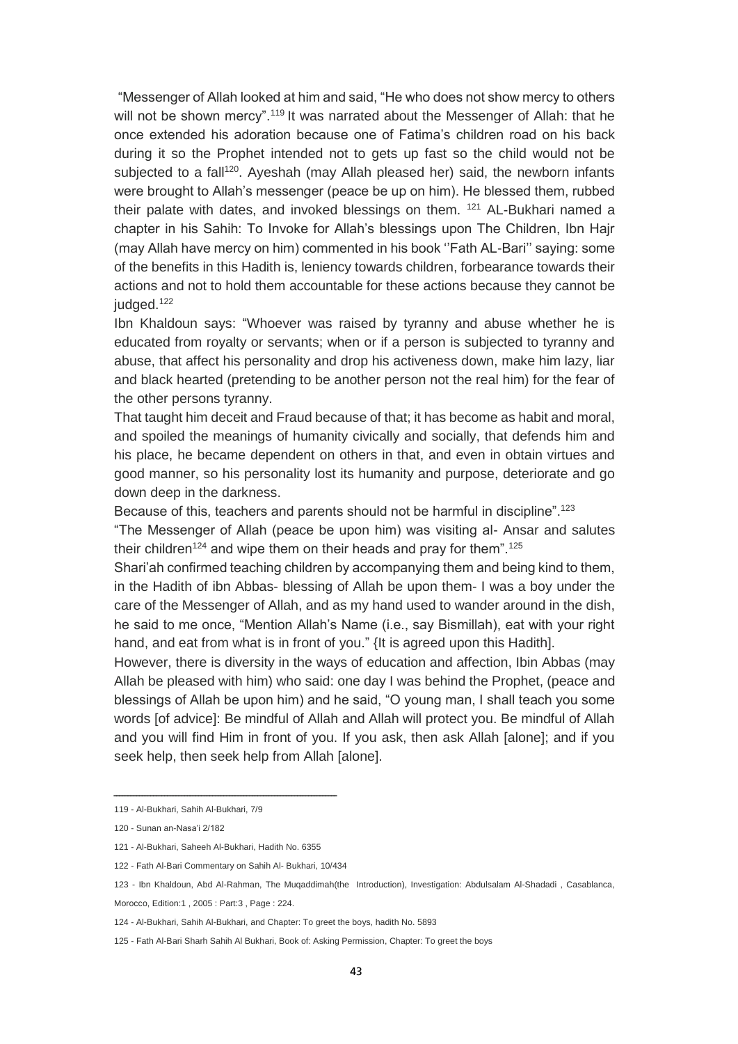"Messenger of Allah looked at him and said, "He who does not show mercy to others will not be shown mercy".[119] It was narrated about the Messenger of Allah: that he once extended his adoration because one of Fatima's children road on his back during it so the Prophet intended not to gets up fast so the child would not be subjected to a fall[120]. Ayeshah (may Allah pleased her) said, the newborn infants were brought to Allah's messenger (peace be up on him). He blessed them, rubbed their palate with dates, and invoked blessings on them. [121] AL-Bukhari named a chapter in his Sahih: To Invoke for Allah's blessings upon The Children, Ibn Hajr (may Allah have mercy on him) commented in his book ''Fath AL-Bari'' saying: some of the benefits in this Hadith is, leniency towards children, forbearance towards their actions and not to hold them accountable for these actions because they cannot be judged.[122]

Ibn Khaldoun says: "Whoever was raised by tyranny and abuse whether he is educated from royalty or servants; when or if a person is subjected to tyranny and abuse, that affect his personality and drop his activeness down, make him lazy, liar and black hearted (pretending to be another person not the real him) for the fear of the other persons tyranny.

That taught him deceit and Fraud because of that; it has become as habit and moral, and spoiled the meanings of humanity civically and socially, that defends him and his place, he became dependent on others in that, and even in obtain virtues and good manner, so his personality lost its humanity and purpose, deteriorate and go down deep in the darkness.

Because of this, teachers and parents should not be harmful in discipline".[123]

"The Messenger of Allah (peace be upon him) was visiting al- Ansar and salutes their children[124] and wipe them on their heads and pray for them".[125]

Shari'ah confirmed teaching children by accompanying them and being kind to them, in the Hadith of ibn Abbas- blessing of Allah be upon them- I was a boy under the care of the Messenger of Allah, and as my hand used to wander around in the dish, he said to me once, "Mention Allah's Name (i.e., say Bismillah), eat with your right hand, and eat from what is in front of you." {It is agreed upon this Hadith].

However, there is diversity in the ways of education and affection, Ibin Abbas (may Allah be pleased with him) who said: one day I was behind the Prophet, (peace and blessings of Allah be upon him) and he said, "O young man, I shall teach you some words [of advice]: Be mindful of Allah and Allah will protect you. Be mindful of Allah and you will find Him in front of you. If you ask, then ask Allah [alone]; and if you seek help, then seek help from Allah [alone].

---

119 - Al-Bukhari, Sahih Al-Bukhari, 7/9

120 - Sunan an-Nasa'i 2/182

121 - Al-Bukhari, Saheeh Al-Bukhari, Hadith No. 6355

122 - Fath Al-Bari Commentary on Sahih Al- Bukhari, 10/434

123 - Ibn Khaldoun, Abd Al-Rahman, The Muqaddimah(the Introduction), Investigation: Abdulsalam Al-Shadadi , Casablanca, Morocco, Edition:1 , 2005 : Part:3 , Page : 224.

124 - Al-Bukhari, Sahih Al-Bukhari, and Chapter: To greet the boys, hadith No. 5893

125 - Fath Al-Bari Sharh Sahih Al Bukhari, Book of: Asking Permission, Chapter: To greet the boys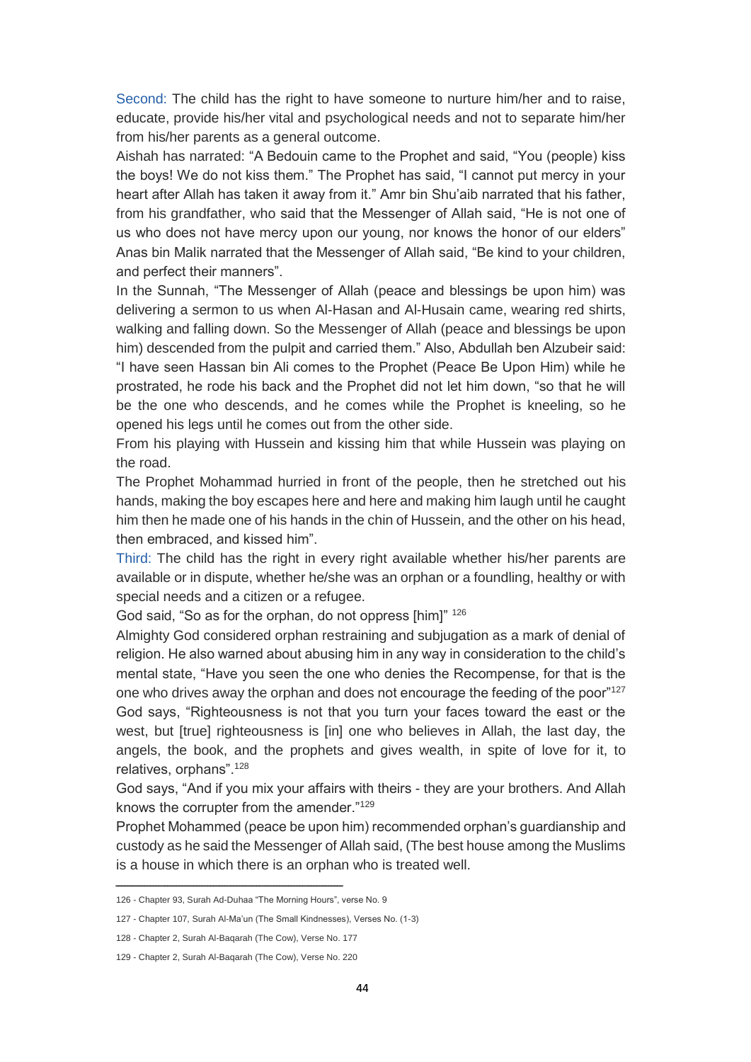Second: The child has the right to have someone to nurture him/her and to raise, educate, provide his/her vital and psychological needs and not to separate him/her from his/her parents as a general outcome.

Aishah has narrated: "A Bedouin came to the Prophet and said, "You (people) kiss the boys! We do not kiss them." The Prophet has said, "I cannot put mercy in your heart after Allah has taken it away from it." Amr bin Shu'aib narrated that his father, from his grandfather, who said that the Messenger of Allah said, "He is not one of us who does not have mercy upon our young, nor knows the honor of our elders" Anas bin Malik narrated that the Messenger of Allah said, "Be kind to your children, and perfect their manners".

In the Sunnah, "The Messenger of Allah (peace and blessings be upon him) was delivering a sermon to us when Al-Hasan and Al-Husain came, wearing red shirts, walking and falling down. So the Messenger of Allah (peace and blessings be upon him) descended from the pulpit and carried them." Also, Abdullah ben Alzubeir said: "I have seen Hassan bin Ali comes to the Prophet (Peace Be Upon Him) while he prostrated, he rode his back and the Prophet did not let him down, "so that he will be the one who descends, and he comes while the Prophet is kneeling, so he opened his legs until he comes out from the other side.

From his playing with Hussein and kissing him that while Hussein was playing on the road.

The Prophet Mohammad hurried in front of the people, then he stretched out his hands, making the boy escapes here and here and making him laugh until he caught him then he made one of his hands in the chin of Hussein, and the other on his head, then embraced, and kissed him".

Third: The child has the right in every right available whether his/her parents are available or in dispute, whether he/she was an orphan or a foundling, healthy or with special needs and a citizen or a refugee.

God said, "So as for the orphan, do not oppress [him]" [126]

Almighty God considered orphan restraining and subjugation as a mark of denial of religion. He also warned about abusing him in any way in consideration to the child's mental state, "Have you seen the one who denies the Recompense, for that is the one who drives away the orphan and does not encourage the feeding of the poor"[127]

God says, "Righteousness is not that you turn your faces toward the east or the west, but [true] righteousness is [in] one who believes in Allah, the last day, the angels, the book, and the prophets and gives wealth, in spite of love for it, to relatives, orphans".[128]

God says, "And if you mix your affairs with theirs - they are your brothers. And Allah knows the corrupter from the amender."[129]

Prophet Mohammed (peace be upon him) recommended orphan's guardianship and custody as he said the Messenger of Allah said, (The best house among the Muslims is a house in which there is an orphan who is treated well.

---

126 - Chapter 93, Surah Ad-Duhaa "The Morning Hours", verse No. 9

127 - Chapter 107, Surah Al-Ma'un (The Small Kindnesses), Verses No. (1-3)

128 - Chapter 2, Surah Al-Baqarah (The Cow), Verse No. 177

129 - Chapter 2, Surah Al-Baqarah (The Cow), Verse No. 220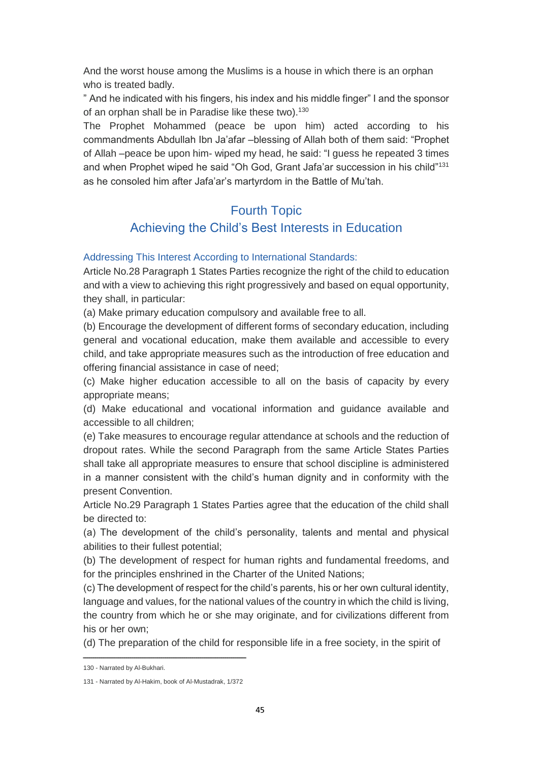And the worst house among the Muslims is a house in which there is an orphan who is treated badly.

" And he indicated with his fingers, his index and his middle finger" I and the sponsor of an orphan shall be in Paradise like these two).[130]

The Prophet Mohammed (peace be upon him) acted according to his commandments Abdullah Ibn Ja'afar –blessing of Allah both of them said: "Prophet of Allah –peace be upon him- wiped my head, he said: "I guess he repeated 3 times and when Prophet wiped he said "Oh God, Grant Jafa'ar succession in his child"[131] as he consoled him after Jafa'ar's martyrdom in the Battle of Mu'tah.

## Fourth Topic
## Achieving the Child's Best Interests in Education

### Addressing This Interest According to International Standards:

Article No.28 Paragraph 1 States Parties recognize the right of the child to education and with a view to achieving this right progressively and based on equal opportunity, they shall, in particular:

(a) Make primary education compulsory and available free to all.

(b) Encourage the development of different forms of secondary education, including general and vocational education, make them available and accessible to every child, and take appropriate measures such as the introduction of free education and offering financial assistance in case of need;

(c) Make higher education accessible to all on the basis of capacity by every appropriate means;

(d) Make educational and vocational information and guidance available and accessible to all children;

(e) Take measures to encourage regular attendance at schools and the reduction of dropout rates. While the second Paragraph from the same Article States Parties shall take all appropriate measures to ensure that school discipline is administered in a manner consistent with the child's human dignity and in conformity with the present Convention.

Article No.29 Paragraph 1 States Parties agree that the education of the child shall be directed to:

(a) The development of the child's personality, talents and mental and physical abilities to their fullest potential;

(b) The development of respect for human rights and fundamental freedoms, and for the principles enshrined in the Charter of the United Nations;

(c) The development of respect for the child's parents, his or her own cultural identity, language and values, for the national values of the country in which the child is living, the country from which he or she may originate, and for civilizations different from his or her own;

(d) The preparation of the child for responsible life in a free society, in the spirit of

---

130 - Narrated by Al-Bukhari.

131 - Narrated by Al-Hakim, book of Al-Mustadrak, 1/372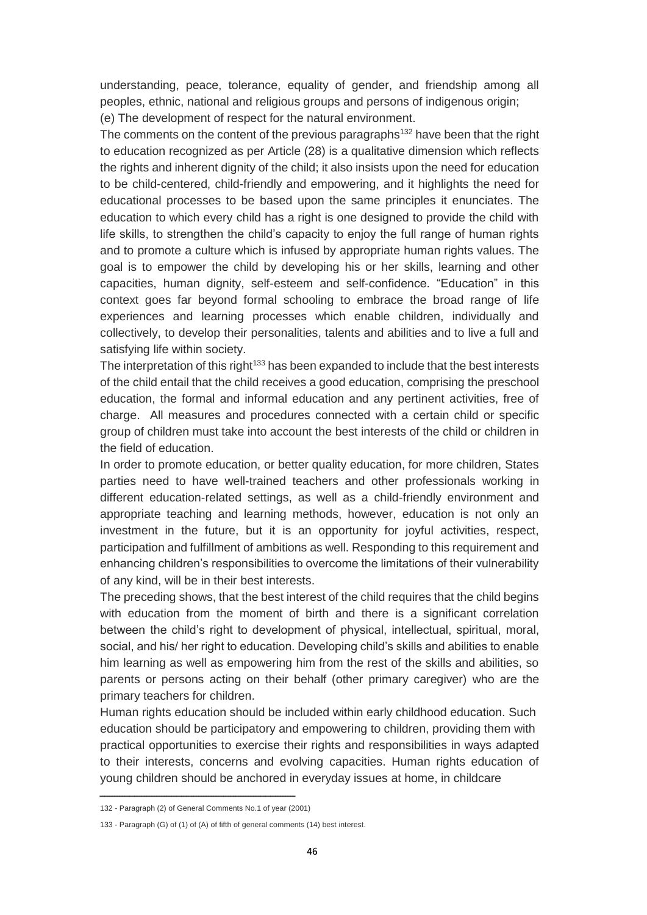understanding, peace, tolerance, equality of gender, and friendship among all peoples, ethnic, national and religious groups and persons of indigenous origin;

(e) The development of respect for the natural environment.

The comments on the content of the previous paragraphs[132] have been that the right to education recognized as per Article (28) is a qualitative dimension which reflects the rights and inherent dignity of the child; it also insists upon the need for education to be child-centered, child-friendly and empowering, and it highlights the need for educational processes to be based upon the same principles it enunciates. The education to which every child has a right is one designed to provide the child with life skills, to strengthen the child's capacity to enjoy the full range of human rights and to promote a culture which is infused by appropriate human rights values. The goal is to empower the child by developing his or her skills, learning and other capacities, human dignity, self-esteem and self-confidence. "Education" in this context goes far beyond formal schooling to embrace the broad range of life experiences and learning processes which enable children, individually and collectively, to develop their personalities, talents and abilities and to live a full and satisfying life within society.

The interpretation of this right[133] has been expanded to include that the best interests of the child entail that the child receives a good education, comprising the preschool education, the formal and informal education and any pertinent activities, free of charge. All measures and procedures connected with a certain child or specific group of children must take into account the best interests of the child or children in the field of education.

In order to promote education, or better quality education, for more children, States parties need to have well-trained teachers and other professionals working in different education-related settings, as well as a child-friendly environment and appropriate teaching and learning methods, however, education is not only an investment in the future, but it is an opportunity for joyful activities, respect, participation and fulfillment of ambitions as well. Responding to this requirement and enhancing children's responsibilities to overcome the limitations of their vulnerability of any kind, will be in their best interests.

The preceding shows, that the best interest of the child requires that the child begins with education from the moment of birth and there is a significant correlation between the child's right to development of physical, intellectual, spiritual, moral, social, and his/ her right to education. Developing child's skills and abilities to enable him learning as well as empowering him from the rest of the skills and abilities, so parents or persons acting on their behalf (other primary caregiver) who are the primary teachers for children.

Human rights education should be included within early childhood education. Such education should be participatory and empowering to children, providing them with practical opportunities to exercise their rights and responsibilities in ways adapted to their interests, concerns and evolving capacities. Human rights education of young children should be anchored in everyday issues at home, in childcare

---

132 - Paragraph (2) of General Comments No.1 of year (2001)

133 - Paragraph (G) of (1) of (A) of fifth of general comments (14) best interest.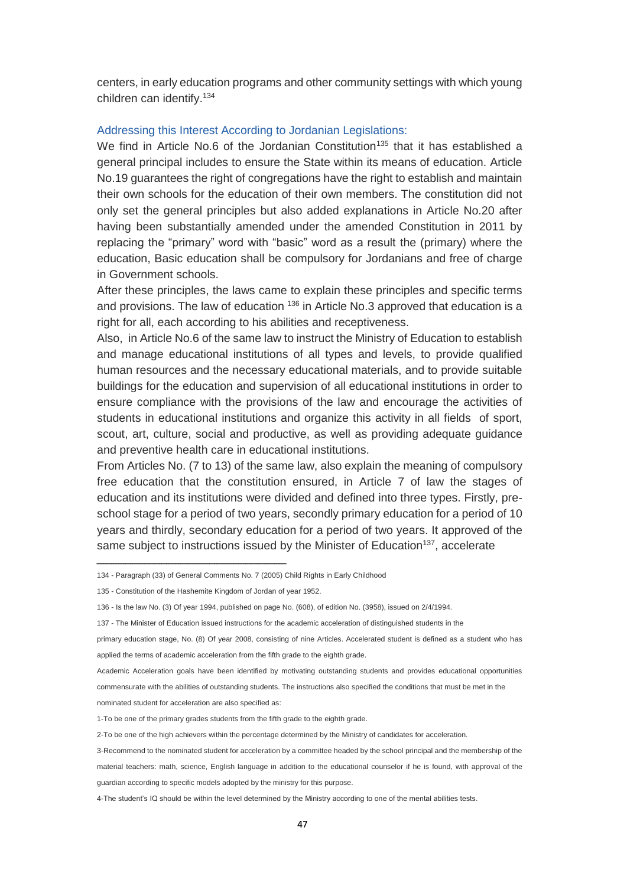centers, in early education programs and other community settings with which young children can identify.[134]

### Addressing this Interest According to Jordanian Legislations:

We find in Article No.6 of the Jordanian Constitution[135] that it has established a general principal includes to ensure the State within its means of education. Article No.19 guarantees the right of congregations have the right to establish and maintain their own schools for the education of their own members. The constitution did not only set the general principles but also added explanations in Article No.20 after having been substantially amended under the amended Constitution in 2011 by replacing the "primary" word with "basic" word as a result the (primary) where the education, Basic education shall be compulsory for Jordanians and free of charge in Government schools.

After these principles, the laws came to explain these principles and specific terms and provisions. The law of education [136] in Article No.3 approved that education is a right for all, each according to his abilities and receptiveness.

Also, in Article No.6 of the same law to instruct the Ministry of Education to establish and manage educational institutions of all types and levels, to provide qualified human resources and the necessary educational materials, and to provide suitable buildings for the education and supervision of all educational institutions in order to ensure compliance with the provisions of the law and encourage the activities of students in educational institutions and organize this activity in all fields of sport, scout, art, culture, social and productive, as well as providing adequate guidance and preventive health care in educational institutions.

From Articles No. (7 to 13) of the same law, also explain the meaning of compulsory free education that the constitution ensured, in Article 7 of law the stages of education and its institutions were divided and defined into three types. Firstly, pre-school stage for a period of two years, secondly primary education for a period of 10 years and thirdly, secondary education for a period of two years. It approved of the same subject to instructions issued by the Minister of Education[137], accelerate

---

134 - Paragraph (33) of General Comments No. 7 (2005) Child Rights in Early Childhood

135 - Constitution of the Hashemite Kingdom of Jordan of year 1952.

136 - Is the law No. (3) Of year 1994, published on page No. (608), of edition No. (3958), issued on 2/4/1994.

137 - The Minister of Education issued instructions for the academic acceleration of distinguished students in the primary education stage, No. (8) Of year 2008, consisting of nine Articles. Accelerated student is defined as a student who has applied the terms of academic acceleration from the fifth grade to the eighth grade.

Academic Acceleration goals have been identified by motivating outstanding students and provides educational opportunities commensurate with the abilities of outstanding students. The instructions also specified the conditions that must be met in the nominated student for acceleration are also specified as:

1-To be one of the primary grades students from the fifth grade to the eighth grade.

2-To be one of the high achievers within the percentage determined by the Ministry of candidates for acceleration.

3-Recommend to the nominated student for acceleration by a committee headed by the school principal and the membership of the material teachers: math, science, English language in addition to the educational counselor if he is found, with approval of the guardian according to specific models adopted by the ministry for this purpose.

4-The student's IQ should be within the level determined by the Ministry according to one of the mental abilities tests.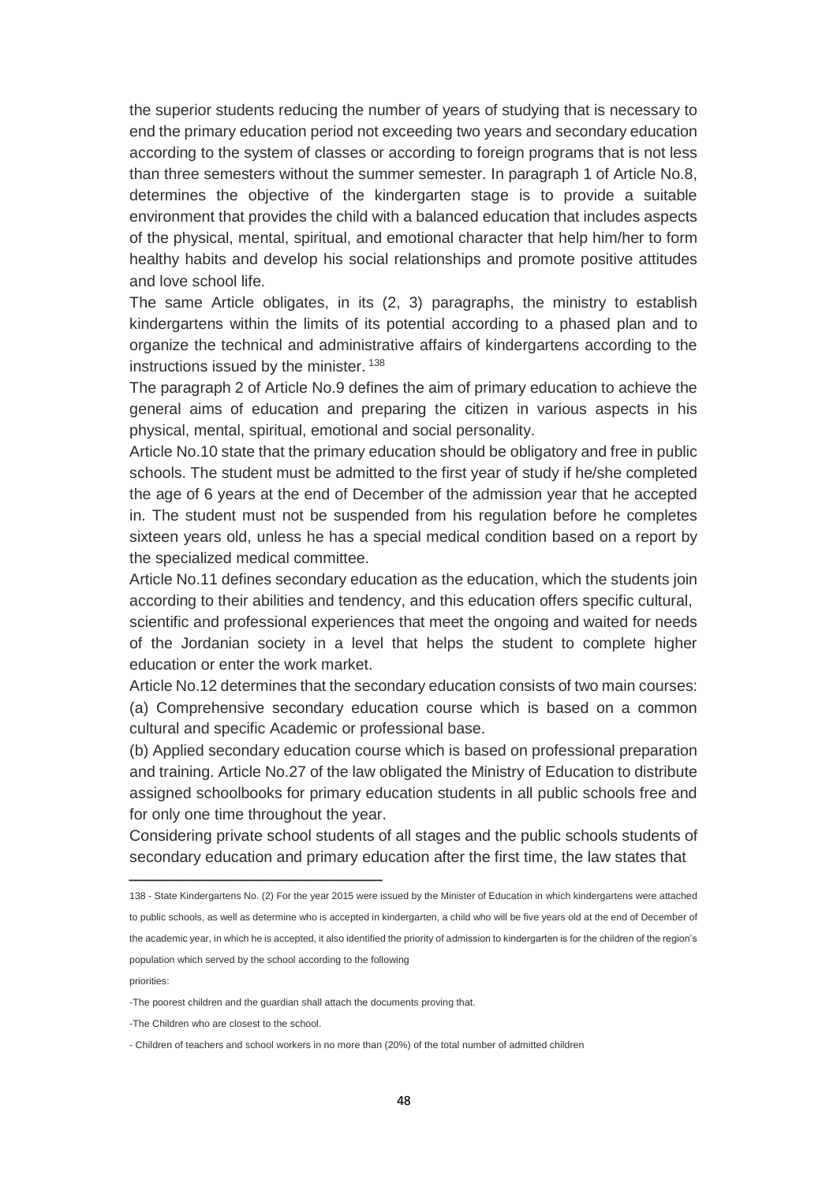the superior students reducing the number of years of studying that is necessary to end the primary education period not exceeding two years and secondary education according to the system of classes or according to foreign programs that is not less than three semesters without the summer semester. In paragraph 1 of Article No.8, determines the objective of the kindergarten stage is to provide a suitable environment that provides the child with a balanced education that includes aspects of the physical, mental, spiritual, and emotional character that help him/her to form healthy habits and develop his social relationships and promote positive attitudes and love school life.

The same Article obligates, in its (2, 3) paragraphs, the ministry to establish kindergartens within the limits of its potential according to a phased plan and to organize the technical and administrative affairs of kindergartens according to the instructions issued by the minister. [138]

The paragraph 2 of Article No.9 defines the aim of primary education to achieve the general aims of education and preparing the citizen in various aspects in his physical, mental, spiritual, emotional and social personality.

Article No.10 state that the primary education should be obligatory and free in public schools. The student must be admitted to the first year of study if he/she completed the age of 6 years at the end of December of the admission year that he accepted in. The student must not be suspended from his regulation before he completes sixteen years old, unless he has a special medical condition based on a report by the specialized medical committee.

Article No.11 defines secondary education as the education, which the students join according to their abilities and tendency, and this education offers specific cultural, scientific and professional experiences that meet the ongoing and waited for needs of the Jordanian society in a level that helps the student to complete higher education or enter the work market.

Article No.12 determines that the secondary education consists of two main courses:

(a) Comprehensive secondary education course which is based on a common cultural and specific Academic or professional base.

(b) Applied secondary education course which is based on professional preparation and training. Article No.27 of the law obligated the Ministry of Education to distribute assigned schoolbooks for primary education students in all public schools free and for only one time throughout the year.

Considering private school students of all stages and the public schools students of secondary education and primary education after the first time, the law states that

---

138 - State Kindergartens No. (2) For the year 2015 were issued by the Minister of Education in which kindergartens were attached to public schools, as well as determine who is accepted in kindergarten, a child who will be five years old at the end of December of the academic year, in which he is accepted, it also identified the priority of admission to kindergarten is for the children of the region's population which served by the school according to the following priorities:

-The poorest children and the guardian shall attach the documents proving that.

-The Children who are closest to the school.

- Children of teachers and school workers in no more than (20%) of the total number of admitted children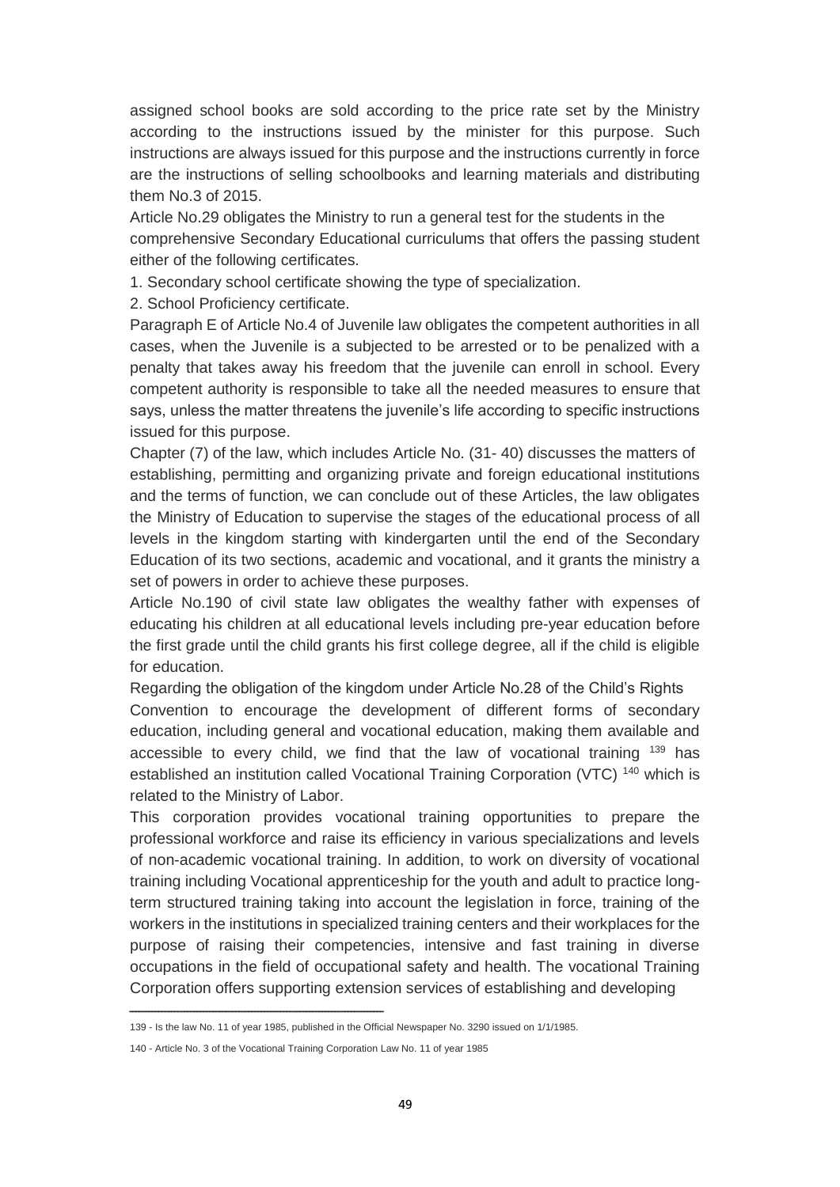assigned school books are sold according to the price rate set by the Ministry according to the instructions issued by the minister for this purpose. Such instructions are always issued for this purpose and the instructions currently in force are the instructions of selling schoolbooks and learning materials and distributing them No.3 of 2015.

Article No.29 obligates the Ministry to run a general test for the students in the comprehensive Secondary Educational curriculums that offers the passing student either of the following certificates.

1. Secondary school certificate showing the type of specialization.
2. School Proficiency certificate.

Paragraph E of Article No.4 of Juvenile law obligates the competent authorities in all cases, when the Juvenile is a subjected to be arrested or to be penalized with a penalty that takes away his freedom that the juvenile can enroll in school. Every competent authority is responsible to take all the needed measures to ensure that says, unless the matter threatens the juvenile's life according to specific instructions issued for this purpose.

Chapter (7) of the law, which includes Article No. (31- 40) discusses the matters of establishing, permitting and organizing private and foreign educational institutions and the terms of function, we can conclude out of these Articles, the law obligates the Ministry of Education to supervise the stages of the educational process of all levels in the kingdom starting with kindergarten until the end of the Secondary Education of its two sections, academic and vocational, and it grants the ministry a set of powers in order to achieve these purposes.

Article No.190 of civil state law obligates the wealthy father with expenses of educating his children at all educational levels including pre-year education before the first grade until the child grants his first college degree, all if the child is eligible for education.

Regarding the obligation of the kingdom under Article No.28 of the Child's Rights Convention to encourage the development of different forms of secondary education, including general and vocational education, making them available and accessible to every child, we find that the law of vocational training [139] has established an institution called Vocational Training Corporation (VTC) [140] which is related to the Ministry of Labor.

This corporation provides vocational training opportunities to prepare the professional workforce and raise its efficiency in various specializations and levels of non-academic vocational training. In addition, to work on diversity of vocational training including Vocational apprenticeship for the youth and adult to practice long-term structured training taking into account the legislation in force, training of the workers in the institutions in specialized training centers and their workplaces for the purpose of raising their competencies, intensive and fast training in diverse occupations in the field of occupational safety and health. The vocational Training Corporation offers supporting extension services of establishing and developing

---

139 - Is the law No. 11 of year 1985, published in the Official Newspaper No. 3290 issued on 1/1/1985.

140 - Article No. 3 of the Vocational Training Corporation Law No. 11 of year 1985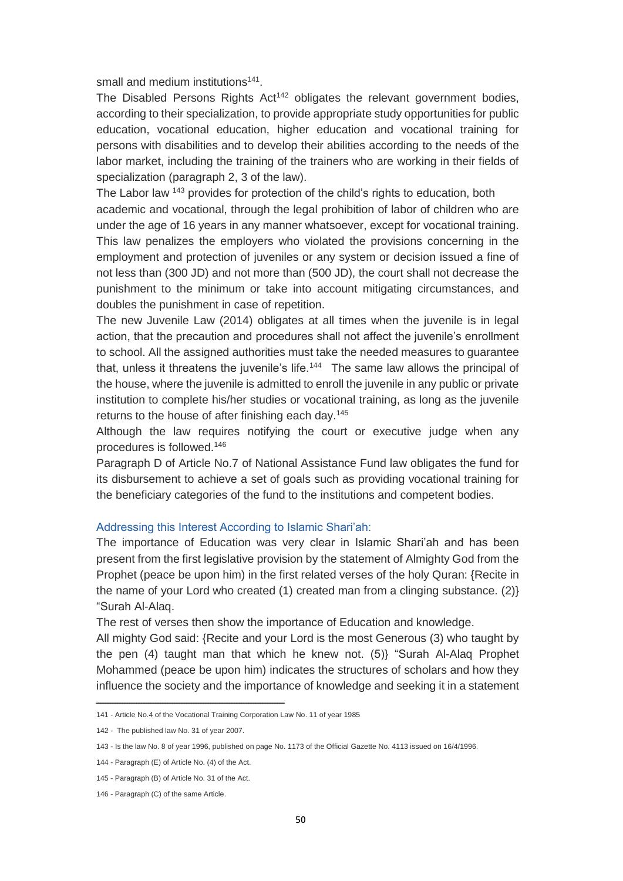small and medium institutions[141].

The Disabled Persons Rights Act[142] obligates the relevant government bodies, according to their specialization, to provide appropriate study opportunities for public education, vocational education, higher education and vocational training for persons with disabilities and to develop their abilities according to the needs of the labor market, including the training of the trainers who are working in their fields of specialization (paragraph 2, 3 of the law).

The Labor law [143] provides for protection of the child's rights to education, both academic and vocational, through the legal prohibition of labor of children who are under the age of 16 years in any manner whatsoever, except for vocational training. This law penalizes the employers who violated the provisions concerning in the employment and protection of juveniles or any system or decision issued a fine of not less than (300 JD) and not more than (500 JD), the court shall not decrease the punishment to the minimum or take into account mitigating circumstances, and doubles the punishment in case of repetition.

The new Juvenile Law (2014) obligates at all times when the juvenile is in legal action, that the precaution and procedures shall not affect the juvenile's enrollment to school. All the assigned authorities must take the needed measures to guarantee that, unless it threatens the juvenile's life.[144] The same law allows the principal of the house, where the juvenile is admitted to enroll the juvenile in any public or private institution to complete his/her studies or vocational training, as long as the juvenile returns to the house of after finishing each day.[145]

Although the law requires notifying the court or executive judge when any procedures is followed.[146]

Paragraph D of Article No.7 of National Assistance Fund law obligates the fund for its disbursement to achieve a set of goals such as providing vocational training for the beneficiary categories of the fund to the institutions and competent bodies.

### Addressing this Interest According to Islamic Shari'ah:

The importance of Education was very clear in Islamic Shari'ah and has been present from the first legislative provision by the statement of Almighty God from the Prophet (peace be upon him) in the first related verses of the holy Quran: {Recite in the name of your Lord who created (1) created man from a clinging substance. (2)} "Surah Al-Alaq.

The rest of verses then show the importance of Education and knowledge.

All mighty God said: {Recite and your Lord is the most Generous (3) who taught by the pen (4) taught man that which he knew not. (5)} "Surah Al-Alaq Prophet Mohammed (peace be upon him) indicates the structures of scholars and how they influence the society and the importance of knowledge and seeking it in a statement

---

141 - Article No.4 of the Vocational Training Corporation Law No. 11 of year 1985

142 - The published law No. 31 of year 2007.

143 - Is the law No. 8 of year 1996, published on page No. 1173 of the Official Gazette No. 4113 issued on 16/4/1996.

144 - Paragraph (E) of Article No. (4) of the Act.

145 - Paragraph (B) of Article No. 31 of the Act.

146 - Paragraph (C) of the same Article.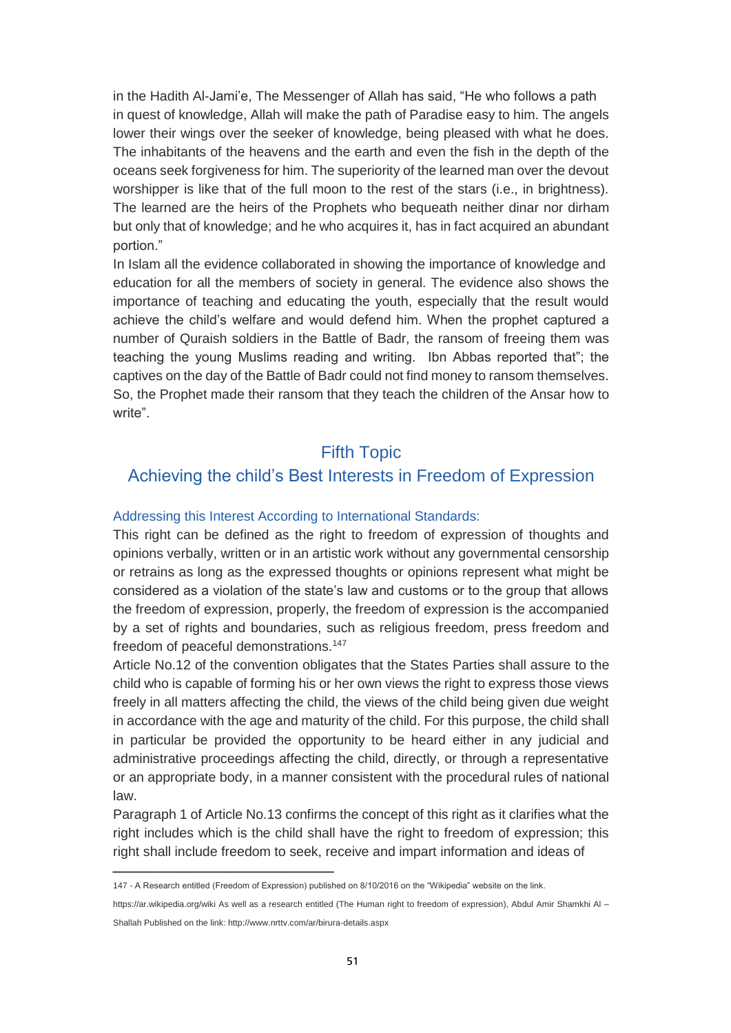in the Hadith Al-Jami'e, The Messenger of Allah has said, "He who follows a path in quest of knowledge, Allah will make the path of Paradise easy to him. The angels lower their wings over the seeker of knowledge, being pleased with what he does. The inhabitants of the heavens and the earth and even the fish in the depth of the oceans seek forgiveness for him. The superiority of the learned man over the devout worshipper is like that of the full moon to the rest of the stars (i.e., in brightness). The learned are the heirs of the Prophets who bequeath neither dinar nor dirham but only that of knowledge; and he who acquires it, has in fact acquired an abundant portion."

In Islam all the evidence collaborated in showing the importance of knowledge and education for all the members of society in general. The evidence also shows the importance of teaching and educating the youth, especially that the result would achieve the child's welfare and would defend him. When the prophet captured a number of Quraish soldiers in the Battle of Badr, the ransom of freeing them was teaching the young Muslims reading and writing. Ibn Abbas reported that"; the captives on the day of the Battle of Badr could not find money to ransom themselves. So, the Prophet made their ransom that they teach the children of the Ansar how to write".

## Fifth Topic

## Achieving the child's Best Interests in Freedom of Expression

### Addressing this Interest According to International Standards:

This right can be defined as the right to freedom of expression of thoughts and opinions verbally, written or in an artistic work without any governmental censorship or retrains as long as the expressed thoughts or opinions represent what might be considered as a violation of the state's law and customs or to the group that allows the freedom of expression, properly, the freedom of expression is the accompanied by a set of rights and boundaries, such as religious freedom, press freedom and freedom of peaceful demonstrations.[147]

Article No.12 of the convention obligates that the States Parties shall assure to the child who is capable of forming his or her own views the right to express those views freely in all matters affecting the child, the views of the child being given due weight in accordance with the age and maturity of the child. For this purpose, the child shall in particular be provided the opportunity to be heard either in any judicial and administrative proceedings affecting the child, directly, or through a representative or an appropriate body, in a manner consistent with the procedural rules of national law.

Paragraph 1 of Article No.13 confirms the concept of this right as it clarifies what the right includes which is the child shall have the right to freedom of expression; this right shall include freedom to seek, receive and impart information and ideas of

---

147 - A Research entitled (Freedom of Expression) published on 8/10/2016 on the "Wikipedia" website on the link. https://ar.wikipedia.org/wiki As well as a research entitled (The Human right to freedom of expression), Abdul Amir Shamkhi Al – Shallah Published on the link: http://www.nrttv.com/ar/birura-details.aspx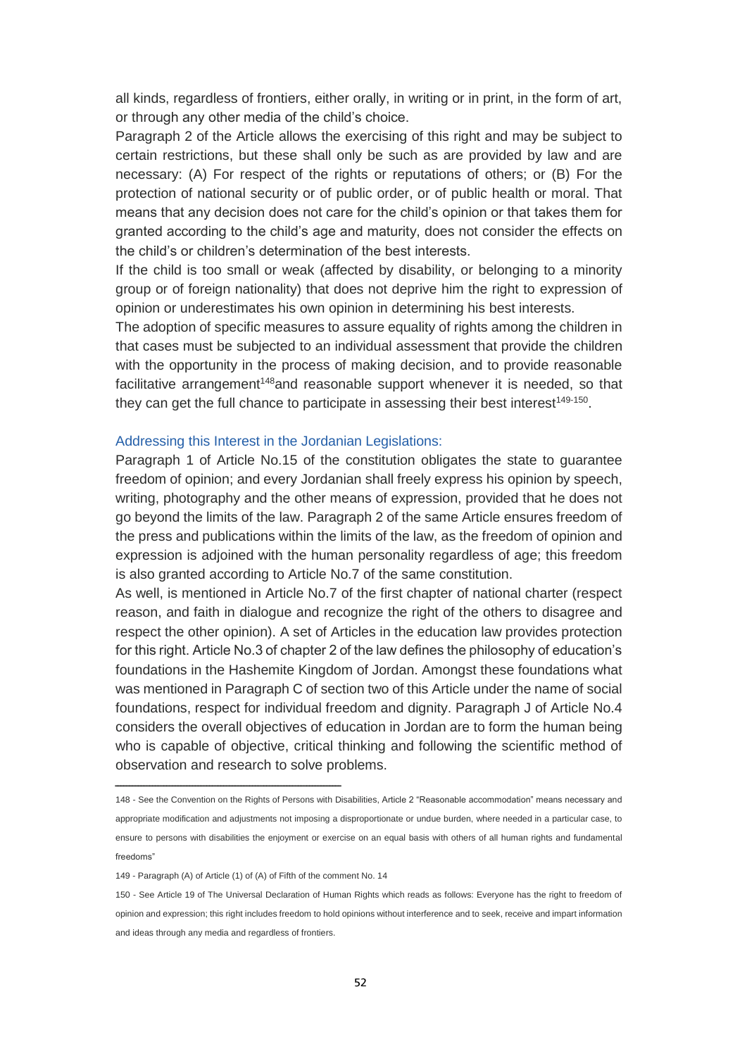all kinds, regardless of frontiers, either orally, in writing or in print, in the form of art, or through any other media of the child's choice.

Paragraph 2 of the Article allows the exercising of this right and may be subject to certain restrictions, but these shall only be such as are provided by law and are necessary: (A) For respect of the rights or reputations of others; or (B) For the protection of national security or of public order, or of public health or moral. That means that any decision does not care for the child's opinion or that takes them for granted according to the child's age and maturity, does not consider the effects on the child's or children's determination of the best interests.

If the child is too small or weak (affected by disability, or belonging to a minority group or of foreign nationality) that does not deprive him the right to expression of opinion or underestimates his own opinion in determining his best interests.

The adoption of specific measures to assure equality of rights among the children in that cases must be subjected to an individual assessment that provide the children with the opportunity in the process of making decision, and to provide reasonable facilitative arrangement[148]and reasonable support whenever it is needed, so that they can get the full chance to participate in assessing their best interest[149-150].

### Addressing this Interest in the Jordanian Legislations:

Paragraph 1 of Article No.15 of the constitution obligates the state to guarantee freedom of opinion; and every Jordanian shall freely express his opinion by speech, writing, photography and the other means of expression, provided that he does not go beyond the limits of the law. Paragraph 2 of the same Article ensures freedom of the press and publications within the limits of the law, as the freedom of opinion and expression is adjoined with the human personality regardless of age; this freedom is also granted according to Article No.7 of the same constitution.

As well, is mentioned in Article No.7 of the first chapter of national charter (respect reason, and faith in dialogue and recognize the right of the others to disagree and respect the other opinion). A set of Articles in the education law provides protection for this right. Article No.3 of chapter 2 of the law defines the philosophy of education's foundations in the Hashemite Kingdom of Jordan. Amongst these foundations what was mentioned in Paragraph C of section two of this Article under the name of social foundations, respect for individual freedom and dignity. Paragraph J of Article No.4 considers the overall objectives of education in Jordan are to form the human being who is capable of objective, critical thinking and following the scientific method of observation and research to solve problems.

---

148 - See the Convention on the Rights of Persons with Disabilities, Article 2 "Reasonable accommodation" means necessary and appropriate modification and adjustments not imposing a disproportionate or undue burden, where needed in a particular case, to ensure to persons with disabilities the enjoyment or exercise on an equal basis with others of all human rights and fundamental freedoms"

149 - Paragraph (A) of Article (1) of (A) of Fifth of the comment No. 14

150 - See Article 19 of The Universal Declaration of Human Rights which reads as follows: Everyone has the right to freedom of opinion and expression; this right includes freedom to hold opinions without interference and to seek, receive and impart information and ideas through any media and regardless of frontiers.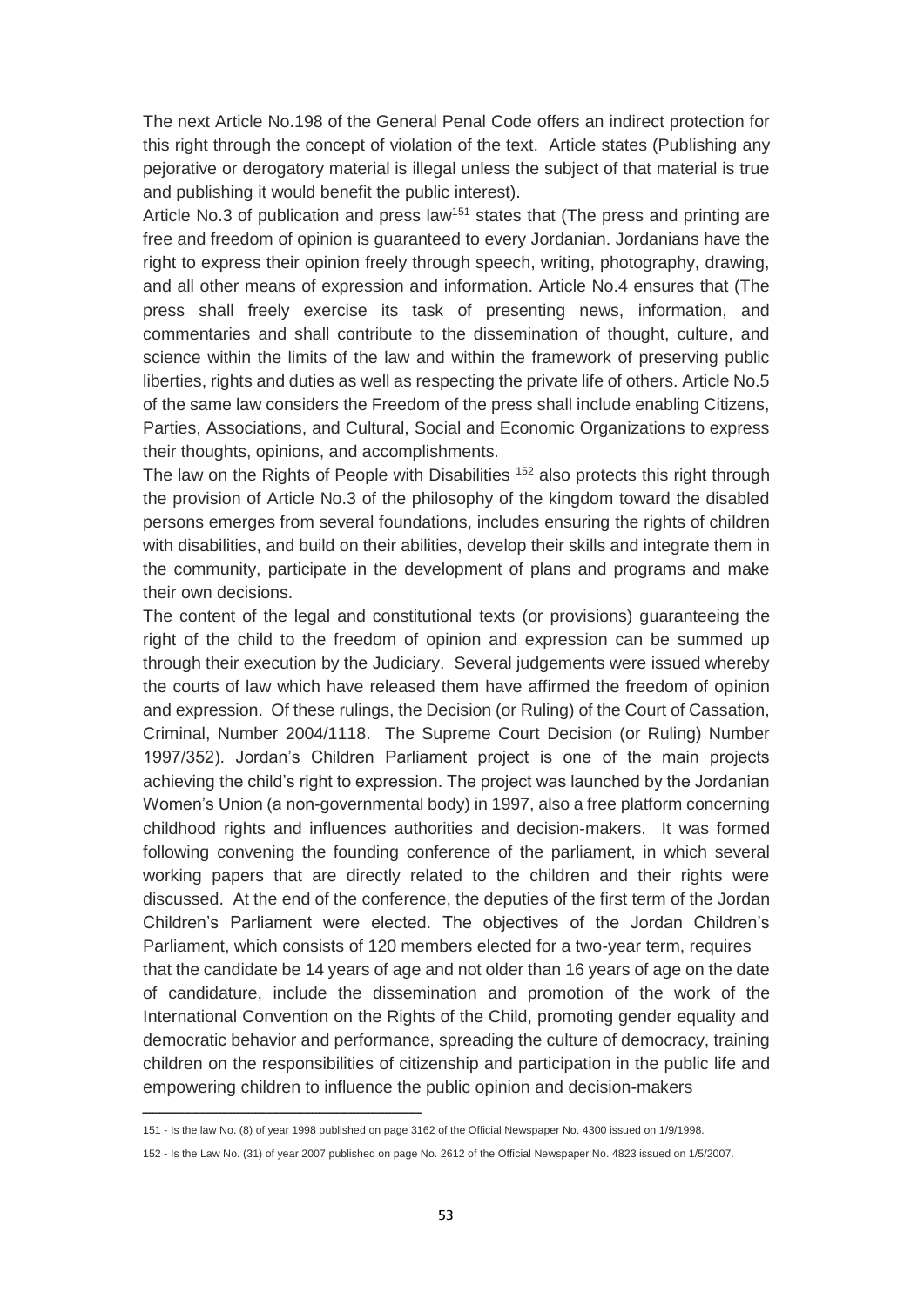The next Article No.198 of the General Penal Code offers an indirect protection for this right through the concept of violation of the text. Article states (Publishing any pejorative or derogatory material is illegal unless the subject of that material is true and publishing it would benefit the public interest).

Article No.3 of publication and press law[151] states that (The press and printing are free and freedom of opinion is guaranteed to every Jordanian. Jordanians have the right to express their opinion freely through speech, writing, photography, drawing, and all other means of expression and information. Article No.4 ensures that (The press shall freely exercise its task of presenting news, information, and commentaries and shall contribute to the dissemination of thought, culture, and science within the limits of the law and within the framework of preserving public liberties, rights and duties as well as respecting the private life of others. Article No.5 of the same law considers the Freedom of the press shall include enabling Citizens, Parties, Associations, and Cultural, Social and Economic Organizations to express their thoughts, opinions, and accomplishments.

The law on the Rights of People with Disabilities [152] also protects this right through the provision of Article No.3 of the philosophy of the kingdom toward the disabled persons emerges from several foundations, includes ensuring the rights of children with disabilities, and build on their abilities, develop their skills and integrate them in the community, participate in the development of plans and programs and make their own decisions.

The content of the legal and constitutional texts (or provisions) guaranteeing the right of the child to the freedom of opinion and expression can be summed up through their execution by the Judiciary. Several judgements were issued whereby the courts of law which have released them have affirmed the freedom of opinion and expression. Of these rulings, the Decision (or Ruling) of the Court of Cassation, Criminal, Number 2004/1118. The Supreme Court Decision (or Ruling) Number 1997/352). Jordan's Children Parliament project is one of the main projects achieving the child's right to expression. The project was launched by the Jordanian Women's Union (a non-governmental body) in 1997, also a free platform concerning childhood rights and influences authorities and decision-makers. It was formed following convening the founding conference of the parliament, in which several working papers that are directly related to the children and their rights were discussed. At the end of the conference, the deputies of the first term of the Jordan Children's Parliament were elected. The objectives of the Jordan Children's Parliament, which consists of 120 members elected for a two-year term, requires that the candidate be 14 years of age and not older than 16 years of age on the date of candidature, include the dissemination and promotion of the work of the International Convention on the Rights of the Child, promoting gender equality and democratic behavior and performance, spreading the culture of democracy, training children on the responsibilities of citizenship and participation in the public life and empowering children to influence the public opinion and decision-makers

---

151 - Is the law No. (8) of year 1998 published on page 3162 of the Official Newspaper No. 4300 issued on 1/9/1998.

152 - Is the Law No. (31) of year 2007 published on page No. 2612 of the Official Newspaper No. 4823 issued on 1/5/2007.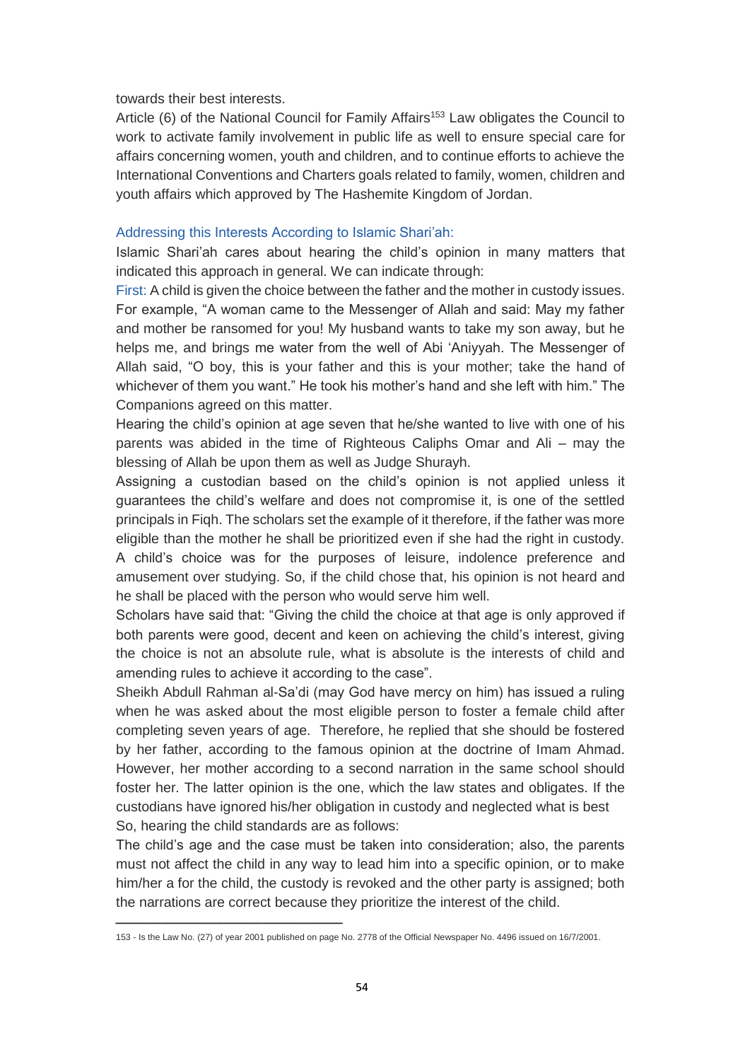towards their best interests.

Article (6) of the National Council for Family Affairs[153] Law obligates the Council to work to activate family involvement in public life as well to ensure special care for affairs concerning women, youth and children, and to continue efforts to achieve the International Conventions and Charters goals related to family, women, children and youth affairs which approved by The Hashemite Kingdom of Jordan.

### Addressing this Interests According to Islamic Shari'ah:

Islamic Shari'ah cares about hearing the child's opinion in many matters that indicated this approach in general. We can indicate through:

First: A child is given the choice between the father and the mother in custody issues. For example, "A woman came to the Messenger of Allah and said: May my father and mother be ransomed for you! My husband wants to take my son away, but he helps me, and brings me water from the well of Abi 'Aniyyah. The Messenger of Allah said, "O boy, this is your father and this is your mother; take the hand of whichever of them you want." He took his mother's hand and she left with him." The Companions agreed on this matter.

Hearing the child's opinion at age seven that he/she wanted to live with one of his parents was abided in the time of Righteous Caliphs Omar and Ali – may the blessing of Allah be upon them as well as Judge Shurayh.

Assigning a custodian based on the child's opinion is not applied unless it guarantees the child's welfare and does not compromise it, is one of the settled principals in Fiqh. The scholars set the example of it therefore, if the father was more eligible than the mother he shall be prioritized even if she had the right in custody. A child's choice was for the purposes of leisure, indolence preference and amusement over studying. So, if the child chose that, his opinion is not heard and he shall be placed with the person who would serve him well.

Scholars have said that: "Giving the child the choice at that age is only approved if both parents were good, decent and keen on achieving the child's interest, giving the choice is not an absolute rule, what is absolute is the interests of child and amending rules to achieve it according to the case".

Sheikh Abdull Rahman al-Sa'di (may God have mercy on him) has issued a ruling when he was asked about the most eligible person to foster a female child after completing seven years of age. Therefore, he replied that she should be fostered by her father, according to the famous opinion at the doctrine of Imam Ahmad. However, her mother according to a second narration in the same school should foster her. The latter opinion is the one, which the law states and obligates. If the custodians have ignored his/her obligation in custody and neglected what is best

So, hearing the child standards are as follows:

The child's age and the case must be taken into consideration; also, the parents must not affect the child in any way to lead him into a specific opinion, or to make him/her a for the child, the custody is revoked and the other party is assigned; both the narrations are correct because they prioritize the interest of the child.

---

153 - Is the Law No. (27) of year 2001 published on page No. 2778 of the Official Newspaper No. 4496 issued on 16/7/2001.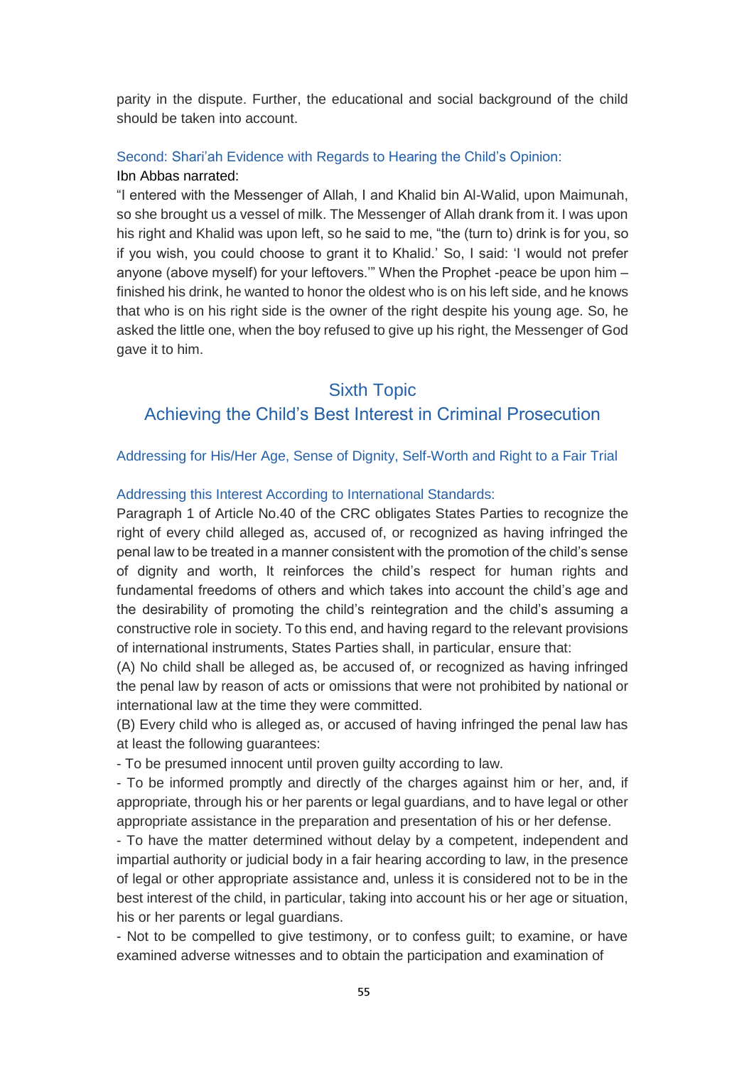parity in the dispute. Further, the educational and social background of the child should be taken into account.

### Second: Shari'ah Evidence with Regards to Hearing the Child's Opinion:

Ibn Abbas narrated:

"I entered with the Messenger of Allah, I and Khalid bin Al-Walid, upon Maimunah, so she brought us a vessel of milk. The Messenger of Allah drank from it. I was upon his right and Khalid was upon left, so he said to me, "the (turn to) drink is for you, so if you wish, you could choose to grant it to Khalid.' So, I said: 'I would not prefer anyone (above myself) for your leftovers.'" When the Prophet -peace be upon him – finished his drink, he wanted to honor the oldest who is on his left side, and he knows that who is on his right side is the owner of the right despite his young age. So, he asked the little one, when the boy refused to give up his right, the Messenger of God gave it to him.

## Sixth Topic
## Achieving the Child's Best Interest in Criminal Prosecution

### Addressing for His/Her Age, Sense of Dignity, Self-Worth and Right to a Fair Trial

### Addressing this Interest According to International Standards:

Paragraph 1 of Article No.40 of the CRC obligates States Parties to recognize the right of every child alleged as, accused of, or recognized as having infringed the penal law to be treated in a manner consistent with the promotion of the child's sense of dignity and worth, It reinforces the child's respect for human rights and fundamental freedoms of others and which takes into account the child's age and the desirability of promoting the child's reintegration and the child's assuming a constructive role in society. To this end, and having regard to the relevant provisions of international instruments, States Parties shall, in particular, ensure that:

(A) No child shall be alleged as, be accused of, or recognized as having infringed the penal law by reason of acts or omissions that were not prohibited by national or international law at the time they were committed.

(B) Every child who is alleged as, or accused of having infringed the penal law has at least the following guarantees:

- To be presumed innocent until proven guilty according to law.
- To be informed promptly and directly of the charges against him or her, and, if appropriate, through his or her parents or legal guardians, and to have legal or other appropriate assistance in the preparation and presentation of his or her defense.
- To have the matter determined without delay by a competent, independent and impartial authority or judicial body in a fair hearing according to law, in the presence of legal or other appropriate assistance and, unless it is considered not to be in the best interest of the child, in particular, taking into account his or her age or situation, his or her parents or legal guardians.
- Not to be compelled to give testimony, or to confess guilt; to examine, or have examined adverse witnesses and to obtain the participation and examination of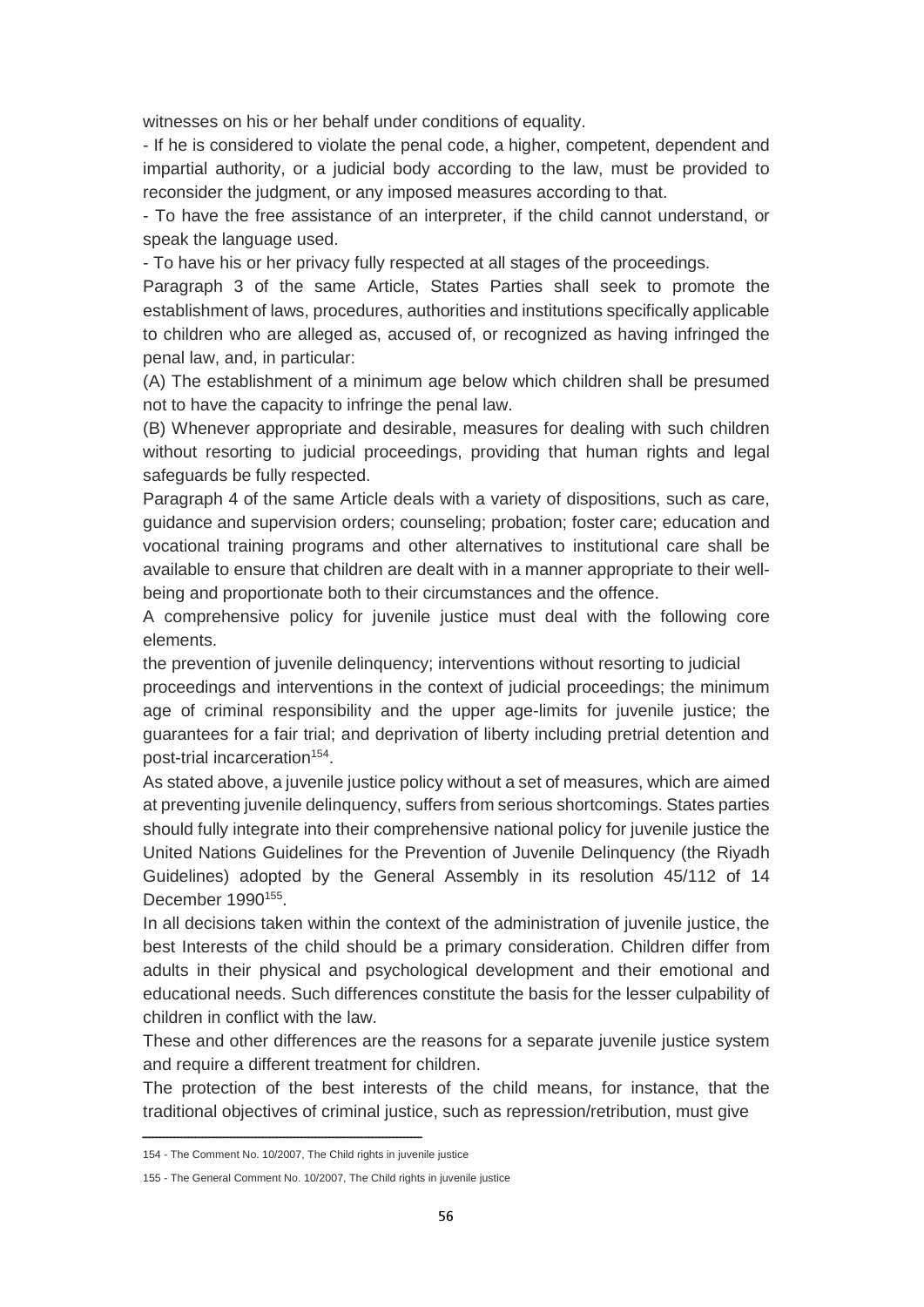witnesses on his or her behalf under conditions of equality.

- If he is considered to violate the penal code, a higher, competent, dependent and impartial authority, or a judicial body according to the law, must be provided to reconsider the judgment, or any imposed measures according to that.
- To have the free assistance of an interpreter, if the child cannot understand, or speak the language used.
- To have his or her privacy fully respected at all stages of the proceedings.

Paragraph 3 of the same Article, States Parties shall seek to promote the establishment of laws, procedures, authorities and institutions specifically applicable to children who are alleged as, accused of, or recognized as having infringed the penal law, and, in particular:

(A) The establishment of a minimum age below which children shall be presumed not to have the capacity to infringe the penal law.

(B) Whenever appropriate and desirable, measures for dealing with such children without resorting to judicial proceedings, providing that human rights and legal safeguards be fully respected.

Paragraph 4 of the same Article deals with a variety of dispositions, such as care, guidance and supervision orders; counseling; probation; foster care; education and vocational training programs and other alternatives to institutional care shall be available to ensure that children are dealt with in a manner appropriate to their well-being and proportionate both to their circumstances and the offence.

A comprehensive policy for juvenile justice must deal with the following core elements.

the prevention of juvenile delinquency; interventions without resorting to judicial proceedings and interventions in the context of judicial proceedings; the minimum age of criminal responsibility and the upper age-limits for juvenile justice; the guarantees for a fair trial; and deprivation of liberty including pretrial detention and post-trial incarceration[154].

As stated above, a juvenile justice policy without a set of measures, which are aimed at preventing juvenile delinquency, suffers from serious shortcomings. States parties should fully integrate into their comprehensive national policy for juvenile justice the United Nations Guidelines for the Prevention of Juvenile Delinquency (the Riyadh Guidelines) adopted by the General Assembly in its resolution 45/112 of 14 December 1990[155].

In all decisions taken within the context of the administration of juvenile justice, the best Interests of the child should be a primary consideration. Children differ from adults in their physical and psychological development and their emotional and educational needs. Such differences constitute the basis for the lesser culpability of children in conflict with the law.

These and other differences are the reasons for a separate juvenile justice system and require a different treatment for children.

The protection of the best interests of the child means, for instance, that the traditional objectives of criminal justice, such as repression/retribution, must give

---

154 - The Comment No. 10/2007, The Child rights in juvenile justice

155 - The General Comment No. 10/2007, The Child rights in juvenile justice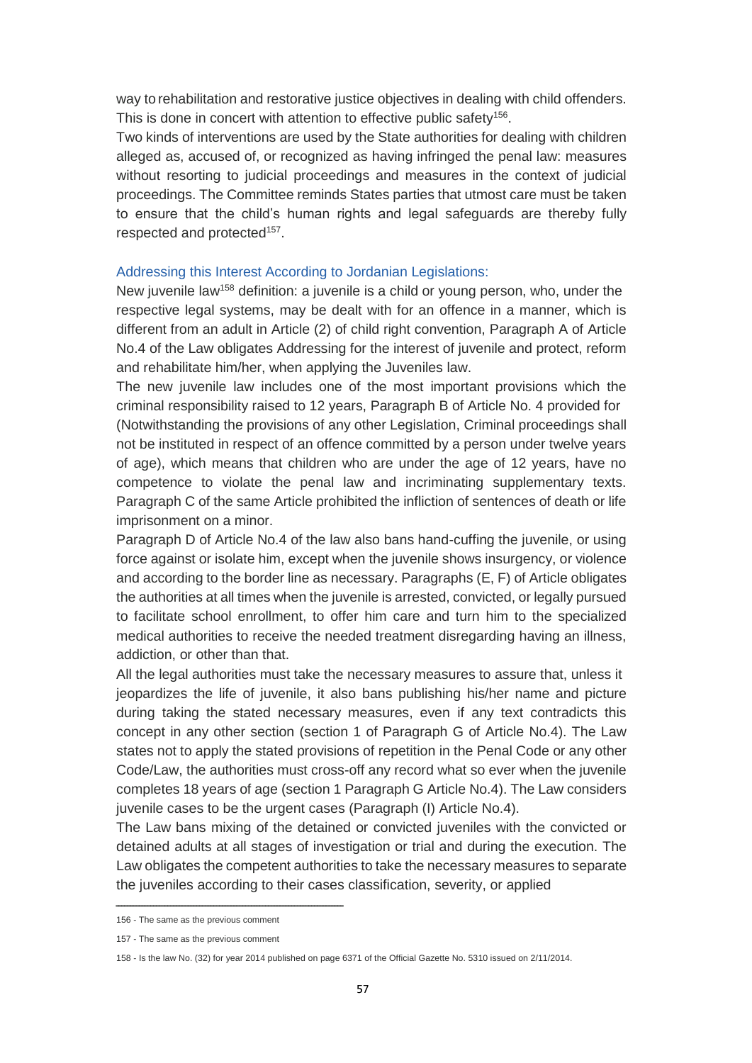way to rehabilitation and restorative justice objectives in dealing with child offenders. This is done in concert with attention to effective public safety[156].

Two kinds of interventions are used by the State authorities for dealing with children alleged as, accused of, or recognized as having infringed the penal law: measures without resorting to judicial proceedings and measures in the context of judicial proceedings. The Committee reminds States parties that utmost care must be taken to ensure that the child's human rights and legal safeguards are thereby fully respected and protected[157].

### Addressing this Interest According to Jordanian Legislations:

New juvenile law[158] definition: a juvenile is a child or young person, who, under the respective legal systems, may be dealt with for an offence in a manner, which is different from an adult in Article (2) of child right convention, Paragraph A of Article No.4 of the Law obligates Addressing for the interest of juvenile and protect, reform and rehabilitate him/her, when applying the Juveniles law.

The new juvenile law includes one of the most important provisions which the criminal responsibility raised to 12 years, Paragraph B of Article No. 4 provided for (Notwithstanding the provisions of any other Legislation, Criminal proceedings shall not be instituted in respect of an offence committed by a person under twelve years of age), which means that children who are under the age of 12 years, have no competence to violate the penal law and incriminating supplementary texts. Paragraph C of the same Article prohibited the infliction of sentences of death or life imprisonment on a minor.

Paragraph D of Article No.4 of the law also bans hand-cuffing the juvenile, or using force against or isolate him, except when the juvenile shows insurgency, or violence and according to the border line as necessary. Paragraphs (E, F) of Article obligates the authorities at all times when the juvenile is arrested, convicted, or legally pursued to facilitate school enrollment, to offer him care and turn him to the specialized medical authorities to receive the needed treatment disregarding having an illness, addiction, or other than that.

All the legal authorities must take the necessary measures to assure that, unless it jeopardizes the life of juvenile, it also bans publishing his/her name and picture during taking the stated necessary measures, even if any text contradicts this concept in any other section (section 1 of Paragraph G of Article No.4). The Law states not to apply the stated provisions of repetition in the Penal Code or any other Code/Law, the authorities must cross-off any record what so ever when the juvenile completes 18 years of age (section 1 Paragraph G Article No.4). The Law considers juvenile cases to be the urgent cases (Paragraph (I) Article No.4).

The Law bans mixing of the detained or convicted juveniles with the convicted or detained adults at all stages of investigation or trial and during the execution. The Law obligates the competent authorities to take the necessary measures to separate the juveniles according to their cases classification, severity, or applied

---

156 - The same as the previous comment

157 - The same as the previous comment

158 - Is the law No. (32) for year 2014 published on page 6371 of the Official Gazette No. 5310 issued on 2/11/2014.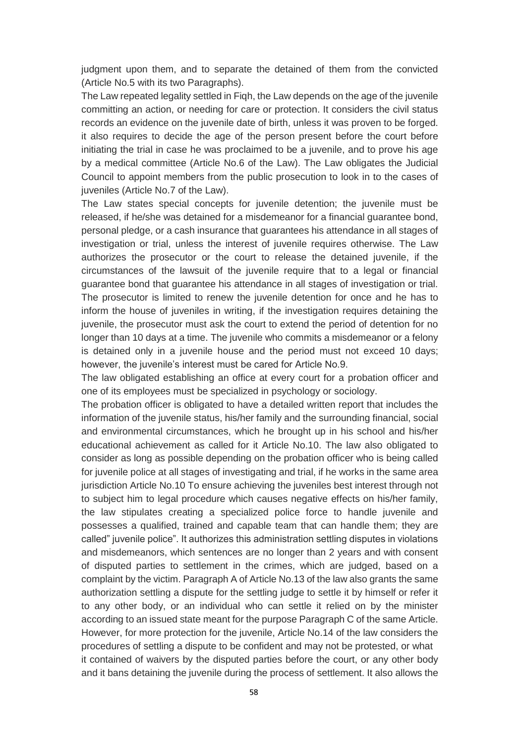judgment upon them, and to separate the detained of them from the convicted (Article No.5 with its two Paragraphs).

The Law repeated legality settled in Fiqh, the Law depends on the age of the juvenile committing an action, or needing for care or protection. It considers the civil status records an evidence on the juvenile date of birth, unless it was proven to be forged. it also requires to decide the age of the person present before the court before initiating the trial in case he was proclaimed to be a juvenile, and to prove his age by a medical committee (Article No.6 of the Law). The Law obligates the Judicial Council to appoint members from the public prosecution to look in to the cases of juveniles (Article No.7 of the Law).

The Law states special concepts for juvenile detention; the juvenile must be released, if he/she was detained for a misdemeanor for a financial guarantee bond, personal pledge, or a cash insurance that guarantees his attendance in all stages of investigation or trial, unless the interest of juvenile requires otherwise. The Law authorizes the prosecutor or the court to release the detained juvenile, if the circumstances of the lawsuit of the juvenile require that to a legal or financial guarantee bond that guarantee his attendance in all stages of investigation or trial. The prosecutor is limited to renew the juvenile detention for once and he has to inform the house of juveniles in writing, if the investigation requires detaining the juvenile, the prosecutor must ask the court to extend the period of detention for no longer than 10 days at a time. The juvenile who commits a misdemeanor or a felony is detained only in a juvenile house and the period must not exceed 10 days; however, the juvenile's interest must be cared for Article No.9.

The law obligated establishing an office at every court for a probation officer and one of its employees must be specialized in psychology or sociology.

The probation officer is obligated to have a detailed written report that includes the information of the juvenile status, his/her family and the surrounding financial, social and environmental circumstances, which he brought up in his school and his/her educational achievement as called for it Article No.10. The law also obligated to consider as long as possible depending on the probation officer who is being called for juvenile police at all stages of investigating and trial, if he works in the same area jurisdiction Article No.10 To ensure achieving the juveniles best interest through not to subject him to legal procedure which causes negative effects on his/her family, the law stipulates creating a specialized police force to handle juvenile and possesses a qualified, trained and capable team that can handle them; they are called" juvenile police". It authorizes this administration settling disputes in violations and misdemeanors, which sentences are no longer than 2 years and with consent of disputed parties to settlement in the crimes, which are judged, based on a complaint by the victim. Paragraph A of Article No.13 of the law also grants the same authorization settling a dispute for the settling judge to settle it by himself or refer it to any other body, or an individual who can settle it relied on by the minister according to an issued state meant for the purpose Paragraph C of the same Article. However, for more protection for the juvenile, Article No.14 of the law considers the procedures of settling a dispute to be confident and may not be protested, or what it contained of waivers by the disputed parties before the court, or any other body and it bans detaining the juvenile during the process of settlement. It also allows the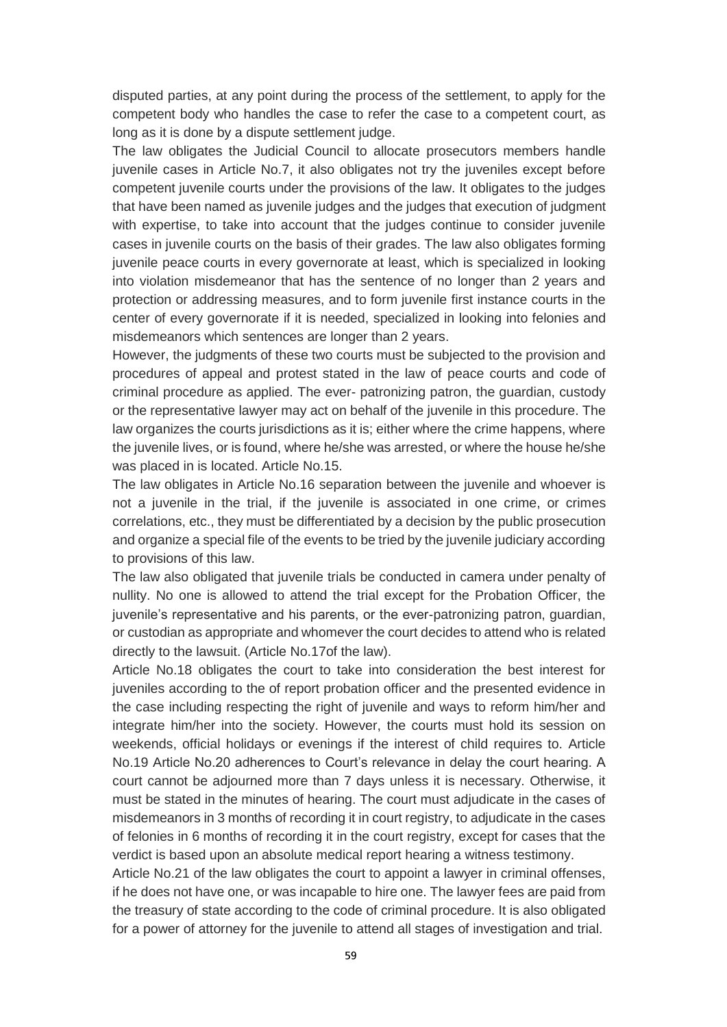disputed parties, at any point during the process of the settlement, to apply for the competent body who handles the case to refer the case to a competent court, as long as it is done by a dispute settlement judge.

The law obligates the Judicial Council to allocate prosecutors members handle juvenile cases in Article No.7, it also obligates not try the juveniles except before competent juvenile courts under the provisions of the law. It obligates to the judges that have been named as juvenile judges and the judges that execution of judgment with expertise, to take into account that the judges continue to consider juvenile cases in juvenile courts on the basis of their grades. The law also obligates forming juvenile peace courts in every governorate at least, which is specialized in looking into violation misdemeanor that has the sentence of no longer than 2 years and protection or addressing measures, and to form juvenile first instance courts in the center of every governorate if it is needed, specialized in looking into felonies and misdemeanors which sentences are longer than 2 years.

However, the judgments of these two courts must be subjected to the provision and procedures of appeal and protest stated in the law of peace courts and code of criminal procedure as applied. The ever- patronizing patron, the guardian, custody or the representative lawyer may act on behalf of the juvenile in this procedure. The law organizes the courts jurisdictions as it is; either where the crime happens, where the juvenile lives, or is found, where he/she was arrested, or where the house he/she was placed in is located. Article No.15.

The law obligates in Article No.16 separation between the juvenile and whoever is not a juvenile in the trial, if the juvenile is associated in one crime, or crimes correlations, etc., they must be differentiated by a decision by the public prosecution and organize a special file of the events to be tried by the juvenile judiciary according to provisions of this law.

The law also obligated that juvenile trials be conducted in camera under penalty of nullity. No one is allowed to attend the trial except for the Probation Officer, the juvenile's representative and his parents, or the ever-patronizing patron, guardian, or custodian as appropriate and whomever the court decides to attend who is related directly to the lawsuit. (Article No.17of the law).

Article No.18 obligates the court to take into consideration the best interest for juveniles according to the of report probation officer and the presented evidence in the case including respecting the right of juvenile and ways to reform him/her and integrate him/her into the society. However, the courts must hold its session on weekends, official holidays or evenings if the interest of child requires to. Article No.19 Article No.20 adherences to Court's relevance in delay the court hearing. A court cannot be adjourned more than 7 days unless it is necessary. Otherwise, it must be stated in the minutes of hearing. The court must adjudicate in the cases of misdemeanors in 3 months of recording it in court registry, to adjudicate in the cases of felonies in 6 months of recording it in the court registry, except for cases that the verdict is based upon an absolute medical report hearing a witness testimony.

Article No.21 of the law obligates the court to appoint a lawyer in criminal offenses, if he does not have one, or was incapable to hire one. The lawyer fees are paid from the treasury of state according to the code of criminal procedure. It is also obligated for a power of attorney for the juvenile to attend all stages of investigation and trial.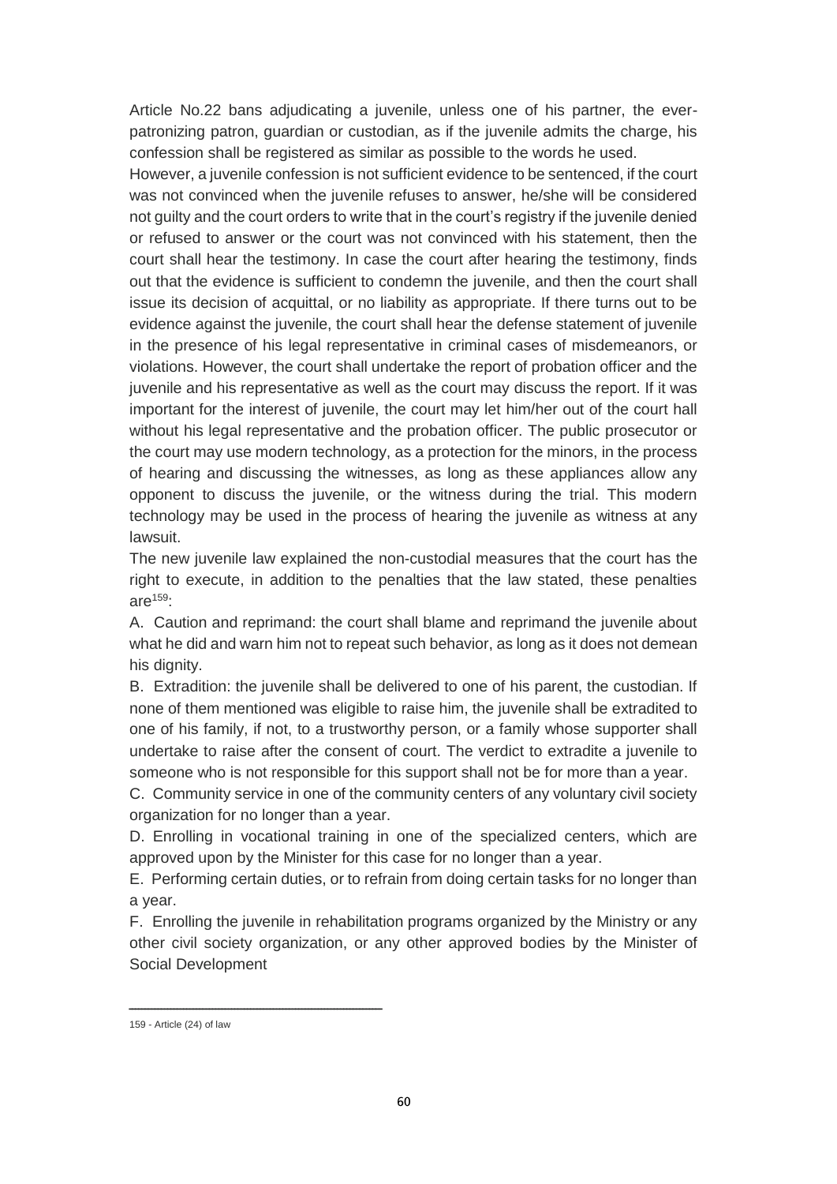Article No.22 bans adjudicating a juvenile, unless one of his partner, the ever-patronizing patron, guardian or custodian, as if the juvenile admits the charge, his confession shall be registered as similar as possible to the words he used.

However, a juvenile confession is not sufficient evidence to be sentenced, if the court was not convinced when the juvenile refuses to answer, he/she will be considered not guilty and the court orders to write that in the court's registry if the juvenile denied or refused to answer or the court was not convinced with his statement, then the court shall hear the testimony. In case the court after hearing the testimony, finds out that the evidence is sufficient to condemn the juvenile, and then the court shall issue its decision of acquittal, or no liability as appropriate. If there turns out to be evidence against the juvenile, the court shall hear the defense statement of juvenile in the presence of his legal representative in criminal cases of misdemeanors, or violations. However, the court shall undertake the report of probation officer and the juvenile and his representative as well as the court may discuss the report. If it was important for the interest of juvenile, the court may let him/her out of the court hall without his legal representative and the probation officer. The public prosecutor or the court may use modern technology, as a protection for the minors, in the process of hearing and discussing the witnesses, as long as these appliances allow any opponent to discuss the juvenile, or the witness during the trial. This modern technology may be used in the process of hearing the juvenile as witness at any lawsuit.

The new juvenile law explained the non-custodial measures that the court has the right to execute, in addition to the penalties that the law stated, these penalties are[159]:

A. Caution and reprimand: the court shall blame and reprimand the juvenile about what he did and warn him not to repeat such behavior, as long as it does not demean his dignity.

B. Extradition: the juvenile shall be delivered to one of his parent, the custodian. If none of them mentioned was eligible to raise him, the juvenile shall be extradited to one of his family, if not, to a trustworthy person, or a family whose supporter shall undertake to raise after the consent of court. The verdict to extradite a juvenile to someone who is not responsible for this support shall not be for more than a year.

C. Community service in one of the community centers of any voluntary civil society organization for no longer than a year.

D. Enrolling in vocational training in one of the specialized centers, which are approved upon by the Minister for this case for no longer than a year.

E. Performing certain duties, or to refrain from doing certain tasks for no longer than a year.

F. Enrolling the juvenile in rehabilitation programs organized by the Ministry or any other civil society organization, or any other approved bodies by the Minister of Social Development

---

159 - Article (24) of law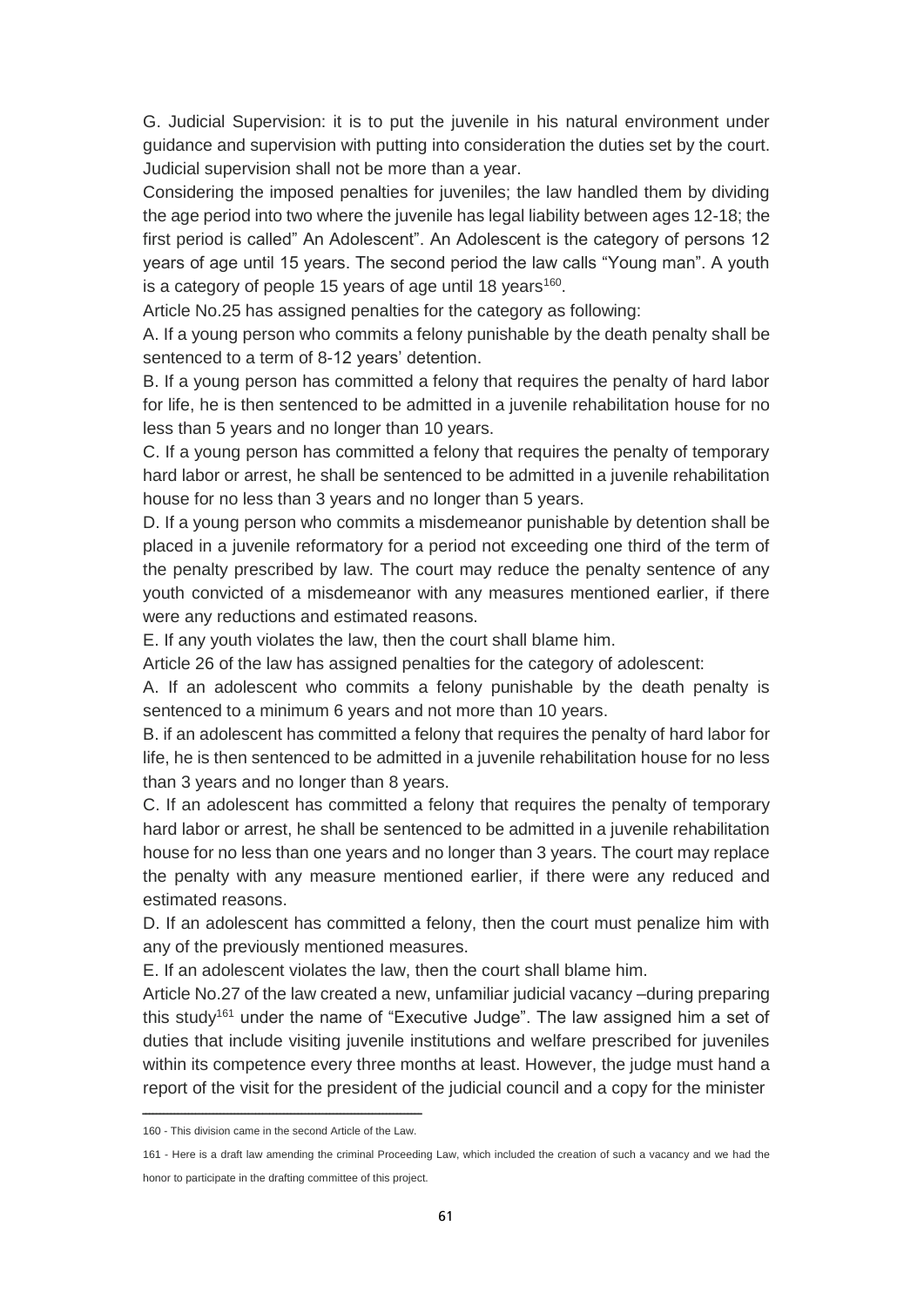G. Judicial Supervision: it is to put the juvenile in his natural environment under guidance and supervision with putting into consideration the duties set by the court. Judicial supervision shall not be more than a year.

Considering the imposed penalties for juveniles; the law handled them by dividing the age period into two where the juvenile has legal liability between ages 12-18; the first period is called" An Adolescent". An Adolescent is the category of persons 12 years of age until 15 years. The second period the law calls "Young man". A youth is a category of people 15 years of age until 18 years[160].

Article No.25 has assigned penalties for the category as following:

A. If a young person who commits a felony punishable by the death penalty shall be sentenced to a term of 8-12 years' detention.

B. If a young person has committed a felony that requires the penalty of hard labor for life, he is then sentenced to be admitted in a juvenile rehabilitation house for no less than 5 years and no longer than 10 years.

C. If a young person has committed a felony that requires the penalty of temporary hard labor or arrest, he shall be sentenced to be admitted in a juvenile rehabilitation house for no less than 3 years and no longer than 5 years.

D. If a young person who commits a misdemeanor punishable by detention shall be placed in a juvenile reformatory for a period not exceeding one third of the term of the penalty prescribed by law. The court may reduce the penalty sentence of any youth convicted of a misdemeanor with any measures mentioned earlier, if there were any reductions and estimated reasons.

E. If any youth violates the law, then the court shall blame him.

Article 26 of the law has assigned penalties for the category of adolescent:

A. If an adolescent who commits a felony punishable by the death penalty is sentenced to a minimum 6 years and not more than 10 years.

B. if an adolescent has committed a felony that requires the penalty of hard labor for life, he is then sentenced to be admitted in a juvenile rehabilitation house for no less than 3 years and no longer than 8 years.

C. If an adolescent has committed a felony that requires the penalty of temporary hard labor or arrest, he shall be sentenced to be admitted in a juvenile rehabilitation house for no less than one years and no longer than 3 years. The court may replace the penalty with any measure mentioned earlier, if there were any reduced and estimated reasons.

D. If an adolescent has committed a felony, then the court must penalize him with any of the previously mentioned measures.

E. If an adolescent violates the law, then the court shall blame him.

Article No.27 of the law created a new, unfamiliar judicial vacancy –during preparing this study[161] under the name of "Executive Judge". The law assigned him a set of duties that include visiting juvenile institutions and welfare prescribed for juveniles within its competence every three months at least. However, the judge must hand a report of the visit for the president of the judicial council and a copy for the minister

---

160 - This division came in the second Article of the Law.

161 - Here is a draft law amending the criminal Proceeding Law, which included the creation of such a vacancy and we had the honor to participate in the drafting committee of this project.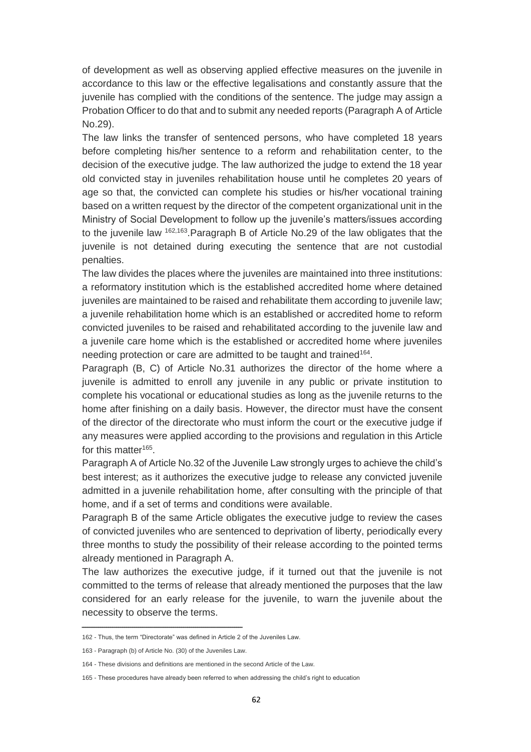of development as well as observing applied effective measures on the juvenile in accordance to this law or the effective legalisations and constantly assure that the juvenile has complied with the conditions of the sentence. The judge may assign a Probation Officer to do that and to submit any needed reports (Paragraph A of Article No.29).

The law links the transfer of sentenced persons, who have completed 18 years before completing his/her sentence to a reform and rehabilitation center, to the decision of the executive judge. The law authorized the judge to extend the 18 year old convicted stay in juveniles rehabilitation house until he completes 20 years of age so that, the convicted can complete his studies or his/her vocational training based on a written request by the director of the competent organizational unit in the Ministry of Social Development to follow up the juvenile's matters/issues according to the juvenile law [162,163].Paragraph B of Article No.29 of the law obligates that the juvenile is not detained during executing the sentence that are not custodial penalties.

The law divides the places where the juveniles are maintained into three institutions: a reformatory institution which is the established accredited home where detained juveniles are maintained to be raised and rehabilitate them according to juvenile law; a juvenile rehabilitation home which is an established or accredited home to reform convicted juveniles to be raised and rehabilitated according to the juvenile law and a juvenile care home which is the established or accredited home where juveniles needing protection or care are admitted to be taught and trained[164].

Paragraph (B, C) of Article No.31 authorizes the director of the home where a juvenile is admitted to enroll any juvenile in any public or private institution to complete his vocational or educational studies as long as the juvenile returns to the home after finishing on a daily basis. However, the director must have the consent of the director of the directorate who must inform the court or the executive judge if any measures were applied according to the provisions and regulation in this Article for this matter[165].

Paragraph A of Article No.32 of the Juvenile Law strongly urges to achieve the child's best interest; as it authorizes the executive judge to release any convicted juvenile admitted in a juvenile rehabilitation home, after consulting with the principle of that home, and if a set of terms and conditions were available.

Paragraph B of the same Article obligates the executive judge to review the cases of convicted juveniles who are sentenced to deprivation of liberty, periodically every three months to study the possibility of their release according to the pointed terms already mentioned in Paragraph A.

The law authorizes the executive judge, if it turned out that the juvenile is not committed to the terms of release that already mentioned the purposes that the law considered for an early release for the juvenile, to warn the juvenile about the necessity to observe the terms.

---

162 - Thus, the term "Directorate" was defined in Article 2 of the Juveniles Law.

163 - Paragraph (b) of Article No. (30) of the Juveniles Law.

164 - These divisions and definitions are mentioned in the second Article of the Law.

165 - These procedures have already been referred to when addressing the child's right to education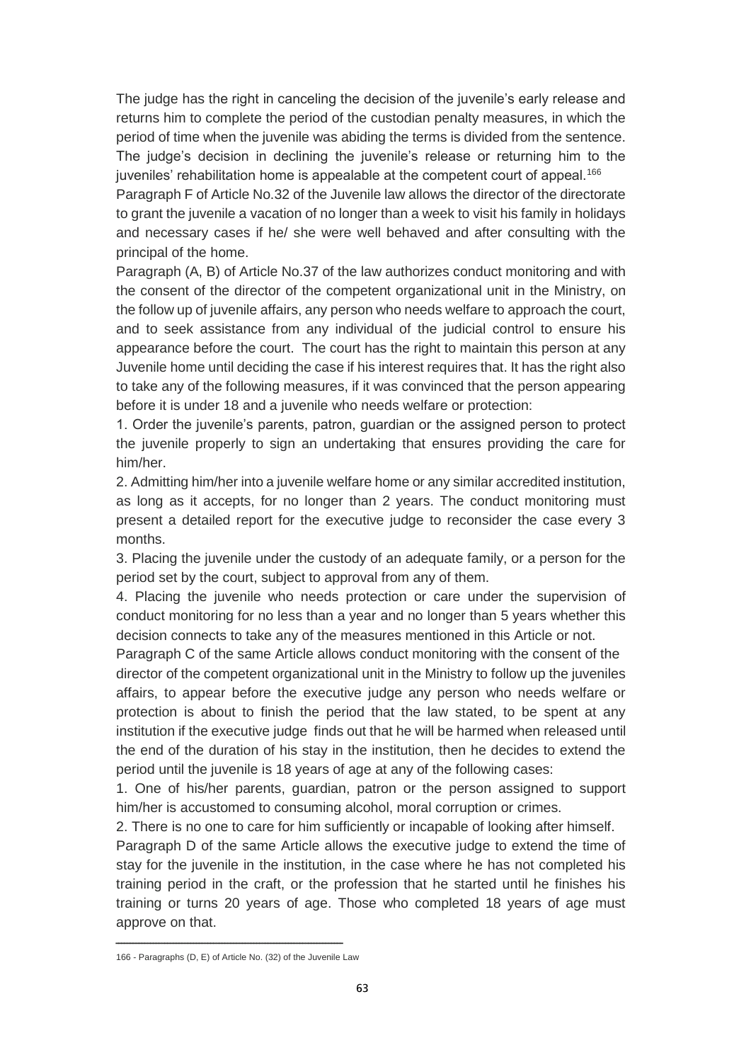The judge has the right in canceling the decision of the juvenile's early release and returns him to complete the period of the custodian penalty measures, in which the period of time when the juvenile was abiding the terms is divided from the sentence. The judge's decision in declining the juvenile's release or returning him to the juveniles' rehabilitation home is appealable at the competent court of appeal.[166]

Paragraph F of Article No.32 of the Juvenile law allows the director of the directorate to grant the juvenile a vacation of no longer than a week to visit his family in holidays and necessary cases if he/ she were well behaved and after consulting with the principal of the home.

Paragraph (A, B) of Article No.37 of the law authorizes conduct monitoring and with the consent of the director of the competent organizational unit in the Ministry, on the follow up of juvenile affairs, any person who needs welfare to approach the court, and to seek assistance from any individual of the judicial control to ensure his appearance before the court. The court has the right to maintain this person at any Juvenile home until deciding the case if his interest requires that. It has the right also to take any of the following measures, if it was convinced that the person appearing before it is under 18 and a juvenile who needs welfare or protection:

1. Order the juvenile's parents, patron, guardian or the assigned person to protect the juvenile properly to sign an undertaking that ensures providing the care for him/her.
2. Admitting him/her into a juvenile welfare home or any similar accredited institution, as long as it accepts, for no longer than 2 years. The conduct monitoring must present a detailed report for the executive judge to reconsider the case every 3 months.
3. Placing the juvenile under the custody of an adequate family, or a person for the period set by the court, subject to approval from any of them.
4. Placing the juvenile who needs protection or care under the supervision of conduct monitoring for no less than a year and no longer than 5 years whether this decision connects to take any of the measures mentioned in this Article or not.

Paragraph C of the same Article allows conduct monitoring with the consent of the director of the competent organizational unit in the Ministry to follow up the juveniles affairs, to appear before the executive judge any person who needs welfare or protection is about to finish the period that the law stated, to be spent at any institution if the executive judge finds out that he will be harmed when released until the end of the duration of his stay in the institution, then he decides to extend the period until the juvenile is 18 years of age at any of the following cases:

1. One of his/her parents, guardian, patron or the person assigned to support him/her is accustomed to consuming alcohol, moral corruption or crimes.
2. There is no one to care for him sufficiently or incapable of looking after himself.

Paragraph D of the same Article allows the executive judge to extend the time of stay for the juvenile in the institution, in the case where he has not completed his training period in the craft, or the profession that he started until he finishes his training or turns 20 years of age. Those who completed 18 years of age must approve on that.

---

166 - Paragraphs (D, E) of Article No. (32) of the Juvenile Law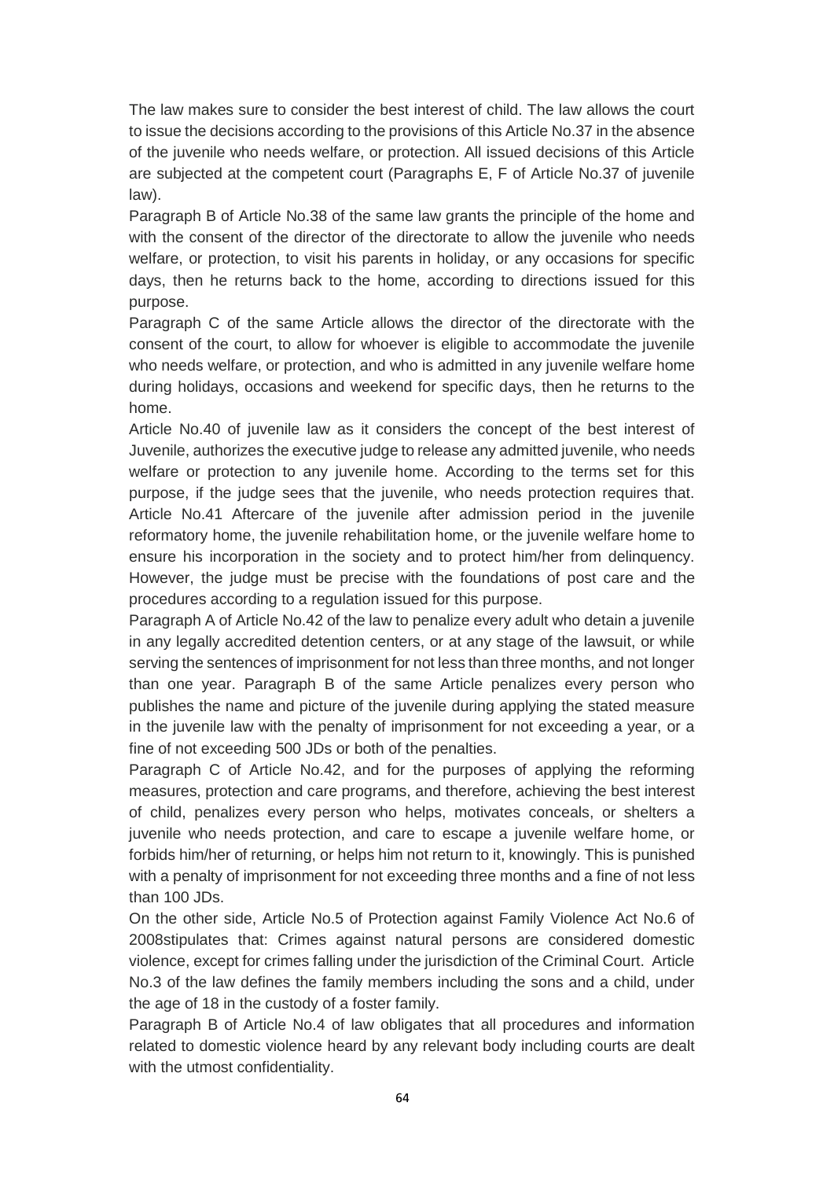The law makes sure to consider the best interest of child. The law allows the court to issue the decisions according to the provisions of this Article No.37 in the absence of the juvenile who needs welfare, or protection. All issued decisions of this Article are subjected at the competent court (Paragraphs E, F of Article No.37 of juvenile law).

Paragraph B of Article No.38 of the same law grants the principle of the home and with the consent of the director of the directorate to allow the juvenile who needs welfare, or protection, to visit his parents in holiday, or any occasions for specific days, then he returns back to the home, according to directions issued for this purpose.

Paragraph C of the same Article allows the director of the directorate with the consent of the court, to allow for whoever is eligible to accommodate the juvenile who needs welfare, or protection, and who is admitted in any juvenile welfare home during holidays, occasions and weekend for specific days, then he returns to the home.

Article No.40 of juvenile law as it considers the concept of the best interest of Juvenile, authorizes the executive judge to release any admitted juvenile, who needs welfare or protection to any juvenile home. According to the terms set for this purpose, if the judge sees that the juvenile, who needs protection requires that. Article No.41 Aftercare of the juvenile after admission period in the juvenile reformatory home, the juvenile rehabilitation home, or the juvenile welfare home to ensure his incorporation in the society and to protect him/her from delinquency. However, the judge must be precise with the foundations of post care and the procedures according to a regulation issued for this purpose.

Paragraph A of Article No.42 of the law to penalize every adult who detain a juvenile in any legally accredited detention centers, or at any stage of the lawsuit, or while serving the sentences of imprisonment for not less than three months, and not longer than one year. Paragraph B of the same Article penalizes every person who publishes the name and picture of the juvenile during applying the stated measure in the juvenile law with the penalty of imprisonment for not exceeding a year, or a fine of not exceeding 500 JDs or both of the penalties.

Paragraph C of Article No.42, and for the purposes of applying the reforming measures, protection and care programs, and therefore, achieving the best interest of child, penalizes every person who helps, motivates conceals, or shelters a juvenile who needs protection, and care to escape a juvenile welfare home, or forbids him/her of returning, or helps him not return to it, knowingly. This is punished with a penalty of imprisonment for not exceeding three months and a fine of not less than 100 JDs.

On the other side, Article No.5 of Protection against Family Violence Act No.6 of 2008stipulates that: Crimes against natural persons are considered domestic violence, except for crimes falling under the jurisdiction of the Criminal Court. Article No.3 of the law defines the family members including the sons and a child, under the age of 18 in the custody of a foster family.

Paragraph B of Article No.4 of law obligates that all procedures and information related to domestic violence heard by any relevant body including courts are dealt with the utmost confidentiality.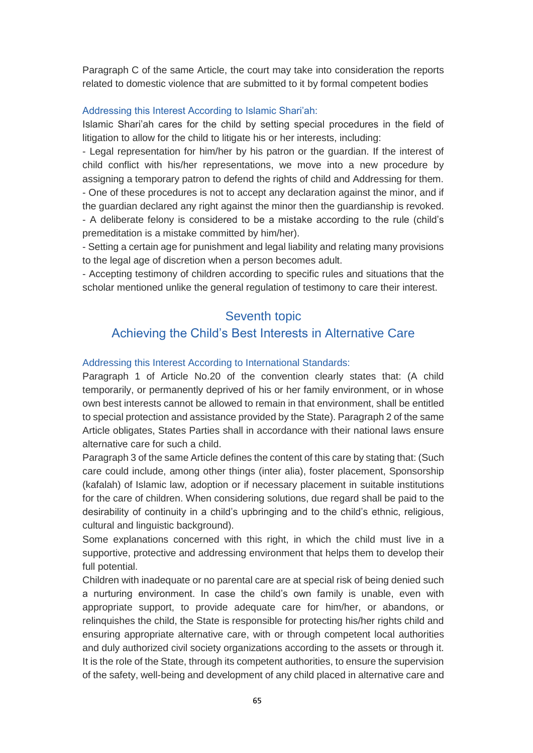Paragraph C of the same Article, the court may take into consideration the reports related to domestic violence that are submitted to it by formal competent bodies

### Addressing this Interest According to Islamic Shari'ah:

Islamic Shari'ah cares for the child by setting special procedures in the field of litigation to allow for the child to litigate his or her interests, including:

- Legal representation for him/her by his patron or the guardian. If the interest of child conflict with his/her representations, we move into a new procedure by assigning a temporary patron to defend the rights of child and Addressing for them.
- One of these procedures is not to accept any declaration against the minor, and if the guardian declared any right against the minor then the guardianship is revoked.
- A deliberate felony is considered to be a mistake according to the rule (child's premeditation is a mistake committed by him/her).
- Setting a certain age for punishment and legal liability and relating many provisions to the legal age of discretion when a person becomes adult.
- Accepting testimony of children according to specific rules and situations that the scholar mentioned unlike the general regulation of testimony to care their interest.

## Seventh topic

## Achieving the Child's Best Interests in Alternative Care

### Addressing this Interest According to International Standards:

Paragraph 1 of Article No.20 of the convention clearly states that: (A child temporarily, or permanently deprived of his or her family environment, or in whose own best interests cannot be allowed to remain in that environment, shall be entitled to special protection and assistance provided by the State). Paragraph 2 of the same Article obligates, States Parties shall in accordance with their national laws ensure alternative care for such a child.

Paragraph 3 of the same Article defines the content of this care by stating that: (Such care could include, among other things (inter alia), foster placement, Sponsorship (kafalah) of Islamic law, adoption or if necessary placement in suitable institutions for the care of children. When considering solutions, due regard shall be paid to the desirability of continuity in a child's upbringing and to the child's ethnic, religious, cultural and linguistic background).

Some explanations concerned with this right, in which the child must live in a supportive, protective and addressing environment that helps them to develop their full potential.

Children with inadequate or no parental care are at special risk of being denied such a nurturing environment. In case the child's own family is unable, even with appropriate support, to provide adequate care for him/her, or abandons, or relinquishes the child, the State is responsible for protecting his/her rights child and ensuring appropriate alternative care, with or through competent local authorities and duly authorized civil society organizations according to the assets or through it. It is the role of the State, through its competent authorities, to ensure the supervision of the safety, well-being and development of any child placed in alternative care and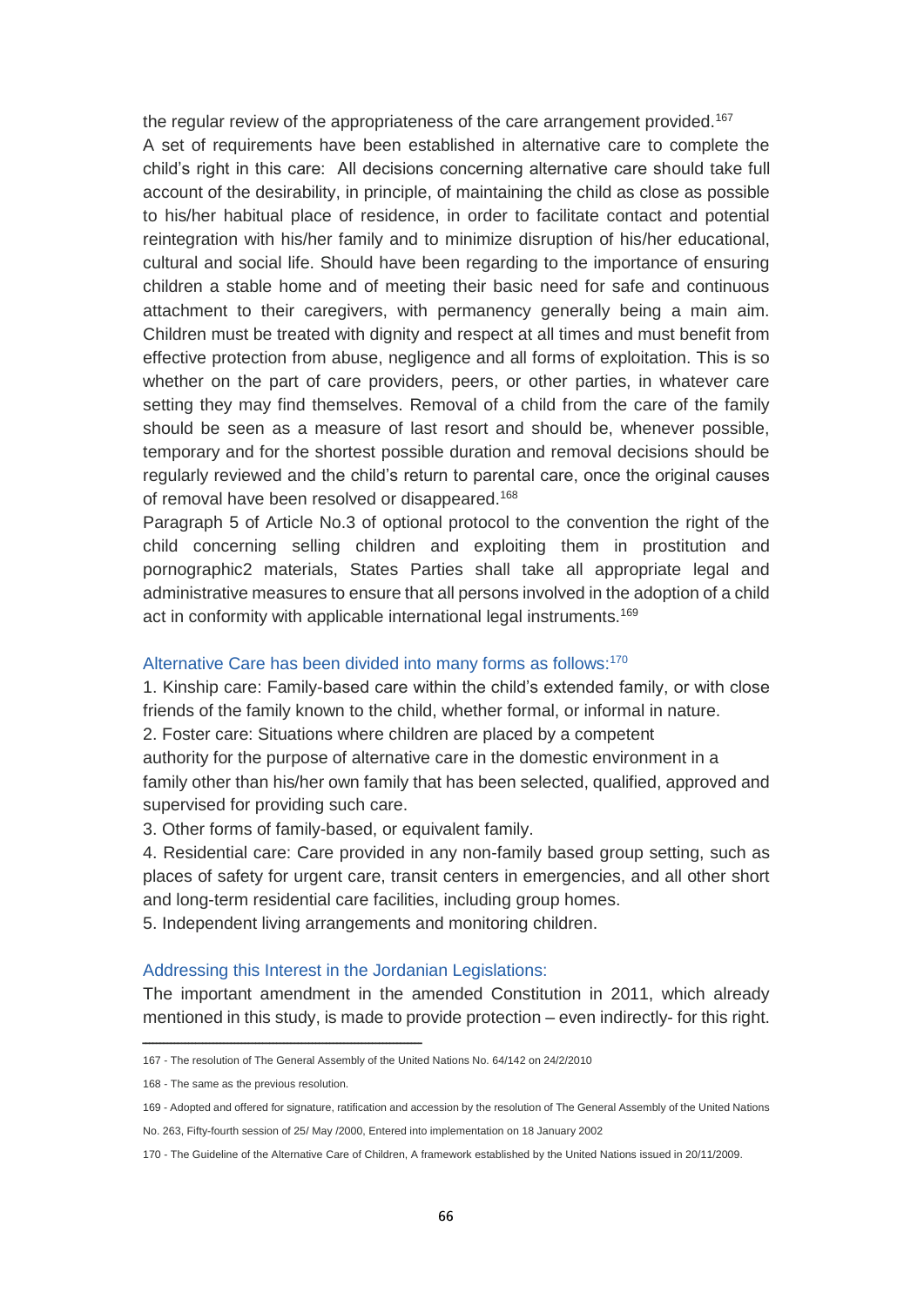the regular review of the appropriateness of the care arrangement provided.[167]

A set of requirements have been established in alternative care to complete the child's right in this care: All decisions concerning alternative care should take full account of the desirability, in principle, of maintaining the child as close as possible to his/her habitual place of residence, in order to facilitate contact and potential reintegration with his/her family and to minimize disruption of his/her educational, cultural and social life. Should have been regarding to the importance of ensuring children a stable home and of meeting their basic need for safe and continuous attachment to their caregivers, with permanency generally being a main aim. Children must be treated with dignity and respect at all times and must benefit from effective protection from abuse, negligence and all forms of exploitation. This is so whether on the part of care providers, peers, or other parties, in whatever care setting they may find themselves. Removal of a child from the care of the family should be seen as a measure of last resort and should be, whenever possible, temporary and for the shortest possible duration and removal decisions should be regularly reviewed and the child's return to parental care, once the original causes of removal have been resolved or disappeared.[168]

Paragraph 5 of Article No.3 of optional protocol to the convention the right of the child concerning selling children and exploiting them in prostitution and pornographic2 materials, States Parties shall take all appropriate legal and administrative measures to ensure that all persons involved in the adoption of a child act in conformity with applicable international legal instruments.[169]

### Alternative Care has been divided into many forms as follows:[170]

1. Kinship care: Family-based care within the child's extended family, or with close friends of the family known to the child, whether formal, or informal in nature.
2. Foster care: Situations where children are placed by a competent authority for the purpose of alternative care in the domestic environment in a family other than his/her own family that has been selected, qualified, approved and supervised for providing such care.
3. Other forms of family-based, or equivalent family.
4. Residential care: Care provided in any non-family based group setting, such as places of safety for urgent care, transit centers in emergencies, and all other short and long-term residential care facilities, including group homes.
5. Independent living arrangements and monitoring children.

### Addressing this Interest in the Jordanian Legislations:

The important amendment in the amended Constitution in 2011, which already mentioned in this study, is made to provide protection – even indirectly- for this right.

---

167 - The resolution of The General Assembly of the United Nations No. 64/142 on 24/2/2010

168 - The same as the previous resolution.

169 - Adopted and offered for signature, ratification and accession by the resolution of The General Assembly of the United Nations No. 263, Fifty-fourth session of 25/ May /2000, Entered into implementation on 18 January 2002

170 - The Guideline of the Alternative Care of Children, A framework established by the United Nations issued in 20/11/2009.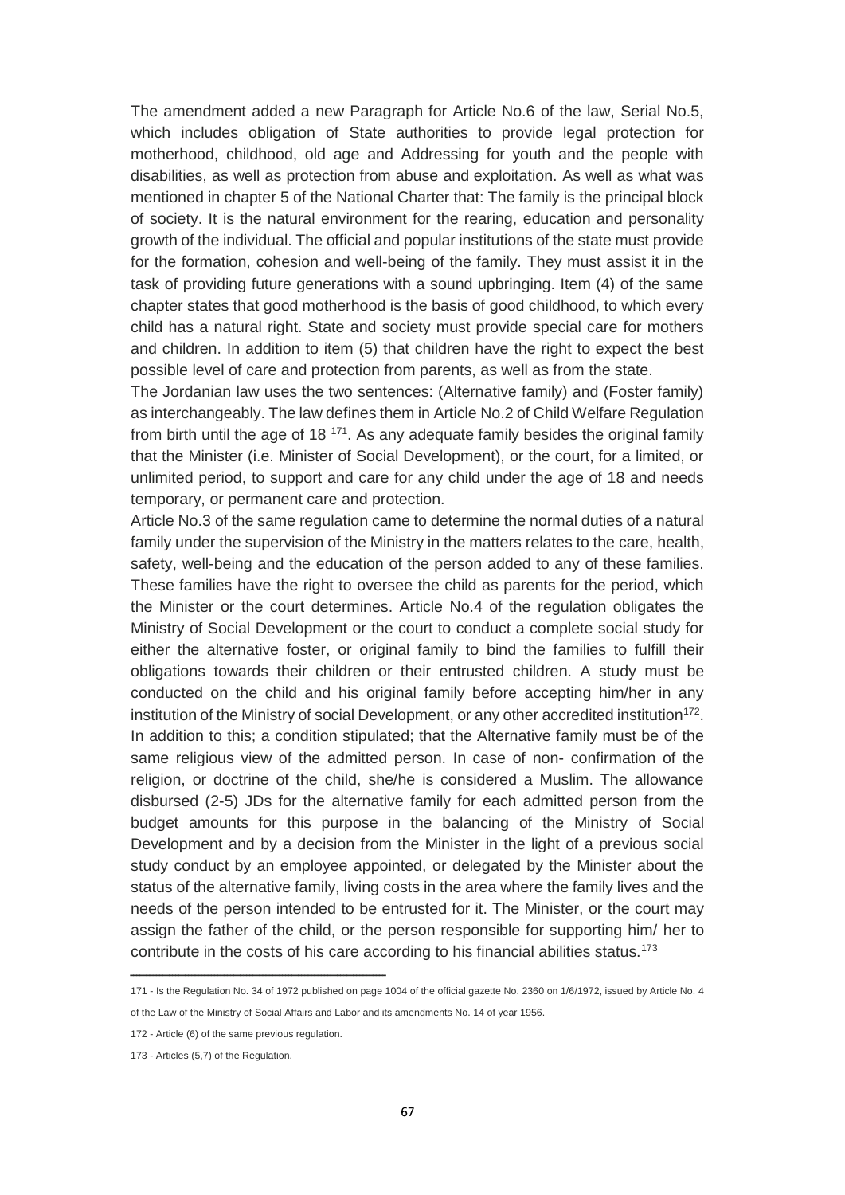The amendment added a new Paragraph for Article No.6 of the law, Serial No.5, which includes obligation of State authorities to provide legal protection for motherhood, childhood, old age and Addressing for youth and the people with disabilities, as well as protection from abuse and exploitation. As well as what was mentioned in chapter 5 of the National Charter that: The family is the principal block of society. It is the natural environment for the rearing, education and personality growth of the individual. The official and popular institutions of the state must provide for the formation, cohesion and well-being of the family. They must assist it in the task of providing future generations with a sound upbringing. Item (4) of the same chapter states that good motherhood is the basis of good childhood, to which every child has a natural right. State and society must provide special care for mothers and children. In addition to item (5) that children have the right to expect the best possible level of care and protection from parents, as well as from the state.

The Jordanian law uses the two sentences: (Alternative family) and (Foster family) as interchangeably. The law defines them in Article No.2 of Child Welfare Regulation from birth until the age of 18 [171]. As any adequate family besides the original family that the Minister (i.e. Minister of Social Development), or the court, for a limited, or unlimited period, to support and care for any child under the age of 18 and needs temporary, or permanent care and protection.

Article No.3 of the same regulation came to determine the normal duties of a natural family under the supervision of the Ministry in the matters relates to the care, health, safety, well-being and the education of the person added to any of these families. These families have the right to oversee the child as parents for the period, which the Minister or the court determines. Article No.4 of the regulation obligates the Ministry of Social Development or the court to conduct a complete social study for either the alternative foster, or original family to bind the families to fulfill their obligations towards their children or their entrusted children. A study must be conducted on the child and his original family before accepting him/her in any institution of the Ministry of social Development, or any other accredited institution[172]. In addition to this; a condition stipulated; that the Alternative family must be of the same religious view of the admitted person. In case of non- confirmation of the religion, or doctrine of the child, she/he is considered a Muslim. The allowance disbursed (2-5) JDs for the alternative family for each admitted person from the budget amounts for this purpose in the balancing of the Ministry of Social Development and by a decision from the Minister in the light of a previous social study conduct by an employee appointed, or delegated by the Minister about the status of the alternative family, living costs in the area where the family lives and the needs of the person intended to be entrusted for it. The Minister, or the court may assign the father of the child, or the person responsible for supporting him/ her to contribute in the costs of his care according to his financial abilities status.[173]

---

171 - Is the Regulation No. 34 of 1972 published on page 1004 of the official gazette No. 2360 on 1/6/1972, issued by Article No. 4 of the Law of the Ministry of Social Affairs and Labor and its amendments No. 14 of year 1956.

172 - Article (6) of the same previous regulation.

173 - Articles (5,7) of the Regulation.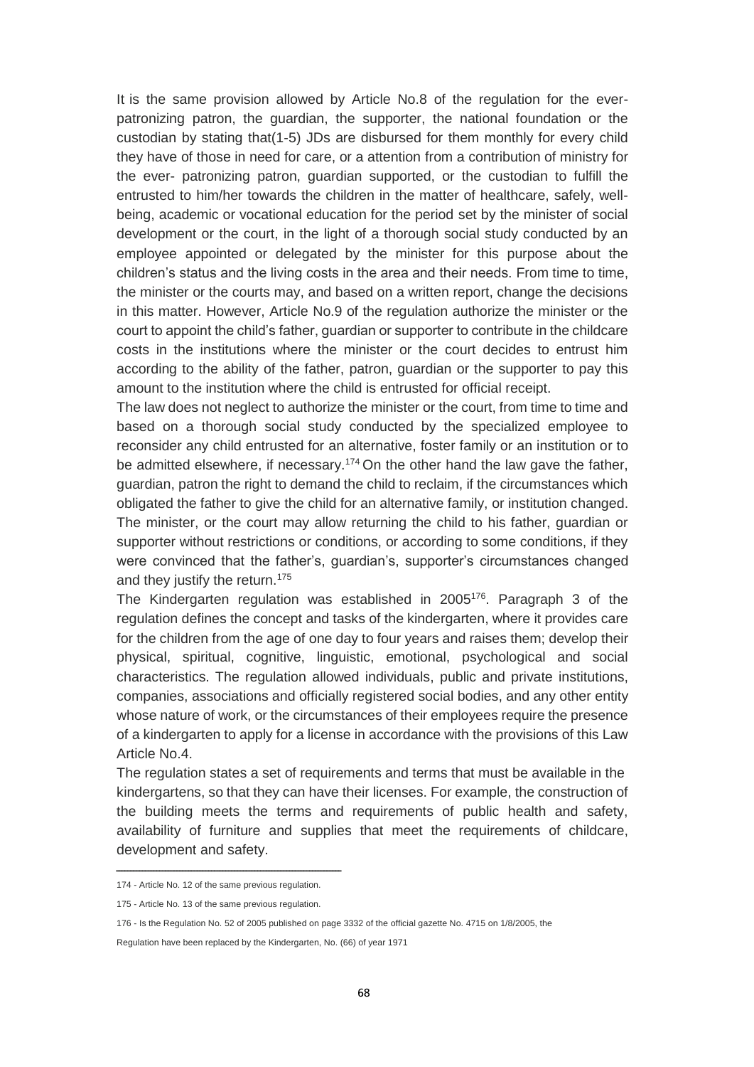It is the same provision allowed by Article No.8 of the regulation for the ever-patronizing patron, the guardian, the supporter, the national foundation or the custodian by stating that(1-5) JDs are disbursed for them monthly for every child they have of those in need for care, or a attention from a contribution of ministry for the ever- patronizing patron, guardian supported, or the custodian to fulfill the entrusted to him/her towards the children in the matter of healthcare, safely, well-being, academic or vocational education for the period set by the minister of social development or the court, in the light of a thorough social study conducted by an employee appointed or delegated by the minister for this purpose about the children's status and the living costs in the area and their needs. From time to time, the minister or the courts may, and based on a written report, change the decisions in this matter. However, Article No.9 of the regulation authorize the minister or the court to appoint the child's father, guardian or supporter to contribute in the childcare costs in the institutions where the minister or the court decides to entrust him according to the ability of the father, patron, guardian or the supporter to pay this amount to the institution where the child is entrusted for official receipt.

The law does not neglect to authorize the minister or the court, from time to time and based on a thorough social study conducted by the specialized employee to reconsider any child entrusted for an alternative, foster family or an institution or to be admitted elsewhere, if necessary.[174] On the other hand the law gave the father, guardian, patron the right to demand the child to reclaim, if the circumstances which obligated the father to give the child for an alternative family, or institution changed. The minister, or the court may allow returning the child to his father, guardian or supporter without restrictions or conditions, or according to some conditions, if they were convinced that the father's, guardian's, supporter's circumstances changed and they justify the return.[175]

The Kindergarten regulation was established in 2005[176]. Paragraph 3 of the regulation defines the concept and tasks of the kindergarten, where it provides care for the children from the age of one day to four years and raises them; develop their physical, spiritual, cognitive, linguistic, emotional, psychological and social characteristics. The regulation allowed individuals, public and private institutions, companies, associations and officially registered social bodies, and any other entity whose nature of work, or the circumstances of their employees require the presence of a kindergarten to apply for a license in accordance with the provisions of this Law Article No.4.

The regulation states a set of requirements and terms that must be available in the kindergartens, so that they can have their licenses. For example, the construction of the building meets the terms and requirements of public health and safety, availability of furniture and supplies that meet the requirements of childcare, development and safety.

---

174 - Article No. 12 of the same previous regulation.

175 - Article No. 13 of the same previous regulation.

176 - Is the Regulation No. 52 of 2005 published on page 3332 of the official gazette No. 4715 on 1/8/2005, the Regulation have been replaced by the Kindergarten, No. (66) of year 1971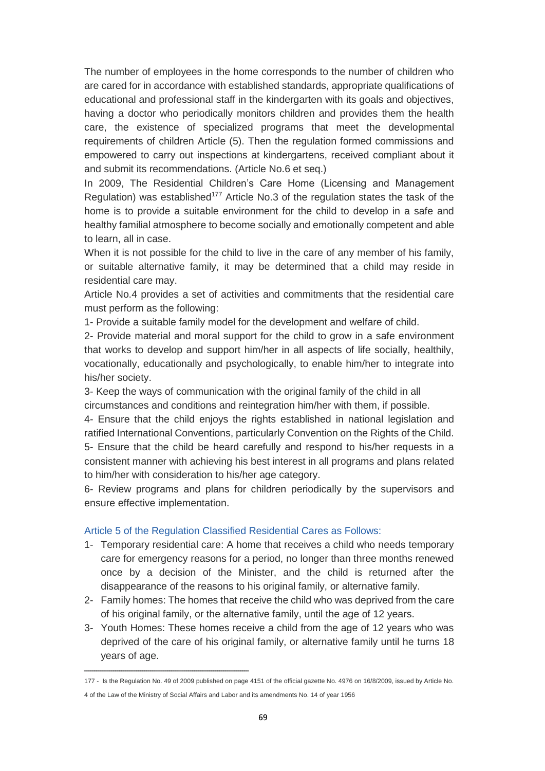The number of employees in the home corresponds to the number of children who are cared for in accordance with established standards, appropriate qualifications of educational and professional staff in the kindergarten with its goals and objectives, having a doctor who periodically monitors children and provides them the health care, the existence of specialized programs that meet the developmental requirements of children Article (5). Then the regulation formed commissions and empowered to carry out inspections at kindergartens, received compliant about it and submit its recommendations. (Article No.6 et seq.)

In 2009, The Residential Children's Care Home (Licensing and Management Regulation) was established[177] Article No.3 of the regulation states the task of the home is to provide a suitable environment for the child to develop in a safe and healthy familial atmosphere to become socially and emotionally competent and able to learn, all in case.

When it is not possible for the child to live in the care of any member of his family, or suitable alternative family, it may be determined that a child may reside in residential care may.

Article No.4 provides a set of activities and commitments that the residential care must perform as the following:

1- Provide a suitable family model for the development and welfare of child.

2- Provide material and moral support for the child to grow in a safe environment that works to develop and support him/her in all aspects of life socially, healthily, vocationally, educationally and psychologically, to enable him/her to integrate into his/her society.

3- Keep the ways of communication with the original family of the child in all circumstances and conditions and reintegration him/her with them, if possible.

4- Ensure that the child enjoys the rights established in national legislation and ratified International Conventions, particularly Convention on the Rights of the Child.

5- Ensure that the child be heard carefully and respond to his/her requests in a consistent manner with achieving his best interest in all programs and plans related to him/her with consideration to his/her age category.

6- Review programs and plans for children periodically by the supervisors and ensure effective implementation.

### Article 5 of the Regulation Classified Residential Cares as Follows:

1- Temporary residential care: A home that receives a child who needs temporary care for emergency reasons for a period, no longer than three months renewed once by a decision of the Minister, and the child is returned after the disappearance of the reasons to his original family, or alternative family.
2- Family homes: The homes that receive the child who was deprived from the care of his original family, or the alternative family, until the age of 12 years.
3- Youth Homes: These homes receive a child from the age of 12 years who was deprived of the care of his original family, or alternative family until he turns 18 years of age.

---

177 - Is the Regulation No. 49 of 2009 published on page 4151 of the official gazette No. 4976 on 16/8/2009, issued by Article No. 4 of the Law of the Ministry of Social Affairs and Labor and its amendments No. 14 of year 1956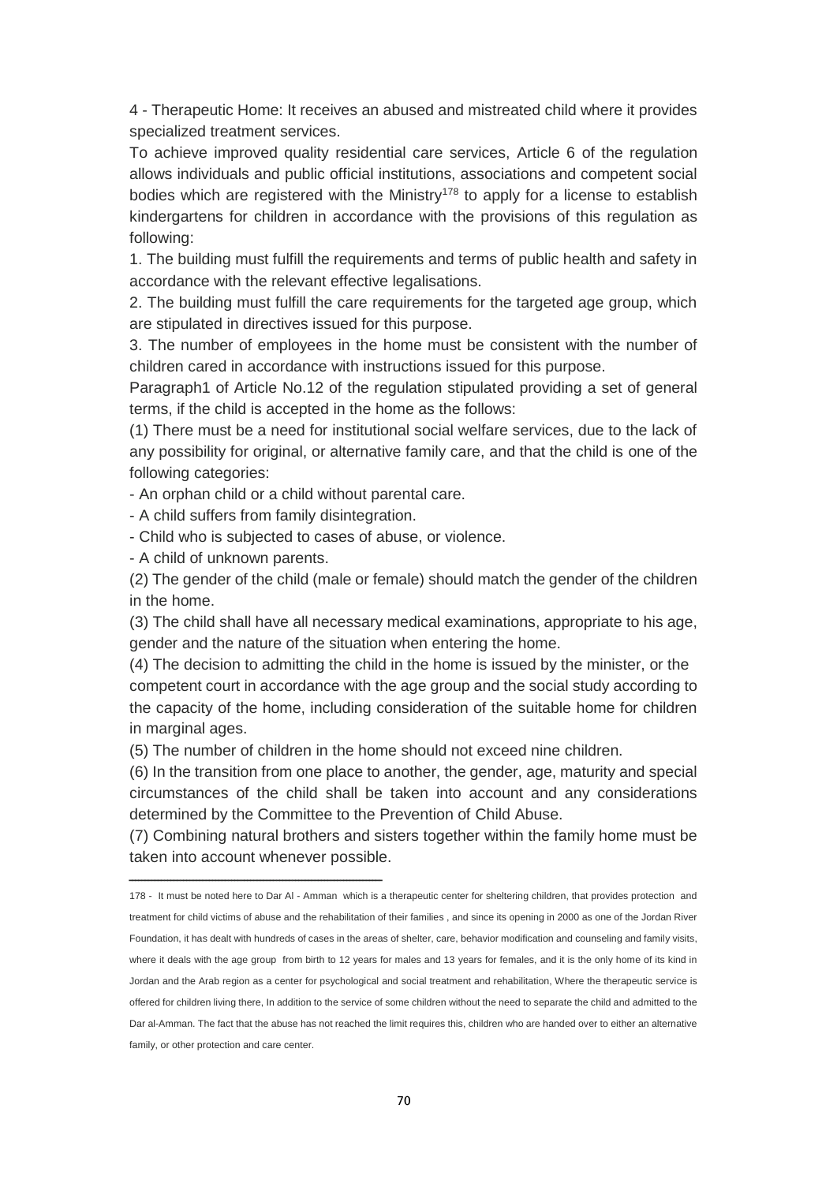4 - Therapeutic Home: It receives an abused and mistreated child where it provides specialized treatment services.

To achieve improved quality residential care services, Article 6 of the regulation allows individuals and public official institutions, associations and competent social bodies which are registered with the Ministry[178] to apply for a license to establish kindergartens for children in accordance with the provisions of this regulation as following:

1. The building must fulfill the requirements and terms of public health and safety in accordance with the relevant effective legalisations.
2. The building must fulfill the care requirements for the targeted age group, which are stipulated in directives issued for this purpose.
3. The number of employees in the home must be consistent with the number of children cared in accordance with instructions issued for this purpose.

Paragraph1 of Article No.12 of the regulation stipulated providing a set of general terms, if the child is accepted in the home as the follows:

(1) There must be a need for institutional social welfare services, due to the lack of any possibility for original, or alternative family care, and that the child is one of the following categories:

- An orphan child or a child without parental care.
- A child suffers from family disintegration.
- Child who is subjected to cases of abuse, or violence.
- A child of unknown parents.

(2) The gender of the child (male or female) should match the gender of the children in the home.

(3) The child shall have all necessary medical examinations, appropriate to his age, gender and the nature of the situation when entering the home.

(4) The decision to admitting the child in the home is issued by the minister, or the competent court in accordance with the age group and the social study according to the capacity of the home, including consideration of the suitable home for children in marginal ages.

(5) The number of children in the home should not exceed nine children.

(6) In the transition from one place to another, the gender, age, maturity and special circumstances of the child shall be taken into account and any considerations determined by the Committee to the Prevention of Child Abuse.

(7) Combining natural brothers and sisters together within the family home must be taken into account whenever possible.

---

178 - It must be noted here to Dar Al - Amman which is a therapeutic center for sheltering children, that provides protection and treatment for child victims of abuse and the rehabilitation of their families , and since its opening in 2000 as one of the Jordan River Foundation, it has dealt with hundreds of cases in the areas of shelter, care, behavior modification and counseling and family visits, where it deals with the age group from birth to 12 years for males and 13 years for females, and it is the only home of its kind in Jordan and the Arab region as a center for psychological and social treatment and rehabilitation, Where the therapeutic service is offered for children living there, In addition to the service of some children without the need to separate the child and admitted to the Dar al-Amman. The fact that the abuse has not reached the limit requires this, children who are handed over to either an alternative family, or other protection and care center.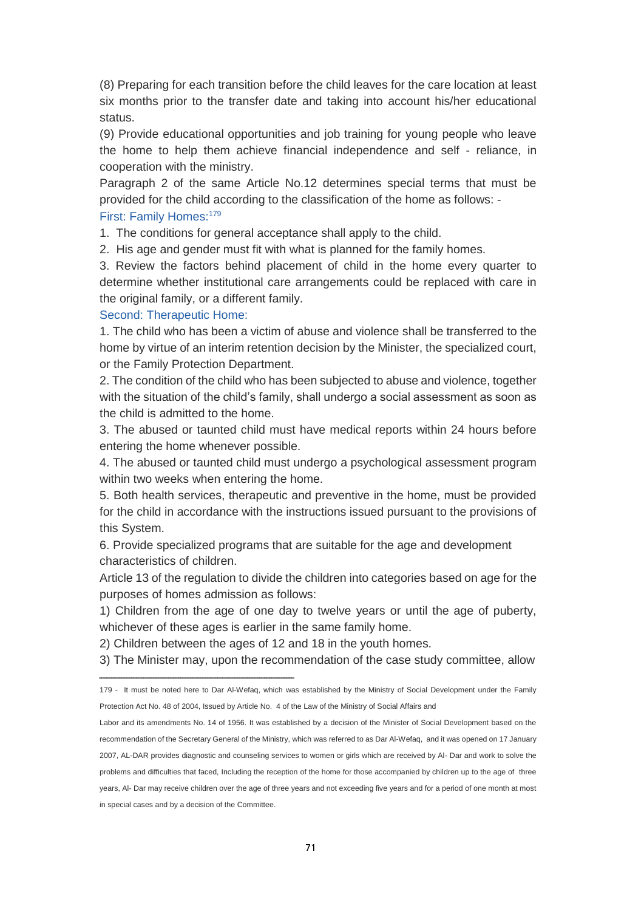(8) Preparing for each transition before the child leaves for the care location at least six months prior to the transfer date and taking into account his/her educational status.

(9) Provide educational opportunities and job training for young people who leave the home to help them achieve financial independence and self - reliance, in cooperation with the ministry.

Paragraph 2 of the same Article No.12 determines special terms that must be provided for the child according to the classification of the home as follows: -

### First: Family Homes:[179]

1. The conditions for general acceptance shall apply to the child.
2. His age and gender must fit with what is planned for the family homes.
3. Review the factors behind placement of child in the home every quarter to determine whether institutional care arrangements could be replaced with care in the original family, or a different family.

### Second: Therapeutic Home:

1. The child who has been a victim of abuse and violence shall be transferred to the home by virtue of an interim retention decision by the Minister, the specialized court, or the Family Protection Department.
2. The condition of the child who has been subjected to abuse and violence, together with the situation of the child's family, shall undergo a social assessment as soon as the child is admitted to the home.
3. The abused or taunted child must have medical reports within 24 hours before entering the home whenever possible.
4. The abused or taunted child must undergo a psychological assessment program within two weeks when entering the home.
5. Both health services, therapeutic and preventive in the home, must be provided for the child in accordance with the instructions issued pursuant to the provisions of this System.
6. Provide specialized programs that are suitable for the age and development characteristics of children.

Article 13 of the regulation to divide the children into categories based on age for the purposes of homes admission as follows:

1) Children from the age of one day to twelve years or until the age of puberty, whichever of these ages is earlier in the same family home.

2) Children between the ages of 12 and 18 in the youth homes.

3) The Minister may, upon the recommendation of the case study committee, allow

---

179 - It must be noted here to Dar Al-Wefaq, which was established by the Ministry of Social Development under the Family Protection Act No. 48 of 2004, Issued by Article No. 4 of the Law of the Ministry of Social Affairs and Labor and its amendments No. 14 of 1956. It was established by a decision of the Minister of Social Development based on the recommendation of the Secretary General of the Ministry, which was referred to as Dar Al-Wefaq, and it was opened on 17 January 2007, AL-DAR provides diagnostic and counseling services to women or girls which are received by Al- Dar and work to solve the problems and difficulties that faced, Including the reception of the home for those accompanied by children up to the age of three years, Al- Dar may receive children over the age of three years and not exceeding five years and for a period of one month at most in special cases and by a decision of the Committee.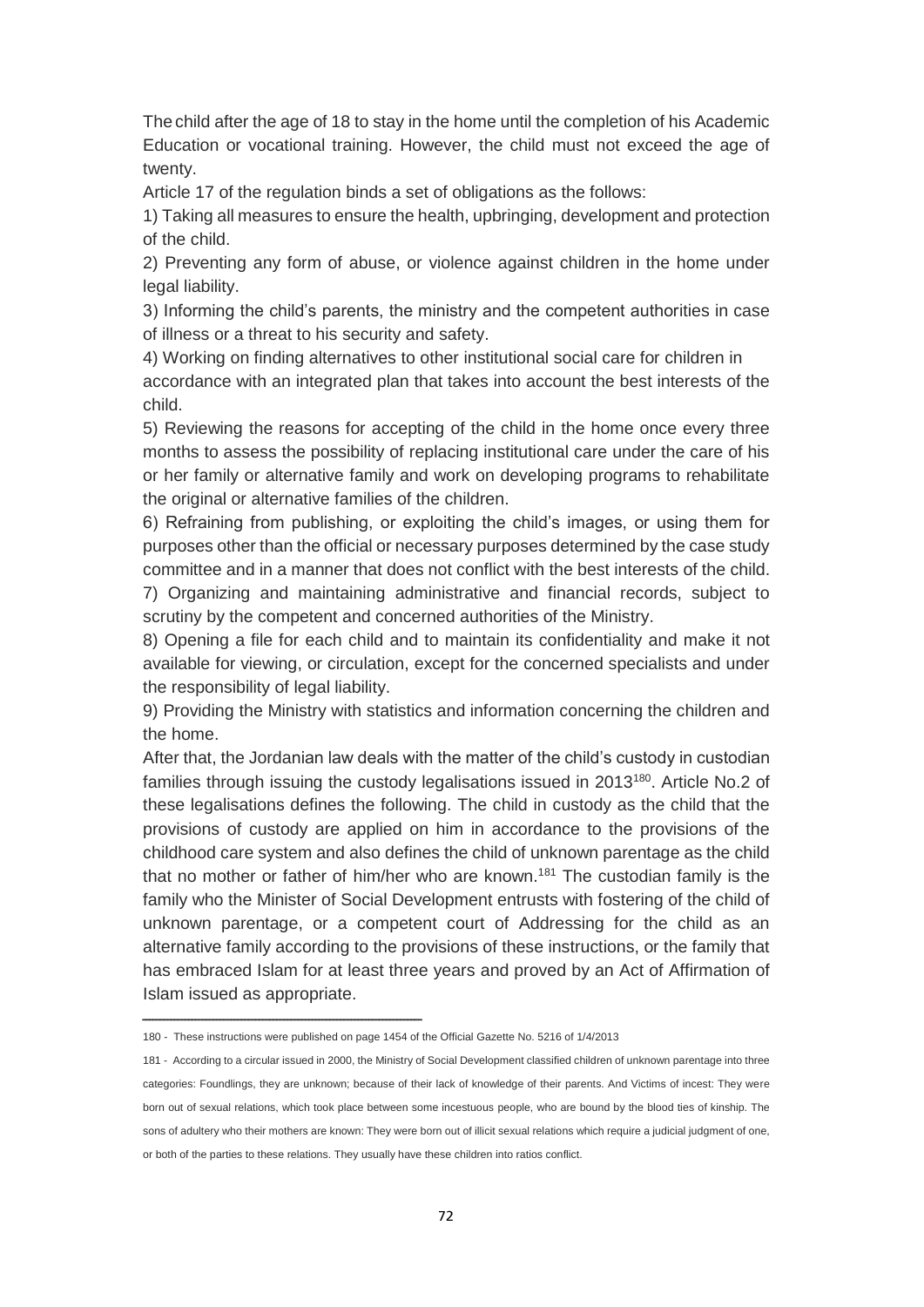The child after the age of 18 to stay in the home until the completion of his Academic Education or vocational training. However, the child must not exceed the age of twenty.

Article 17 of the regulation binds a set of obligations as the follows:

1) Taking all measures to ensure the health, upbringing, development and protection of the child.

2) Preventing any form of abuse, or violence against children in the home under legal liability.

3) Informing the child's parents, the ministry and the competent authorities in case of illness or a threat to his security and safety.

4) Working on finding alternatives to other institutional social care for children in accordance with an integrated plan that takes into account the best interests of the child.

5) Reviewing the reasons for accepting of the child in the home once every three months to assess the possibility of replacing institutional care under the care of his or her family or alternative family and work on developing programs to rehabilitate the original or alternative families of the children.

6) Refraining from publishing, or exploiting the child's images, or using them for purposes other than the official or necessary purposes determined by the case study committee and in a manner that does not conflict with the best interests of the child.

7) Organizing and maintaining administrative and financial records, subject to scrutiny by the competent and concerned authorities of the Ministry.

8) Opening a file for each child and to maintain its confidentiality and make it not available for viewing, or circulation, except for the concerned specialists and under the responsibility of legal liability.

9) Providing the Ministry with statistics and information concerning the children and the home.

After that, the Jordanian law deals with the matter of the child's custody in custodian families through issuing the custody legalisations issued in 2013[180]. Article No.2 of these legalisations defines the following. The child in custody as the child that the provisions of custody are applied on him in accordance to the provisions of the childhood care system and also defines the child of unknown parentage as the child that no mother or father of him/her who are known.[181] The custodian family is the family who the Minister of Social Development entrusts with fostering of the child of unknown parentage, or a competent court of Addressing for the child as an alternative family according to the provisions of these instructions, or the family that has embraced Islam for at least three years and proved by an Act of Affirmation of Islam issued as appropriate.

---

180 - These instructions were published on page 1454 of the Official Gazette No. 5216 of 1/4/2013

181 - According to a circular issued in 2000, the Ministry of Social Development classified children of unknown parentage into three categories: Foundlings, they are unknown; because of their lack of knowledge of their parents. And Victims of incest: They were born out of sexual relations, which took place between some incestuous people, who are bound by the blood ties of kinship. The sons of adultery who their mothers are known: They were born out of illicit sexual relations which require a judicial judgment of one, or both of the parties to these relations. They usually have these children into ratios conflict.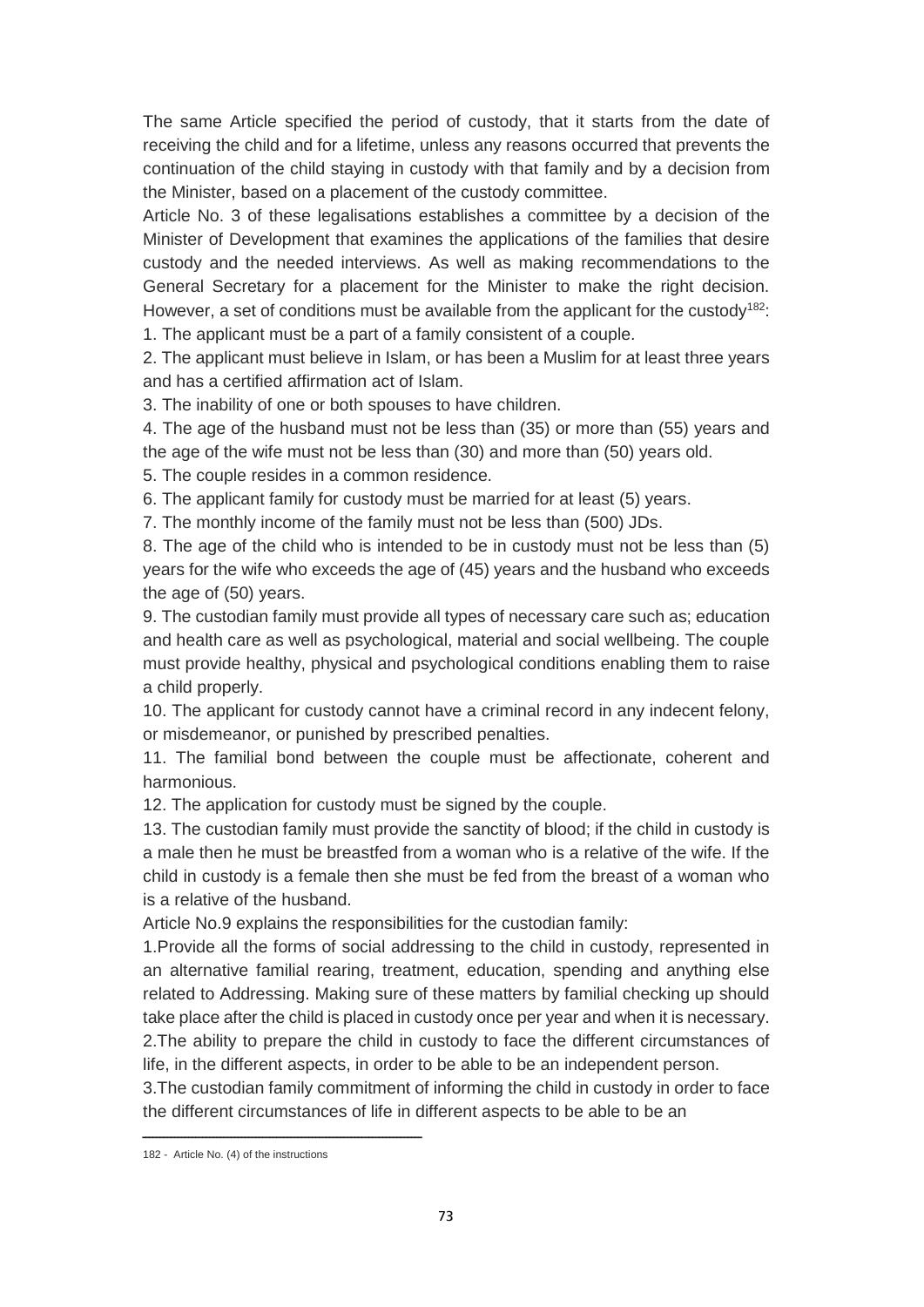The same Article specified the period of custody, that it starts from the date of receiving the child and for a lifetime, unless any reasons occurred that prevents the continuation of the child staying in custody with that family and by a decision from the Minister, based on a placement of the custody committee.

Article No. 3 of these legalisations establishes a committee by a decision of the Minister of Development that examines the applications of the families that desire custody and the needed interviews. As well as making recommendations to the General Secretary for a placement for the Minister to make the right decision. However, a set of conditions must be available from the applicant for the custody[182]:

1. The applicant must be a part of a family consistent of a couple.
2. The applicant must believe in Islam, or has been a Muslim for at least three years and has a certified affirmation act of Islam.
3. The inability of one or both spouses to have children.
4. The age of the husband must not be less than (35) or more than (55) years and the age of the wife must not be less than (30) and more than (50) years old.
5. The couple resides in a common residence.
6. The applicant family for custody must be married for at least (5) years.
7. The monthly income of the family must not be less than (500) JDs.
8. The age of the child who is intended to be in custody must not be less than (5) years for the wife who exceeds the age of (45) years and the husband who exceeds the age of (50) years.
9. The custodian family must provide all types of necessary care such as; education and health care as well as psychological, material and social wellbeing. The couple must provide healthy, physical and psychological conditions enabling them to raise a child properly.
10. The applicant for custody cannot have a criminal record in any indecent felony, or misdemeanor, or punished by prescribed penalties.
11. The familial bond between the couple must be affectionate, coherent and harmonious.
12. The application for custody must be signed by the couple.
13. The custodian family must provide the sanctity of blood; if the child in custody is a male then he must be breastfed from a woman who is a relative of the wife. If the child in custody is a female then she must be fed from the breast of a woman who is a relative of the husband.

Article No.9 explains the responsibilities for the custodian family:

1. Provide all the forms of social addressing to the child in custody, represented in an alternative familial rearing, treatment, education, spending and anything else related to Addressing. Making sure of these matters by familial checking up should take place after the child is placed in custody once per year and when it is necessary.
2. The ability to prepare the child in custody to face the different circumstances of life, in the different aspects, in order to be able to be an independent person.
3. The custodian family commitment of informing the child in custody in order to face the different circumstances of life in different aspects to be able to be an

---

182 - Article No. (4) of the instructions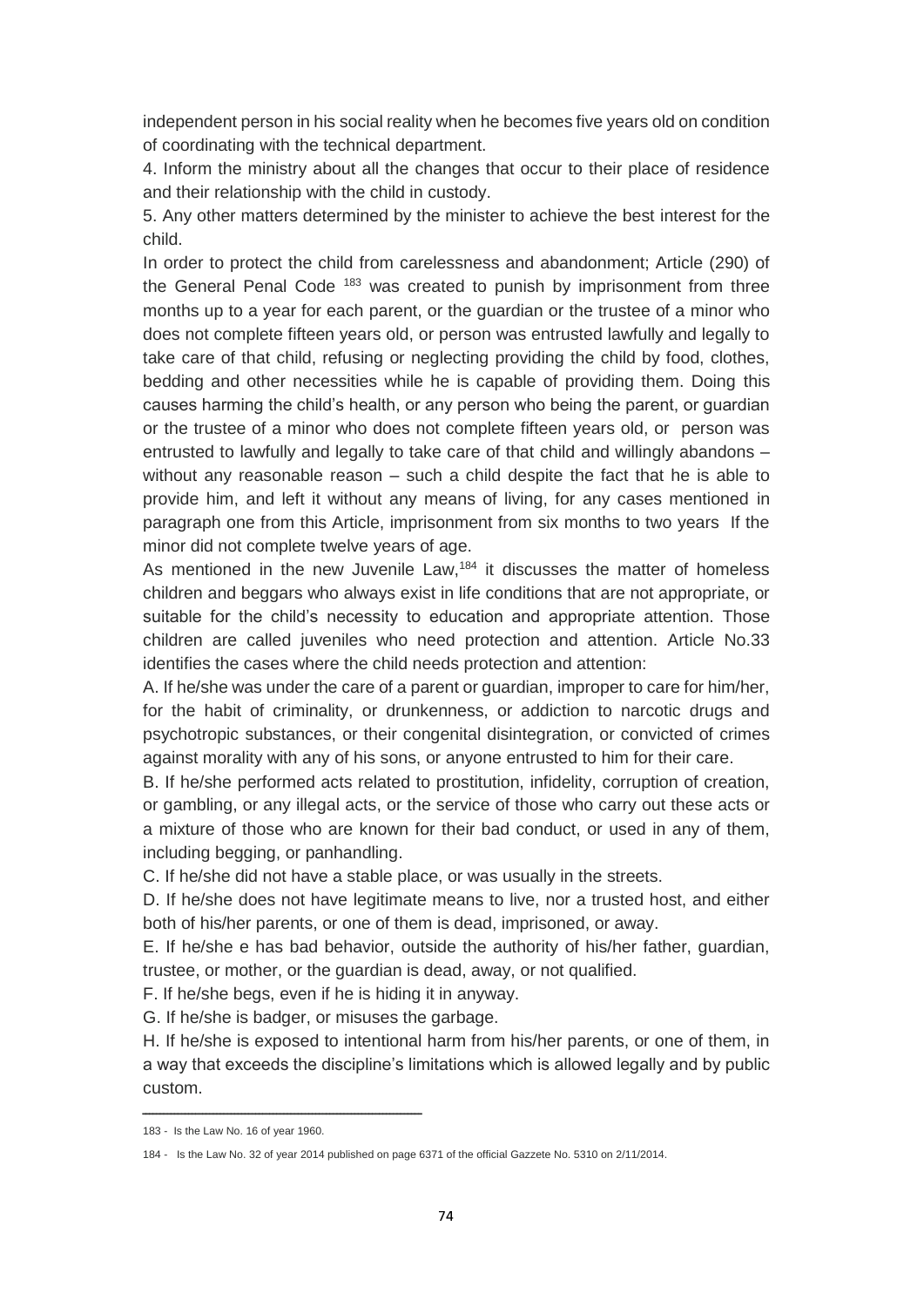independent person in his social reality when he becomes five years old on condition of coordinating with the technical department.

4. Inform the ministry about all the changes that occur to their place of residence and their relationship with the child in custody.

5. Any other matters determined by the minister to achieve the best interest for the child.

In order to protect the child from carelessness and abandonment; Article (290) of the General Penal Code [183] was created to punish by imprisonment from three months up to a year for each parent, or the guardian or the trustee of a minor who does not complete fifteen years old, or person was entrusted lawfully and legally to take care of that child, refusing or neglecting providing the child by food, clothes, bedding and other necessities while he is capable of providing them. Doing this causes harming the child's health, or any person who being the parent, or guardian or the trustee of a minor who does not complete fifteen years old, or person was entrusted to lawfully and legally to take care of that child and willingly abandons – without any reasonable reason – such a child despite the fact that he is able to provide him, and left it without any means of living, for any cases mentioned in paragraph one from this Article, imprisonment from six months to two years If the minor did not complete twelve years of age.

As mentioned in the new Juvenile Law,[184] it discusses the matter of homeless children and beggars who always exist in life conditions that are not appropriate, or suitable for the child's necessity to education and appropriate attention. Those children are called juveniles who need protection and attention. Article No.33 identifies the cases where the child needs protection and attention:

A. If he/she was under the care of a parent or guardian, improper to care for him/her, for the habit of criminality, or drunkenness, or addiction to narcotic drugs and psychotropic substances, or their congenital disintegration, or convicted of crimes against morality with any of his sons, or anyone entrusted to him for their care.

B. If he/she performed acts related to prostitution, infidelity, corruption of creation, or gambling, or any illegal acts, or the service of those who carry out these acts or a mixture of those who are known for their bad conduct, or used in any of them, including begging, or panhandling.

C. If he/she did not have a stable place, or was usually in the streets.

D. If he/she does not have legitimate means to live, nor a trusted host, and either both of his/her parents, or one of them is dead, imprisoned, or away.

E. If he/she e has bad behavior, outside the authority of his/her father, guardian, trustee, or mother, or the guardian is dead, away, or not qualified.

F. If he/she begs, even if he is hiding it in anyway.

G. If he/she is badger, or misuses the garbage.

H. If he/she is exposed to intentional harm from his/her parents, or one of them, in a way that exceeds the discipline's limitations which is allowed legally and by public custom.

---

183 - Is the Law No. 16 of year 1960.

184 - Is the Law No. 32 of year 2014 published on page 6371 of the official Gazzete No. 5310 on 2/11/2014.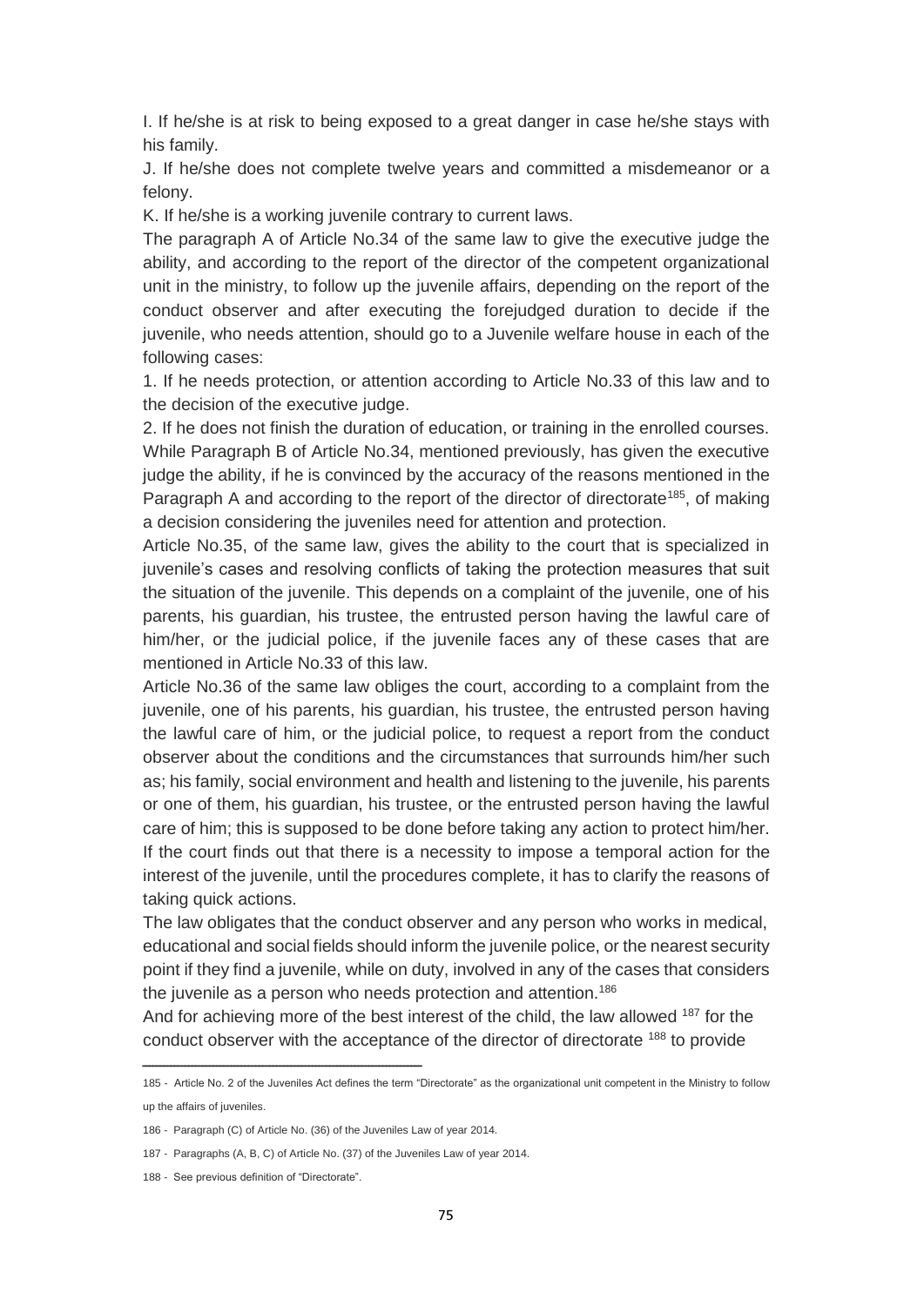I. If he/she is at risk to being exposed to a great danger in case he/she stays with his family.

J. If he/she does not complete twelve years and committed a misdemeanor or a felony.

K. If he/she is a working juvenile contrary to current laws.

The paragraph A of Article No.34 of the same law to give the executive judge the ability, and according to the report of the director of the competent organizational unit in the ministry, to follow up the juvenile affairs, depending on the report of the conduct observer and after executing the forejudged duration to decide if the juvenile, who needs attention, should go to a Juvenile welfare house in each of the following cases:

1. If he needs protection, or attention according to Article No.33 of this law and to the decision of the executive judge.
2. If he does not finish the duration of education, or training in the enrolled courses.

While Paragraph B of Article No.34, mentioned previously, has given the executive judge the ability, if he is convinced by the accuracy of the reasons mentioned in the Paragraph A and according to the report of the director of directorate[185], of making a decision considering the juveniles need for attention and protection.

Article No.35, of the same law, gives the ability to the court that is specialized in juvenile's cases and resolving conflicts of taking the protection measures that suit the situation of the juvenile. This depends on a complaint of the juvenile, one of his parents, his guardian, his trustee, the entrusted person having the lawful care of him/her, or the judicial police, if the juvenile faces any of these cases that are mentioned in Article No.33 of this law.

Article No.36 of the same law obliges the court, according to a complaint from the juvenile, one of his parents, his guardian, his trustee, the entrusted person having the lawful care of him, or the judicial police, to request a report from the conduct observer about the conditions and the circumstances that surrounds him/her such as; his family, social environment and health and listening to the juvenile, his parents or one of them, his guardian, his trustee, or the entrusted person having the lawful care of him; this is supposed to be done before taking any action to protect him/her. If the court finds out that there is a necessity to impose a temporal action for the interest of the juvenile, until the procedures complete, it has to clarify the reasons of taking quick actions.

The law obligates that the conduct observer and any person who works in medical, educational and social fields should inform the juvenile police, or the nearest security point if they find a juvenile, while on duty, involved in any of the cases that considers the juvenile as a person who needs protection and attention.[186]

And for achieving more of the best interest of the child, the law allowed [187] for the conduct observer with the acceptance of the director of directorate [188] to provide

---

185 - Article No. 2 of the Juveniles Act defines the term "Directorate" as the organizational unit competent in the Ministry to follow up the affairs of juveniles.

186 - Paragraph (C) of Article No. (36) of the Juveniles Law of year 2014.

187 - Paragraphs (A, B, C) of Article No. (37) of the Juveniles Law of year 2014.

188 - See previous definition of "Directorate".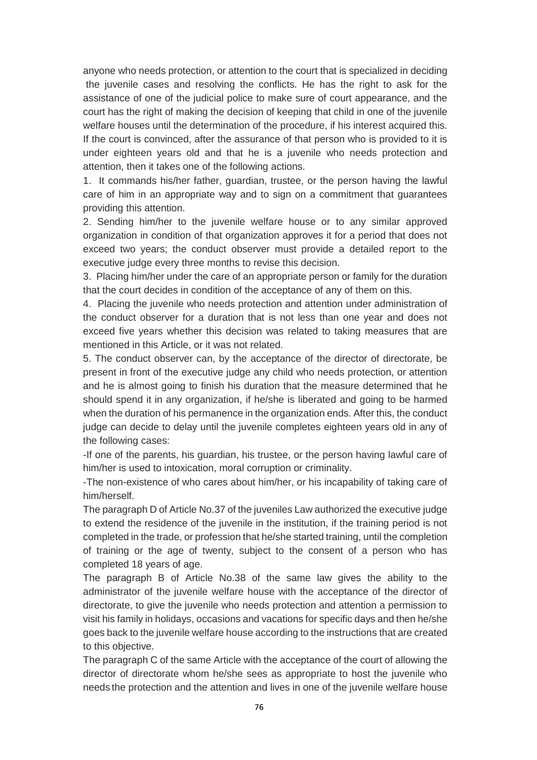anyone who needs protection, or attention to the court that is specialized in deciding the juvenile cases and resolving the conflicts. He has the right to ask for the assistance of one of the judicial police to make sure of court appearance, and the court has the right of making the decision of keeping that child in one of the juvenile welfare houses until the determination of the procedure, if his interest acquired this. If the court is convinced, after the assurance of that person who is provided to it is under eighteen years old and that he is a juvenile who needs protection and attention, then it takes one of the following actions.

1. It commands his/her father, guardian, trustee, or the person having the lawful care of him in an appropriate way and to sign on a commitment that guarantees providing this attention.
2. Sending him/her to the juvenile welfare house or to any similar approved organization in condition of that organization approves it for a period that does not exceed two years; the conduct observer must provide a detailed report to the executive judge every three months to revise this decision.
3. Placing him/her under the care of an appropriate person or family for the duration that the court decides in condition of the acceptance of any of them on this.
4. Placing the juvenile who needs protection and attention under administration of the conduct observer for a duration that is not less than one year and does not exceed five years whether this decision was related to taking measures that are mentioned in this Article, or it was not related.
5. The conduct observer can, by the acceptance of the director of directorate, be present in front of the executive judge any child who needs protection, or attention and he is almost going to finish his duration that the measure determined that he should spend it in any organization, if he/she is liberated and going to be harmed when the duration of his permanence in the organization ends. After this, the conduct judge can decide to delay until the juvenile completes eighteen years old in any of the following cases:

-If one of the parents, his guardian, his trustee, or the person having lawful care of him/her is used to intoxication, moral corruption or criminality.

-The non-existence of who cares about him/her, or his incapability of taking care of him/herself.

The paragraph D of Article No.37 of the juveniles Law authorized the executive judge to extend the residence of the juvenile in the institution, if the training period is not completed in the trade, or profession that he/she started training, until the completion of training or the age of twenty, subject to the consent of a person who has completed 18 years of age.

The paragraph B of Article No.38 of the same law gives the ability to the administrator of the juvenile welfare house with the acceptance of the director of directorate, to give the juvenile who needs protection and attention a permission to visit his family in holidays, occasions and vacations for specific days and then he/she goes back to the juvenile welfare house according to the instructions that are created to this objective.

The paragraph C of the same Article with the acceptance of the court of allowing the director of directorate whom he/she sees as appropriate to host the juvenile who needs the protection and the attention and lives in one of the juvenile welfare house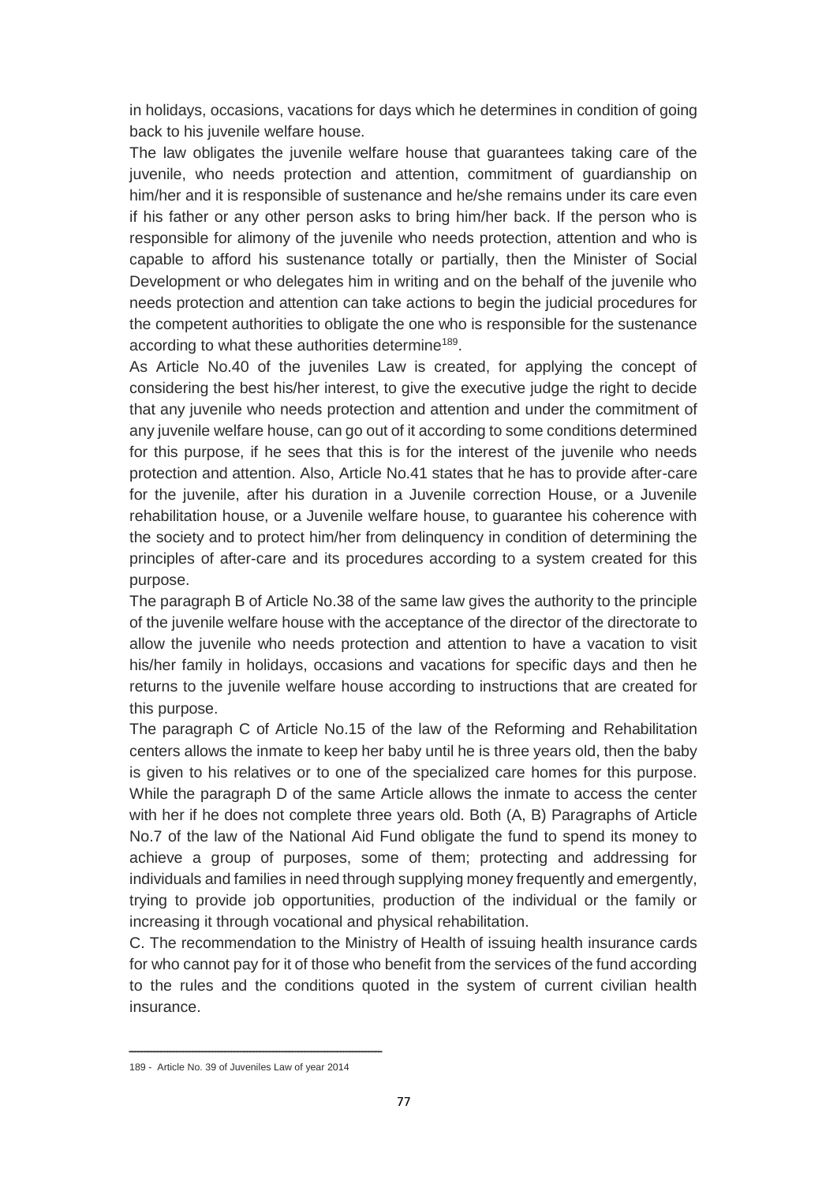in holidays, occasions, vacations for days which he determines in condition of going back to his juvenile welfare house.

The law obligates the juvenile welfare house that guarantees taking care of the juvenile, who needs protection and attention, commitment of guardianship on him/her and it is responsible of sustenance and he/she remains under its care even if his father or any other person asks to bring him/her back. If the person who is responsible for alimony of the juvenile who needs protection, attention and who is capable to afford his sustenance totally or partially, then the Minister of Social Development or who delegates him in writing and on the behalf of the juvenile who needs protection and attention can take actions to begin the judicial procedures for the competent authorities to obligate the one who is responsible for the sustenance according to what these authorities determine[189].

As Article No.40 of the juveniles Law is created, for applying the concept of considering the best his/her interest, to give the executive judge the right to decide that any juvenile who needs protection and attention and under the commitment of any juvenile welfare house, can go out of it according to some conditions determined for this purpose, if he sees that this is for the interest of the juvenile who needs protection and attention. Also, Article No.41 states that he has to provide after-care for the juvenile, after his duration in a Juvenile correction House, or a Juvenile rehabilitation house, or a Juvenile welfare house, to guarantee his coherence with the society and to protect him/her from delinquency in condition of determining the principles of after-care and its procedures according to a system created for this purpose.

The paragraph B of Article No.38 of the same law gives the authority to the principle of the juvenile welfare house with the acceptance of the director of the directorate to allow the juvenile who needs protection and attention to have a vacation to visit his/her family in holidays, occasions and vacations for specific days and then he returns to the juvenile welfare house according to instructions that are created for this purpose.

The paragraph C of Article No.15 of the law of the Reforming and Rehabilitation centers allows the inmate to keep her baby until he is three years old, then the baby is given to his relatives or to one of the specialized care homes for this purpose. While the paragraph D of the same Article allows the inmate to access the center with her if he does not complete three years old. Both (A, B) Paragraphs of Article No.7 of the law of the National Aid Fund obligate the fund to spend its money to achieve a group of purposes, some of them; protecting and addressing for individuals and families in need through supplying money frequently and emergently, trying to provide job opportunities, production of the individual or the family or increasing it through vocational and physical rehabilitation.

C. The recommendation to the Ministry of Health of issuing health insurance cards for who cannot pay for it of those who benefit from the services of the fund according to the rules and the conditions quoted in the system of current civilian health insurance.

---

189 - Article No. 39 of Juveniles Law of year 2014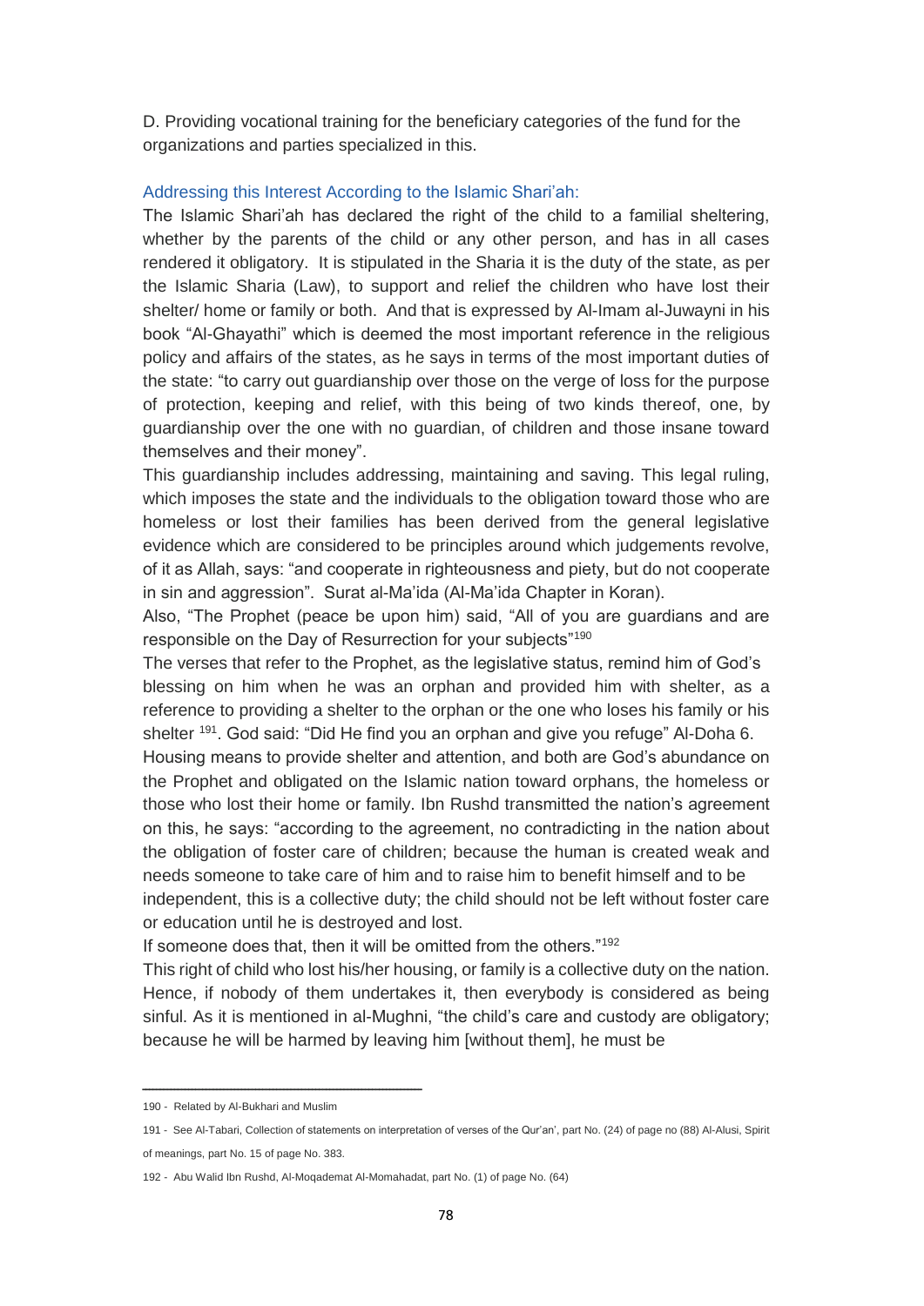D. Providing vocational training for the beneficiary categories of the fund for the organizations and parties specialized in this.

### Addressing this Interest According to the Islamic Shari'ah:

The Islamic Shari'ah has declared the right of the child to a familial sheltering, whether by the parents of the child or any other person, and has in all cases rendered it obligatory. It is stipulated in the Sharia it is the duty of the state, as per the Islamic Sharia (Law), to support and relief the children who have lost their shelter/ home or family or both. And that is expressed by Al-Imam al-Juwayni in his book "Al-Ghayathi" which is deemed the most important reference in the religious policy and affairs of the states, as he says in terms of the most important duties of the state: "to carry out guardianship over those on the verge of loss for the purpose of protection, keeping and relief, with this being of two kinds thereof, one, by guardianship over the one with no guardian, of children and those insane toward themselves and their money".

This guardianship includes addressing, maintaining and saving. This legal ruling, which imposes the state and the individuals to the obligation toward those who are homeless or lost their families has been derived from the general legislative evidence which are considered to be principles around which judgements revolve, of it as Allah, says: "and cooperate in righteousness and piety, but do not cooperate in sin and aggression". Surat al-Ma'ida (Al-Ma'ida Chapter in Koran).

Also, "The Prophet (peace be upon him) said, "All of you are guardians and are responsible on the Day of Resurrection for your subjects"[190]

The verses that refer to the Prophet, as the legislative status, remind him of God's blessing on him when he was an orphan and provided him with shelter, as a reference to providing a shelter to the orphan or the one who loses his family or his shelter [191]. God said: "Did He find you an orphan and give you refuge" Al-Doha 6.

Housing means to provide shelter and attention, and both are God's abundance on the Prophet and obligated on the Islamic nation toward orphans, the homeless or those who lost their home or family. Ibn Rushd transmitted the nation's agreement on this, he says: "according to the agreement, no contradicting in the nation about the obligation of foster care of children; because the human is created weak and needs someone to take care of him and to raise him to benefit himself and to be independent, this is a collective duty; the child should not be left without foster care or education until he is destroyed and lost.

If someone does that, then it will be omitted from the others."[192]

This right of child who lost his/her housing, or family is a collective duty on the nation. Hence, if nobody of them undertakes it, then everybody is considered as being sinful. As it is mentioned in al-Mughni, "the child's care and custody are obligatory; because he will be harmed by leaving him [without them], he must be

---

190 - Related by Al-Bukhari and Muslim

191 - See Al-Tabari, Collection of statements on interpretation of verses of the Qur'an', part No. (24) of page no (88) Al-Alusi, Spirit of meanings, part No. 15 of page No. 383.

192 - Abu Walid Ibn Rushd, Al-Moqademat Al-Momahadat, part No. (1) of page No. (64)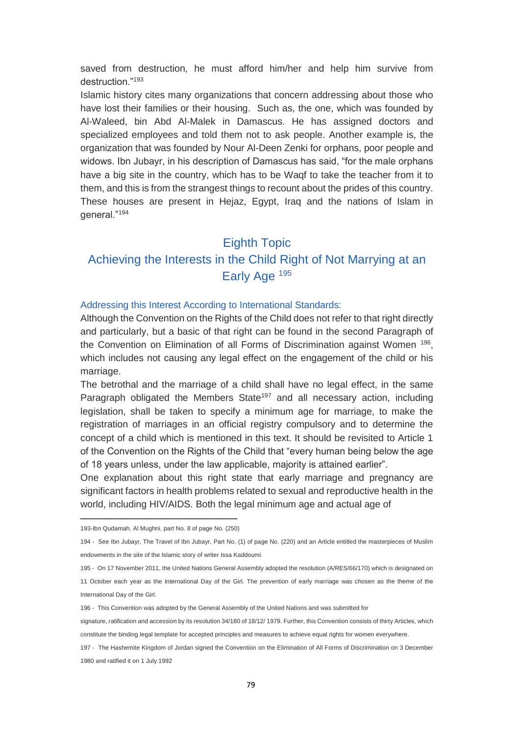saved from destruction, he must afford him/her and help him survive from destruction."[193]

Islamic history cites many organizations that concern addressing about those who have lost their families or their housing. Such as, the one, which was founded by Al-Waleed, bin Abd Al-Malek in Damascus. He has assigned doctors and specialized employees and told them not to ask people. Another example is, the organization that was founded by Nour Al-Deen Zenki for orphans, poor people and widows. Ibn Jubayr, in his description of Damascus has said, "for the male orphans have a big site in the country, which has to be Waqf to take the teacher from it to them, and this is from the strangest things to recount about the prides of this country. These houses are present in Hejaz, Egypt, Iraq and the nations of Islam in general."[194]

## Eighth Topic

## Achieving the Interests in the Child Right of Not Marrying at an Early Age [195]

### Addressing this Interest According to International Standards:

Although the Convention on the Rights of the Child does not refer to that right directly and particularly, but a basic of that right can be found in the second Paragraph of the Convention on Elimination of all Forms of Discrimination against Women [196], which includes not causing any legal effect on the engagement of the child or his marriage.

The betrothal and the marriage of a child shall have no legal effect, in the same Paragraph obligated the Members State[197] and all necessary action, including legislation, shall be taken to specify a minimum age for marriage, to make the registration of marriages in an official registry compulsory and to determine the concept of a child which is mentioned in this text. It should be revisited to Article 1 of the Convention on the Rights of the Child that "every human being below the age of 18 years unless, under the law applicable, majority is attained earlier".

One explanation about this right state that early marriage and pregnancy are significant factors in health problems related to sexual and reproductive health in the world, including HIV/AIDS. Both the legal minimum age and actual age of

---

193-Ibn Qudamah, Al Mughni, part No. 8 of page No. (250)

194 - See Ibn Jubayr, The Travel of Ibn Jubayr, Part No. (1) of page No. (220) and an Article entitled the masterpieces of Muslim endowments in the site of the Islamic story of writer Issa Kaddoumi

195 - On 17 November 2011, the United Nations General Assembly adopted the resolution (A/RES/66/170) which is designated on 11 October each year as the International Day of the Girl. The prevention of early marriage was chosen as the theme of the International Day of the Girl.

196 - This Convention was adopted by the General Assembly of the United Nations and was submitted for signature, ratification and accession by its resolution 34/180 of 18/12/ 1979. Further, this Convention consists of thirty Articles, which constitute the binding legal template for accepted principles and measures to achieve equal rights for women everywhere.

197 - The Hashemite Kingdom of Jordan signed the Convention on the Elimination of All Forms of Discrimination on 3 December 1980 and ratified it on 1 July 1992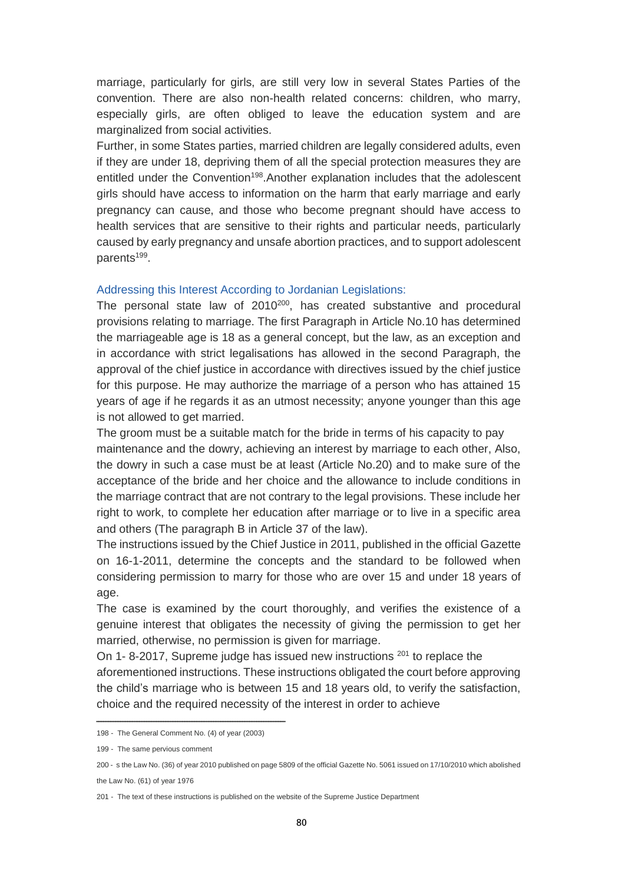marriage, particularly for girls, are still very low in several States Parties of the convention. There are also non-health related concerns: children, who marry, especially girls, are often obliged to leave the education system and are marginalized from social activities.

Further, in some States parties, married children are legally considered adults, even if they are under 18, depriving them of all the special protection measures they are entitled under the Convention[198].Another explanation includes that the adolescent girls should have access to information on the harm that early marriage and early pregnancy can cause, and those who become pregnant should have access to health services that are sensitive to their rights and particular needs, particularly caused by early pregnancy and unsafe abortion practices, and to support adolescent parents[199].

### Addressing this Interest According to Jordanian Legislations:

The personal state law of 2010[200], has created substantive and procedural provisions relating to marriage. The first Paragraph in Article No.10 has determined the marriageable age is 18 as a general concept, but the law, as an exception and in accordance with strict legalisations has allowed in the second Paragraph, the approval of the chief justice in accordance with directives issued by the chief justice for this purpose. He may authorize the marriage of a person who has attained 15 years of age if he regards it as an utmost necessity; anyone younger than this age is not allowed to get married.

The groom must be a suitable match for the bride in terms of his capacity to pay maintenance and the dowry, achieving an interest by marriage to each other, Also, the dowry in such a case must be at least (Article No.20) and to make sure of the acceptance of the bride and her choice and the allowance to include conditions in the marriage contract that are not contrary to the legal provisions. These include her right to work, to complete her education after marriage or to live in a specific area and others (The paragraph B in Article 37 of the law).

The instructions issued by the Chief Justice in 2011, published in the official Gazette on 16-1-2011, determine the concepts and the standard to be followed when considering permission to marry for those who are over 15 and under 18 years of age.

The case is examined by the court thoroughly, and verifies the existence of a genuine interest that obligates the necessity of giving the permission to get her married, otherwise, no permission is given for marriage.

On 1- 8-2017, Supreme judge has issued new instructions [201] to replace the aforementioned instructions. These instructions obligated the court before approving the child's marriage who is between 15 and 18 years old, to verify the satisfaction, choice and the required necessity of the interest in order to achieve

---

198 - The General Comment No. (4) of year (2003)

199 - The same pervious comment

200 - s the Law No. (36) of year 2010 published on page 5809 of the official Gazette No. 5061 issued on 17/10/2010 which abolished the Law No. (61) of year 1976

201 - The text of these instructions is published on the website of the Supreme Justice Department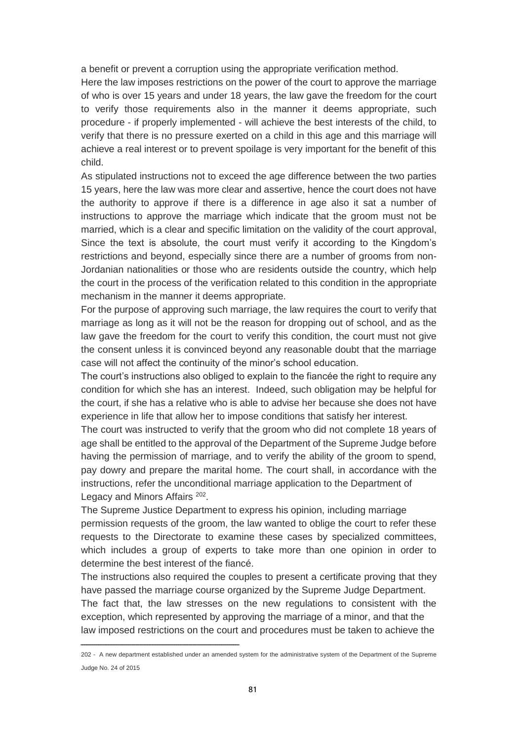a benefit or prevent a corruption using the appropriate verification method.

Here the law imposes restrictions on the power of the court to approve the marriage of who is over 15 years and under 18 years, the law gave the freedom for the court to verify those requirements also in the manner it deems appropriate, such procedure - if properly implemented - will achieve the best interests of the child, to verify that there is no pressure exerted on a child in this age and this marriage will achieve a real interest or to prevent spoilage is very important for the benefit of this child.

As stipulated instructions not to exceed the age difference between the two parties 15 years, here the law was more clear and assertive, hence the court does not have the authority to approve if there is a difference in age also it sat a number of instructions to approve the marriage which indicate that the groom must not be married, which is a clear and specific limitation on the validity of the court approval, Since the text is absolute, the court must verify it according to the Kingdom's restrictions and beyond, especially since there are a number of grooms from non-Jordanian nationalities or those who are residents outside the country, which help the court in the process of the verification related to this condition in the appropriate mechanism in the manner it deems appropriate.

For the purpose of approving such marriage, the law requires the court to verify that marriage as long as it will not be the reason for dropping out of school, and as the law gave the freedom for the court to verify this condition, the court must not give the consent unless it is convinced beyond any reasonable doubt that the marriage case will not affect the continuity of the minor's school education.

The court's instructions also obliged to explain to the fiancée the right to require any condition for which she has an interest. Indeed, such obligation may be helpful for the court, if she has a relative who is able to advise her because she does not have experience in life that allow her to impose conditions that satisfy her interest.

The court was instructed to verify that the groom who did not complete 18 years of age shall be entitled to the approval of the Department of the Supreme Judge before having the permission of marriage, and to verify the ability of the groom to spend, pay dowry and prepare the marital home. The court shall, in accordance with the instructions, refer the unconditional marriage application to the Department of Legacy and Minors Affairs [202].

The Supreme Justice Department to express his opinion, including marriage permission requests of the groom, the law wanted to oblige the court to refer these requests to the Directorate to examine these cases by specialized committees, which includes a group of experts to take more than one opinion in order to determine the best interest of the fiancé.

The instructions also required the couples to present a certificate proving that they have passed the marriage course organized by the Supreme Judge Department.

The fact that, the law stresses on the new regulations to consistent with the exception, which represented by approving the marriage of a minor, and that the law imposed restrictions on the court and procedures must be taken to achieve the

---

202 - A new department established under an amended system for the administrative system of the Department of the Supreme Judge No. 24 of 2015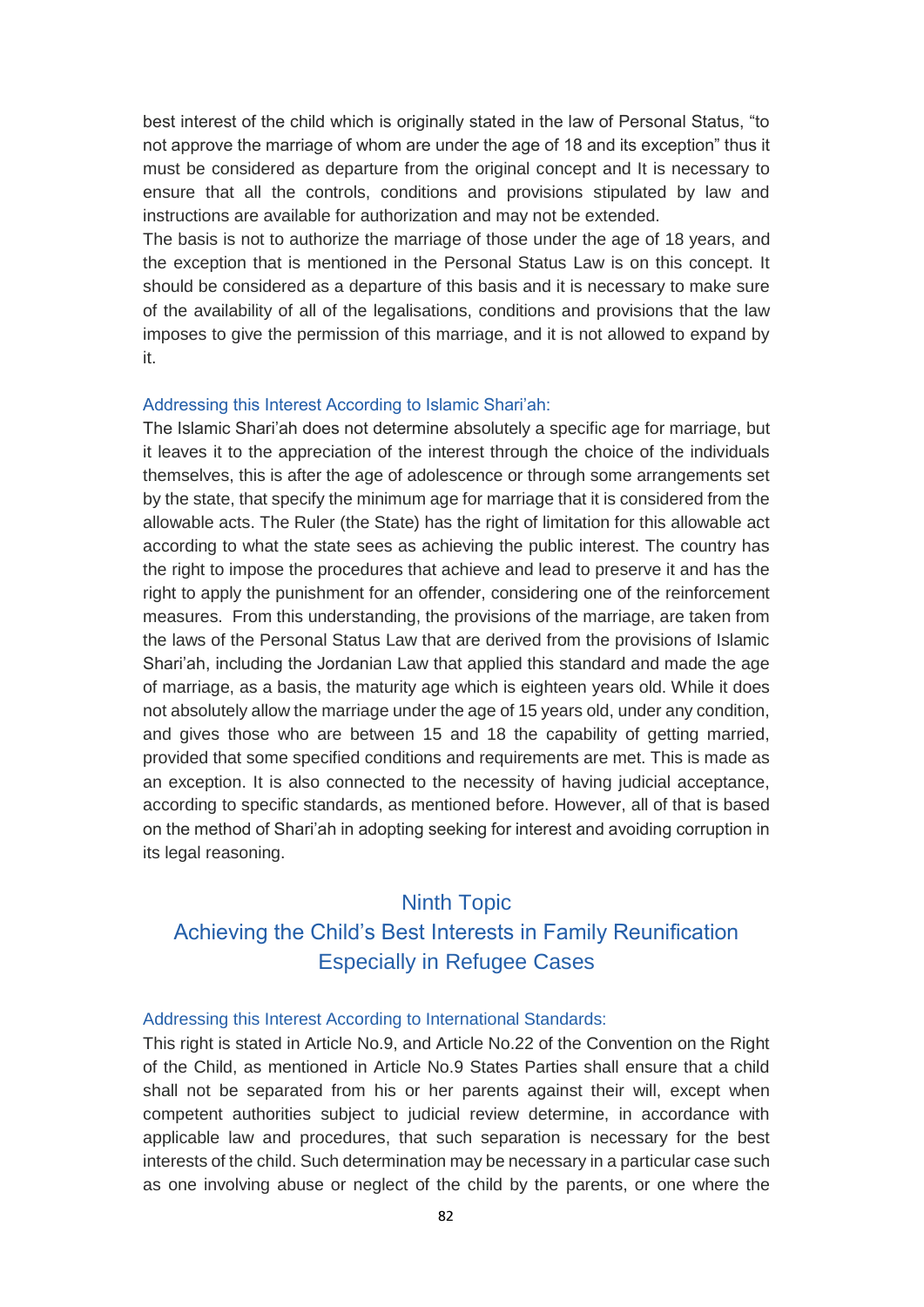best interest of the child which is originally stated in the law of Personal Status, “to not approve the marriage of whom are under the age of 18 and its exception” thus it must be considered as departure from the original concept and It is necessary to ensure that all the controls, conditions and provisions stipulated by law and instructions are available for authorization and may not be extended.

The basis is not to authorize the marriage of those under the age of 18 years, and the exception that is mentioned in the Personal Status Law is on this concept. It should be considered as a departure of this basis and it is necessary to make sure of the availability of all of the legalisations, conditions and provisions that the law imposes to give the permission of this marriage, and it is not allowed to expand by it.

#### Addressing this Interest According to Islamic Shari’ah:

The Islamic Shari’ah does not determine absolutely a specific age for marriage, but it leaves it to the appreciation of the interest through the choice of the individuals themselves, this is after the age of adolescence or through some arrangements set by the state, that specify the minimum age for marriage that it is considered from the allowable acts. The Ruler (the State) has the right of limitation for this allowable act according to what the state sees as achieving the public interest. The country has the right to impose the procedures that achieve and lead to preserve it and has the right to apply the punishment for an offender, considering one of the reinforcement measures. From this understanding, the provisions of the marriage, are taken from the laws of the Personal Status Law that are derived from the provisions of Islamic Shari’ah, including the Jordanian Law that applied this standard and made the age of marriage, as a basis, the maturity age which is eighteen years old. While it does not absolutely allow the marriage under the age of 15 years old, under any condition, and gives those who are between 15 and 18 the capability of getting married, provided that some specified conditions and requirements are met. This is made as an exception. It is also connected to the necessity of having judicial acceptance, according to specific standards, as mentioned before. However, all of that is based on the method of Shari’ah in adopting seeking for interest and avoiding corruption in its legal reasoning.

## Ninth Topic
## Achieving the Child’s Best Interests in Family Reunification Especially in Refugee Cases

#### Addressing this Interest According to International Standards:

This right is stated in Article No.9, and Article No.22 of the Convention on the Right of the Child, as mentioned in Article No.9 States Parties shall ensure that a child shall not be separated from his or her parents against their will, except when competent authorities subject to judicial review determine, in accordance with applicable law and procedures, that such separation is necessary for the best interests of the child. Such determination may be necessary in a particular case such as one involving abuse or neglect of the child by the parents, or one where the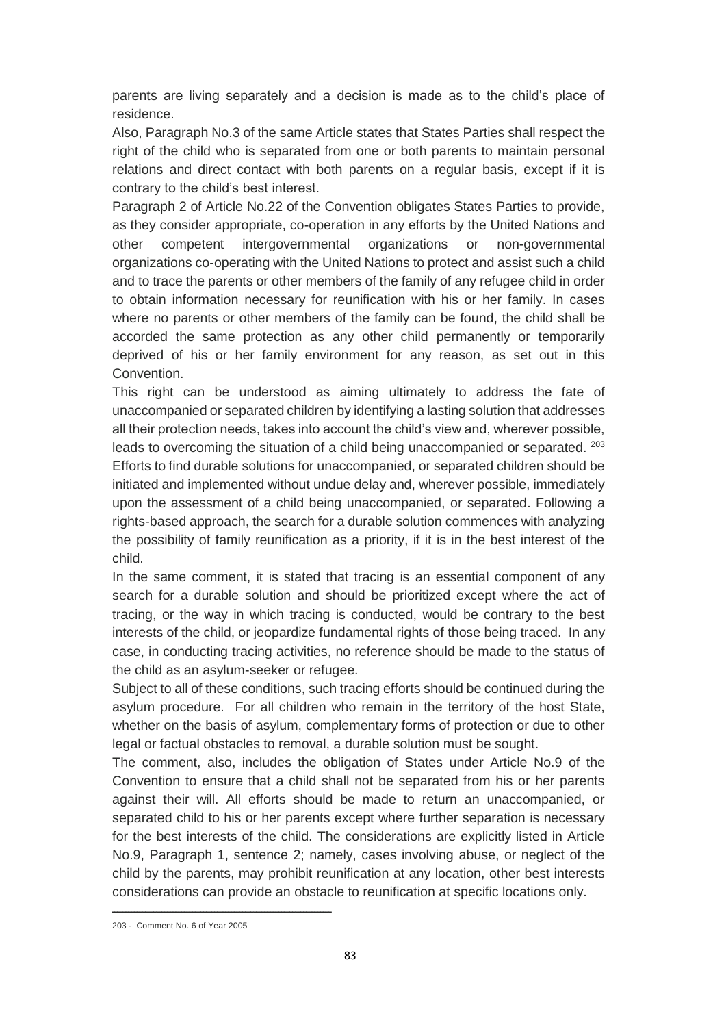parents are living separately and a decision is made as to the child's place of residence.

Also, Paragraph No.3 of the same Article states that States Parties shall respect the right of the child who is separated from one or both parents to maintain personal relations and direct contact with both parents on a regular basis, except if it is contrary to the child's best interest.

Paragraph 2 of Article No.22 of the Convention obligates States Parties to provide, as they consider appropriate, co-operation in any efforts by the United Nations and other competent intergovernmental organizations or non-governmental organizations co-operating with the United Nations to protect and assist such a child and to trace the parents or other members of the family of any refugee child in order to obtain information necessary for reunification with his or her family. In cases where no parents or other members of the family can be found, the child shall be accorded the same protection as any other child permanently or temporarily deprived of his or her family environment for any reason, as set out in this Convention.

This right can be understood as aiming ultimately to address the fate of unaccompanied or separated children by identifying a lasting solution that addresses all their protection needs, takes into account the child's view and, wherever possible, leads to overcoming the situation of a child being unaccompanied or separated. [203]

Efforts to find durable solutions for unaccompanied, or separated children should be initiated and implemented without undue delay and, wherever possible, immediately upon the assessment of a child being unaccompanied, or separated. Following a rights-based approach, the search for a durable solution commences with analyzing the possibility of family reunification as a priority, if it is in the best interest of the child.

In the same comment, it is stated that tracing is an essential component of any search for a durable solution and should be prioritized except where the act of tracing, or the way in which tracing is conducted, would be contrary to the best interests of the child, or jeopardize fundamental rights of those being traced. In any case, in conducting tracing activities, no reference should be made to the status of the child as an asylum-seeker or refugee.

Subject to all of these conditions, such tracing efforts should be continued during the asylum procedure. For all children who remain in the territory of the host State, whether on the basis of asylum, complementary forms of protection or due to other legal or factual obstacles to removal, a durable solution must be sought.

The comment, also, includes the obligation of States under Article No.9 of the Convention to ensure that a child shall not be separated from his or her parents against their will. All efforts should be made to return an unaccompanied, or separated child to his or her parents except where further separation is necessary for the best interests of the child. The considerations are explicitly listed in Article No.9, Paragraph 1, sentence 2; namely, cases involving abuse, or neglect of the child by the parents, may prohibit reunification at any location, other best interests considerations can provide an obstacle to reunification at specific locations only.

---

203 - Comment No. 6 of Year 2005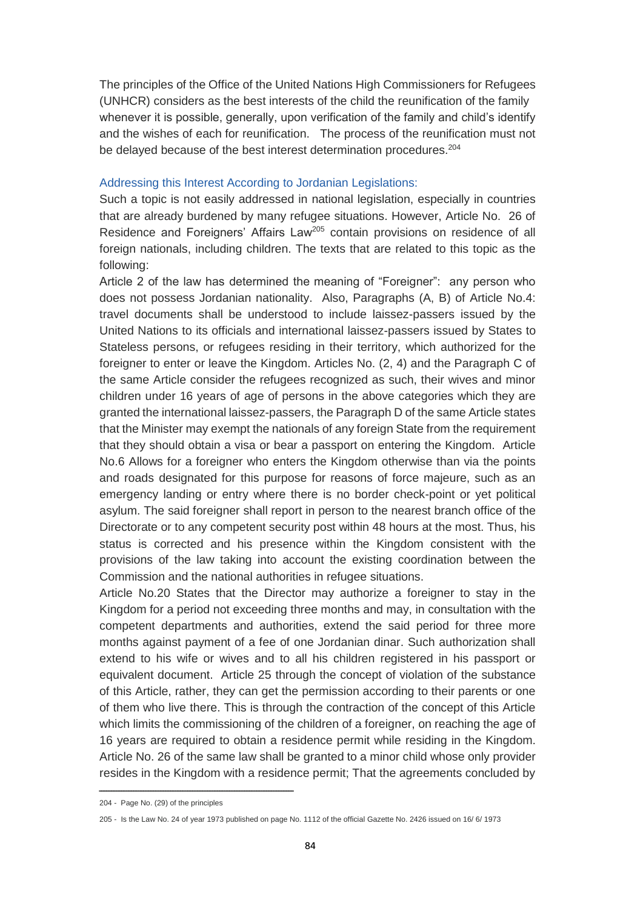The principles of the Office of the United Nations High Commissioners for Refugees (UNHCR) considers as the best interests of the child the reunification of the family whenever it is possible, generally, upon verification of the family and child's identify and the wishes of each for reunification. The process of the reunification must not be delayed because of the best interest determination procedures.[204]

### Addressing this Interest According to Jordanian Legislations:

Such a topic is not easily addressed in national legislation, especially in countries that are already burdened by many refugee situations. However, Article No. 26 of Residence and Foreigners' Affairs Law[205] contain provisions on residence of all foreign nationals, including children. The texts that are related to this topic as the following:

Article 2 of the law has determined the meaning of "Foreigner": any person who does not possess Jordanian nationality. Also, Paragraphs (A, B) of Article No.4: travel documents shall be understood to include laissez-passers issued by the United Nations to its officials and international laissez-passers issued by States to Stateless persons, or refugees residing in their territory, which authorized for the foreigner to enter or leave the Kingdom. Articles No. (2, 4) and the Paragraph C of the same Article consider the refugees recognized as such, their wives and minor children under 16 years of age of persons in the above categories which they are granted the international laissez-passers, the Paragraph D of the same Article states that the Minister may exempt the nationals of any foreign State from the requirement that they should obtain a visa or bear a passport on entering the Kingdom. Article No.6 Allows for a foreigner who enters the Kingdom otherwise than via the points and roads designated for this purpose for reasons of force majeure, such as an emergency landing or entry where there is no border check-point or yet political asylum. The said foreigner shall report in person to the nearest branch office of the Directorate or to any competent security post within 48 hours at the most. Thus, his status is corrected and his presence within the Kingdom consistent with the provisions of the law taking into account the existing coordination between the Commission and the national authorities in refugee situations.

Article No.20 States that the Director may authorize a foreigner to stay in the Kingdom for a period not exceeding three months and may, in consultation with the competent departments and authorities, extend the said period for three more months against payment of a fee of one Jordanian dinar. Such authorization shall extend to his wife or wives and to all his children registered in his passport or equivalent document. Article 25 through the concept of violation of the substance of this Article, rather, they can get the permission according to their parents or one of them who live there. This is through the contraction of the concept of this Article which limits the commissioning of the children of a foreigner, on reaching the age of 16 years are required to obtain a residence permit while residing in the Kingdom. Article No. 26 of the same law shall be granted to a minor child whose only provider resides in the Kingdom with a residence permit; That the agreements concluded by

---

204 - Page No. (29) of the principles

205 - Is the Law No. 24 of year 1973 published on page No. 1112 of the official Gazette No. 2426 issued on 16/ 6/ 1973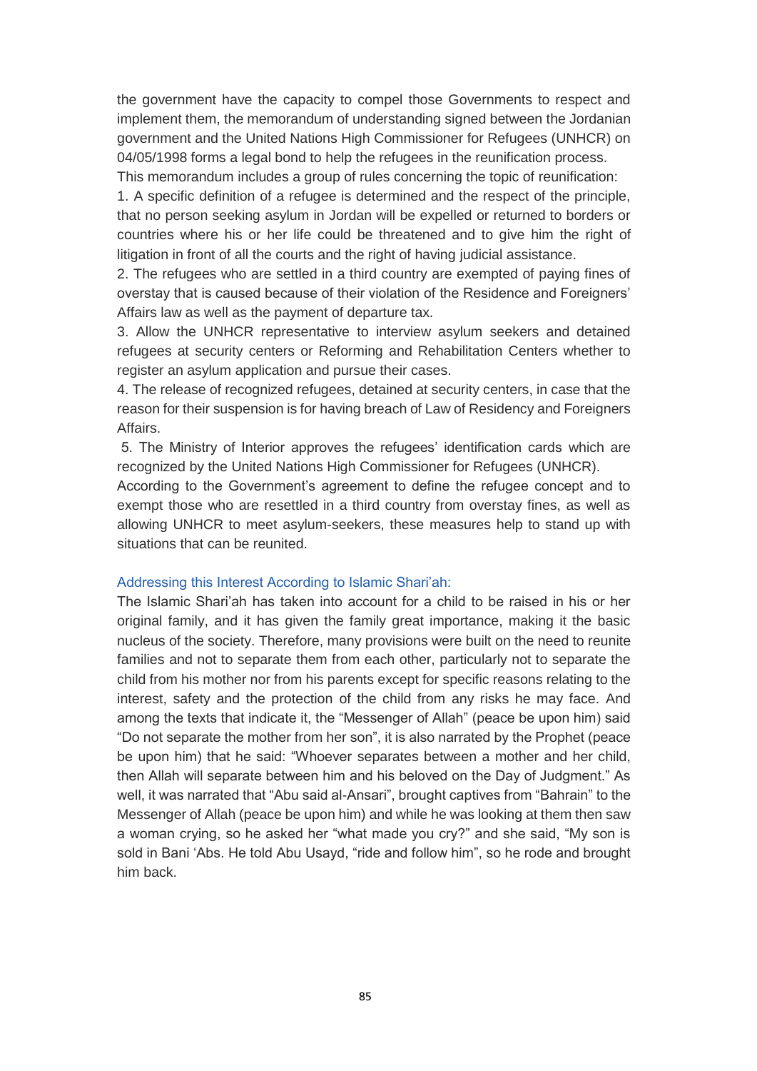the government have the capacity to compel those Governments to respect and implement them, the memorandum of understanding signed between the Jordanian government and the United Nations High Commissioner for Refugees (UNHCR) on 04/05/1998 forms a legal bond to help the refugees in the reunification process.

This memorandum includes a group of rules concerning the topic of reunification:

1. A specific definition of a refugee is determined and the respect of the principle, that no person seeking asylum in Jordan will be expelled or returned to borders or countries where his or her life could be threatened and to give him the right of litigation in front of all the courts and the right of having judicial assistance.
2. The refugees who are settled in a third country are exempted of paying fines of overstay that is caused because of their violation of the Residence and Foreigners' Affairs law as well as the payment of departure tax.
3. Allow the UNHCR representative to interview asylum seekers and detained refugees at security centers or Reforming and Rehabilitation Centers whether to register an asylum application and pursue their cases.
4. The release of recognized refugees, detained at security centers, in case that the reason for their suspension is for having breach of Law of Residency and Foreigners Affairs.
5. The Ministry of Interior approves the refugees' identification cards which are recognized by the United Nations High Commissioner for Refugees (UNHCR).

According to the Government's agreement to define the refugee concept and to exempt those who are resettled in a third country from overstay fines, as well as allowing UNHCR to meet asylum-seekers, these measures help to stand up with situations that can be reunited.

### Addressing this Interest According to Islamic Shari'ah:

The Islamic Shari'ah has taken into account for a child to be raised in his or her original family, and it has given the family great importance, making it the basic nucleus of the society. Therefore, many provisions were built on the need to reunite families and not to separate them from each other, particularly not to separate the child from his mother nor from his parents except for specific reasons relating to the interest, safety and the protection of the child from any risks he may face. And among the texts that indicate it, the "Messenger of Allah" (peace be upon him) said "Do not separate the mother from her son", it is also narrated by the Prophet (peace be upon him) that he said: "Whoever separates between a mother and her child, then Allah will separate between him and his beloved on the Day of Judgment." As well, it was narrated that "Abu said al-Ansari", brought captives from "Bahrain" to the Messenger of Allah (peace be upon him) and while he was looking at them then saw a woman crying, so he asked her "what made you cry?" and she said, "My son is sold in Bani 'Abs. He told Abu Usayd, "ride and follow him", so he rode and brought him back.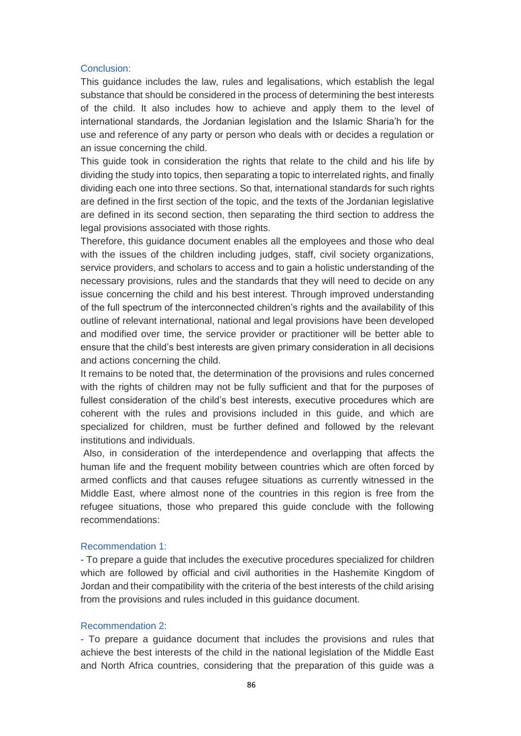## Conclusion:

This guidance includes the law, rules and legalisations, which establish the legal substance that should be considered in the process of determining the best interests of the child. It also includes how to achieve and apply them to the level of international standards, the Jordanian legislation and the Islamic Sharia'h for the use and reference of any party or person who deals with or decides a regulation or an issue concerning the child.

This guide took in consideration the rights that relate to the child and his life by dividing the study into topics, then separating a topic to interrelated rights, and finally dividing each one into three sections. So that, international standards for such rights are defined in the first section of the topic, and the texts of the Jordanian legislative are defined in its second section, then separating the third section to address the legal provisions associated with those rights.

Therefore, this guidance document enables all the employees and those who deal with the issues of the children including judges, staff, civil society organizations, service providers, and scholars to access and to gain a holistic understanding of the necessary provisions, rules and the standards that they will need to decide on any issue concerning the child and his best interest. Through improved understanding of the full spectrum of the interconnected children's rights and the availability of this outline of relevant international, national and legal provisions have been developed and modified over time, the service provider or practitioner will be better able to ensure that the child's best interests are given primary consideration in all decisions and actions concerning the child.

It remains to be noted that, the determination of the provisions and rules concerned with the rights of children may not be fully sufficient and that for the purposes of fullest consideration of the child's best interests, executive procedures which are coherent with the rules and provisions included in this guide, and which are specialized for children, must be further defined and followed by the relevant institutions and individuals.

Also, in consideration of the interdependence and overlapping that affects the human life and the frequent mobility between countries which are often forced by armed conflicts and that causes refugee situations as currently witnessed in the Middle East, where almost none of the countries in this region is free from the refugee situations, those who prepared this guide conclude with the following recommendations:

### Recommendation 1:

- To prepare a guide that includes the executive procedures specialized for children which are followed by official and civil authorities in the Hashemite Kingdom of Jordan and their compatibility with the criteria of the best interests of the child arising from the provisions and rules included in this guidance document.

### Recommendation 2:

- To prepare a guidance document that includes the provisions and rules that achieve the best interests of the child in the national legislation of the Middle East and North Africa countries, considering that the preparation of this guide was a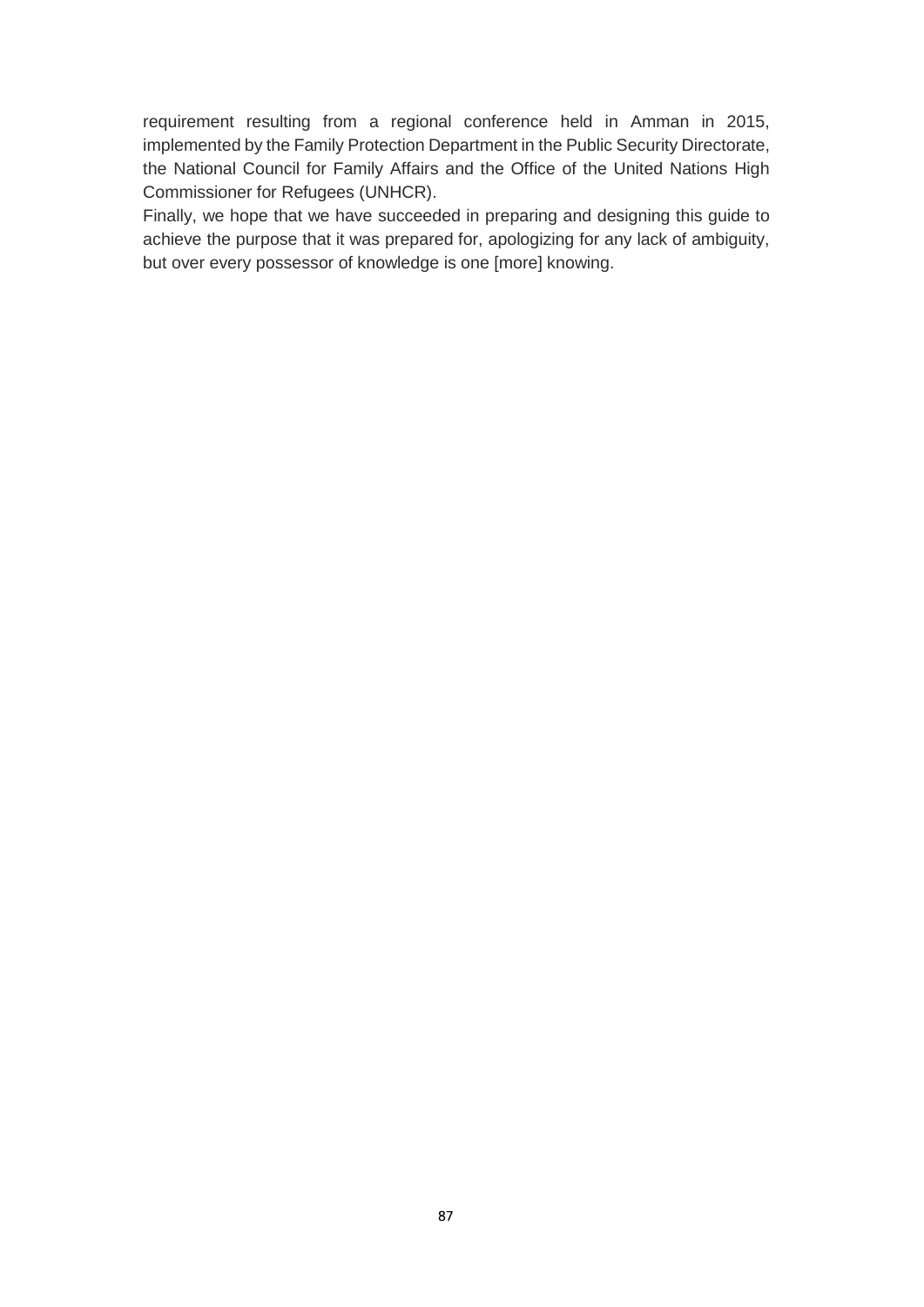requirement resulting from a regional conference held in Amman in 2015, implemented by the Family Protection Department in the Public Security Directorate, the National Council for Family Affairs and the Office of the United Nations High Commissioner for Refugees (UNHCR).

Finally, we hope that we have succeeded in preparing and designing this guide to achieve the purpose that it was prepared for, apologizing for any lack of ambiguity, but over every possessor of knowledge is one [more] knowing.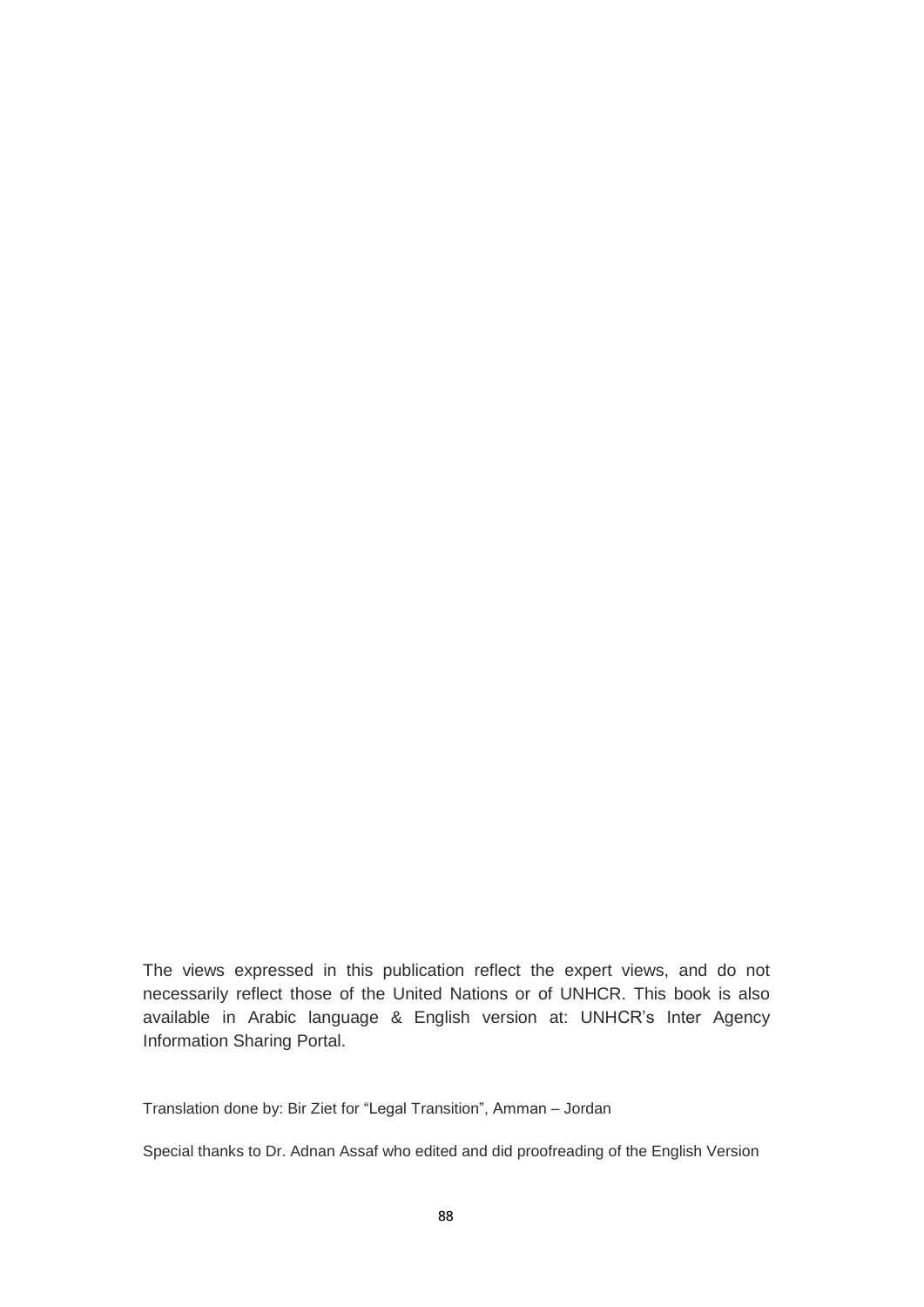The views expressed in this publication reflect the expert views, and do not necessarily reflect those of the United Nations or of UNHCR. This book is also available in Arabic language & English version at: UNHCR's Inter Agency Information Sharing Portal.

Translation done by: Bir Ziet for "Legal Transition", Amman – Jordan

Special thanks to Dr. Adnan Assaf who edited and did proofreading of the English Version